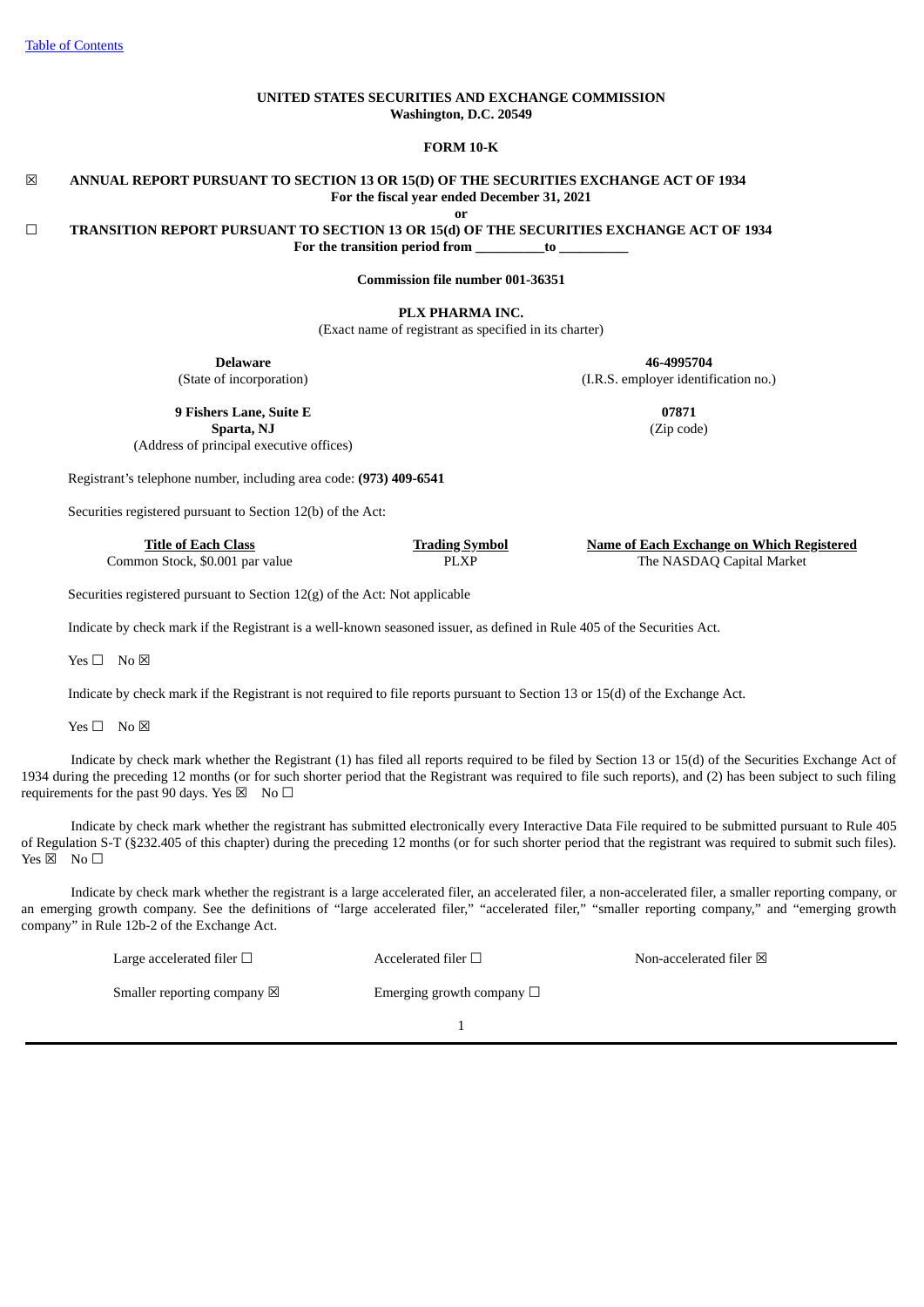[Table of Contents](#)

**UNITED STATES SECURITIES AND EXCHANGE COMMISSION**
**Washington, D.C. 20549**

**FORM 10-K**

☒ **ANNUAL REPORT PURSUANT TO SECTION 13 OR 15(D) OF THE SECURITIES EXCHANGE ACT OF 1934**
**For the fiscal year ended December 31, 2021**

**or**

☐ **TRANSITION REPORT PURSUANT TO SECTION 13 OR 15(d) OF THE SECURITIES EXCHANGE ACT OF 1934**
**For the transition period from __________to __________**

**Commission file number 001-36351**

**PLX PHARMA INC.**
(Exact name of registrant as specified in its charter)

| **Delaware** | **46-4995704** |
|---|---|
| (State of incorporation) | (I.R.S. employer identification no.) |
| **9 Fishers Lane, Suite E** | **07871** |
| **Sparta, NJ** | (Zip code) |
| (Address of principal executive offices) | |

Registrant's telephone number, including area code: **(973) 409-6541**

Securities registered pursuant to Section 12(b) of the Act:

| Title of Each Class | Trading Symbol | Name of Each Exchange on Which Registered |
|---|---|---|
| Common Stock, $0.001 par value | PLXP | The NASDAQ Capital Market |

Securities registered pursuant to Section 12(g) of the Act: Not applicable

Indicate by check mark if the Registrant is a well-known seasoned issuer, as defined in Rule 405 of the Securities Act.

Yes ☐ No ☒

Indicate by check mark if the Registrant is not required to file reports pursuant to Section 13 or 15(d) of the Exchange Act.

Yes ☐ No ☒

Indicate by check mark whether the Registrant (1) has filed all reports required to be filed by Section 13 or 15(d) of the Securities Exchange Act of 1934 during the preceding 12 months (or for such shorter period that the Registrant was required to file such reports), and (2) has been subject to such filing requirements for the past 90 days. Yes ☒ No ☐

Indicate by check mark whether the registrant has submitted electronically every Interactive Data File required to be submitted pursuant to Rule 405 of Regulation S-T (§232.405 of this chapter) during the preceding 12 months (or for such shorter period that the registrant was required to submit such files). Yes ☒ No ☐

Indicate by check mark whether the registrant is a large accelerated filer, an accelerated filer, a non-accelerated filer, a smaller reporting company, or an emerging growth company. See the definitions of "large accelerated filer," "accelerated filer," "smaller reporting company," and "emerging growth company" in Rule 12b-2 of the Exchange Act.

| | | |
|---|---|---|
| Large accelerated filer ☐ | Accelerated filer ☐ | Non-accelerated filer ☒ |
| Smaller reporting company ☒ | Emerging growth company ☐ | |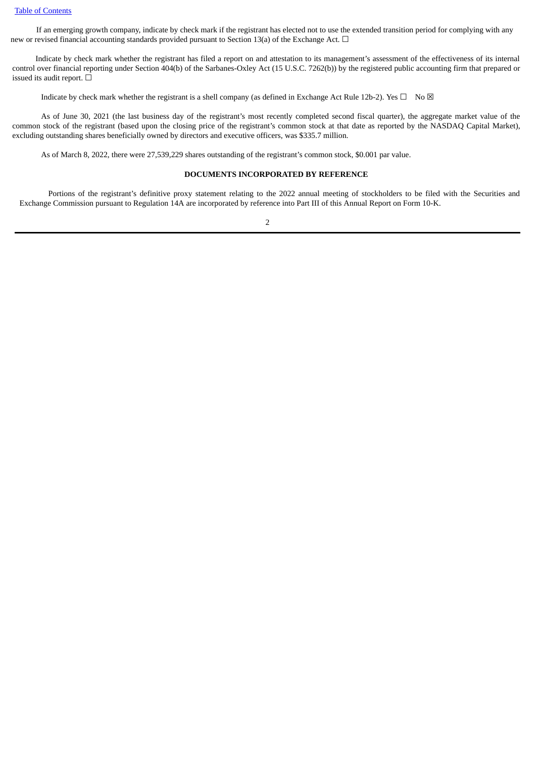If an emerging growth company, indicate by check mark if the registrant has elected not to use the extended transition period for complying with any new or revised financial accounting standards provided pursuant to Section 13(a) of the Exchange Act. ☐

Indicate by check mark whether the registrant has filed a report on and attestation to its management's assessment of the effectiveness of its internal control over financial reporting under Section 404(b) of the Sarbanes-Oxley Act (15 U.S.C. 7262(b)) by the registered public accounting firm that prepared or issued its audit report. ☐

Indicate by check mark whether the registrant is a shell company (as defined in Exchange Act Rule 12b-2). Yes ☐ No ☒

As of June 30, 2021 (the last business day of the registrant's most recently completed second fiscal quarter), the aggregate market value of the common stock of the registrant (based upon the closing price of the registrant's common stock at that date as reported by the NASDAQ Capital Market), excluding outstanding shares beneficially owned by directors and executive officers, was $335.7 million.

As of March 8, 2022, there were 27,539,229 shares outstanding of the registrant's common stock, $0.001 par value.

**DOCUMENTS INCORPORATED BY REFERENCE**

Portions of the registrant's definitive proxy statement relating to the 2022 annual meeting of stockholders to be filed with the Securities and Exchange Commission pursuant to Regulation 14A are incorporated by reference into Part III of this Annual Report on Form 10-K.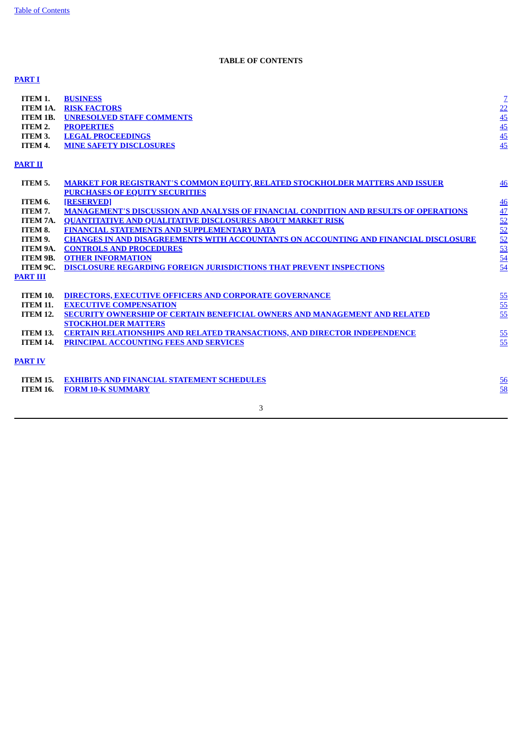## TABLE OF CONTENTS

**PART I**

| | | |
|---|---|---|
| **ITEM 1.** | **BUSINESS** | 7 |
| **ITEM 1A.** | **RISK FACTORS** | 22 |
| **ITEM 1B.** | **UNRESOLVED STAFF COMMENTS** | 45 |
| **ITEM 2.** | **PROPERTIES** | 45 |
| **ITEM 3.** | **LEGAL PROCEEDINGS** | 45 |
| **ITEM 4.** | **MINE SAFETY DISCLOSURES** | 45 |

**PART II**

| | | |
|---|---|---|
| **ITEM 5.** | **MARKET FOR REGISTRANT'S COMMON EQUITY, RELATED STOCKHOLDER MATTERS AND ISSUER PURCHASES OF EQUITY SECURITIES** | 46 |
| **ITEM 6.** | **[RESERVED]** | 46 |
| **ITEM 7.** | **MANAGEMENT'S DISCUSSION AND ANALYSIS OF FINANCIAL CONDITION AND RESULTS OF OPERATIONS** | 47 |
| **ITEM 7A.** | **QUANTITATIVE AND QUALITATIVE DISCLOSURES ABOUT MARKET RISK** | 52 |
| **ITEM 8.** | **FINANCIAL STATEMENTS AND SUPPLEMENTARY DATA** | 52 |
| **ITEM 9.** | **CHANGES IN AND DISAGREEMENTS WITH ACCOUNTANTS ON ACCOUNTING AND FINANCIAL DISCLOSURE** | 52 |
| **ITEM 9A.** | **CONTROLS AND PROCEDURES** | 53 |
| **ITEM 9B.** | **OTHER INFORMATION** | 54 |
| **ITEM 9C.** | **DISCLOSURE REGARDING FOREIGN JURISDICTIONS THAT PREVENT INSPECTIONS** | 54 |

**PART III**

| | | |
|---|---|---|
| **ITEM 10.** | **DIRECTORS, EXECUTIVE OFFICERS AND CORPORATE GOVERNANCE** | 55 |
| **ITEM 11.** | **EXECUTIVE COMPENSATION** | 55 |
| **ITEM 12.** | **SECURITY OWNERSHIP OF CERTAIN BENEFICIAL OWNERS AND MANAGEMENT AND RELATED STOCKHOLDER MATTERS** | 55 |
| **ITEM 13.** | **CERTAIN RELATIONSHIPS AND RELATED TRANSACTIONS, AND DIRECTOR INDEPENDENCE** | 55 |
| **ITEM 14.** | **PRINCIPAL ACCOUNTING FEES AND SERVICES** | 55 |

**PART IV**

| | | |
|---|---|---|
| **ITEM 15.** | **EXHIBITS AND FINANCIAL STATEMENT SCHEDULES** | 56 |
| **ITEM 16.** | **FORM 10-K SUMMARY** | 58 |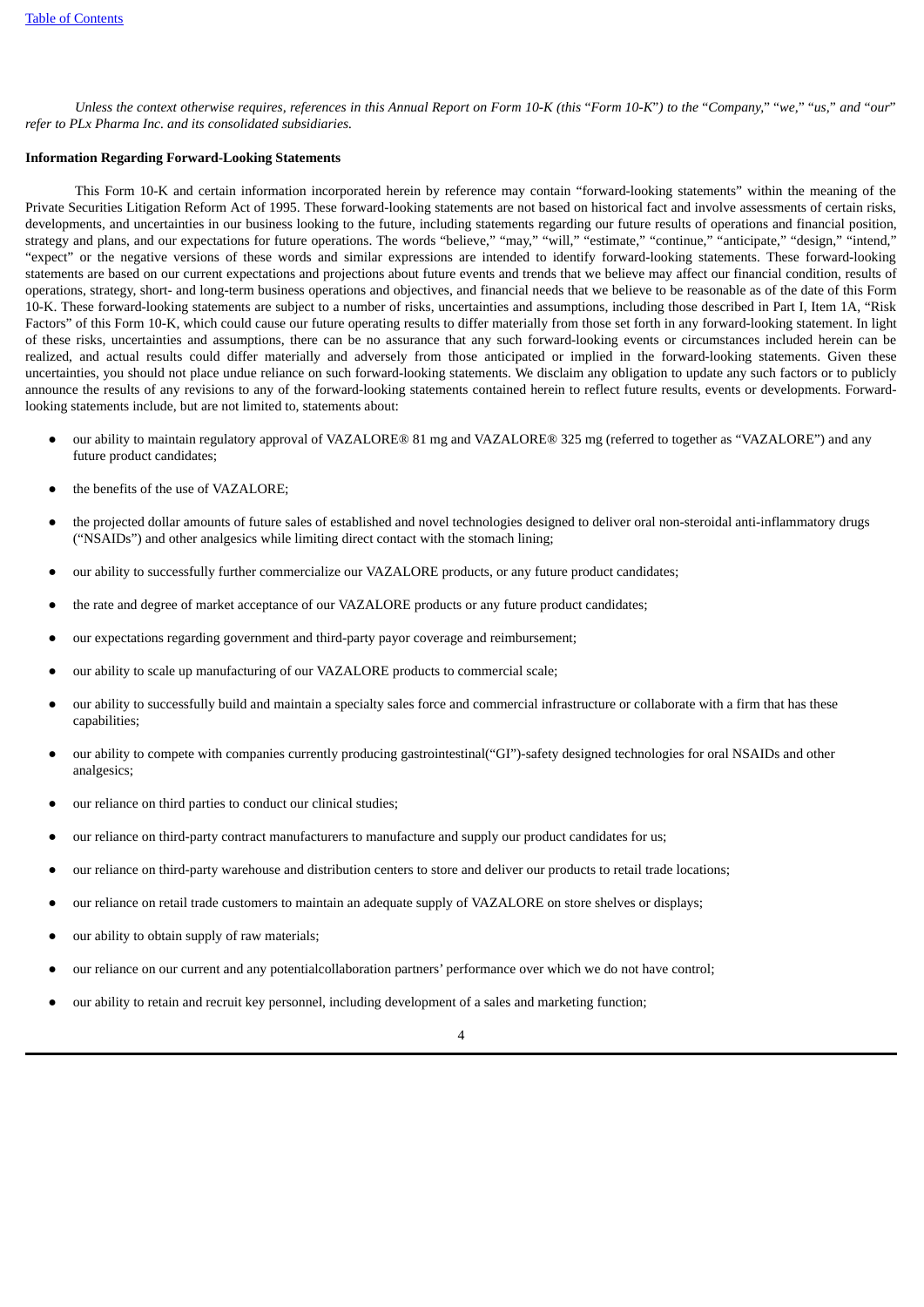*Unless the context otherwise requires, references in this Annual Report on Form 10-K (this "Form 10-K") to the "Company," "we," "us," and "our" refer to PLx Pharma Inc. and its consolidated subsidiaries.*

**Information Regarding Forward-Looking Statements**

This Form 10-K and certain information incorporated herein by reference may contain "forward-looking statements" within the meaning of the Private Securities Litigation Reform Act of 1995. These forward-looking statements are not based on historical fact and involve assessments of certain risks, developments, and uncertainties in our business looking to the future, including statements regarding our future results of operations and financial position, strategy and plans, and our expectations for future operations. The words "believe," "may," "will," "estimate," "continue," "anticipate," "design," "intend," "expect" or the negative versions of these words and similar expressions are intended to identify forward-looking statements. These forward-looking statements are based on our current expectations and projections about future events and trends that we believe may affect our financial condition, results of operations, strategy, short- and long-term business operations and objectives, and financial needs that we believe to be reasonable as of the date of this Form 10-K. These forward-looking statements are subject to a number of risks, uncertainties and assumptions, including those described in Part I, Item 1A, "Risk Factors" of this Form 10-K, which could cause our future operating results to differ materially from those set forth in any forward-looking statement. In light of these risks, uncertainties and assumptions, there can be no assurance that any such forward-looking events or circumstances included herein can be realized, and actual results could differ materially and adversely from those anticipated or implied in the forward-looking statements. Given these uncertainties, you should not place undue reliance on such forward-looking statements. We disclaim any obligation to update any such factors or to publicly announce the results of any revisions to any of the forward-looking statements contained herein to reflect future results, events or developments. Forward-looking statements include, but are not limited to, statements about:

- our ability to maintain regulatory approval of VAZALORE® 81 mg and VAZALORE® 325 mg (referred to together as "VAZALORE") and any future product candidates;
- the benefits of the use of VAZALORE;
- the projected dollar amounts of future sales of established and novel technologies designed to deliver oral non-steroidal anti-inflammatory drugs ("NSAIDs") and other analgesics while limiting direct contact with the stomach lining;
- our ability to successfully further commercialize our VAZALORE products, or any future product candidates;
- the rate and degree of market acceptance of our VAZALORE products or any future product candidates;
- our expectations regarding government and third-party payor coverage and reimbursement;
- our ability to scale up manufacturing of our VAZALORE products to commercial scale;
- our ability to successfully build and maintain a specialty sales force and commercial infrastructure or collaborate with a firm that has these capabilities;
- our ability to compete with companies currently producing gastrointestinal("GI")-safety designed technologies for oral NSAIDs and other analgesics;
- our reliance on third parties to conduct our clinical studies;
- our reliance on third-party contract manufacturers to manufacture and supply our product candidates for us;
- our reliance on third-party warehouse and distribution centers to store and deliver our products to retail trade locations;
- our reliance on retail trade customers to maintain an adequate supply of VAZALORE on store shelves or displays;
- our ability to obtain supply of raw materials;
- our reliance on our current and any potentialcollaboration partners' performance over which we do not have control;
- our ability to retain and recruit key personnel, including development of a sales and marketing function;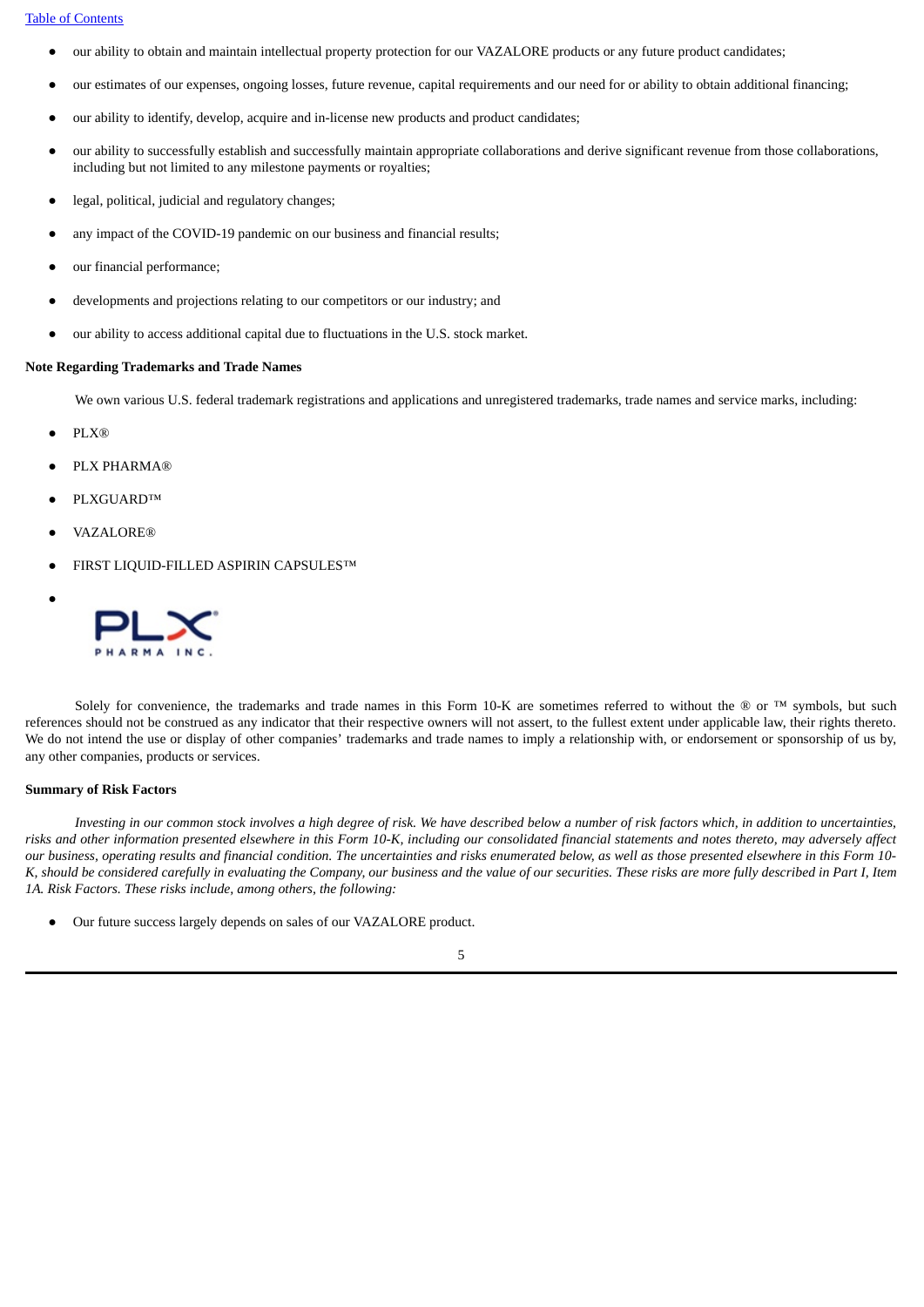- our ability to obtain and maintain intellectual property protection for our VAZALORE products or any future product candidates;
- our estimates of our expenses, ongoing losses, future revenue, capital requirements and our need for or ability to obtain additional financing;
- our ability to identify, develop, acquire and in-license new products and product candidates;
- our ability to successfully establish and successfully maintain appropriate collaborations and derive significant revenue from those collaborations, including but not limited to any milestone payments or royalties;
- legal, political, judicial and regulatory changes;
- any impact of the COVID-19 pandemic on our business and financial results;
- our financial performance;
- developments and projections relating to our competitors or our industry; and
- our ability to access additional capital due to fluctuations in the U.S. stock market.

**Note Regarding Trademarks and Trade Names**

We own various U.S. federal trademark registrations and applications and unregistered trademarks, trade names and service marks, including:

- PLX®
- PLX PHARMA®
- PLXGUARD™
- VAZALORE®
- FIRST LIQUID-FILLED ASPIRIN CAPSULES™
- PLX PHARMA INC.

Solely for convenience, the trademarks and trade names in this Form 10-K are sometimes referred to without the ® or ™ symbols, but such references should not be construed as any indicator that their respective owners will not assert, to the fullest extent under applicable law, their rights thereto. We do not intend the use or display of other companies' trademarks and trade names to imply a relationship with, or endorsement or sponsorship of us by, any other companies, products or services.

**Summary of Risk Factors**

*Investing in our common stock involves a high degree of risk. We have described below a number of risk factors which, in addition to uncertainties, risks and other information presented elsewhere in this Form 10-K, including our consolidated financial statements and notes thereto, may adversely affect our business, operating results and financial condition. The uncertainties and risks enumerated below, as well as those presented elsewhere in this Form 10-K, should be considered carefully in evaluating the Company, our business and the value of our securities. These risks are more fully described in Part I, Item 1A. Risk Factors. These risks include, among others, the following:*

- Our future success largely depends on sales of our VAZALORE product.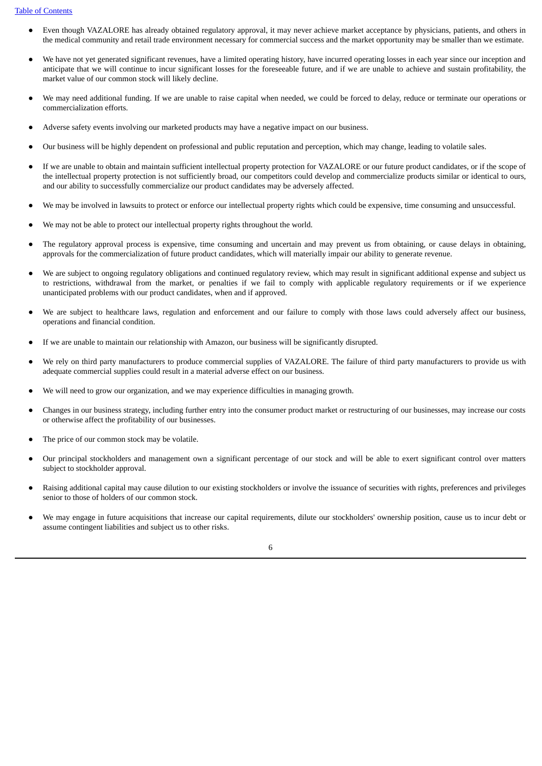- Even though VAZALORE has already obtained regulatory approval, it may never achieve market acceptance by physicians, patients, and others in the medical community and retail trade environment necessary for commercial success and the market opportunity may be smaller than we estimate.
- We have not yet generated significant revenues, have a limited operating history, have incurred operating losses in each year since our inception and anticipate that we will continue to incur significant losses for the foreseeable future, and if we are unable to achieve and sustain profitability, the market value of our common stock will likely decline.
- We may need additional funding. If we are unable to raise capital when needed, we could be forced to delay, reduce or terminate our operations or commercialization efforts.
- Adverse safety events involving our marketed products may have a negative impact on our business.
- Our business will be highly dependent on professional and public reputation and perception, which may change, leading to volatile sales.
- If we are unable to obtain and maintain sufficient intellectual property protection for VAZALORE or our future product candidates, or if the scope of the intellectual property protection is not sufficiently broad, our competitors could develop and commercialize products similar or identical to ours, and our ability to successfully commercialize our product candidates may be adversely affected.
- We may be involved in lawsuits to protect or enforce our intellectual property rights which could be expensive, time consuming and unsuccessful.
- We may not be able to protect our intellectual property rights throughout the world.
- The regulatory approval process is expensive, time consuming and uncertain and may prevent us from obtaining, or cause delays in obtaining, approvals for the commercialization of future product candidates, which will materially impair our ability to generate revenue.
- We are subject to ongoing regulatory obligations and continued regulatory review, which may result in significant additional expense and subject us to restrictions, withdrawal from the market, or penalties if we fail to comply with applicable regulatory requirements or if we experience unanticipated problems with our product candidates, when and if approved.
- We are subject to healthcare laws, regulation and enforcement and our failure to comply with those laws could adversely affect our business, operations and financial condition.
- If we are unable to maintain our relationship with Amazon, our business will be significantly disrupted.
- We rely on third party manufacturers to produce commercial supplies of VAZALORE. The failure of third party manufacturers to provide us with adequate commercial supplies could result in a material adverse effect on our business.
- We will need to grow our organization, and we may experience difficulties in managing growth.
- Changes in our business strategy, including further entry into the consumer product market or restructuring of our businesses, may increase our costs or otherwise affect the profitability of our businesses.
- The price of our common stock may be volatile.
- Our principal stockholders and management own a significant percentage of our stock and will be able to exert significant control over matters subject to stockholder approval.
- Raising additional capital may cause dilution to our existing stockholders or involve the issuance of securities with rights, preferences and privileges senior to those of holders of our common stock.
- We may engage in future acquisitions that increase our capital requirements, dilute our stockholders' ownership position, cause us to incur debt or assume contingent liabilities and subject us to other risks.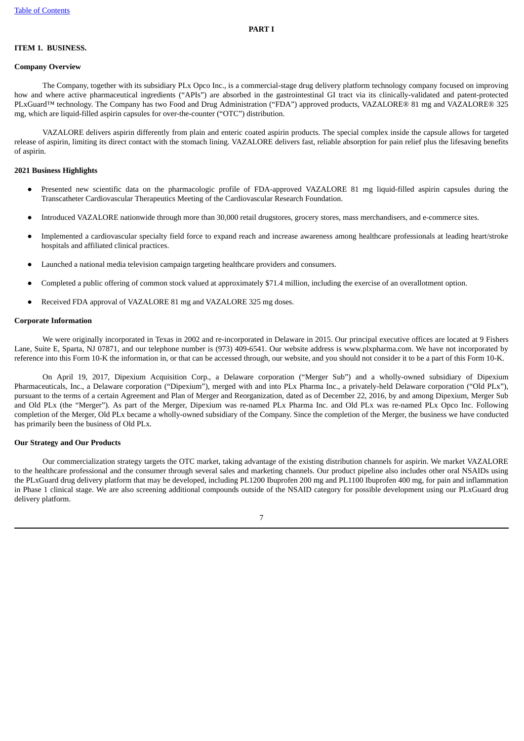# PART I

## ITEM 1. BUSINESS.

### Company Overview

The Company, together with its subsidiary PLx Opco Inc., is a commercial-stage drug delivery platform technology company focused on improving how and where active pharmaceutical ingredients ("APIs") are absorbed in the gastrointestinal GI tract via its clinically-validated and patent-protected PLxGuard™ technology. The Company has two Food and Drug Administration ("FDA") approved products, VAZALORE® 81 mg and VAZALORE® 325 mg, which are liquid-filled aspirin capsules for over-the-counter ("OTC") distribution.

VAZALORE delivers aspirin differently from plain and enteric coated aspirin products. The special complex inside the capsule allows for targeted release of aspirin, limiting its direct contact with the stomach lining. VAZALORE delivers fast, reliable absorption for pain relief plus the lifesaving benefits of aspirin.

### 2021 Business Highlights

- Presented new scientific data on the pharmacologic profile of FDA-approved VAZALORE 81 mg liquid-filled aspirin capsules during the Transcatheter Cardiovascular Therapeutics Meeting of the Cardiovascular Research Foundation.
- Introduced VAZALORE nationwide through more than 30,000 retail drugstores, grocery stores, mass merchandisers, and e-commerce sites.
- Implemented a cardiovascular specialty field force to expand reach and increase awareness among healthcare professionals at leading heart/stroke hospitals and affiliated clinical practices.
- Launched a national media television campaign targeting healthcare providers and consumers.
- Completed a public offering of common stock valued at approximately $71.4 million, including the exercise of an overallotment option.
- Received FDA approval of VAZALORE 81 mg and VAZALORE 325 mg doses.

### Corporate Information

We were originally incorporated in Texas in 2002 and re-incorporated in Delaware in 2015. Our principal executive offices are located at 9 Fishers Lane, Suite E, Sparta, NJ 07871, and our telephone number is (973) 409-6541. Our website address is www.plxpharma.com. We have not incorporated by reference into this Form 10-K the information in, or that can be accessed through, our website, and you should not consider it to be a part of this Form 10-K.

On April 19, 2017, Dipexium Acquisition Corp., a Delaware corporation ("Merger Sub") and a wholly-owned subsidiary of Dipexium Pharmaceuticals, Inc., a Delaware corporation ("Dipexium"), merged with and into PLx Pharma Inc., a privately-held Delaware corporation ("Old PLx"), pursuant to the terms of a certain Agreement and Plan of Merger and Reorganization, dated as of December 22, 2016, by and among Dipexium, Merger Sub and Old PLx (the "Merger"). As part of the Merger, Dipexium was re-named PLx Pharma Inc. and Old PLx was re-named PLx Opco Inc. Following completion of the Merger, Old PLx became a wholly-owned subsidiary of the Company. Since the completion of the Merger, the business we have conducted has primarily been the business of Old PLx.

### Our Strategy and Our Products

Our commercialization strategy targets the OTC market, taking advantage of the existing distribution channels for aspirin. We market VAZALORE to the healthcare professional and the consumer through several sales and marketing channels. Our product pipeline also includes other oral NSAIDs using the PLxGuard drug delivery platform that may be developed, including PL1200 Ibuprofen 200 mg and PL1100 Ibuprofen 400 mg, for pain and inflammation in Phase 1 clinical stage. We are also screening additional compounds outside of the NSAID category for possible development using our PLxGuard drug delivery platform.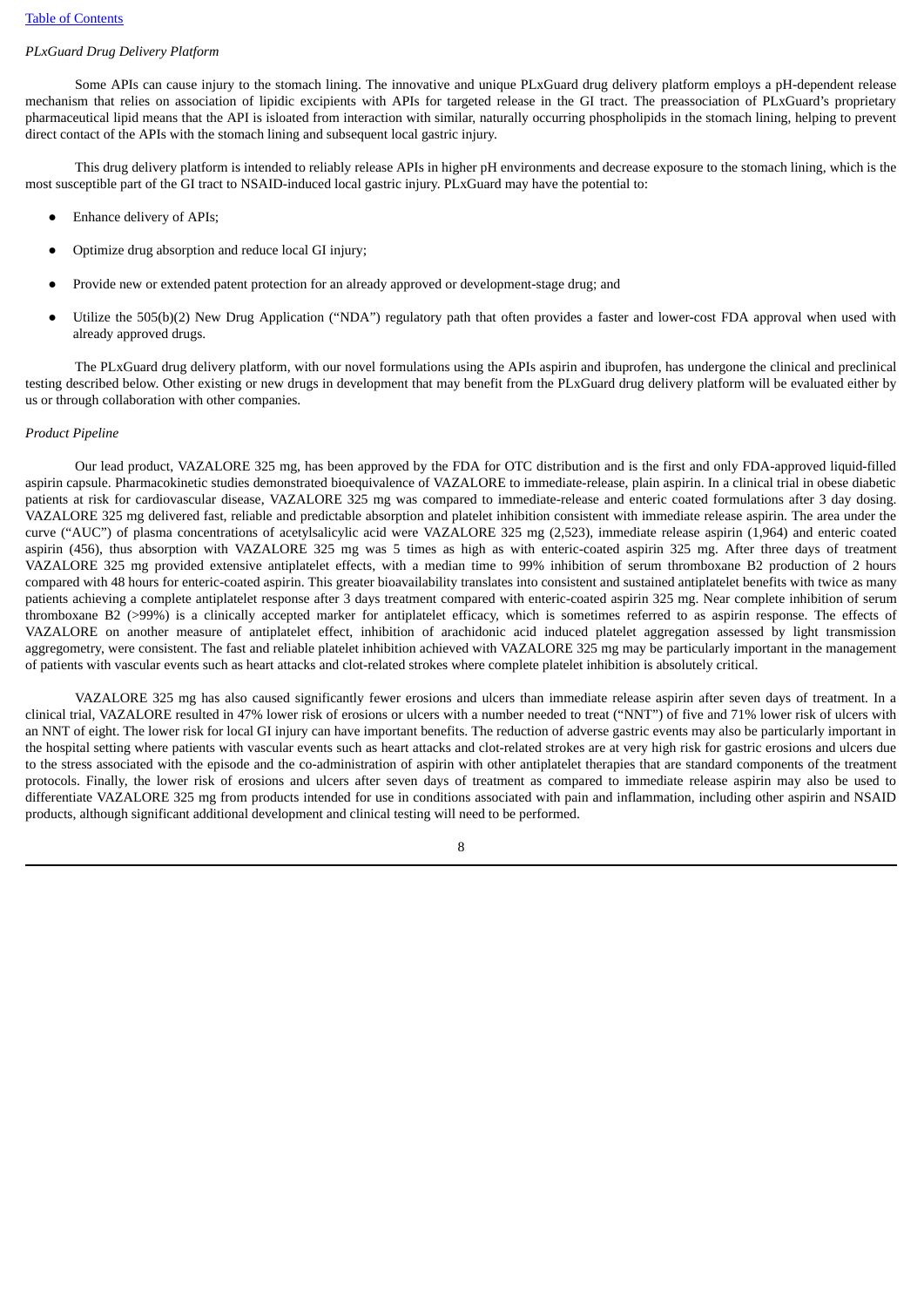*PLxGuard Drug Delivery Platform*

Some APIs can cause injury to the stomach lining. The innovative and unique PLxGuard drug delivery platform employs a pH-dependent release mechanism that relies on association of lipidic excipients with APIs for targeted release in the GI tract. The preassociation of PLxGuard's proprietary pharmaceutical lipid means that the API is isloated from interaction with similar, naturally occurring phospholipids in the stomach lining, helping to prevent direct contact of the APIs with the stomach lining and subsequent local gastric injury.

This drug delivery platform is intended to reliably release APIs in higher pH environments and decrease exposure to the stomach lining, which is the most susceptible part of the GI tract to NSAID-induced local gastric injury. PLxGuard may have the potential to:

- Enhance delivery of APIs;
- Optimize drug absorption and reduce local GI injury;
- Provide new or extended patent protection for an already approved or development-stage drug; and
- Utilize the 505(b)(2) New Drug Application ("NDA") regulatory path that often provides a faster and lower-cost FDA approval when used with already approved drugs.

The PLxGuard drug delivery platform, with our novel formulations using the APIs aspirin and ibuprofen, has undergone the clinical and preclinical testing described below. Other existing or new drugs in development that may benefit from the PLxGuard drug delivery platform will be evaluated either by us or through collaboration with other companies.

*Product Pipeline*

Our lead product, VAZALORE 325 mg, has been approved by the FDA for OTC distribution and is the first and only FDA-approved liquid-filled aspirin capsule. Pharmacokinetic studies demonstrated bioequivalence of VAZALORE to immediate-release, plain aspirin. In a clinical trial in obese diabetic patients at risk for cardiovascular disease, VAZALORE 325 mg was compared to immediate-release and enteric coated formulations after 3 day dosing. VAZALORE 325 mg delivered fast, reliable and predictable absorption and platelet inhibition consistent with immediate release aspirin. The area under the curve ("AUC") of plasma concentrations of acetylsalicylic acid were VAZALORE 325 mg (2,523), immediate release aspirin (1,964) and enteric coated aspirin (456), thus absorption with VAZALORE 325 mg was 5 times as high as with enteric-coated aspirin 325 mg. After three days of treatment VAZALORE 325 mg provided extensive antiplatelet effects, with a median time to 99% inhibition of serum thromboxane B2 production of 2 hours compared with 48 hours for enteric-coated aspirin. This greater bioavailability translates into consistent and sustained antiplatelet benefits with twice as many patients achieving a complete antiplatelet response after 3 days treatment compared with enteric-coated aspirin 325 mg. Near complete inhibition of serum thromboxane B2 (>99%) is a clinically accepted marker for antiplatelet efficacy, which is sometimes referred to as aspirin response. The effects of VAZALORE on another measure of antiplatelet effect, inhibition of arachidonic acid induced platelet aggregation assessed by light transmission aggregometry, were consistent. The fast and reliable platelet inhibition achieved with VAZALORE 325 mg may be particularly important in the management of patients with vascular events such as heart attacks and clot-related strokes where complete platelet inhibition is absolutely critical.

VAZALORE 325 mg has also caused significantly fewer erosions and ulcers than immediate release aspirin after seven days of treatment. In a clinical trial, VAZALORE resulted in 47% lower risk of erosions or ulcers with a number needed to treat ("NNT") of five and 71% lower risk of ulcers with an NNT of eight. The lower risk for local GI injury can have important benefits. The reduction of adverse gastric events may also be particularly important in the hospital setting where patients with vascular events such as heart attacks and clot-related strokes are at very high risk for gastric erosions and ulcers due to the stress associated with the episode and the co-administration of aspirin with other antiplatelet therapies that are standard components of the treatment protocols. Finally, the lower risk of erosions and ulcers after seven days of treatment as compared to immediate release aspirin may also be used to differentiate VAZALORE 325 mg from products intended for use in conditions associated with pain and inflammation, including other aspirin and NSAID products, although significant additional development and clinical testing will need to be performed.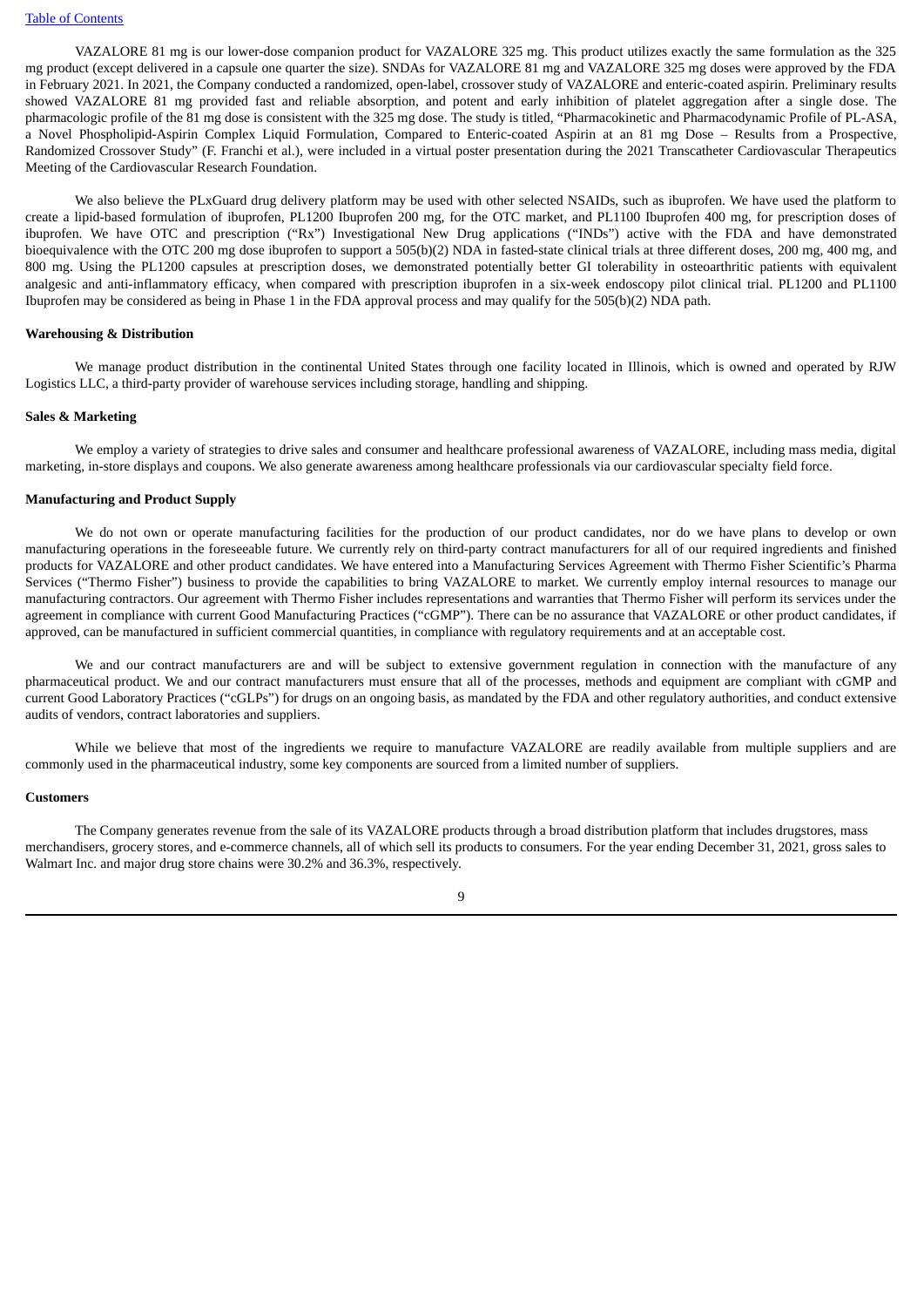VAZALORE 81 mg is our lower-dose companion product for VAZALORE 325 mg. This product utilizes exactly the same formulation as the 325 mg product (except delivered in a capsule one quarter the size). SNDAs for VAZALORE 81 mg and VAZALORE 325 mg doses were approved by the FDA in February 2021. In 2021, the Company conducted a randomized, open-label, crossover study of VAZALORE and enteric-coated aspirin. Preliminary results showed VAZALORE 81 mg provided fast and reliable absorption, and potent and early inhibition of platelet aggregation after a single dose. The pharmacologic profile of the 81 mg dose is consistent with the 325 mg dose. The study is titled, "Pharmacokinetic and Pharmacodynamic Profile of PL-ASA, a Novel Phospholipid-Aspirin Complex Liquid Formulation, Compared to Enteric-coated Aspirin at an 81 mg Dose – Results from a Prospective, Randomized Crossover Study" (F. Franchi et al.), were included in a virtual poster presentation during the 2021 Transcatheter Cardiovascular Therapeutics Meeting of the Cardiovascular Research Foundation.

We also believe the PLxGuard drug delivery platform may be used with other selected NSAIDs, such as ibuprofen. We have used the platform to create a lipid-based formulation of ibuprofen, PL1200 Ibuprofen 200 mg, for the OTC market, and PL1100 Ibuprofen 400 mg, for prescription doses of ibuprofen. We have OTC and prescription ("Rx") Investigational New Drug applications ("INDs") active with the FDA and have demonstrated bioequivalence with the OTC 200 mg dose ibuprofen to support a 505(b)(2) NDA in fasted-state clinical trials at three different doses, 200 mg, 400 mg, and 800 mg. Using the PL1200 capsules at prescription doses, we demonstrated potentially better GI tolerability in osteoarthritic patients with equivalent analgesic and anti-inflammatory efficacy, when compared with prescription ibuprofen in a six-week endoscopy pilot clinical trial. PL1200 and PL1100 Ibuprofen may be considered as being in Phase 1 in the FDA approval process and may qualify for the 505(b)(2) NDA path.

**Warehousing & Distribution**

We manage product distribution in the continental United States through one facility located in Illinois, which is owned and operated by RJW Logistics LLC, a third-party provider of warehouse services including storage, handling and shipping.

**Sales & Marketing**

We employ a variety of strategies to drive sales and consumer and healthcare professional awareness of VAZALORE, including mass media, digital marketing, in-store displays and coupons. We also generate awareness among healthcare professionals via our cardiovascular specialty field force.

**Manufacturing and Product Supply**

We do not own or operate manufacturing facilities for the production of our product candidates, nor do we have plans to develop or own manufacturing operations in the foreseeable future. We currently rely on third-party contract manufacturers for all of our required ingredients and finished products for VAZALORE and other product candidates. We have entered into a Manufacturing Services Agreement with Thermo Fisher Scientific's Pharma Services ("Thermo Fisher") business to provide the capabilities to bring VAZALORE to market. We currently employ internal resources to manage our manufacturing contractors. Our agreement with Thermo Fisher includes representations and warranties that Thermo Fisher will perform its services under the agreement in compliance with current Good Manufacturing Practices ("cGMP"). There can be no assurance that VAZALORE or other product candidates, if approved, can be manufactured in sufficient commercial quantities, in compliance with regulatory requirements and at an acceptable cost.

We and our contract manufacturers are and will be subject to extensive government regulation in connection with the manufacture of any pharmaceutical product. We and our contract manufacturers must ensure that all of the processes, methods and equipment are compliant with cGMP and current Good Laboratory Practices ("cGLPs") for drugs on an ongoing basis, as mandated by the FDA and other regulatory authorities, and conduct extensive audits of vendors, contract laboratories and suppliers.

While we believe that most of the ingredients we require to manufacture VAZALORE are readily available from multiple suppliers and are commonly used in the pharmaceutical industry, some key components are sourced from a limited number of suppliers.

**Customers**

The Company generates revenue from the sale of its VAZALORE products through a broad distribution platform that includes drugstores, mass merchandisers, grocery stores, and e-commerce channels, all of which sell its products to consumers. For the year ending December 31, 2021, gross sales to Walmart Inc. and major drug store chains were 30.2% and 36.3%, respectively.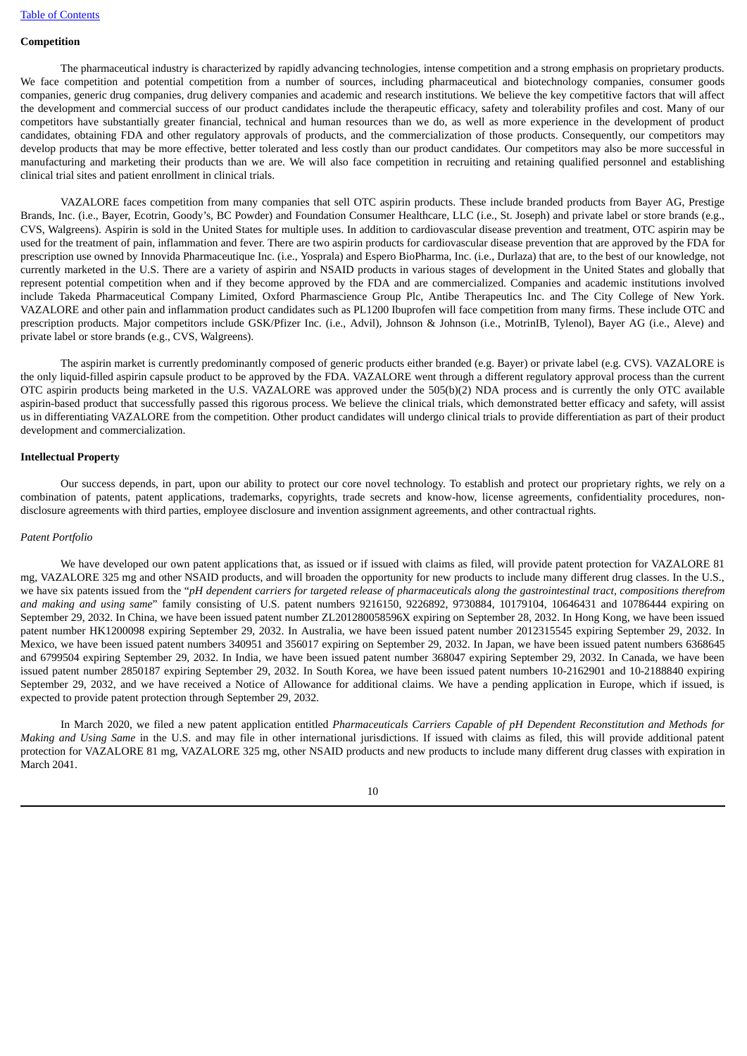**Competition**

The pharmaceutical industry is characterized by rapidly advancing technologies, intense competition and a strong emphasis on proprietary products. We face competition and potential competition from a number of sources, including pharmaceutical and biotechnology companies, consumer goods companies, generic drug companies, drug delivery companies and academic and research institutions. We believe the key competitive factors that will affect the development and commercial success of our product candidates include the therapeutic efficacy, safety and tolerability profiles and cost. Many of our competitors have substantially greater financial, technical and human resources than we do, as well as more experience in the development of product candidates, obtaining FDA and other regulatory approvals of products, and the commercialization of those products. Consequently, our competitors may develop products that may be more effective, better tolerated and less costly than our product candidates. Our competitors may also be more successful in manufacturing and marketing their products than we are. We will also face competition in recruiting and retaining qualified personnel and establishing clinical trial sites and patient enrollment in clinical trials.

VAZALORE faces competition from many companies that sell OTC aspirin products. These include branded products from Bayer AG, Prestige Brands, Inc. (i.e., Bayer, Ecotrin, Goody's, BC Powder) and Foundation Consumer Healthcare, LLC (i.e., St. Joseph) and private label or store brands (e.g., CVS, Walgreens). Aspirin is sold in the United States for multiple uses. In addition to cardiovascular disease prevention and treatment, OTC aspirin may be used for the treatment of pain, inflammation and fever. There are two aspirin products for cardiovascular disease prevention that are approved by the FDA for prescription use owned by Innovida Pharmaceutique Inc. (i.e., Yosprala) and Espero BioPharma, Inc. (i.e., Durlaza) that are, to the best of our knowledge, not currently marketed in the U.S. There are a variety of aspirin and NSAID products in various stages of development in the United States and globally that represent potential competition when and if they become approved by the FDA and are commercialized. Companies and academic institutions involved include Takeda Pharmaceutical Company Limited, Oxford Pharmascience Group Plc, Antibe Therapeutics Inc. and The City College of New York. VAZALORE and other pain and inflammation product candidates such as PL1200 Ibuprofen will face competition from many firms. These include OTC and prescription products. Major competitors include GSK/Pfizer Inc. (i.e., Advil), Johnson & Johnson (i.e., MotrinIB, Tylenol), Bayer AG (i.e., Aleve) and private label or store brands (e.g., CVS, Walgreens).

The aspirin market is currently predominantly composed of generic products either branded (e.g. Bayer) or private label (e.g. CVS). VAZALORE is the only liquid-filled aspirin capsule product to be approved by the FDA. VAZALORE went through a different regulatory approval process than the current OTC aspirin products being marketed in the U.S. VAZALORE was approved under the 505(b)(2) NDA process and is currently the only OTC available aspirin-based product that successfully passed this rigorous process. We believe the clinical trials, which demonstrated better efficacy and safety, will assist us in differentiating VAZALORE from the competition. Other product candidates will undergo clinical trials to provide differentiation as part of their product development and commercialization.

**Intellectual Property**

Our success depends, in part, upon our ability to protect our core novel technology. To establish and protect our proprietary rights, we rely on a combination of patents, patent applications, trademarks, copyrights, trade secrets and know-how, license agreements, confidentiality procedures, non-disclosure agreements with third parties, employee disclosure and invention assignment agreements, and other contractual rights.

*Patent Portfolio*

We have developed our own patent applications that, as issued or if issued with claims as filed, will provide patent protection for VAZALORE 81 mg, VAZALORE 325 mg and other NSAID products, and will broaden the opportunity for new products to include many different drug classes. In the U.S., we have six patents issued from the "*pH dependent carriers for targeted release of pharmaceuticals along the gastrointestinal tract, compositions therefrom and making and using same*" family consisting of U.S. patent numbers 9216150, 9226892, 9730884, 10179104, 10646431 and 10786444 expiring on September 29, 2032. In China, we have been issued patent number ZL201280058596X expiring on September 28, 2032. In Hong Kong, we have been issued patent number HK1200098 expiring September 29, 2032. In Australia, we have been issued patent number 2012315545 expiring September 29, 2032. In Mexico, we have been issued patent numbers 340951 and 356017 expiring on September 29, 2032. In Japan, we have been issued patent numbers 6368645 and 6799504 expiring September 29, 2032. In India, we have been issued patent number 368047 expiring September 29, 2032. In Canada, we have been issued patent number 2850187 expiring September 29, 2032. In South Korea, we have been issued patent numbers 10-2162901 and 10-2188840 expiring September 29, 2032, and we have received a Notice of Allowance for additional claims. We have a pending application in Europe, which if issued, is expected to provide patent protection through September 29, 2032.

In March 2020, we filed a new patent application entitled *Pharmaceuticals Carriers Capable of pH Dependent Reconstitution and Methods for Making and Using Same* in the U.S. and may file in other international jurisdictions. If issued with claims as filed, this will provide additional patent protection for VAZALORE 81 mg, VAZALORE 325 mg, other NSAID products and new products to include many different drug classes with expiration in March 2041.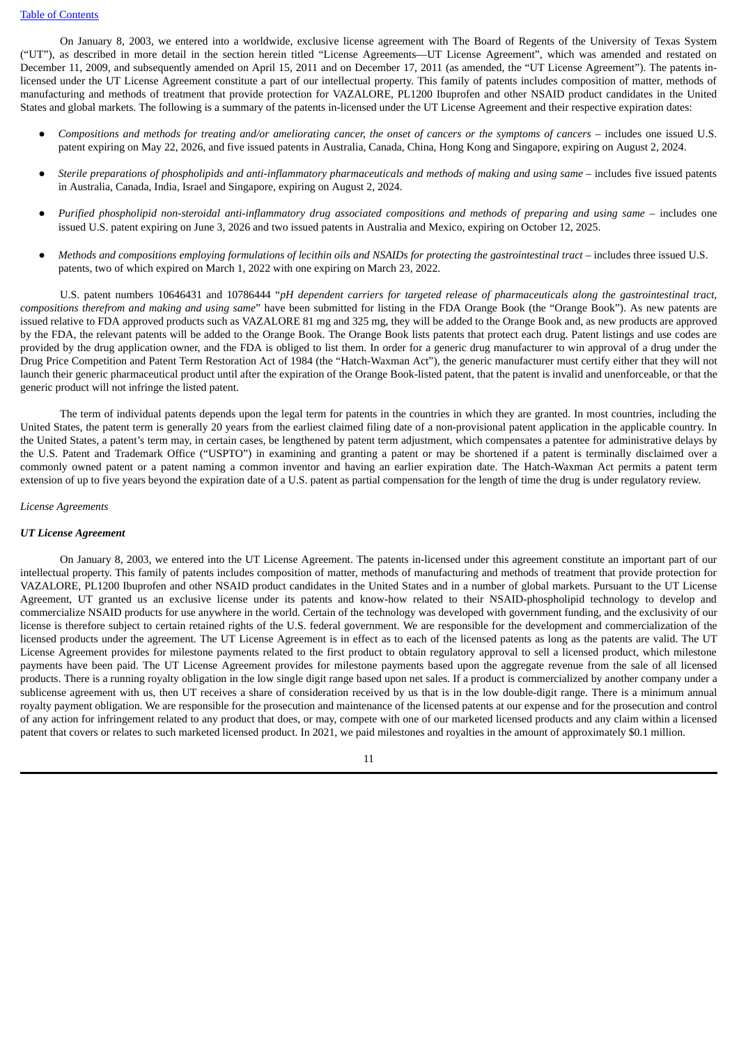On January 8, 2003, we entered into a worldwide, exclusive license agreement with The Board of Regents of the University of Texas System ("UT"), as described in more detail in the section herein titled "License Agreements—UT License Agreement", which was amended and restated on December 11, 2009, and subsequently amended on April 15, 2011 and on December 17, 2011 (as amended, the "UT License Agreement"). The patents in-licensed under the UT License Agreement constitute a part of our intellectual property. This family of patents includes composition of matter, methods of manufacturing and methods of treatment that provide protection for VAZALORE, PL1200 Ibuprofen and other NSAID product candidates in the United States and global markets. The following is a summary of the patents in-licensed under the UT License Agreement and their respective expiration dates:

- *Compositions and methods for treating and/or ameliorating cancer, the onset of cancers or the symptoms of cancers* – includes one issued U.S. patent expiring on May 22, 2026, and five issued patents in Australia, Canada, China, Hong Kong and Singapore, expiring on August 2, 2024.
- *Sterile preparations of phospholipids and anti-inflammatory pharmaceuticals and methods of making and using same* – includes five issued patents in Australia, Canada, India, Israel and Singapore, expiring on August 2, 2024.
- *Purified phospholipid non-steroidal anti-inflammatory drug associated compositions and methods of preparing and using same* – includes one issued U.S. patent expiring on June 3, 2026 and two issued patents in Australia and Mexico, expiring on October 12, 2025.
- *Methods and compositions employing formulations of lecithin oils and NSAIDs for protecting the gastrointestinal tract* – includes three issued U.S. patents, two of which expired on March 1, 2022 with one expiring on March 23, 2022.

U.S. patent numbers 10646431 and 10786444 "*pH dependent carriers for targeted release of pharmaceuticals along the gastrointestinal tract, compositions therefrom and making and using same*" have been submitted for listing in the FDA Orange Book (the "Orange Book"). As new patents are issued relative to FDA approved products such as VAZALORE 81 mg and 325 mg, they will be added to the Orange Book and, as new products are approved by the FDA, the relevant patents will be added to the Orange Book. The Orange Book lists patents that protect each drug. Patent listings and use codes are provided by the drug application owner, and the FDA is obliged to list them. In order for a generic drug manufacturer to win approval of a drug under the Drug Price Competition and Patent Term Restoration Act of 1984 (the "Hatch-Waxman Act"), the generic manufacturer must certify either that they will not launch their generic pharmaceutical product until after the expiration of the Orange Book-listed patent, that the patent is invalid and unenforceable, or that the generic product will not infringe the listed patent.

The term of individual patents depends upon the legal term for patents in the countries in which they are granted. In most countries, including the United States, the patent term is generally 20 years from the earliest claimed filing date of a non-provisional patent application in the applicable country. In the United States, a patent's term may, in certain cases, be lengthened by patent term adjustment, which compensates a patentee for administrative delays by the U.S. Patent and Trademark Office ("USPTO") in examining and granting a patent or may be shortened if a patent is terminally disclaimed over a commonly owned patent or a patent naming a common inventor and having an earlier expiration date. The Hatch-Waxman Act permits a patent term extension of up to five years beyond the expiration date of a U.S. patent as partial compensation for the length of time the drug is under regulatory review.

*License Agreements*

***UT License Agreement***

On January 8, 2003, we entered into the UT License Agreement. The patents in-licensed under this agreement constitute an important part of our intellectual property. This family of patents includes composition of matter, methods of manufacturing and methods of treatment that provide protection for VAZALORE, PL1200 Ibuprofen and other NSAID product candidates in the United States and in a number of global markets. Pursuant to the UT License Agreement, UT granted us an exclusive license under its patents and know-how related to their NSAID-phospholipid technology to develop and commercialize NSAID products for use anywhere in the world. Certain of the technology was developed with government funding, and the exclusivity of our license is therefore subject to certain retained rights of the U.S. federal government. We are responsible for the development and commercialization of the licensed products under the agreement. The UT License Agreement is in effect as to each of the licensed patents as long as the patents are valid. The UT License Agreement provides for milestone payments related to the first product to obtain regulatory approval to sell a licensed product, which milestone payments have been paid. The UT License Agreement provides for milestone payments based upon the aggregate revenue from the sale of all licensed products. There is a running royalty obligation in the low single digit range based upon net sales. If a product is commercialized by another company under a sublicense agreement with us, then UT receives a share of consideration received by us that is in the low double-digit range. There is a minimum annual royalty payment obligation. We are responsible for the prosecution and maintenance of the licensed patents at our expense and for the prosecution and control of any action for infringement related to any product that does, or may, compete with one of our marketed licensed products and any claim within a licensed patent that covers or relates to such marketed licensed product. In 2021, we paid milestones and royalties in the amount of approximately $0.1 million.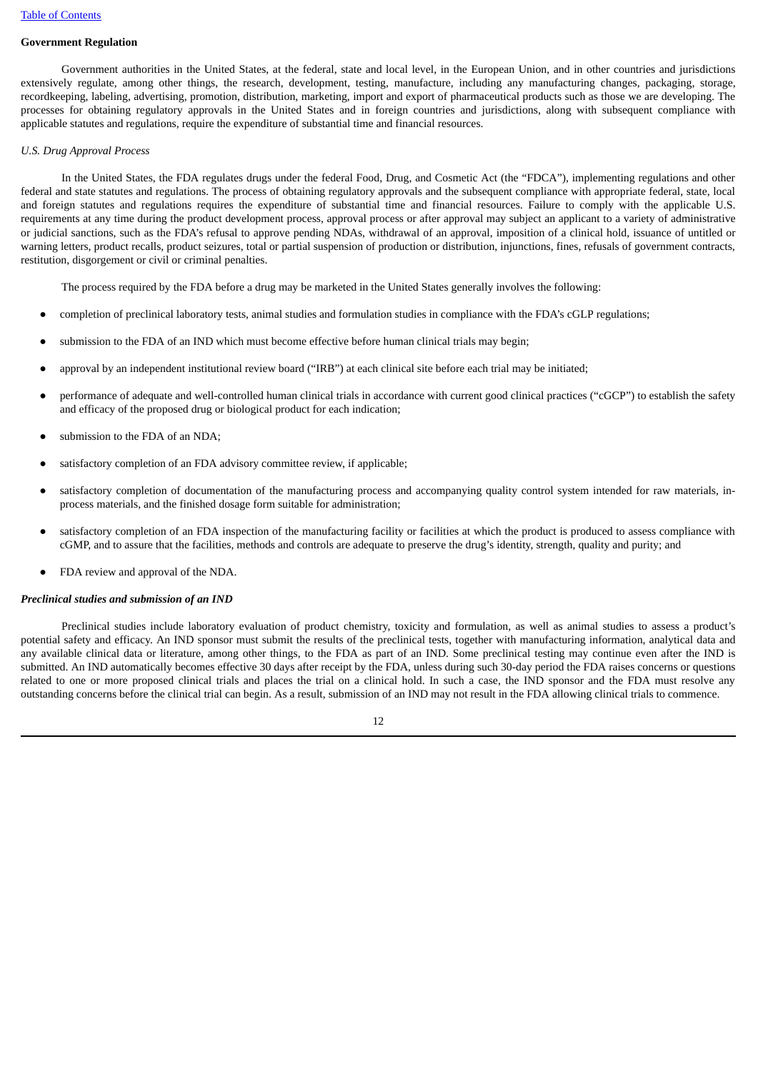## Government Regulation

Government authorities in the United States, at the federal, state and local level, in the European Union, and in other countries and jurisdictions extensively regulate, among other things, the research, development, testing, manufacture, including any manufacturing changes, packaging, storage, recordkeeping, labeling, advertising, promotion, distribution, marketing, import and export of pharmaceutical products such as those we are developing. The processes for obtaining regulatory approvals in the United States and in foreign countries and jurisdictions, along with subsequent compliance with applicable statutes and regulations, require the expenditure of substantial time and financial resources.

### *U.S. Drug Approval Process*

In the United States, the FDA regulates drugs under the federal Food, Drug, and Cosmetic Act (the "FDCA"), implementing regulations and other federal and state statutes and regulations. The process of obtaining regulatory approvals and the subsequent compliance with appropriate federal, state, local and foreign statutes and regulations requires the expenditure of substantial time and financial resources. Failure to comply with the applicable U.S. requirements at any time during the product development process, approval process or after approval may subject an applicant to a variety of administrative or judicial sanctions, such as the FDA's refusal to approve pending NDAs, withdrawal of an approval, imposition of a clinical hold, issuance of untitled or warning letters, product recalls, product seizures, total or partial suspension of production or distribution, injunctions, fines, refusals of government contracts, restitution, disgorgement or civil or criminal penalties.

The process required by the FDA before a drug may be marketed in the United States generally involves the following:

- completion of preclinical laboratory tests, animal studies and formulation studies in compliance with the FDA's cGLP regulations;
- submission to the FDA of an IND which must become effective before human clinical trials may begin;
- approval by an independent institutional review board ("IRB") at each clinical site before each trial may be initiated;
- performance of adequate and well-controlled human clinical trials in accordance with current good clinical practices ("cGCP") to establish the safety and efficacy of the proposed drug or biological product for each indication;
- submission to the FDA of an NDA;
- satisfactory completion of an FDA advisory committee review, if applicable;
- satisfactory completion of documentation of the manufacturing process and accompanying quality control system intended for raw materials, in-process materials, and the finished dosage form suitable for administration;
- satisfactory completion of an FDA inspection of the manufacturing facility or facilities at which the product is produced to assess compliance with cGMP, and to assure that the facilities, methods and controls are adequate to preserve the drug's identity, strength, quality and purity; and
- FDA review and approval of the NDA.

### ***Preclinical studies and submission of an IND***

Preclinical studies include laboratory evaluation of product chemistry, toxicity and formulation, as well as animal studies to assess a product's potential safety and efficacy. An IND sponsor must submit the results of the preclinical tests, together with manufacturing information, analytical data and any available clinical data or literature, among other things, to the FDA as part of an IND. Some preclinical testing may continue even after the IND is submitted. An IND automatically becomes effective 30 days after receipt by the FDA, unless during such 30-day period the FDA raises concerns or questions related to one or more proposed clinical trials and places the trial on a clinical hold. In such a case, the IND sponsor and the FDA must resolve any outstanding concerns before the clinical trial can begin. As a result, submission of an IND may not result in the FDA allowing clinical trials to commence.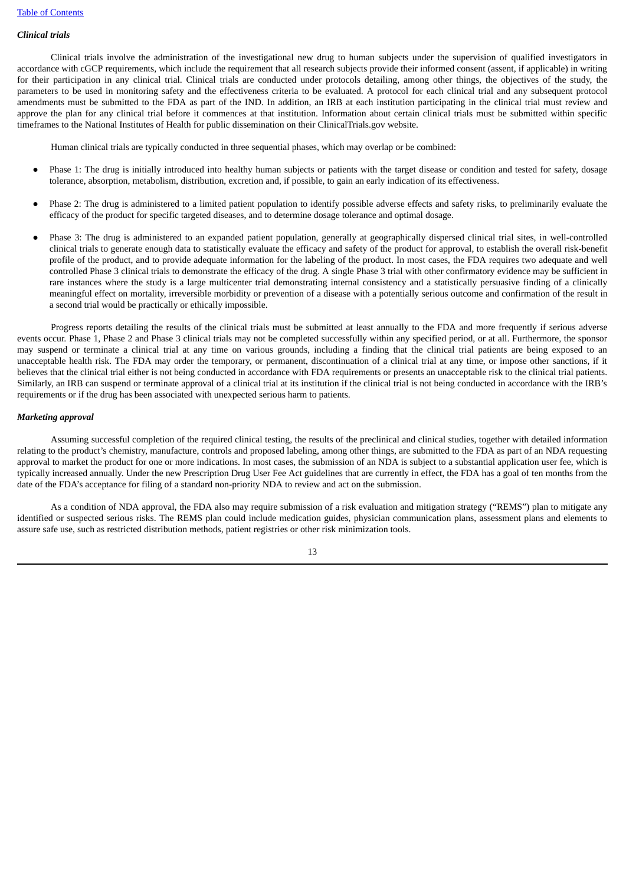*Clinical trials*

Clinical trials involve the administration of the investigational new drug to human subjects under the supervision of qualified investigators in accordance with cGCP requirements, which include the requirement that all research subjects provide their informed consent (assent, if applicable) in writing for their participation in any clinical trial. Clinical trials are conducted under protocols detailing, among other things, the objectives of the study, the parameters to be used in monitoring safety and the effectiveness criteria to be evaluated. A protocol for each clinical trial and any subsequent protocol amendments must be submitted to the FDA as part of the IND. In addition, an IRB at each institution participating in the clinical trial must review and approve the plan for any clinical trial before it commences at that institution. Information about certain clinical trials must be submitted within specific timeframes to the National Institutes of Health for public dissemination on their ClinicalTrials.gov website.

Human clinical trials are typically conducted in three sequential phases, which may overlap or be combined:

- Phase 1: The drug is initially introduced into healthy human subjects or patients with the target disease or condition and tested for safety, dosage tolerance, absorption, metabolism, distribution, excretion and, if possible, to gain an early indication of its effectiveness.
- Phase 2: The drug is administered to a limited patient population to identify possible adverse effects and safety risks, to preliminarily evaluate the efficacy of the product for specific targeted diseases, and to determine dosage tolerance and optimal dosage.
- Phase 3: The drug is administered to an expanded patient population, generally at geographically dispersed clinical trial sites, in well-controlled clinical trials to generate enough data to statistically evaluate the efficacy and safety of the product for approval, to establish the overall risk-benefit profile of the product, and to provide adequate information for the labeling of the product. In most cases, the FDA requires two adequate and well controlled Phase 3 clinical trials to demonstrate the efficacy of the drug. A single Phase 3 trial with other confirmatory evidence may be sufficient in rare instances where the study is a large multicenter trial demonstrating internal consistency and a statistically persuasive finding of a clinically meaningful effect on mortality, irreversible morbidity or prevention of a disease with a potentially serious outcome and confirmation of the result in a second trial would be practically or ethically impossible.

Progress reports detailing the results of the clinical trials must be submitted at least annually to the FDA and more frequently if serious adverse events occur. Phase 1, Phase 2 and Phase 3 clinical trials may not be completed successfully within any specified period, or at all. Furthermore, the sponsor may suspend or terminate a clinical trial at any time on various grounds, including a finding that the clinical trial patients are being exposed to an unacceptable health risk. The FDA may order the temporary, or permanent, discontinuation of a clinical trial at any time, or impose other sanctions, if it believes that the clinical trial either is not being conducted in accordance with FDA requirements or presents an unacceptable risk to the clinical trial patients. Similarly, an IRB can suspend or terminate approval of a clinical trial at its institution if the clinical trial is not being conducted in accordance with the IRB's requirements or if the drug has been associated with unexpected serious harm to patients.

*Marketing approval*

Assuming successful completion of the required clinical testing, the results of the preclinical and clinical studies, together with detailed information relating to the product's chemistry, manufacture, controls and proposed labeling, among other things, are submitted to the FDA as part of an NDA requesting approval to market the product for one or more indications. In most cases, the submission of an NDA is subject to a substantial application user fee, which is typically increased annually. Under the new Prescription Drug User Fee Act guidelines that are currently in effect, the FDA has a goal of ten months from the date of the FDA's acceptance for filing of a standard non-priority NDA to review and act on the submission.

As a condition of NDA approval, the FDA also may require submission of a risk evaluation and mitigation strategy ("REMS") plan to mitigate any identified or suspected serious risks. The REMS plan could include medication guides, physician communication plans, assessment plans and elements to assure safe use, such as restricted distribution methods, patient registries or other risk minimization tools.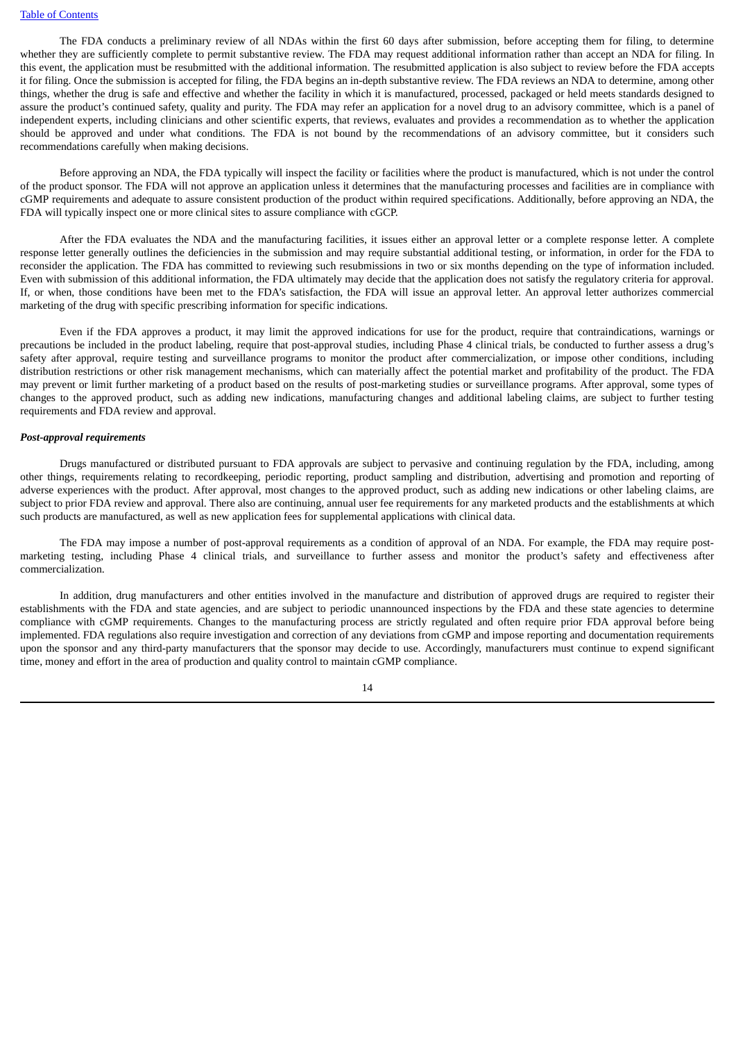The FDA conducts a preliminary review of all NDAs within the first 60 days after submission, before accepting them for filing, to determine whether they are sufficiently complete to permit substantive review. The FDA may request additional information rather than accept an NDA for filing. In this event, the application must be resubmitted with the additional information. The resubmitted application is also subject to review before the FDA accepts it for filing. Once the submission is accepted for filing, the FDA begins an in-depth substantive review. The FDA reviews an NDA to determine, among other things, whether the drug is safe and effective and whether the facility in which it is manufactured, processed, packaged or held meets standards designed to assure the product's continued safety, quality and purity. The FDA may refer an application for a novel drug to an advisory committee, which is a panel of independent experts, including clinicians and other scientific experts, that reviews, evaluates and provides a recommendation as to whether the application should be approved and under what conditions. The FDA is not bound by the recommendations of an advisory committee, but it considers such recommendations carefully when making decisions.

Before approving an NDA, the FDA typically will inspect the facility or facilities where the product is manufactured, which is not under the control of the product sponsor. The FDA will not approve an application unless it determines that the manufacturing processes and facilities are in compliance with cGMP requirements and adequate to assure consistent production of the product within required specifications. Additionally, before approving an NDA, the FDA will typically inspect one or more clinical sites to assure compliance with cGCP.

After the FDA evaluates the NDA and the manufacturing facilities, it issues either an approval letter or a complete response letter. A complete response letter generally outlines the deficiencies in the submission and may require substantial additional testing, or information, in order for the FDA to reconsider the application. The FDA has committed to reviewing such resubmissions in two or six months depending on the type of information included. Even with submission of this additional information, the FDA ultimately may decide that the application does not satisfy the regulatory criteria for approval. If, or when, those conditions have been met to the FDA's satisfaction, the FDA will issue an approval letter. An approval letter authorizes commercial marketing of the drug with specific prescribing information for specific indications.

Even if the FDA approves a product, it may limit the approved indications for use for the product, require that contraindications, warnings or precautions be included in the product labeling, require that post-approval studies, including Phase 4 clinical trials, be conducted to further assess a drug's safety after approval, require testing and surveillance programs to monitor the product after commercialization, or impose other conditions, including distribution restrictions or other risk management mechanisms, which can materially affect the potential market and profitability of the product. The FDA may prevent or limit further marketing of a product based on the results of post-marketing studies or surveillance programs. After approval, some types of changes to the approved product, such as adding new indications, manufacturing changes and additional labeling claims, are subject to further testing requirements and FDA review and approval.

***Post-approval requirements***

Drugs manufactured or distributed pursuant to FDA approvals are subject to pervasive and continuing regulation by the FDA, including, among other things, requirements relating to recordkeeping, periodic reporting, product sampling and distribution, advertising and promotion and reporting of adverse experiences with the product. After approval, most changes to the approved product, such as adding new indications or other labeling claims, are subject to prior FDA review and approval. There also are continuing, annual user fee requirements for any marketed products and the establishments at which such products are manufactured, as well as new application fees for supplemental applications with clinical data.

The FDA may impose a number of post-approval requirements as a condition of approval of an NDA. For example, the FDA may require post-marketing testing, including Phase 4 clinical trials, and surveillance to further assess and monitor the product's safety and effectiveness after commercialization.

In addition, drug manufacturers and other entities involved in the manufacture and distribution of approved drugs are required to register their establishments with the FDA and state agencies, and are subject to periodic unannounced inspections by the FDA and these state agencies to determine compliance with cGMP requirements. Changes to the manufacturing process are strictly regulated and often require prior FDA approval before being implemented. FDA regulations also require investigation and correction of any deviations from cGMP and impose reporting and documentation requirements upon the sponsor and any third-party manufacturers that the sponsor may decide to use. Accordingly, manufacturers must continue to expend significant time, money and effort in the area of production and quality control to maintain cGMP compliance.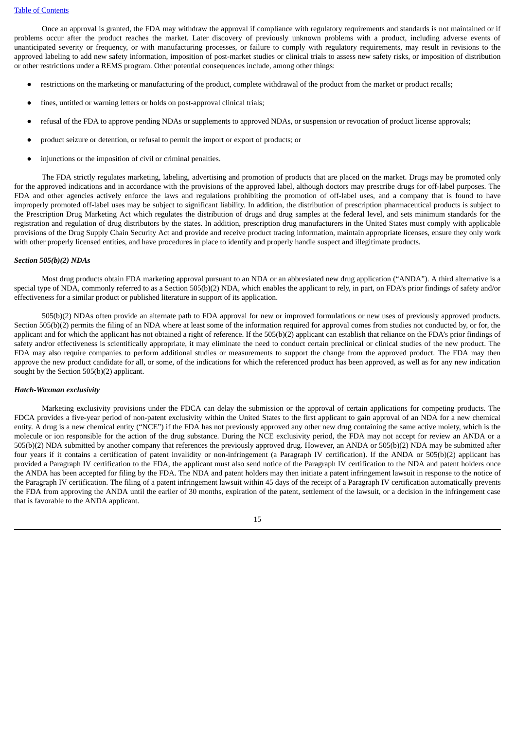Once an approval is granted, the FDA may withdraw the approval if compliance with regulatory requirements and standards is not maintained or if problems occur after the product reaches the market. Later discovery of previously unknown problems with a product, including adverse events of unanticipated severity or frequency, or with manufacturing processes, or failure to comply with regulatory requirements, may result in revisions to the approved labeling to add new safety information, imposition of post-market studies or clinical trials to assess new safety risks, or imposition of distribution or other restrictions under a REMS program. Other potential consequences include, among other things:

- restrictions on the marketing or manufacturing of the product, complete withdrawal of the product from the market or product recalls;
- fines, untitled or warning letters or holds on post-approval clinical trials;
- refusal of the FDA to approve pending NDAs or supplements to approved NDAs, or suspension or revocation of product license approvals;
- product seizure or detention, or refusal to permit the import or export of products; or
- injunctions or the imposition of civil or criminal penalties.

The FDA strictly regulates marketing, labeling, advertising and promotion of products that are placed on the market. Drugs may be promoted only for the approved indications and in accordance with the provisions of the approved label, although doctors may prescribe drugs for off-label purposes. The FDA and other agencies actively enforce the laws and regulations prohibiting the promotion of off-label uses, and a company that is found to have improperly promoted off-label uses may be subject to significant liability. In addition, the distribution of prescription pharmaceutical products is subject to the Prescription Drug Marketing Act which regulates the distribution of drugs and drug samples at the federal level, and sets minimum standards for the registration and regulation of drug distributors by the states. In addition, prescription drug manufacturers in the United States must comply with applicable provisions of the Drug Supply Chain Security Act and provide and receive product tracing information, maintain appropriate licenses, ensure they only work with other properly licensed entities, and have procedures in place to identify and properly handle suspect and illegitimate products.

***Section 505(b)(2) NDAs***

Most drug products obtain FDA marketing approval pursuant to an NDA or an abbreviated new drug application ("ANDA"). A third alternative is a special type of NDA, commonly referred to as a Section 505(b)(2) NDA, which enables the applicant to rely, in part, on FDA's prior findings of safety and/or effectiveness for a similar product or published literature in support of its application.

505(b)(2) NDAs often provide an alternate path to FDA approval for new or improved formulations or new uses of previously approved products. Section 505(b)(2) permits the filing of an NDA where at least some of the information required for approval comes from studies not conducted by, or for, the applicant and for which the applicant has not obtained a right of reference. If the 505(b)(2) applicant can establish that reliance on the FDA's prior findings of safety and/or effectiveness is scientifically appropriate, it may eliminate the need to conduct certain preclinical or clinical studies of the new product. The FDA may also require companies to perform additional studies or measurements to support the change from the approved product. The FDA may then approve the new product candidate for all, or some, of the indications for which the referenced product has been approved, as well as for any new indication sought by the Section 505(b)(2) applicant.

***Hatch-Waxman exclusivity***

Marketing exclusivity provisions under the FDCA can delay the submission or the approval of certain applications for competing products. The FDCA provides a five-year period of non-patent exclusivity within the United States to the first applicant to gain approval of an NDA for a new chemical entity. A drug is a new chemical entity ("NCE") if the FDA has not previously approved any other new drug containing the same active moiety, which is the molecule or ion responsible for the action of the drug substance. During the NCE exclusivity period, the FDA may not accept for review an ANDA or a 505(b)(2) NDA submitted by another company that references the previously approved drug. However, an ANDA or 505(b)(2) NDA may be submitted after four years if it contains a certification of patent invalidity or non-infringement (a Paragraph IV certification). If the ANDA or 505(b)(2) applicant has provided a Paragraph IV certification to the FDA, the applicant must also send notice of the Paragraph IV certification to the NDA and patent holders once the ANDA has been accepted for filing by the FDA. The NDA and patent holders may then initiate a patent infringement lawsuit in response to the notice of the Paragraph IV certification. The filing of a patent infringement lawsuit within 45 days of the receipt of a Paragraph IV certification automatically prevents the FDA from approving the ANDA until the earlier of 30 months, expiration of the patent, settlement of the lawsuit, or a decision in the infringement case that is favorable to the ANDA applicant.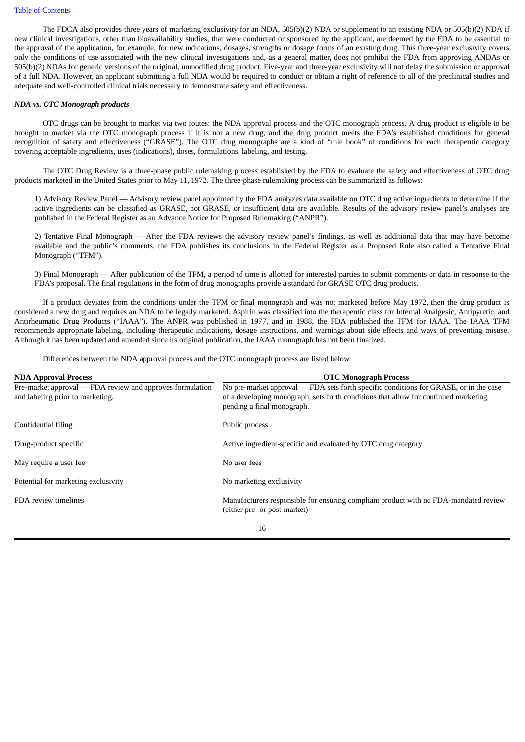The FDCA also provides three years of marketing exclusivity for an NDA, 505(b)(2) NDA or supplement to an existing NDA or 505(b)(2) NDA if new clinical investigations, other than bioavailability studies, that were conducted or sponsored by the applicant, are deemed by the FDA to be essential to the approval of the application, for example, for new indications, dosages, strengths or dosage forms of an existing drug. This three-year exclusivity covers only the conditions of use associated with the new clinical investigations and, as a general matter, does not prohibit the FDA from approving ANDAs or 505(b)(2) NDAs for generic versions of the original, unmodified drug product. Five-year and three-year exclusivity will not delay the submission or approval of a full NDA. However, an applicant submitting a full NDA would be required to conduct or obtain a right of reference to all of the preclinical studies and adequate and well-controlled clinical trials necessary to demonstrate safety and effectiveness.

***NDA vs. OTC Monograph products***

OTC drugs can be brought to market via two routes: the NDA approval process and the OTC monograph process. A drug product is eligible to be brought to market via the OTC monograph process if it is not a new drug, and the drug product meets the FDA's established conditions for general recognition of safety and effectiveness ("GRASE"). The OTC drug monographs are a kind of "rule book" of conditions for each therapeutic category covering acceptable ingredients, uses (indications), doses, formulations, labeling, and testing.

The OTC Drug Review is a three-phase public rulemaking process established by the FDA to evaluate the safety and effectiveness of OTC drug products marketed in the United States prior to May 11, 1972. The three-phase rulemaking process can be summarized as follows:

1) Advisory Review Panel — Advisory review panel appointed by the FDA analyzes data available on OTC drug active ingredients to determine if the active ingredients can be classified as GRASE, not GRASE, or insufficient data are available. Results of the advisory review panel's analyses are published in the Federal Register as an Advance Notice for Proposed Rulemaking ("ANPR").

2) Tentative Final Monograph — After the FDA reviews the advisory review panel's findings, as well as additional data that may have become available and the public's comments, the FDA publishes its conclusions in the Federal Register as a Proposed Rule also called a Tentative Final Monograph ("TFM").

3) Final Monograph — After publication of the TFM, a period of time is allotted for interested parties to submit comments or data in response to the FDA's proposal. The final regulations in the form of drug monographs provide a standard for GRASE OTC drug products.

If a product deviates from the conditions under the TFM or final monograph and was not marketed before May 1972, then the drug product is considered a new drug and requires an NDA to be legally marketed. Aspirin was classified into the therapeutic class for Internal Analgesic, Antipyretic, and Antirheumatic Drug Products ("IAAA"). The ANPR was published in 1977, and in 1988, the FDA published the TFM for IAAA. The IAAA TFM recommends appropriate labeling, including therapeutic indications, dosage instructions, and warnings about side effects and ways of preventing misuse. Although it has been updated and amended since its original publication, the IAAA monograph has not been finalized.

Differences between the NDA approval process and the OTC monograph process are listed below.

| NDA Approval Process | OTC Monograph Process |
|---|---|
| Pre-market approval — FDA review and approves formulation and labeling prior to marketing. | No pre-market approval — FDA sets forth specific conditions for GRASE, or in the case of a developing monograph, sets forth conditions that allow for continued marketing pending a final monograph. |
| Confidential filing | Public process |
| Drug-product specific | Active ingredient-specific and evaluated by OTC drug category |
| May require a user fee | No user fees |
| Potential for marketing exclusivity | No marketing exclusivity |
| FDA review timelines | Manufacturers responsible for ensuring compliant product with no FDA-mandated review (either pre- or post-market) |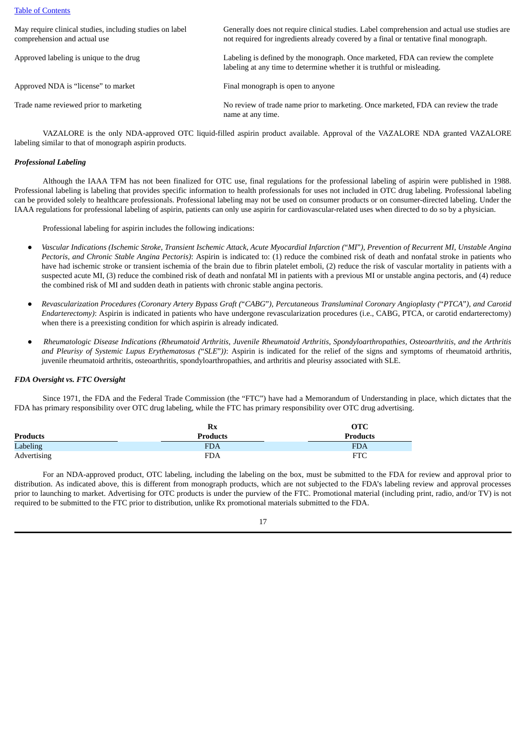| | |
|---|---|
| May require clinical studies, including studies on label comprehension and actual use | Generally does not require clinical studies. Label comprehension and actual use studies are not required for ingredients already covered by a final or tentative final monograph. |
| Approved labeling is unique to the drug | Labeling is defined by the monograph. Once marketed, FDA can review the complete labeling at any time to determine whether it is truthful or misleading. |
| Approved NDA is "license" to market | Final monograph is open to anyone |
| Trade name reviewed prior to marketing | No review of trade name prior to marketing. Once marketed, FDA can review the trade name at any time. |

VAZALORE is the only NDA-approved OTC liquid-filled aspirin product available. Approval of the VAZALORE NDA granted VAZALORE labeling similar to that of monograph aspirin products.

***Professional Labeling***

Although the IAAA TFM has not been finalized for OTC use, final regulations for the professional labeling of aspirin were published in 1988. Professional labeling is labeling that provides specific information to health professionals for uses not included in OTC drug labeling. Professional labeling can be provided solely to healthcare professionals. Professional labeling may not be used on consumer products or on consumer-directed labeling. Under the IAAA regulations for professional labeling of aspirin, patients can only use aspirin for cardiovascular-related uses when directed to do so by a physician.

Professional labeling for aspirin includes the following indications:

- *Vascular Indications (Ischemic Stroke, Transient Ischemic Attack, Acute Myocardial Infarction ("MI"), Prevention of Recurrent MI, Unstable Angina Pectoris, and Chronic Stable Angina Pectoris)*: Aspirin is indicated to: (1) reduce the combined risk of death and nonfatal stroke in patients who have had ischemic stroke or transient ischemia of the brain due to fibrin platelet emboli, (2) reduce the risk of vascular mortality in patients with a suspected acute MI, (3) reduce the combined risk of death and nonfatal MI in patients with a previous MI or unstable angina pectoris, and (4) reduce the combined risk of MI and sudden death in patients with chronic stable angina pectoris.

- *Revascularization Procedures (Coronary Artery Bypass Graft ("CABG"), Percutaneous Transluminal Coronary Angioplasty ("PTCA"), and Carotid Endarterectomy)*: Aspirin is indicated in patients who have undergone revascularization procedures (i.e., CABG, PTCA, or carotid endarterectomy) when there is a preexisting condition for which aspirin is already indicated.

- *Rheumatologic Disease Indications (Rheumatoid Arthritis, Juvenile Rheumatoid Arthritis, Spondyloarthropathies, Osteoarthritis, and the Arthritis and Pleurisy of Systemic Lupus Erythematosus ("SLE"))*: Aspirin is indicated for the relief of the signs and symptoms of rheumatoid arthritis, juvenile rheumatoid arthritis, osteoarthritis, spondyloarthropathies, and arthritis and pleurisy associated with SLE.

***FDA Oversight vs. FTC Oversight***

Since 1971, the FDA and the Federal Trade Commission (the "FTC") have had a Memorandum of Understanding in place, which dictates that the FDA has primary responsibility over OTC drug labeling, while the FTC has primary responsibility over OTC drug advertising.

| Products | Rx Products | OTC Products |
|---|---|---|
| Labeling | FDA | FDA |
| Advertising | FDA | FTC |

For an NDA-approved product, OTC labeling, including the labeling on the box, must be submitted to the FDA for review and approval prior to distribution. As indicated above, this is different from monograph products, which are not subjected to the FDA's labeling review and approval processes prior to launching to market. Advertising for OTC products is under the purview of the FTC. Promotional material (including print, radio, and/or TV) is not required to be submitted to the FTC prior to distribution, unlike Rx promotional materials submitted to the FDA.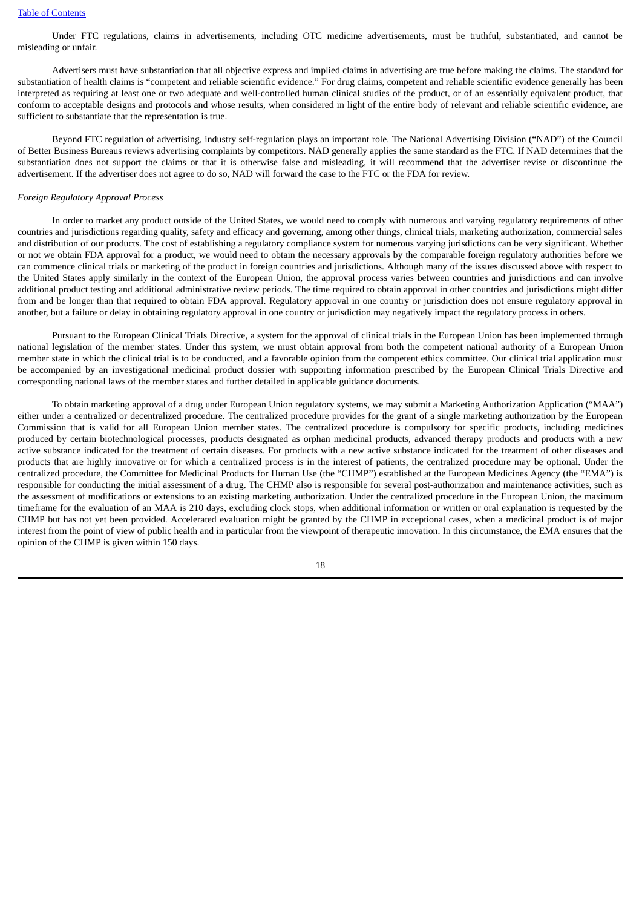Under FTC regulations, claims in advertisements, including OTC medicine advertisements, must be truthful, substantiated, and cannot be misleading or unfair.

Advertisers must have substantiation that all objective express and implied claims in advertising are true before making the claims. The standard for substantiation of health claims is "competent and reliable scientific evidence." For drug claims, competent and reliable scientific evidence generally has been interpreted as requiring at least one or two adequate and well-controlled human clinical studies of the product, or of an essentially equivalent product, that conform to acceptable designs and protocols and whose results, when considered in light of the entire body of relevant and reliable scientific evidence, are sufficient to substantiate that the representation is true.

Beyond FTC regulation of advertising, industry self-regulation plays an important role. The National Advertising Division ("NAD") of the Council of Better Business Bureaus reviews advertising complaints by competitors. NAD generally applies the same standard as the FTC. If NAD determines that the substantiation does not support the claims or that it is otherwise false and misleading, it will recommend that the advertiser revise or discontinue the advertisement. If the advertiser does not agree to do so, NAD will forward the case to the FTC or the FDA for review.

*Foreign Regulatory Approval Process*

In order to market any product outside of the United States, we would need to comply with numerous and varying regulatory requirements of other countries and jurisdictions regarding quality, safety and efficacy and governing, among other things, clinical trials, marketing authorization, commercial sales and distribution of our products. The cost of establishing a regulatory compliance system for numerous varying jurisdictions can be very significant. Whether or not we obtain FDA approval for a product, we would need to obtain the necessary approvals by the comparable foreign regulatory authorities before we can commence clinical trials or marketing of the product in foreign countries and jurisdictions. Although many of the issues discussed above with respect to the United States apply similarly in the context of the European Union, the approval process varies between countries and jurisdictions and can involve additional product testing and additional administrative review periods. The time required to obtain approval in other countries and jurisdictions might differ from and be longer than that required to obtain FDA approval. Regulatory approval in one country or jurisdiction does not ensure regulatory approval in another, but a failure or delay in obtaining regulatory approval in one country or jurisdiction may negatively impact the regulatory process in others.

Pursuant to the European Clinical Trials Directive, a system for the approval of clinical trials in the European Union has been implemented through national legislation of the member states. Under this system, we must obtain approval from both the competent national authority of a European Union member state in which the clinical trial is to be conducted, and a favorable opinion from the competent ethics committee. Our clinical trial application must be accompanied by an investigational medicinal product dossier with supporting information prescribed by the European Clinical Trials Directive and corresponding national laws of the member states and further detailed in applicable guidance documents.

To obtain marketing approval of a drug under European Union regulatory systems, we may submit a Marketing Authorization Application ("MAA") either under a centralized or decentralized procedure. The centralized procedure provides for the grant of a single marketing authorization by the European Commission that is valid for all European Union member states. The centralized procedure is compulsory for specific products, including medicines produced by certain biotechnological processes, products designated as orphan medicinal products, advanced therapy products and products with a new active substance indicated for the treatment of certain diseases. For products with a new active substance indicated for the treatment of other diseases and products that are highly innovative or for which a centralized process is in the interest of patients, the centralized procedure may be optional. Under the centralized procedure, the Committee for Medicinal Products for Human Use (the "CHMP") established at the European Medicines Agency (the "EMA") is responsible for conducting the initial assessment of a drug. The CHMP also is responsible for several post-authorization and maintenance activities, such as the assessment of modifications or extensions to an existing marketing authorization. Under the centralized procedure in the European Union, the maximum timeframe for the evaluation of an MAA is 210 days, excluding clock stops, when additional information or written or oral explanation is requested by the CHMP but has not yet been provided. Accelerated evaluation might be granted by the CHMP in exceptional cases, when a medicinal product is of major interest from the point of view of public health and in particular from the viewpoint of therapeutic innovation. In this circumstance, the EMA ensures that the opinion of the CHMP is given within 150 days.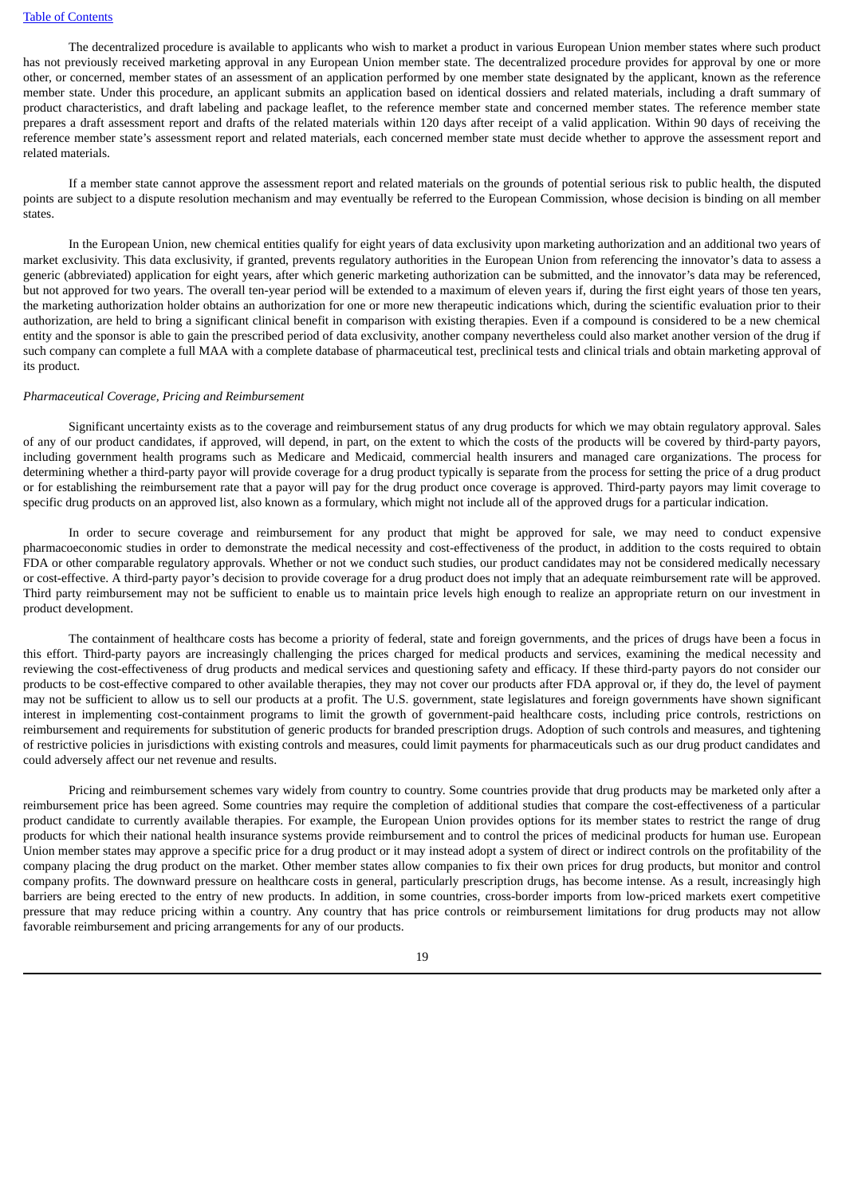The decentralized procedure is available to applicants who wish to market a product in various European Union member states where such product has not previously received marketing approval in any European Union member state. The decentralized procedure provides for approval by one or more other, or concerned, member states of an assessment of an application performed by one member state designated by the applicant, known as the reference member state. Under this procedure, an applicant submits an application based on identical dossiers and related materials, including a draft summary of product characteristics, and draft labeling and package leaflet, to the reference member state and concerned member states. The reference member state prepares a draft assessment report and drafts of the related materials within 120 days after receipt of a valid application. Within 90 days of receiving the reference member state's assessment report and related materials, each concerned member state must decide whether to approve the assessment report and related materials.

If a member state cannot approve the assessment report and related materials on the grounds of potential serious risk to public health, the disputed points are subject to a dispute resolution mechanism and may eventually be referred to the European Commission, whose decision is binding on all member states.

In the European Union, new chemical entities qualify for eight years of data exclusivity upon marketing authorization and an additional two years of market exclusivity. This data exclusivity, if granted, prevents regulatory authorities in the European Union from referencing the innovator's data to assess a generic (abbreviated) application for eight years, after which generic marketing authorization can be submitted, and the innovator's data may be referenced, but not approved for two years. The overall ten-year period will be extended to a maximum of eleven years if, during the first eight years of those ten years, the marketing authorization holder obtains an authorization for one or more new therapeutic indications which, during the scientific evaluation prior to their authorization, are held to bring a significant clinical benefit in comparison with existing therapies. Even if a compound is considered to be a new chemical entity and the sponsor is able to gain the prescribed period of data exclusivity, another company nevertheless could also market another version of the drug if such company can complete a full MAA with a complete database of pharmaceutical test, preclinical tests and clinical trials and obtain marketing approval of its product.

*Pharmaceutical Coverage, Pricing and Reimbursement*

Significant uncertainty exists as to the coverage and reimbursement status of any drug products for which we may obtain regulatory approval. Sales of any of our product candidates, if approved, will depend, in part, on the extent to which the costs of the products will be covered by third-party payors, including government health programs such as Medicare and Medicaid, commercial health insurers and managed care organizations. The process for determining whether a third-party payor will provide coverage for a drug product typically is separate from the process for setting the price of a drug product or for establishing the reimbursement rate that a payor will pay for the drug product once coverage is approved. Third-party payors may limit coverage to specific drug products on an approved list, also known as a formulary, which might not include all of the approved drugs for a particular indication.

In order to secure coverage and reimbursement for any product that might be approved for sale, we may need to conduct expensive pharmacoeconomic studies in order to demonstrate the medical necessity and cost-effectiveness of the product, in addition to the costs required to obtain FDA or other comparable regulatory approvals. Whether or not we conduct such studies, our product candidates may not be considered medically necessary or cost-effective. A third-party payor's decision to provide coverage for a drug product does not imply that an adequate reimbursement rate will be approved. Third party reimbursement may not be sufficient to enable us to maintain price levels high enough to realize an appropriate return on our investment in product development.

The containment of healthcare costs has become a priority of federal, state and foreign governments, and the prices of drugs have been a focus in this effort. Third-party payors are increasingly challenging the prices charged for medical products and services, examining the medical necessity and reviewing the cost-effectiveness of drug products and medical services and questioning safety and efficacy. If these third-party payors do not consider our products to be cost-effective compared to other available therapies, they may not cover our products after FDA approval or, if they do, the level of payment may not be sufficient to allow us to sell our products at a profit. The U.S. government, state legislatures and foreign governments have shown significant interest in implementing cost-containment programs to limit the growth of government-paid healthcare costs, including price controls, restrictions on reimbursement and requirements for substitution of generic products for branded prescription drugs. Adoption of such controls and measures, and tightening of restrictive policies in jurisdictions with existing controls and measures, could limit payments for pharmaceuticals such as our drug product candidates and could adversely affect our net revenue and results.

Pricing and reimbursement schemes vary widely from country to country. Some countries provide that drug products may be marketed only after a reimbursement price has been agreed. Some countries may require the completion of additional studies that compare the cost-effectiveness of a particular product candidate to currently available therapies. For example, the European Union provides options for its member states to restrict the range of drug products for which their national health insurance systems provide reimbursement and to control the prices of medicinal products for human use. European Union member states may approve a specific price for a drug product or it may instead adopt a system of direct or indirect controls on the profitability of the company placing the drug product on the market. Other member states allow companies to fix their own prices for drug products, but monitor and control company profits. The downward pressure on healthcare costs in general, particularly prescription drugs, has become intense. As a result, increasingly high barriers are being erected to the entry of new products. In addition, in some countries, cross-border imports from low-priced markets exert competitive pressure that may reduce pricing within a country. Any country that has price controls or reimbursement limitations for drug products may not allow favorable reimbursement and pricing arrangements for any of our products.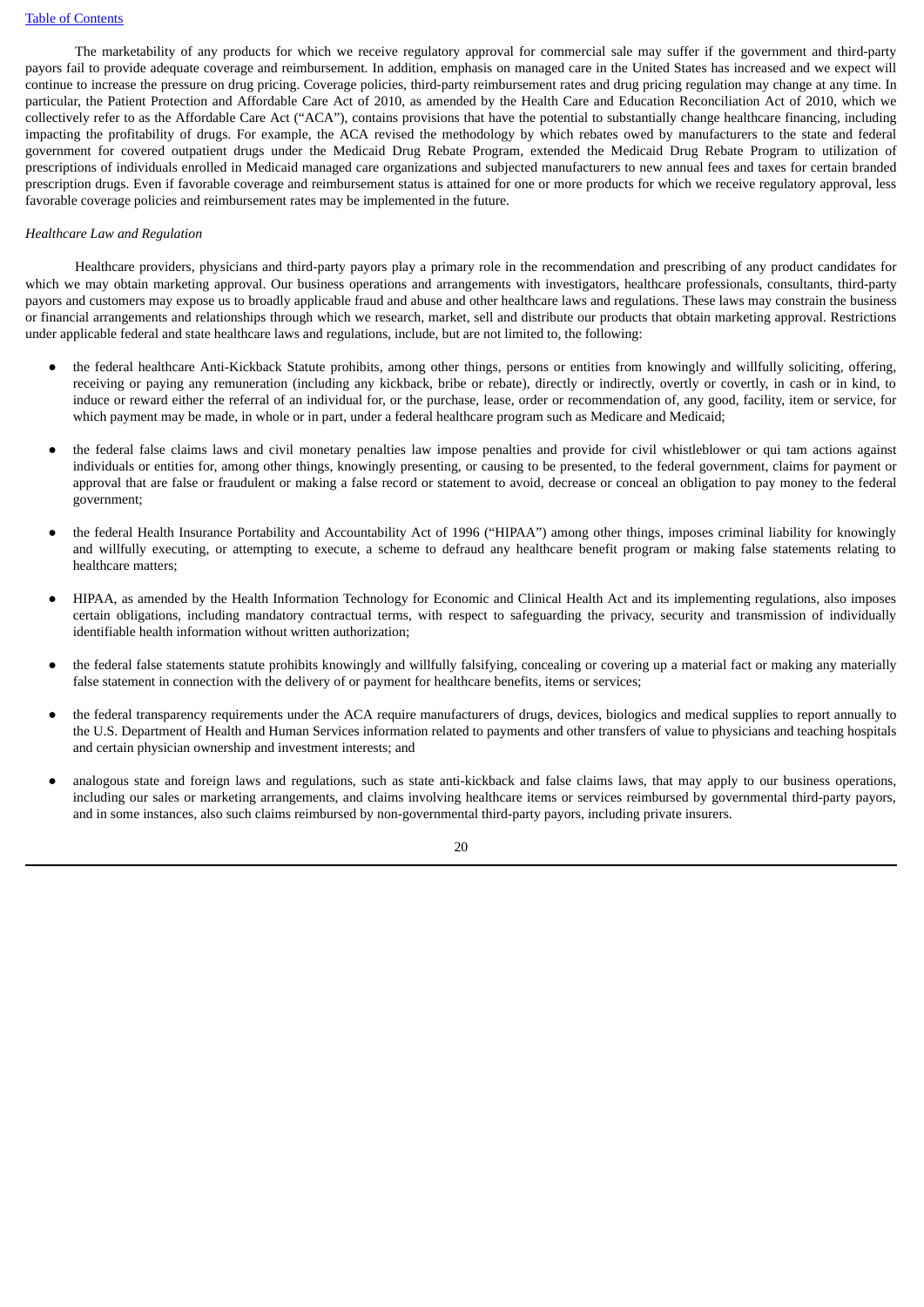The marketability of any products for which we receive regulatory approval for commercial sale may suffer if the government and third-party payors fail to provide adequate coverage and reimbursement. In addition, emphasis on managed care in the United States has increased and we expect will continue to increase the pressure on drug pricing. Coverage policies, third-party reimbursement rates and drug pricing regulation may change at any time. In particular, the Patient Protection and Affordable Care Act of 2010, as amended by the Health Care and Education Reconciliation Act of 2010, which we collectively refer to as the Affordable Care Act ("ACA"), contains provisions that have the potential to substantially change healthcare financing, including impacting the profitability of drugs. For example, the ACA revised the methodology by which rebates owed by manufacturers to the state and federal government for covered outpatient drugs under the Medicaid Drug Rebate Program, extended the Medicaid Drug Rebate Program to utilization of prescriptions of individuals enrolled in Medicaid managed care organizations and subjected manufacturers to new annual fees and taxes for certain branded prescription drugs. Even if favorable coverage and reimbursement status is attained for one or more products for which we receive regulatory approval, less favorable coverage policies and reimbursement rates may be implemented in the future.

*Healthcare Law and Regulation*

Healthcare providers, physicians and third-party payors play a primary role in the recommendation and prescribing of any product candidates for which we may obtain marketing approval. Our business operations and arrangements with investigators, healthcare professionals, consultants, third-party payors and customers may expose us to broadly applicable fraud and abuse and other healthcare laws and regulations. These laws may constrain the business or financial arrangements and relationships through which we research, market, sell and distribute our products that obtain marketing approval. Restrictions under applicable federal and state healthcare laws and regulations, include, but are not limited to, the following:

- the federal healthcare Anti-Kickback Statute prohibits, among other things, persons or entities from knowingly and willfully soliciting, offering, receiving or paying any remuneration (including any kickback, bribe or rebate), directly or indirectly, overtly or covertly, in cash or in kind, to induce or reward either the referral of an individual for, or the purchase, lease, order or recommendation of, any good, facility, item or service, for which payment may be made, in whole or in part, under a federal healthcare program such as Medicare and Medicaid;

- the federal false claims laws and civil monetary penalties law impose penalties and provide for civil whistleblower or qui tam actions against individuals or entities for, among other things, knowingly presenting, or causing to be presented, to the federal government, claims for payment or approval that are false or fraudulent or making a false record or statement to avoid, decrease or conceal an obligation to pay money to the federal government;

- the federal Health Insurance Portability and Accountability Act of 1996 ("HIPAA") among other things, imposes criminal liability for knowingly and willfully executing, or attempting to execute, a scheme to defraud any healthcare benefit program or making false statements relating to healthcare matters;

- HIPAA, as amended by the Health Information Technology for Economic and Clinical Health Act and its implementing regulations, also imposes certain obligations, including mandatory contractual terms, with respect to safeguarding the privacy, security and transmission of individually identifiable health information without written authorization;

- the federal false statements statute prohibits knowingly and willfully falsifying, concealing or covering up a material fact or making any materially false statement in connection with the delivery of or payment for healthcare benefits, items or services;

- the federal transparency requirements under the ACA require manufacturers of drugs, devices, biologics and medical supplies to report annually to the U.S. Department of Health and Human Services information related to payments and other transfers of value to physicians and teaching hospitals and certain physician ownership and investment interests; and

- analogous state and foreign laws and regulations, such as state anti-kickback and false claims laws, that may apply to our business operations, including our sales or marketing arrangements, and claims involving healthcare items or services reimbursed by governmental third-party payors, and in some instances, also such claims reimbursed by non-governmental third-party payors, including private insurers.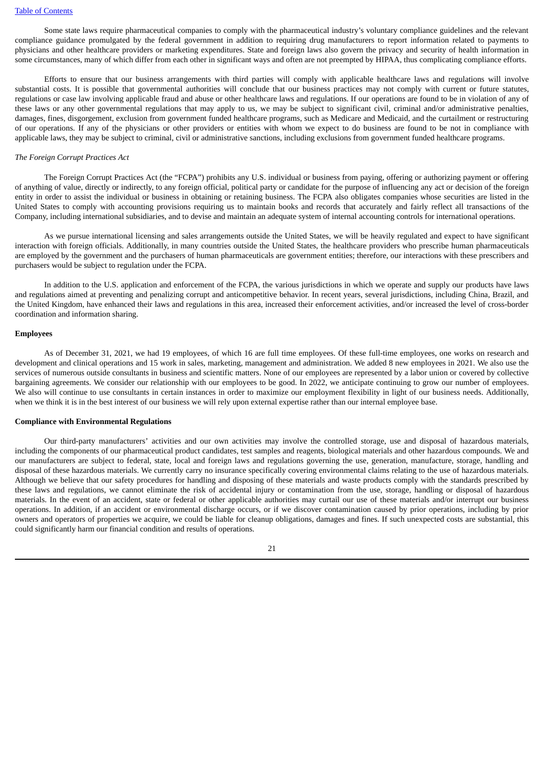Some state laws require pharmaceutical companies to comply with the pharmaceutical industry's voluntary compliance guidelines and the relevant compliance guidance promulgated by the federal government in addition to requiring drug manufacturers to report information related to payments to physicians and other healthcare providers or marketing expenditures. State and foreign laws also govern the privacy and security of health information in some circumstances, many of which differ from each other in significant ways and often are not preempted by HIPAA, thus complicating compliance efforts.

Efforts to ensure that our business arrangements with third parties will comply with applicable healthcare laws and regulations will involve substantial costs. It is possible that governmental authorities will conclude that our business practices may not comply with current or future statutes, regulations or case law involving applicable fraud and abuse or other healthcare laws and regulations. If our operations are found to be in violation of any of these laws or any other governmental regulations that may apply to us, we may be subject to significant civil, criminal and/or administrative penalties, damages, fines, disgorgement, exclusion from government funded healthcare programs, such as Medicare and Medicaid, and the curtailment or restructuring of our operations. If any of the physicians or other providers or entities with whom we expect to do business are found to be not in compliance with applicable laws, they may be subject to criminal, civil or administrative sanctions, including exclusions from government funded healthcare programs.

*The Foreign Corrupt Practices Act*

The Foreign Corrupt Practices Act (the "FCPA") prohibits any U.S. individual or business from paying, offering or authorizing payment or offering of anything of value, directly or indirectly, to any foreign official, political party or candidate for the purpose of influencing any act or decision of the foreign entity in order to assist the individual or business in obtaining or retaining business. The FCPA also obligates companies whose securities are listed in the United States to comply with accounting provisions requiring us to maintain books and records that accurately and fairly reflect all transactions of the Company, including international subsidiaries, and to devise and maintain an adequate system of internal accounting controls for international operations.

As we pursue international licensing and sales arrangements outside the United States, we will be heavily regulated and expect to have significant interaction with foreign officials. Additionally, in many countries outside the United States, the healthcare providers who prescribe human pharmaceuticals are employed by the government and the purchasers of human pharmaceuticals are government entities; therefore, our interactions with these prescribers and purchasers would be subject to regulation under the FCPA.

In addition to the U.S. application and enforcement of the FCPA, the various jurisdictions in which we operate and supply our products have laws and regulations aimed at preventing and penalizing corrupt and anticompetitive behavior. In recent years, several jurisdictions, including China, Brazil, and the United Kingdom, have enhanced their laws and regulations in this area, increased their enforcement activities, and/or increased the level of cross-border coordination and information sharing.

**Employees**

As of December 31, 2021, we had 19 employees, of which 16 are full time employees. Of these full-time employees, one works on research and development and clinical operations and 15 work in sales, marketing, management and administration. We added 8 new employees in 2021. We also use the services of numerous outside consultants in business and scientific matters. None of our employees are represented by a labor union or covered by collective bargaining agreements. We consider our relationship with our employees to be good. In 2022, we anticipate continuing to grow our number of employees. We also will continue to use consultants in certain instances in order to maximize our employment flexibility in light of our business needs. Additionally, when we think it is in the best interest of our business we will rely upon external expertise rather than our internal employee base.

**Compliance with Environmental Regulations**

Our third-party manufacturers' activities and our own activities may involve the controlled storage, use and disposal of hazardous materials, including the components of our pharmaceutical product candidates, test samples and reagents, biological materials and other hazardous compounds. We and our manufacturers are subject to federal, state, local and foreign laws and regulations governing the use, generation, manufacture, storage, handling and disposal of these hazardous materials. We currently carry no insurance specifically covering environmental claims relating to the use of hazardous materials. Although we believe that our safety procedures for handling and disposing of these materials and waste products comply with the standards prescribed by these laws and regulations, we cannot eliminate the risk of accidental injury or contamination from the use, storage, handling or disposal of hazardous materials. In the event of an accident, state or federal or other applicable authorities may curtail our use of these materials and/or interrupt our business operations. In addition, if an accident or environmental discharge occurs, or if we discover contamination caused by prior operations, including by prior owners and operators of properties we acquire, we could be liable for cleanup obligations, damages and fines. If such unexpected costs are substantial, this could significantly harm our financial condition and results of operations.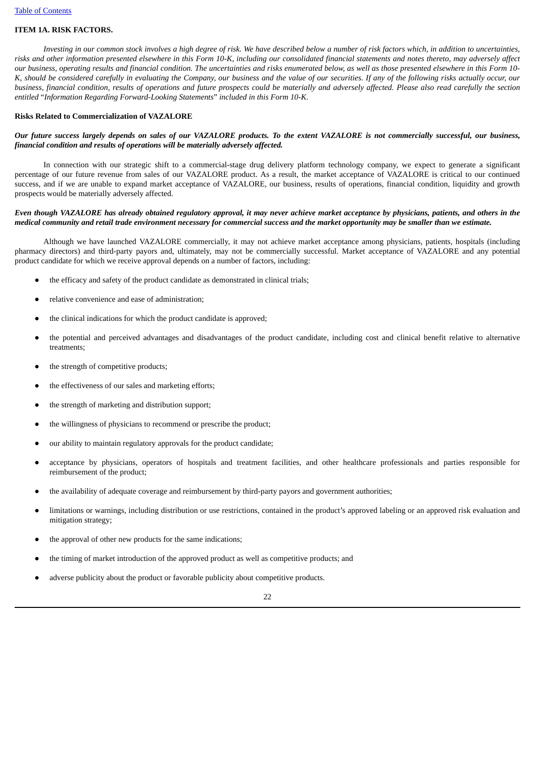## ITEM 1A. RISK FACTORS.

*Investing in our common stock involves a high degree of risk. We have described below a number of risk factors which, in addition to uncertainties, risks and other information presented elsewhere in this Form 10-K, including our consolidated financial statements and notes thereto, may adversely affect our business, operating results and financial condition. The uncertainties and risks enumerated below, as well as those presented elsewhere in this Form 10-K, should be considered carefully in evaluating the Company, our business and the value of our securities. If any of the following risks actually occur, our business, financial condition, results of operations and future prospects could be materially and adversely affected. Please also read carefully the section entitled "Information Regarding Forward-Looking Statements" included in this Form 10-K.*

### Risks Related to Commercialization of VAZALORE

***Our future success largely depends on sales of our VAZALORE products. To the extent VAZALORE is not commercially successful, our business, financial condition and results of operations will be materially adversely affected.***

In connection with our strategic shift to a commercial-stage drug delivery platform technology company, we expect to generate a significant percentage of our future revenue from sales of our VAZALORE product. As a result, the market acceptance of VAZALORE is critical to our continued success, and if we are unable to expand market acceptance of VAZALORE, our business, results of operations, financial condition, liquidity and growth prospects would be materially adversely affected.

***Even though VAZALORE has already obtained regulatory approval, it may never achieve market acceptance by physicians, patients, and others in the medical community and retail trade environment necessary for commercial success and the market opportunity may be smaller than we estimate.***

Although we have launched VAZALORE commercially, it may not achieve market acceptance among physicians, patients, hospitals (including pharmacy directors) and third-party payors and, ultimately, may not be commercially successful. Market acceptance of VAZALORE and any potential product candidate for which we receive approval depends on a number of factors, including:

- the efficacy and safety of the product candidate as demonstrated in clinical trials;
- relative convenience and ease of administration;
- the clinical indications for which the product candidate is approved;
- the potential and perceived advantages and disadvantages of the product candidate, including cost and clinical benefit relative to alternative treatments;
- the strength of competitive products;
- the effectiveness of our sales and marketing efforts;
- the strength of marketing and distribution support;
- the willingness of physicians to recommend or prescribe the product;
- our ability to maintain regulatory approvals for the product candidate;
- acceptance by physicians, operators of hospitals and treatment facilities, and other healthcare professionals and parties responsible for reimbursement of the product;
- the availability of adequate coverage and reimbursement by third-party payors and government authorities;
- limitations or warnings, including distribution or use restrictions, contained in the product's approved labeling or an approved risk evaluation and mitigation strategy;
- the approval of other new products for the same indications;
- the timing of market introduction of the approved product as well as competitive products; and
- adverse publicity about the product or favorable publicity about competitive products.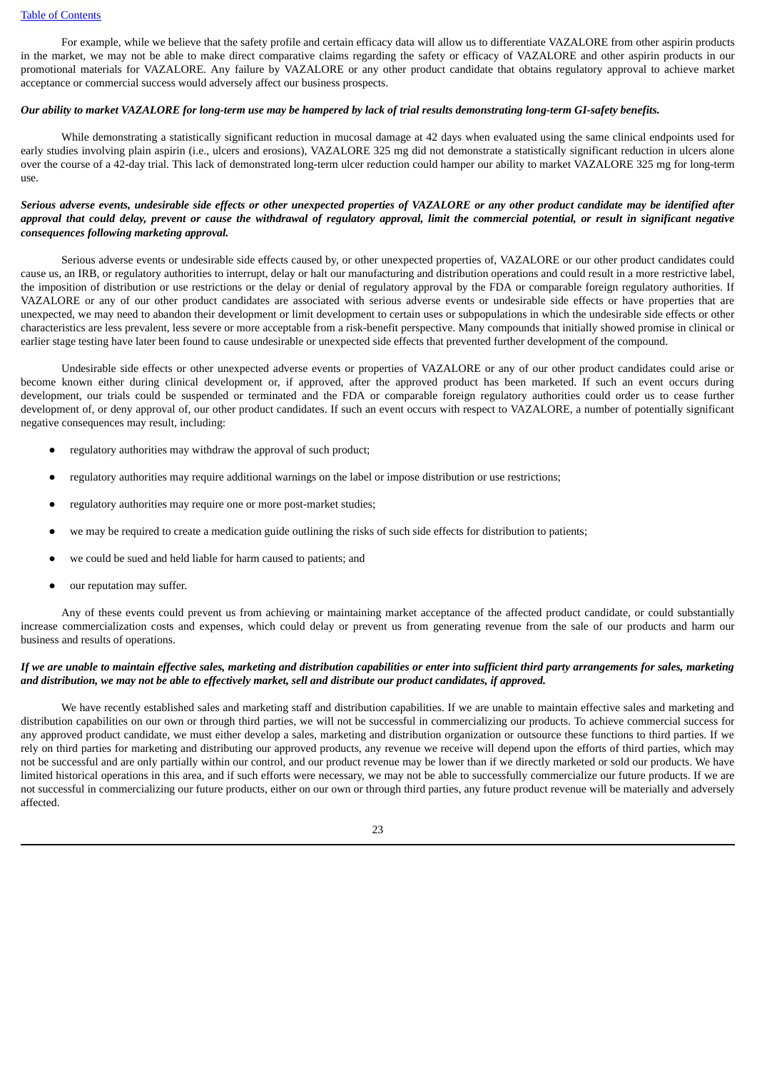For example, while we believe that the safety profile and certain efficacy data will allow us to differentiate VAZALORE from other aspirin products in the market, we may not be able to make direct comparative claims regarding the safety or efficacy of VAZALORE and other aspirin products in our promotional materials for VAZALORE. Any failure by VAZALORE or any other product candidate that obtains regulatory approval to achieve market acceptance or commercial success would adversely affect our business prospects.

***Our ability to market VAZALORE for long-term use may be hampered by lack of trial results demonstrating long-term GI-safety benefits.***

While demonstrating a statistically significant reduction in mucosal damage at 42 days when evaluated using the same clinical endpoints used for early studies involving plain aspirin (i.e., ulcers and erosions), VAZALORE 325 mg did not demonstrate a statistically significant reduction in ulcers alone over the course of a 42-day trial. This lack of demonstrated long-term ulcer reduction could hamper our ability to market VAZALORE 325 mg for long-term use.

***Serious adverse events, undesirable side effects or other unexpected properties of VAZALORE or any other product candidate may be identified after approval that could delay, prevent or cause the withdrawal of regulatory approval, limit the commercial potential, or result in significant negative consequences following marketing approval.***

Serious adverse events or undesirable side effects caused by, or other unexpected properties of, VAZALORE or our other product candidates could cause us, an IRB, or regulatory authorities to interrupt, delay or halt our manufacturing and distribution operations and could result in a more restrictive label, the imposition of distribution or use restrictions or the delay or denial of regulatory approval by the FDA or comparable foreign regulatory authorities. If VAZALORE or any of our other product candidates are associated with serious adverse events or undesirable side effects or have properties that are unexpected, we may need to abandon their development or limit development to certain uses or subpopulations in which the undesirable side effects or other characteristics are less prevalent, less severe or more acceptable from a risk-benefit perspective. Many compounds that initially showed promise in clinical or earlier stage testing have later been found to cause undesirable or unexpected side effects that prevented further development of the compound.

Undesirable side effects or other unexpected adverse events or properties of VAZALORE or any of our other product candidates could arise or become known either during clinical development or, if approved, after the approved product has been marketed. If such an event occurs during development, our trials could be suspended or terminated and the FDA or comparable foreign regulatory authorities could order us to cease further development of, or deny approval of, our other product candidates. If such an event occurs with respect to VAZALORE, a number of potentially significant negative consequences may result, including:

- regulatory authorities may withdraw the approval of such product;
- regulatory authorities may require additional warnings on the label or impose distribution or use restrictions;
- regulatory authorities may require one or more post-market studies;
- we may be required to create a medication guide outlining the risks of such side effects for distribution to patients;
- we could be sued and held liable for harm caused to patients; and
- our reputation may suffer.

Any of these events could prevent us from achieving or maintaining market acceptance of the affected product candidate, or could substantially increase commercialization costs and expenses, which could delay or prevent us from generating revenue from the sale of our products and harm our business and results of operations.

***If we are unable to maintain effective sales, marketing and distribution capabilities or enter into sufficient third party arrangements for sales, marketing and distribution, we may not be able to effectively market, sell and distribute our product candidates, if approved.***

We have recently established sales and marketing staff and distribution capabilities. If we are unable to maintain effective sales and marketing and distribution capabilities on our own or through third parties, we will not be successful in commercializing our products. To achieve commercial success for any approved product candidate, we must either develop a sales, marketing and distribution organization or outsource these functions to third parties. If we rely on third parties for marketing and distributing our approved products, any revenue we receive will depend upon the efforts of third parties, which may not be successful and are only partially within our control, and our product revenue may be lower than if we directly marketed or sold our products. We have limited historical operations in this area, and if such efforts were necessary, we may not be able to successfully commercialize our future products. If we are not successful in commercializing our future products, either on our own or through third parties, any future product revenue will be materially and adversely affected.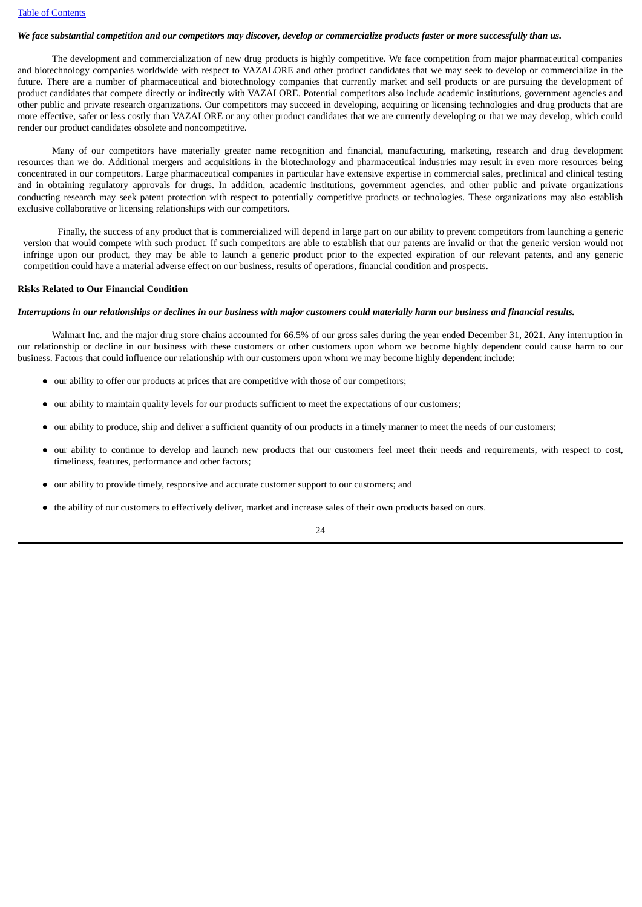***We face substantial competition and our competitors may discover, develop or commercialize products faster or more successfully than us.***

The development and commercialization of new drug products is highly competitive. We face competition from major pharmaceutical companies and biotechnology companies worldwide with respect to VAZALORE and other product candidates that we may seek to develop or commercialize in the future. There are a number of pharmaceutical and biotechnology companies that currently market and sell products or are pursuing the development of product candidates that compete directly or indirectly with VAZALORE. Potential competitors also include academic institutions, government agencies and other public and private research organizations. Our competitors may succeed in developing, acquiring or licensing technologies and drug products that are more effective, safer or less costly than VAZALORE or any other product candidates that we are currently developing or that we may develop, which could render our product candidates obsolete and noncompetitive.

Many of our competitors have materially greater name recognition and financial, manufacturing, marketing, research and drug development resources than we do. Additional mergers and acquisitions in the biotechnology and pharmaceutical industries may result in even more resources being concentrated in our competitors. Large pharmaceutical companies in particular have extensive expertise in commercial sales, preclinical and clinical testing and in obtaining regulatory approvals for drugs. In addition, academic institutions, government agencies, and other public and private organizations conducting research may seek patent protection with respect to potentially competitive products or technologies. These organizations may also establish exclusive collaborative or licensing relationships with our competitors.

Finally, the success of any product that is commercialized will depend in large part on our ability to prevent competitors from launching a generic version that would compete with such product. If such competitors are able to establish that our patents are invalid or that the generic version would not infringe upon our product, they may be able to launch a generic product prior to the expected expiration of our relevant patents, and any generic competition could have a material adverse effect on our business, results of operations, financial condition and prospects.

**Risks Related to Our Financial Condition**

***Interruptions in our relationships or declines in our business with major customers could materially harm our business and financial results.***

Walmart Inc. and the major drug store chains accounted for 66.5% of our gross sales during the year ended December 31, 2021. Any interruption in our relationship or decline in our business with these customers or other customers upon whom we become highly dependent could cause harm to our business. Factors that could influence our relationship with our customers upon whom we may become highly dependent include:

- our ability to offer our products at prices that are competitive with those of our competitors;
- our ability to maintain quality levels for our products sufficient to meet the expectations of our customers;
- our ability to produce, ship and deliver a sufficient quantity of our products in a timely manner to meet the needs of our customers;
- our ability to continue to develop and launch new products that our customers feel meet their needs and requirements, with respect to cost, timeliness, features, performance and other factors;
- our ability to provide timely, responsive and accurate customer support to our customers; and
- the ability of our customers to effectively deliver, market and increase sales of their own products based on ours.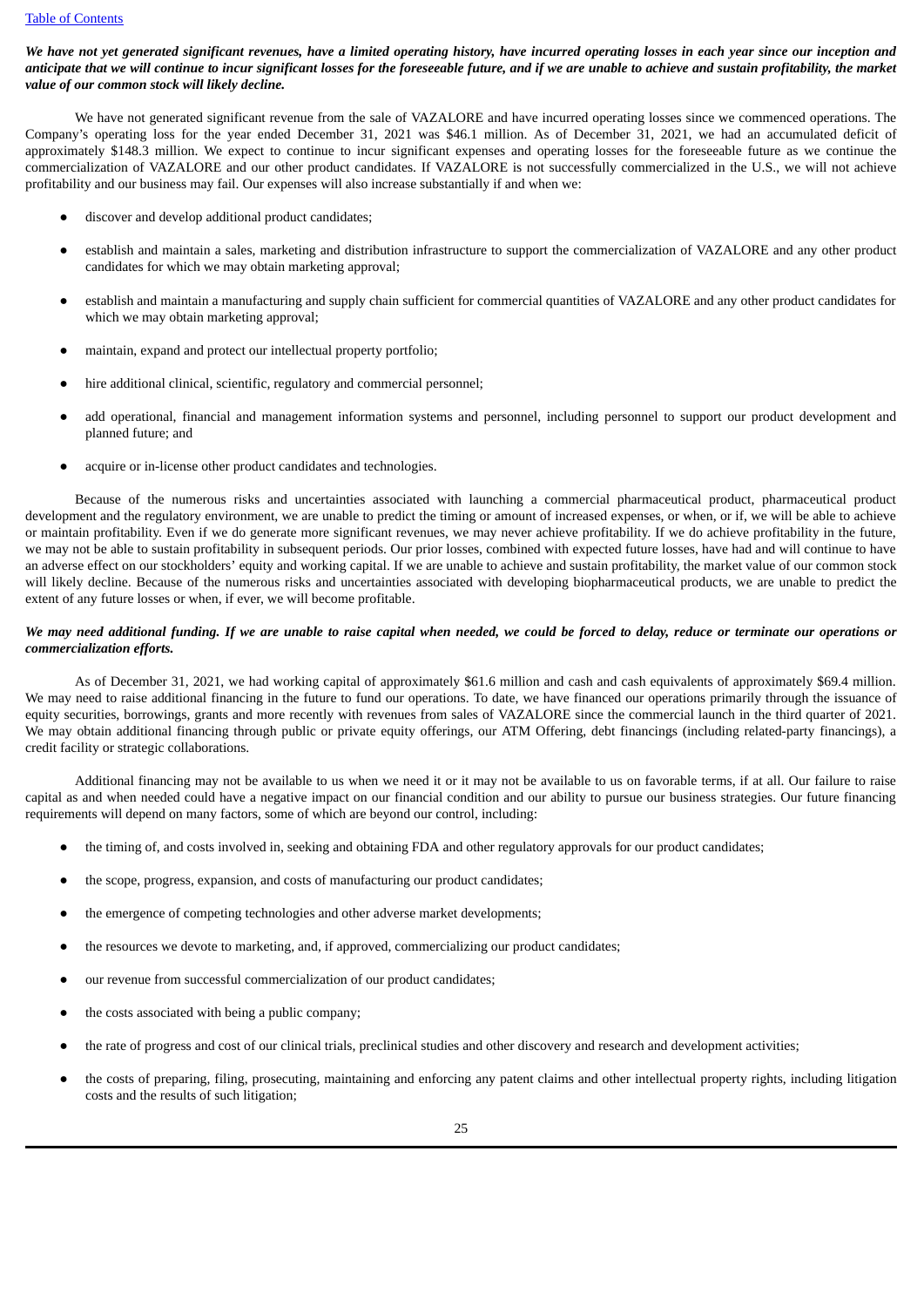***We have not yet generated significant revenues, have a limited operating history, have incurred operating losses in each year since our inception and anticipate that we will continue to incur significant losses for the foreseeable future, and if we are unable to achieve and sustain profitability, the market value of our common stock will likely decline.***

We have not generated significant revenue from the sale of VAZALORE and have incurred operating losses since we commenced operations. The Company's operating loss for the year ended December 31, 2021 was $46.1 million. As of December 31, 2021, we had an accumulated deficit of approximately $148.3 million. We expect to continue to incur significant expenses and operating losses for the foreseeable future as we continue the commercialization of VAZALORE and our other product candidates. If VAZALORE is not successfully commercialized in the U.S., we will not achieve profitability and our business may fail. Our expenses will also increase substantially if and when we:

- discover and develop additional product candidates;
- establish and maintain a sales, marketing and distribution infrastructure to support the commercialization of VAZALORE and any other product candidates for which we may obtain marketing approval;
- establish and maintain a manufacturing and supply chain sufficient for commercial quantities of VAZALORE and any other product candidates for which we may obtain marketing approval;
- maintain, expand and protect our intellectual property portfolio;
- hire additional clinical, scientific, regulatory and commercial personnel;
- add operational, financial and management information systems and personnel, including personnel to support our product development and planned future; and
- acquire or in-license other product candidates and technologies.

Because of the numerous risks and uncertainties associated with launching a commercial pharmaceutical product, pharmaceutical product development and the regulatory environment, we are unable to predict the timing or amount of increased expenses, or when, or if, we will be able to achieve or maintain profitability. Even if we do generate more significant revenues, we may never achieve profitability. If we do achieve profitability in the future, we may not be able to sustain profitability in subsequent periods. Our prior losses, combined with expected future losses, have had and will continue to have an adverse effect on our stockholders' equity and working capital. If we are unable to achieve and sustain profitability, the market value of our common stock will likely decline. Because of the numerous risks and uncertainties associated with developing biopharmaceutical products, we are unable to predict the extent of any future losses or when, if ever, we will become profitable.

***We may need additional funding. If we are unable to raise capital when needed, we could be forced to delay, reduce or terminate our operations or commercialization efforts.***

As of December 31, 2021, we had working capital of approximately $61.6 million and cash and cash equivalents of approximately $69.4 million. We may need to raise additional financing in the future to fund our operations. To date, we have financed our operations primarily through the issuance of equity securities, borrowings, grants and more recently with revenues from sales of VAZALORE since the commercial launch in the third quarter of 2021. We may obtain additional financing through public or private equity offerings, our ATM Offering, debt financings (including related-party financings), a credit facility or strategic collaborations.

Additional financing may not be available to us when we need it or it may not be available to us on favorable terms, if at all. Our failure to raise capital as and when needed could have a negative impact on our financial condition and our ability to pursue our business strategies. Our future financing requirements will depend on many factors, some of which are beyond our control, including:

- the timing of, and costs involved in, seeking and obtaining FDA and other regulatory approvals for our product candidates;
- the scope, progress, expansion, and costs of manufacturing our product candidates;
- the emergence of competing technologies and other adverse market developments;
- the resources we devote to marketing, and, if approved, commercializing our product candidates;
- our revenue from successful commercialization of our product candidates;
- the costs associated with being a public company;
- the rate of progress and cost of our clinical trials, preclinical studies and other discovery and research and development activities;
- the costs of preparing, filing, prosecuting, maintaining and enforcing any patent claims and other intellectual property rights, including litigation costs and the results of such litigation;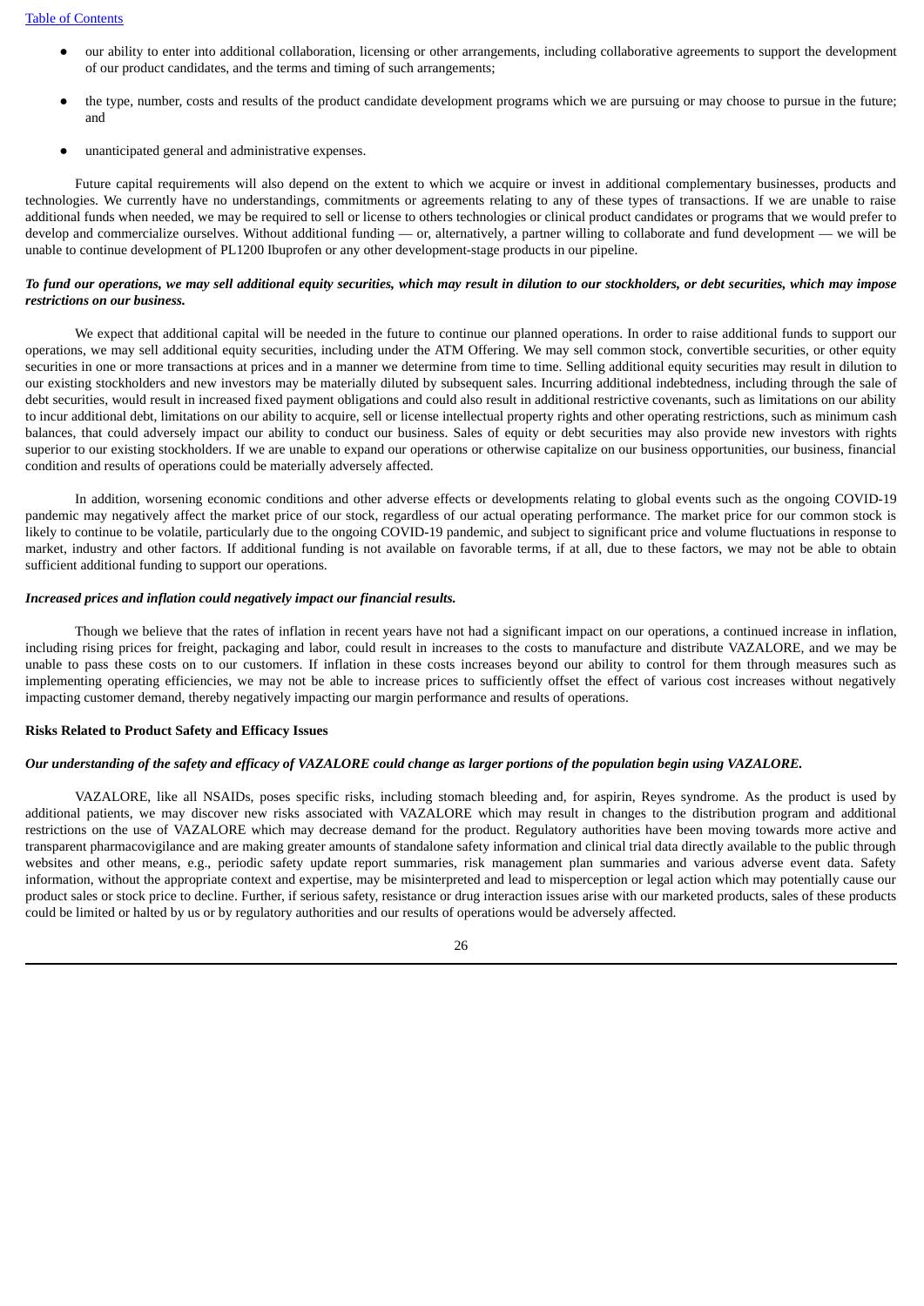- our ability to enter into additional collaboration, licensing or other arrangements, including collaborative agreements to support the development of our product candidates, and the terms and timing of such arrangements;
- the type, number, costs and results of the product candidate development programs which we are pursuing or may choose to pursue in the future; and
- unanticipated general and administrative expenses.

Future capital requirements will also depend on the extent to which we acquire or invest in additional complementary businesses, products and technologies. We currently have no understandings, commitments or agreements relating to any of these types of transactions. If we are unable to raise additional funds when needed, we may be required to sell or license to others technologies or clinical product candidates or programs that we would prefer to develop and commercialize ourselves. Without additional funding — or, alternatively, a partner willing to collaborate and fund development — we will be unable to continue development of PL1200 Ibuprofen or any other development-stage products in our pipeline.

***To fund our operations, we may sell additional equity securities, which may result in dilution to our stockholders, or debt securities, which may impose restrictions on our business.***

We expect that additional capital will be needed in the future to continue our planned operations. In order to raise additional funds to support our operations, we may sell additional equity securities, including under the ATM Offering. We may sell common stock, convertible securities, or other equity securities in one or more transactions at prices and in a manner we determine from time to time. Selling additional equity securities may result in dilution to our existing stockholders and new investors may be materially diluted by subsequent sales. Incurring additional indebtedness, including through the sale of debt securities, would result in increased fixed payment obligations and could also result in additional restrictive covenants, such as limitations on our ability to incur additional debt, limitations on our ability to acquire, sell or license intellectual property rights and other operating restrictions, such as minimum cash balances, that could adversely impact our ability to conduct our business. Sales of equity or debt securities may also provide new investors with rights superior to our existing stockholders. If we are unable to expand our operations or otherwise capitalize on our business opportunities, our business, financial condition and results of operations could be materially adversely affected.

In addition, worsening economic conditions and other adverse effects or developments relating to global events such as the ongoing COVID-19 pandemic may negatively affect the market price of our stock, regardless of our actual operating performance. The market price for our common stock is likely to continue to be volatile, particularly due to the ongoing COVID-19 pandemic, and subject to significant price and volume fluctuations in response to market, industry and other factors. If additional funding is not available on favorable terms, if at all, due to these factors, we may not be able to obtain sufficient additional funding to support our operations.

***Increased prices and inflation could negatively impact our financial results.***

Though we believe that the rates of inflation in recent years have not had a significant impact on our operations, a continued increase in inflation, including rising prices for freight, packaging and labor, could result in increases to the costs to manufacture and distribute VAZALORE, and we may be unable to pass these costs on to our customers. If inflation in these costs increases beyond our ability to control for them through measures such as implementing operating efficiencies, we may not be able to increase prices to sufficiently offset the effect of various cost increases without negatively impacting customer demand, thereby negatively impacting our margin performance and results of operations.

**Risks Related to Product Safety and Efficacy Issues**

***Our understanding of the safety and efficacy of VAZALORE could change as larger portions of the population begin using VAZALORE.***

VAZALORE, like all NSAIDs, poses specific risks, including stomach bleeding and, for aspirin, Reyes syndrome. As the product is used by additional patients, we may discover new risks associated with VAZALORE which may result in changes to the distribution program and additional restrictions on the use of VAZALORE which may decrease demand for the product. Regulatory authorities have been moving towards more active and transparent pharmacovigilance and are making greater amounts of standalone safety information and clinical trial data directly available to the public through websites and other means, e.g., periodic safety update report summaries, risk management plan summaries and various adverse event data. Safety information, without the appropriate context and expertise, may be misinterpreted and lead to misperception or legal action which may potentially cause our product sales or stock price to decline. Further, if serious safety, resistance or drug interaction issues arise with our marketed products, sales of these products could be limited or halted by us or by regulatory authorities and our results of operations would be adversely affected.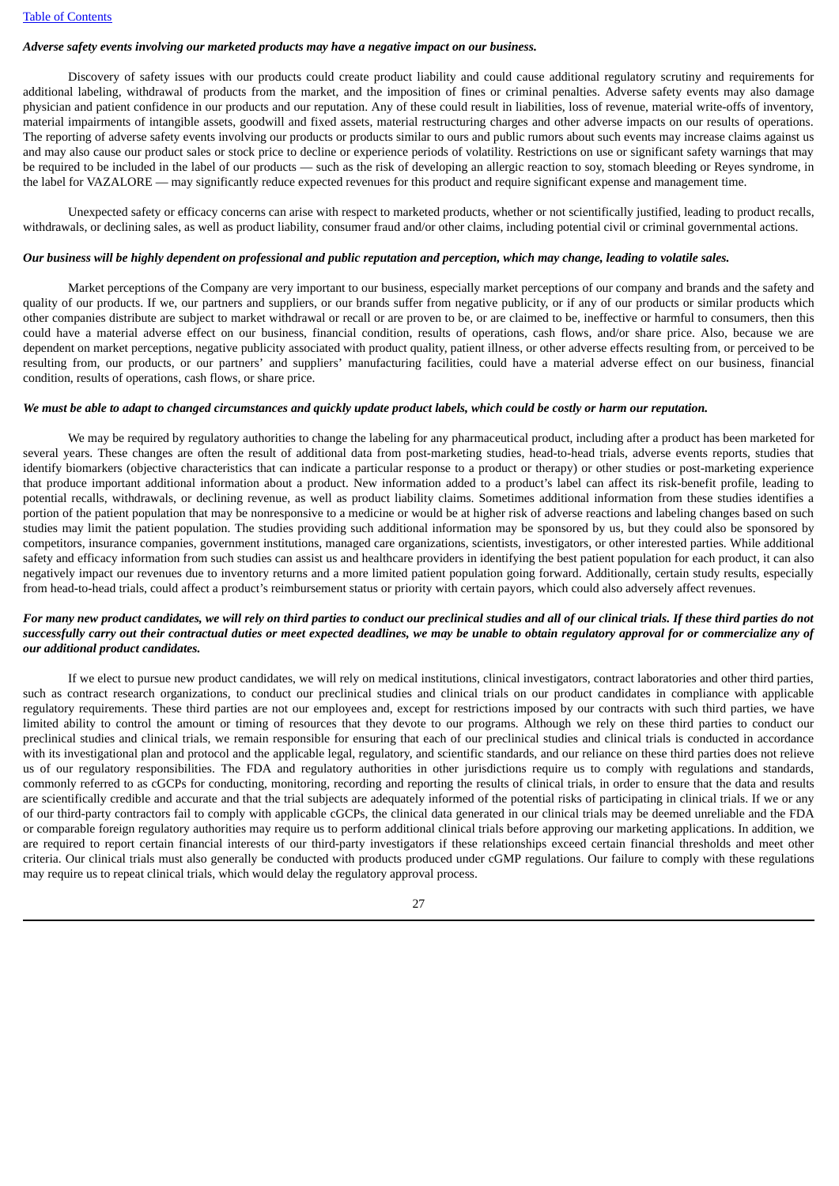*Adverse safety events involving our marketed products may have a negative impact on our business.*

Discovery of safety issues with our products could create product liability and could cause additional regulatory scrutiny and requirements for additional labeling, withdrawal of products from the market, and the imposition of fines or criminal penalties. Adverse safety events may also damage physician and patient confidence in our products and our reputation. Any of these could result in liabilities, loss of revenue, material write-offs of inventory, material impairments of intangible assets, goodwill and fixed assets, material restructuring charges and other adverse impacts on our results of operations. The reporting of adverse safety events involving our products or products similar to ours and public rumors about such events may increase claims against us and may also cause our product sales or stock price to decline or experience periods of volatility. Restrictions on use or significant safety warnings that may be required to be included in the label of our products — such as the risk of developing an allergic reaction to soy, stomach bleeding or Reyes syndrome, in the label for VAZALORE — may significantly reduce expected revenues for this product and require significant expense and management time.

Unexpected safety or efficacy concerns can arise with respect to marketed products, whether or not scientifically justified, leading to product recalls, withdrawals, or declining sales, as well as product liability, consumer fraud and/or other claims, including potential civil or criminal governmental actions.

*Our business will be highly dependent on professional and public reputation and perception, which may change, leading to volatile sales.*

Market perceptions of the Company are very important to our business, especially market perceptions of our company and brands and the safety and quality of our products. If we, our partners and suppliers, or our brands suffer from negative publicity, or if any of our products or similar products which other companies distribute are subject to market withdrawal or recall or are proven to be, or are claimed to be, ineffective or harmful to consumers, then this could have a material adverse effect on our business, financial condition, results of operations, cash flows, and/or share price. Also, because we are dependent on market perceptions, negative publicity associated with product quality, patient illness, or other adverse effects resulting from, or perceived to be resulting from, our products, or our partners' and suppliers' manufacturing facilities, could have a material adverse effect on our business, financial condition, results of operations, cash flows, or share price.

*We must be able to adapt to changed circumstances and quickly update product labels, which could be costly or harm our reputation.*

We may be required by regulatory authorities to change the labeling for any pharmaceutical product, including after a product has been marketed for several years. These changes are often the result of additional data from post-marketing studies, head-to-head trials, adverse events reports, studies that identify biomarkers (objective characteristics that can indicate a particular response to a product or therapy) or other studies or post-marketing experience that produce important additional information about a product. New information added to a product's label can affect its risk-benefit profile, leading to potential recalls, withdrawals, or declining revenue, as well as product liability claims. Sometimes additional information from these studies identifies a portion of the patient population that may be nonresponsive to a medicine or would be at higher risk of adverse reactions and labeling changes based on such studies may limit the patient population. The studies providing such additional information may be sponsored by us, but they could also be sponsored by competitors, insurance companies, government institutions, managed care organizations, scientists, investigators, or other interested parties. While additional safety and efficacy information from such studies can assist us and healthcare providers in identifying the best patient population for each product, it can also negatively impact our revenues due to inventory returns and a more limited patient population going forward. Additionally, certain study results, especially from head-to-head trials, could affect a product's reimbursement status or priority with certain payors, which could also adversely affect revenues.

*For many new product candidates, we will rely on third parties to conduct our preclinical studies and all of our clinical trials. If these third parties do not successfully carry out their contractual duties or meet expected deadlines, we may be unable to obtain regulatory approval for or commercialize any of our additional product candidates.*

If we elect to pursue new product candidates, we will rely on medical institutions, clinical investigators, contract laboratories and other third parties, such as contract research organizations, to conduct our preclinical studies and clinical trials on our product candidates in compliance with applicable regulatory requirements. These third parties are not our employees and, except for restrictions imposed by our contracts with such third parties, we have limited ability to control the amount or timing of resources that they devote to our programs. Although we rely on these third parties to conduct our preclinical studies and clinical trials, we remain responsible for ensuring that each of our preclinical studies and clinical trials is conducted in accordance with its investigational plan and protocol and the applicable legal, regulatory, and scientific standards, and our reliance on these third parties does not relieve us of our regulatory responsibilities. The FDA and regulatory authorities in other jurisdictions require us to comply with regulations and standards, commonly referred to as cGCPs for conducting, monitoring, recording and reporting the results of clinical trials, in order to ensure that the data and results are scientifically credible and accurate and that the trial subjects are adequately informed of the potential risks of participating in clinical trials. If we or any of our third-party contractors fail to comply with applicable cGCPs, the clinical data generated in our clinical trials may be deemed unreliable and the FDA or comparable foreign regulatory authorities may require us to perform additional clinical trials before approving our marketing applications. In addition, we are required to report certain financial interests of our third-party investigators if these relationships exceed certain financial thresholds and meet other criteria. Our clinical trials must also generally be conducted with products produced under cGMP regulations. Our failure to comply with these regulations may require us to repeat clinical trials, which would delay the regulatory approval process.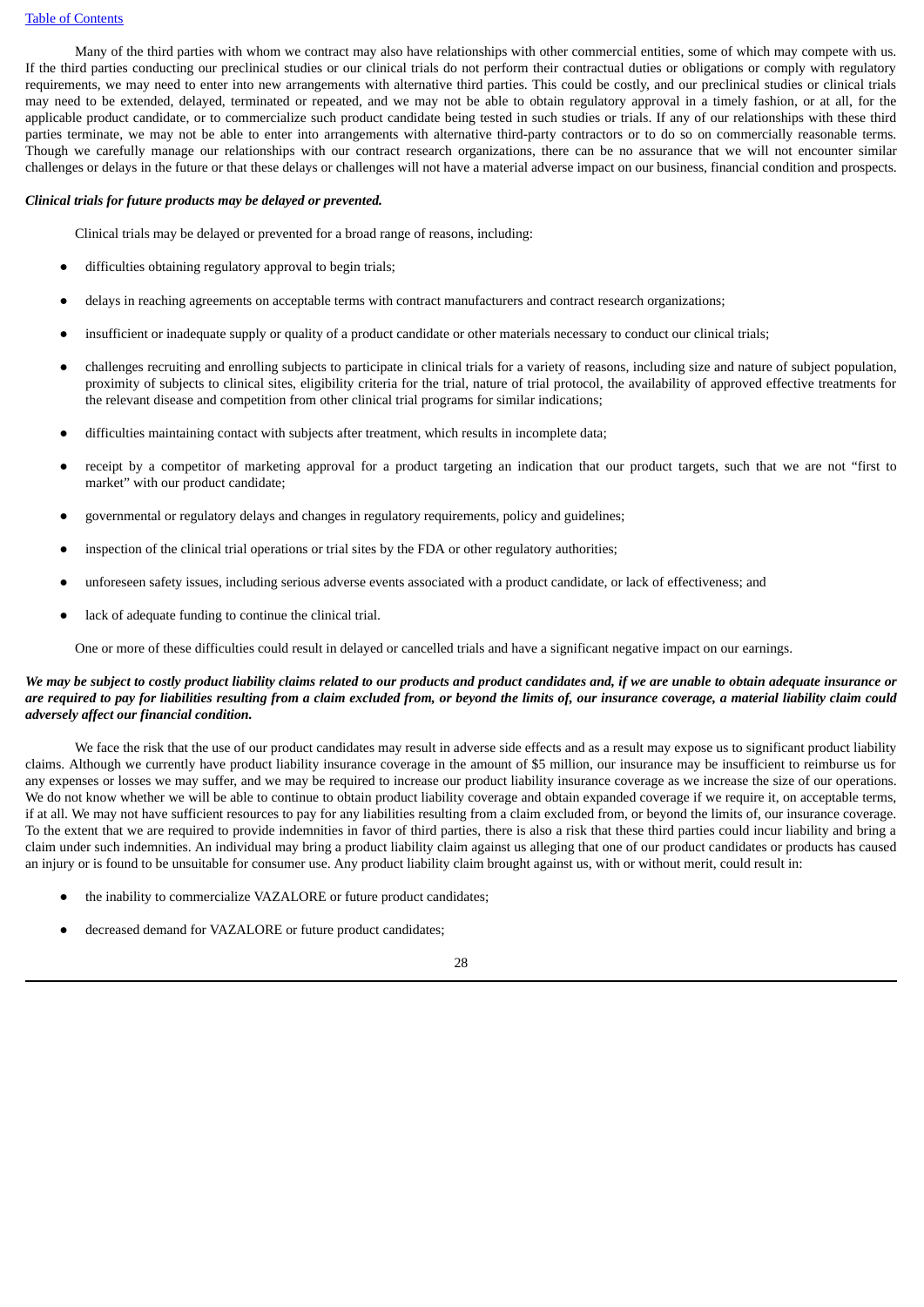Many of the third parties with whom we contract may also have relationships with other commercial entities, some of which may compete with us. If the third parties conducting our preclinical studies or our clinical trials do not perform their contractual duties or obligations or comply with regulatory requirements, we may need to enter into new arrangements with alternative third parties. This could be costly, and our preclinical studies or clinical trials may need to be extended, delayed, terminated or repeated, and we may not be able to obtain regulatory approval in a timely fashion, or at all, for the applicable product candidate, or to commercialize such product candidate being tested in such studies or trials. If any of our relationships with these third parties terminate, we may not be able to enter into arrangements with alternative third-party contractors or to do so on commercially reasonable terms. Though we carefully manage our relationships with our contract research organizations, there can be no assurance that we will not encounter similar challenges or delays in the future or that these delays or challenges will not have a material adverse impact on our business, financial condition and prospects.

***Clinical trials for future products may be delayed or prevented.***

Clinical trials may be delayed or prevented for a broad range of reasons, including:

- difficulties obtaining regulatory approval to begin trials;
- delays in reaching agreements on acceptable terms with contract manufacturers and contract research organizations;
- insufficient or inadequate supply or quality of a product candidate or other materials necessary to conduct our clinical trials;
- challenges recruiting and enrolling subjects to participate in clinical trials for a variety of reasons, including size and nature of subject population, proximity of subjects to clinical sites, eligibility criteria for the trial, nature of trial protocol, the availability of approved effective treatments for the relevant disease and competition from other clinical trial programs for similar indications;
- difficulties maintaining contact with subjects after treatment, which results in incomplete data;
- receipt by a competitor of marketing approval for a product targeting an indication that our product targets, such that we are not "first to market" with our product candidate;
- governmental or regulatory delays and changes in regulatory requirements, policy and guidelines;
- inspection of the clinical trial operations or trial sites by the FDA or other regulatory authorities;
- unforeseen safety issues, including serious adverse events associated with a product candidate, or lack of effectiveness; and
- lack of adequate funding to continue the clinical trial.

One or more of these difficulties could result in delayed or cancelled trials and have a significant negative impact on our earnings.

***We may be subject to costly product liability claims related to our products and product candidates and, if we are unable to obtain adequate insurance or are required to pay for liabilities resulting from a claim excluded from, or beyond the limits of, our insurance coverage, a material liability claim could adversely affect our financial condition.***

We face the risk that the use of our product candidates may result in adverse side effects and as a result may expose us to significant product liability claims. Although we currently have product liability insurance coverage in the amount of $5 million, our insurance may be insufficient to reimburse us for any expenses or losses we may suffer, and we may be required to increase our product liability insurance coverage as we increase the size of our operations. We do not know whether we will be able to continue to obtain product liability coverage and obtain expanded coverage if we require it, on acceptable terms, if at all. We may not have sufficient resources to pay for any liabilities resulting from a claim excluded from, or beyond the limits of, our insurance coverage. To the extent that we are required to provide indemnities in favor of third parties, there is also a risk that these third parties could incur liability and bring a claim under such indemnities. An individual may bring a product liability claim against us alleging that one of our product candidates or products has caused an injury or is found to be unsuitable for consumer use. Any product liability claim brought against us, with or without merit, could result in:

- the inability to commercialize VAZALORE or future product candidates;
- decreased demand for VAZALORE or future product candidates;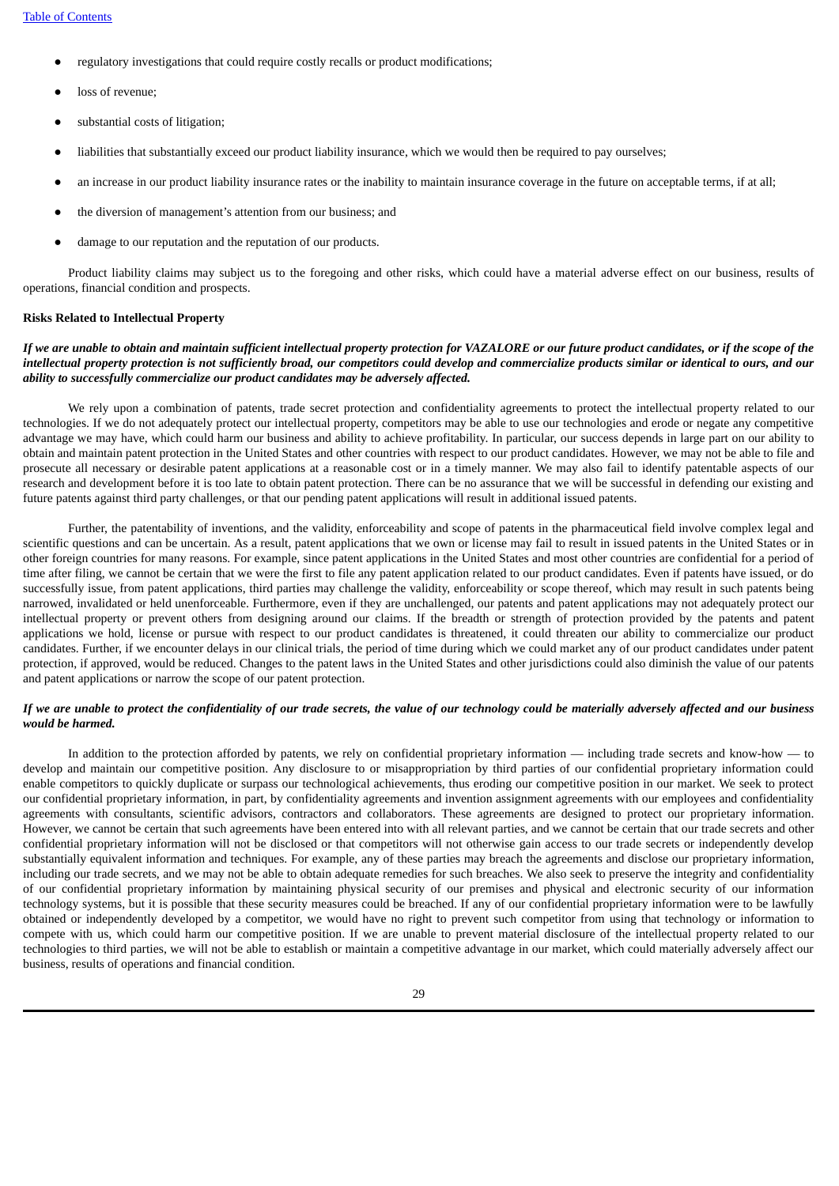- regulatory investigations that could require costly recalls or product modifications;
- loss of revenue;
- substantial costs of litigation;
- liabilities that substantially exceed our product liability insurance, which we would then be required to pay ourselves;
- an increase in our product liability insurance rates or the inability to maintain insurance coverage in the future on acceptable terms, if at all;
- the diversion of management's attention from our business; and
- damage to our reputation and the reputation of our products.

Product liability claims may subject us to the foregoing and other risks, which could have a material adverse effect on our business, results of operations, financial condition and prospects.

**Risks Related to Intellectual Property**

***If we are unable to obtain and maintain sufficient intellectual property protection for VAZALORE or our future product candidates, or if the scope of the intellectual property protection is not sufficiently broad, our competitors could develop and commercialize products similar or identical to ours, and our ability to successfully commercialize our product candidates may be adversely affected.***

We rely upon a combination of patents, trade secret protection and confidentiality agreements to protect the intellectual property related to our technologies. If we do not adequately protect our intellectual property, competitors may be able to use our technologies and erode or negate any competitive advantage we may have, which could harm our business and ability to achieve profitability. In particular, our success depends in large part on our ability to obtain and maintain patent protection in the United States and other countries with respect to our product candidates. However, we may not be able to file and prosecute all necessary or desirable patent applications at a reasonable cost or in a timely manner. We may also fail to identify patentable aspects of our research and development before it is too late to obtain patent protection. There can be no assurance that we will be successful in defending our existing and future patents against third party challenges, or that our pending patent applications will result in additional issued patents.

Further, the patentability of inventions, and the validity, enforceability and scope of patents in the pharmaceutical field involve complex legal and scientific questions and can be uncertain. As a result, patent applications that we own or license may fail to result in issued patents in the United States or in other foreign countries for many reasons. For example, since patent applications in the United States and most other countries are confidential for a period of time after filing, we cannot be certain that we were the first to file any patent application related to our product candidates. Even if patents have issued, or do successfully issue, from patent applications, third parties may challenge the validity, enforceability or scope thereof, which may result in such patents being narrowed, invalidated or held unenforceable. Furthermore, even if they are unchallenged, our patents and patent applications may not adequately protect our intellectual property or prevent others from designing around our claims. If the breadth or strength of protection provided by the patents and patent applications we hold, license or pursue with respect to our product candidates is threatened, it could threaten our ability to commercialize our product candidates. Further, if we encounter delays in our clinical trials, the period of time during which we could market any of our product candidates under patent protection, if approved, would be reduced. Changes to the patent laws in the United States and other jurisdictions could also diminish the value of our patents and patent applications or narrow the scope of our patent protection.

***If we are unable to protect the confidentiality of our trade secrets, the value of our technology could be materially adversely affected and our business would be harmed.***

In addition to the protection afforded by patents, we rely on confidential proprietary information — including trade secrets and know-how — to develop and maintain our competitive position. Any disclosure to or misappropriation by third parties of our confidential proprietary information could enable competitors to quickly duplicate or surpass our technological achievements, thus eroding our competitive position in our market. We seek to protect our confidential proprietary information, in part, by confidentiality agreements and invention assignment agreements with our employees and confidentiality agreements with consultants, scientific advisors, contractors and collaborators. These agreements are designed to protect our proprietary information. However, we cannot be certain that such agreements have been entered into with all relevant parties, and we cannot be certain that our trade secrets and other confidential proprietary information will not be disclosed or that competitors will not otherwise gain access to our trade secrets or independently develop substantially equivalent information and techniques. For example, any of these parties may breach the agreements and disclose our proprietary information, including our trade secrets, and we may not be able to obtain adequate remedies for such breaches. We also seek to preserve the integrity and confidentiality of our confidential proprietary information by maintaining physical security of our premises and physical and electronic security of our information technology systems, but it is possible that these security measures could be breached. If any of our confidential proprietary information were to be lawfully obtained or independently developed by a competitor, we would have no right to prevent such competitor from using that technology or information to compete with us, which could harm our competitive position. If we are unable to prevent material disclosure of the intellectual property related to our technologies to third parties, we will not be able to establish or maintain a competitive advantage in our market, which could materially adversely affect our business, results of operations and financial condition.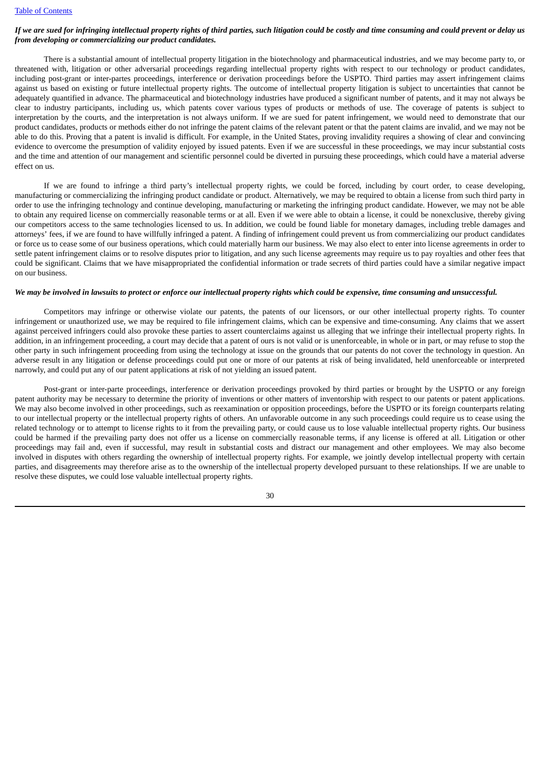***If we are sued for infringing intellectual property rights of third parties, such litigation could be costly and time consuming and could prevent or delay us from developing or commercializing our product candidates.***

There is a substantial amount of intellectual property litigation in the biotechnology and pharmaceutical industries, and we may become party to, or threatened with, litigation or other adversarial proceedings regarding intellectual property rights with respect to our technology or product candidates, including post-grant or inter-partes proceedings, interference or derivation proceedings before the USPTO. Third parties may assert infringement claims against us based on existing or future intellectual property rights. The outcome of intellectual property litigation is subject to uncertainties that cannot be adequately quantified in advance. The pharmaceutical and biotechnology industries have produced a significant number of patents, and it may not always be clear to industry participants, including us, which patents cover various types of products or methods of use. The coverage of patents is subject to interpretation by the courts, and the interpretation is not always uniform. If we are sued for patent infringement, we would need to demonstrate that our product candidates, products or methods either do not infringe the patent claims of the relevant patent or that the patent claims are invalid, and we may not be able to do this. Proving that a patent is invalid is difficult. For example, in the United States, proving invalidity requires a showing of clear and convincing evidence to overcome the presumption of validity enjoyed by issued patents. Even if we are successful in these proceedings, we may incur substantial costs and the time and attention of our management and scientific personnel could be diverted in pursuing these proceedings, which could have a material adverse effect on us.

If we are found to infringe a third party's intellectual property rights, we could be forced, including by court order, to cease developing, manufacturing or commercializing the infringing product candidate or product. Alternatively, we may be required to obtain a license from such third party in order to use the infringing technology and continue developing, manufacturing or marketing the infringing product candidate. However, we may not be able to obtain any required license on commercially reasonable terms or at all. Even if we were able to obtain a license, it could be nonexclusive, thereby giving our competitors access to the same technologies licensed to us. In addition, we could be found liable for monetary damages, including treble damages and attorneys' fees, if we are found to have willfully infringed a patent. A finding of infringement could prevent us from commercializing our product candidates or force us to cease some of our business operations, which could materially harm our business. We may also elect to enter into license agreements in order to settle patent infringement claims or to resolve disputes prior to litigation, and any such license agreements may require us to pay royalties and other fees that could be significant. Claims that we have misappropriated the confidential information or trade secrets of third parties could have a similar negative impact on our business.

***We may be involved in lawsuits to protect or enforce our intellectual property rights which could be expensive, time consuming and unsuccessful.***

Competitors may infringe or otherwise violate our patents, the patents of our licensors, or our other intellectual property rights. To counter infringement or unauthorized use, we may be required to file infringement claims, which can be expensive and time-consuming. Any claims that we assert against perceived infringers could also provoke these parties to assert counterclaims against us alleging that we infringe their intellectual property rights. In addition, in an infringement proceeding, a court may decide that a patent of ours is not valid or is unenforceable, in whole or in part, or may refuse to stop the other party in such infringement proceeding from using the technology at issue on the grounds that our patents do not cover the technology in question. An adverse result in any litigation or defense proceedings could put one or more of our patents at risk of being invalidated, held unenforceable or interpreted narrowly, and could put any of our patent applications at risk of not yielding an issued patent.

Post-grant or inter-parte proceedings, interference or derivation proceedings provoked by third parties or brought by the USPTO or any foreign patent authority may be necessary to determine the priority of inventions or other matters of inventorship with respect to our patents or patent applications. We may also become involved in other proceedings, such as reexamination or opposition proceedings, before the USPTO or its foreign counterparts relating to our intellectual property or the intellectual property rights of others. An unfavorable outcome in any such proceedings could require us to cease using the related technology or to attempt to license rights to it from the prevailing party, or could cause us to lose valuable intellectual property rights. Our business could be harmed if the prevailing party does not offer us a license on commercially reasonable terms, if any license is offered at all. Litigation or other proceedings may fail and, even if successful, may result in substantial costs and distract our management and other employees. We may also become involved in disputes with others regarding the ownership of intellectual property rights. For example, we jointly develop intellectual property with certain parties, and disagreements may therefore arise as to the ownership of the intellectual property developed pursuant to these relationships. If we are unable to resolve these disputes, we could lose valuable intellectual property rights.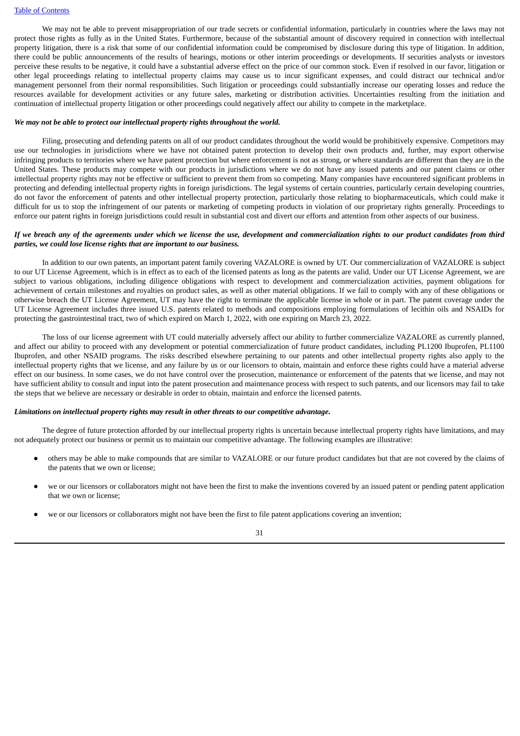We may not be able to prevent misappropriation of our trade secrets or confidential information, particularly in countries where the laws may not protect those rights as fully as in the United States. Furthermore, because of the substantial amount of discovery required in connection with intellectual property litigation, there is a risk that some of our confidential information could be compromised by disclosure during this type of litigation. In addition, there could be public announcements of the results of hearings, motions or other interim proceedings or developments. If securities analysts or investors perceive these results to be negative, it could have a substantial adverse effect on the price of our common stock. Even if resolved in our favor, litigation or other legal proceedings relating to intellectual property claims may cause us to incur significant expenses, and could distract our technical and/or management personnel from their normal responsibilities. Such litigation or proceedings could substantially increase our operating losses and reduce the resources available for development activities or any future sales, marketing or distribution activities. Uncertainties resulting from the initiation and continuation of intellectual property litigation or other proceedings could negatively affect our ability to compete in the marketplace.

***We may not be able to protect our intellectual property rights throughout the world.***

Filing, prosecuting and defending patents on all of our product candidates throughout the world would be prohibitively expensive. Competitors may use our technologies in jurisdictions where we have not obtained patent protection to develop their own products and, further, may export otherwise infringing products to territories where we have patent protection but where enforcement is not as strong, or where standards are different than they are in the United States. These products may compete with our products in jurisdictions where we do not have any issued patents and our patent claims or other intellectual property rights may not be effective or sufficient to prevent them from so competing. Many companies have encountered significant problems in protecting and defending intellectual property rights in foreign jurisdictions. The legal systems of certain countries, particularly certain developing countries, do not favor the enforcement of patents and other intellectual property protection, particularly those relating to biopharmaceuticals, which could make it difficult for us to stop the infringement of our patents or marketing of competing products in violation of our proprietary rights generally. Proceedings to enforce our patent rights in foreign jurisdictions could result in substantial cost and divert our efforts and attention from other aspects of our business.

***If we breach any of the agreements under which we license the use, development and commercialization rights to our product candidates from third parties, we could lose license rights that are important to our business.***

In addition to our own patents, an important patent family covering VAZALORE is owned by UT. Our commercialization of VAZALORE is subject to our UT License Agreement, which is in effect as to each of the licensed patents as long as the patents are valid. Under our UT License Agreement, we are subject to various obligations, including diligence obligations with respect to development and commercialization activities, payment obligations for achievement of certain milestones and royalties on product sales, as well as other material obligations. If we fail to comply with any of these obligations or otherwise breach the UT License Agreement, UT may have the right to terminate the applicable license in whole or in part. The patent coverage under the UT License Agreement includes three issued U.S. patents related to methods and compositions employing formulations of lecithin oils and NSAIDs for protecting the gastrointestinal tract, two of which expired on March 1, 2022, with one expiring on March 23, 2022.

The loss of our license agreement with UT could materially adversely affect our ability to further commercialize VAZALORE as currently planned, and affect our ability to proceed with any development or potential commercialization of future product candidates, including PL1200 Ibuprofen, PL1100 Ibuprofen, and other NSAID programs. The risks described elsewhere pertaining to our patents and other intellectual property rights also apply to the intellectual property rights that we license, and any failure by us or our licensors to obtain, maintain and enforce these rights could have a material adverse effect on our business. In some cases, we do not have control over the prosecution, maintenance or enforcement of the patents that we license, and may not have sufficient ability to consult and input into the patent prosecution and maintenance process with respect to such patents, and our licensors may fail to take the steps that we believe are necessary or desirable in order to obtain, maintain and enforce the licensed patents.

***Limitations on intellectual property rights may result in other threats to our competitive advantage.***

The degree of future protection afforded by our intellectual property rights is uncertain because intellectual property rights have limitations, and may not adequately protect our business or permit us to maintain our competitive advantage. The following examples are illustrative:

- others may be able to make compounds that are similar to VAZALORE or our future product candidates but that are not covered by the claims of the patents that we own or license;
- we or our licensors or collaborators might not have been the first to make the inventions covered by an issued patent or pending patent application that we own or license;
- we or our licensors or collaborators might not have been the first to file patent applications covering an invention;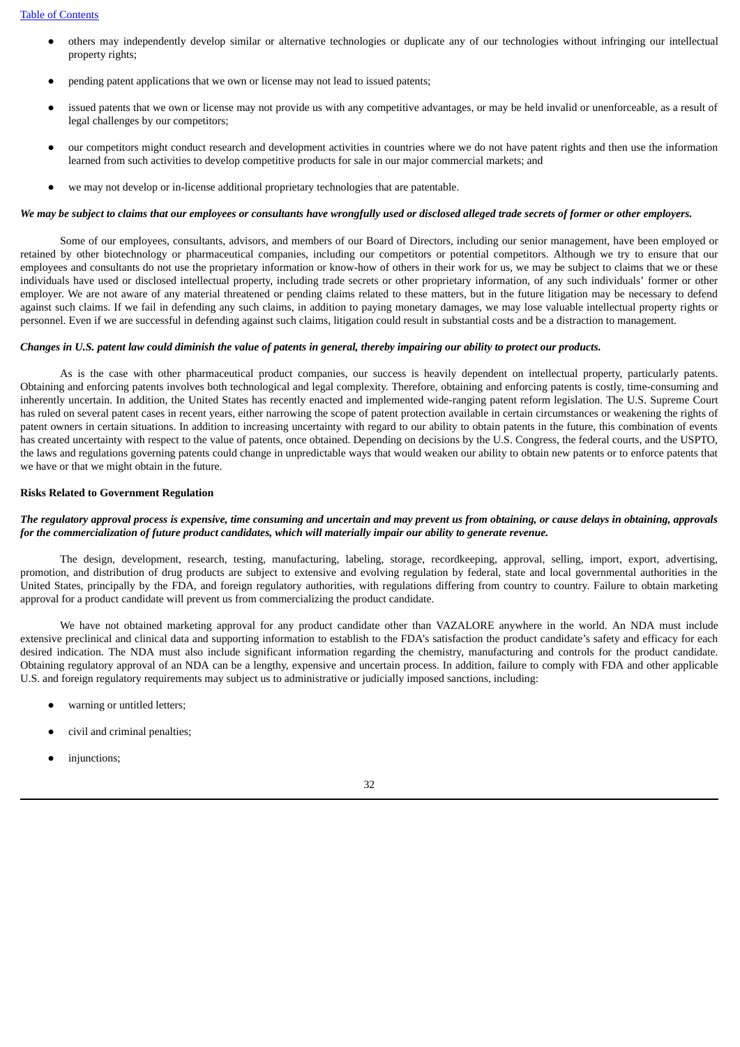- others may independently develop similar or alternative technologies or duplicate any of our technologies without infringing our intellectual property rights;
- pending patent applications that we own or license may not lead to issued patents;
- issued patents that we own or license may not provide us with any competitive advantages, or may be held invalid or unenforceable, as a result of legal challenges by our competitors;
- our competitors might conduct research and development activities in countries where we do not have patent rights and then use the information learned from such activities to develop competitive products for sale in our major commercial markets; and
- we may not develop or in-license additional proprietary technologies that are patentable.

***We may be subject to claims that our employees or consultants have wrongfully used or disclosed alleged trade secrets of former or other employers.***

Some of our employees, consultants, advisors, and members of our Board of Directors, including our senior management, have been employed or retained by other biotechnology or pharmaceutical companies, including our competitors or potential competitors. Although we try to ensure that our employees and consultants do not use the proprietary information or know-how of others in their work for us, we may be subject to claims that we or these individuals have used or disclosed intellectual property, including trade secrets or other proprietary information, of any such individuals' former or other employer. We are not aware of any material threatened or pending claims related to these matters, but in the future litigation may be necessary to defend against such claims. If we fail in defending any such claims, in addition to paying monetary damages, we may lose valuable intellectual property rights or personnel. Even if we are successful in defending against such claims, litigation could result in substantial costs and be a distraction to management.

***Changes in U.S. patent law could diminish the value of patents in general, thereby impairing our ability to protect our products.***

As is the case with other pharmaceutical product companies, our success is heavily dependent on intellectual property, particularly patents. Obtaining and enforcing patents involves both technological and legal complexity. Therefore, obtaining and enforcing patents is costly, time-consuming and inherently uncertain. In addition, the United States has recently enacted and implemented wide-ranging patent reform legislation. The U.S. Supreme Court has ruled on several patent cases in recent years, either narrowing the scope of patent protection available in certain circumstances or weakening the rights of patent owners in certain situations. In addition to increasing uncertainty with regard to our ability to obtain patents in the future, this combination of events has created uncertainty with respect to the value of patents, once obtained. Depending on decisions by the U.S. Congress, the federal courts, and the USPTO, the laws and regulations governing patents could change in unpredictable ways that would weaken our ability to obtain new patents or to enforce patents that we have or that we might obtain in the future.

**Risks Related to Government Regulation**

***The regulatory approval process is expensive, time consuming and uncertain and may prevent us from obtaining, or cause delays in obtaining, approvals for the commercialization of future product candidates, which will materially impair our ability to generate revenue.***

The design, development, research, testing, manufacturing, labeling, storage, recordkeeping, approval, selling, import, export, advertising, promotion, and distribution of drug products are subject to extensive and evolving regulation by federal, state and local governmental authorities in the United States, principally by the FDA, and foreign regulatory authorities, with regulations differing from country to country. Failure to obtain marketing approval for a product candidate will prevent us from commercializing the product candidate.

We have not obtained marketing approval for any product candidate other than VAZALORE anywhere in the world. An NDA must include extensive preclinical and clinical data and supporting information to establish to the FDA's satisfaction the product candidate's safety and efficacy for each desired indication. The NDA must also include significant information regarding the chemistry, manufacturing and controls for the product candidate. Obtaining regulatory approval of an NDA can be a lengthy, expensive and uncertain process. In addition, failure to comply with FDA and other applicable U.S. and foreign regulatory requirements may subject us to administrative or judicially imposed sanctions, including:

- warning or untitled letters;
- civil and criminal penalties;
- injunctions;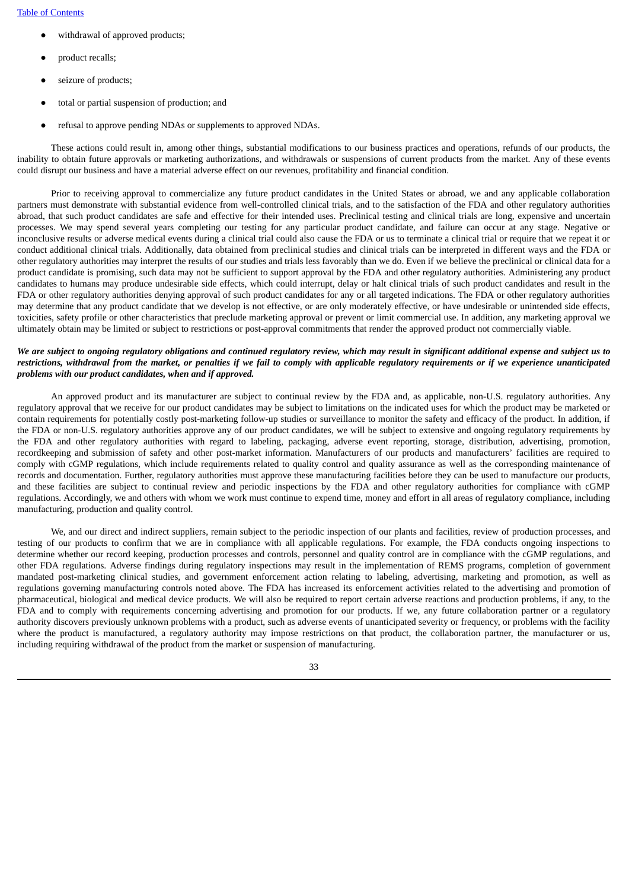- withdrawal of approved products;
- product recalls;
- seizure of products;
- total or partial suspension of production; and
- refusal to approve pending NDAs or supplements to approved NDAs.

These actions could result in, among other things, substantial modifications to our business practices and operations, refunds of our products, the inability to obtain future approvals or marketing authorizations, and withdrawals or suspensions of current products from the market. Any of these events could disrupt our business and have a material adverse effect on our revenues, profitability and financial condition.

Prior to receiving approval to commercialize any future product candidates in the United States or abroad, we and any applicable collaboration partners must demonstrate with substantial evidence from well-controlled clinical trials, and to the satisfaction of the FDA and other regulatory authorities abroad, that such product candidates are safe and effective for their intended uses. Preclinical testing and clinical trials are long, expensive and uncertain processes. We may spend several years completing our testing for any particular product candidate, and failure can occur at any stage. Negative or inconclusive results or adverse medical events during a clinical trial could also cause the FDA or us to terminate a clinical trial or require that we repeat it or conduct additional clinical trials. Additionally, data obtained from preclinical studies and clinical trials can be interpreted in different ways and the FDA or other regulatory authorities may interpret the results of our studies and trials less favorably than we do. Even if we believe the preclinical or clinical data for a product candidate is promising, such data may not be sufficient to support approval by the FDA and other regulatory authorities. Administering any product candidates to humans may produce undesirable side effects, which could interrupt, delay or halt clinical trials of such product candidates and result in the FDA or other regulatory authorities denying approval of such product candidates for any or all targeted indications. The FDA or other regulatory authorities may determine that any product candidate that we develop is not effective, or are only moderately effective, or have undesirable or unintended side effects, toxicities, safety profile or other characteristics that preclude marketing approval or prevent or limit commercial use. In addition, any marketing approval we ultimately obtain may be limited or subject to restrictions or post-approval commitments that render the approved product not commercially viable.

***We are subject to ongoing regulatory obligations and continued regulatory review, which may result in significant additional expense and subject us to restrictions, withdrawal from the market, or penalties if we fail to comply with applicable regulatory requirements or if we experience unanticipated problems with our product candidates, when and if approved.***

An approved product and its manufacturer are subject to continual review by the FDA and, as applicable, non-U.S. regulatory authorities. Any regulatory approval that we receive for our product candidates may be subject to limitations on the indicated uses for which the product may be marketed or contain requirements for potentially costly post-marketing follow-up studies or surveillance to monitor the safety and efficacy of the product. In addition, if the FDA or non-U.S. regulatory authorities approve any of our product candidates, we will be subject to extensive and ongoing regulatory requirements by the FDA and other regulatory authorities with regard to labeling, packaging, adverse event reporting, storage, distribution, advertising, promotion, recordkeeping and submission of safety and other post-market information. Manufacturers of our products and manufacturers' facilities are required to comply with cGMP regulations, which include requirements related to quality control and quality assurance as well as the corresponding maintenance of records and documentation. Further, regulatory authorities must approve these manufacturing facilities before they can be used to manufacture our products, and these facilities are subject to continual review and periodic inspections by the FDA and other regulatory authorities for compliance with cGMP regulations. Accordingly, we and others with whom we work must continue to expend time, money and effort in all areas of regulatory compliance, including manufacturing, production and quality control.

We, and our direct and indirect suppliers, remain subject to the periodic inspection of our plants and facilities, review of production processes, and testing of our products to confirm that we are in compliance with all applicable regulations. For example, the FDA conducts ongoing inspections to determine whether our record keeping, production processes and controls, personnel and quality control are in compliance with the cGMP regulations, and other FDA regulations. Adverse findings during regulatory inspections may result in the implementation of REMS programs, completion of government mandated post-marketing clinical studies, and government enforcement action relating to labeling, advertising, marketing and promotion, as well as regulations governing manufacturing controls noted above. The FDA has increased its enforcement activities related to the advertising and promotion of pharmaceutical, biological and medical device products. We will also be required to report certain adverse reactions and production problems, if any, to the FDA and to comply with requirements concerning advertising and promotion for our products. If we, any future collaboration partner or a regulatory authority discovers previously unknown problems with a product, such as adverse events of unanticipated severity or frequency, or problems with the facility where the product is manufactured, a regulatory authority may impose restrictions on that product, the collaboration partner, the manufacturer or us, including requiring withdrawal of the product from the market or suspension of manufacturing.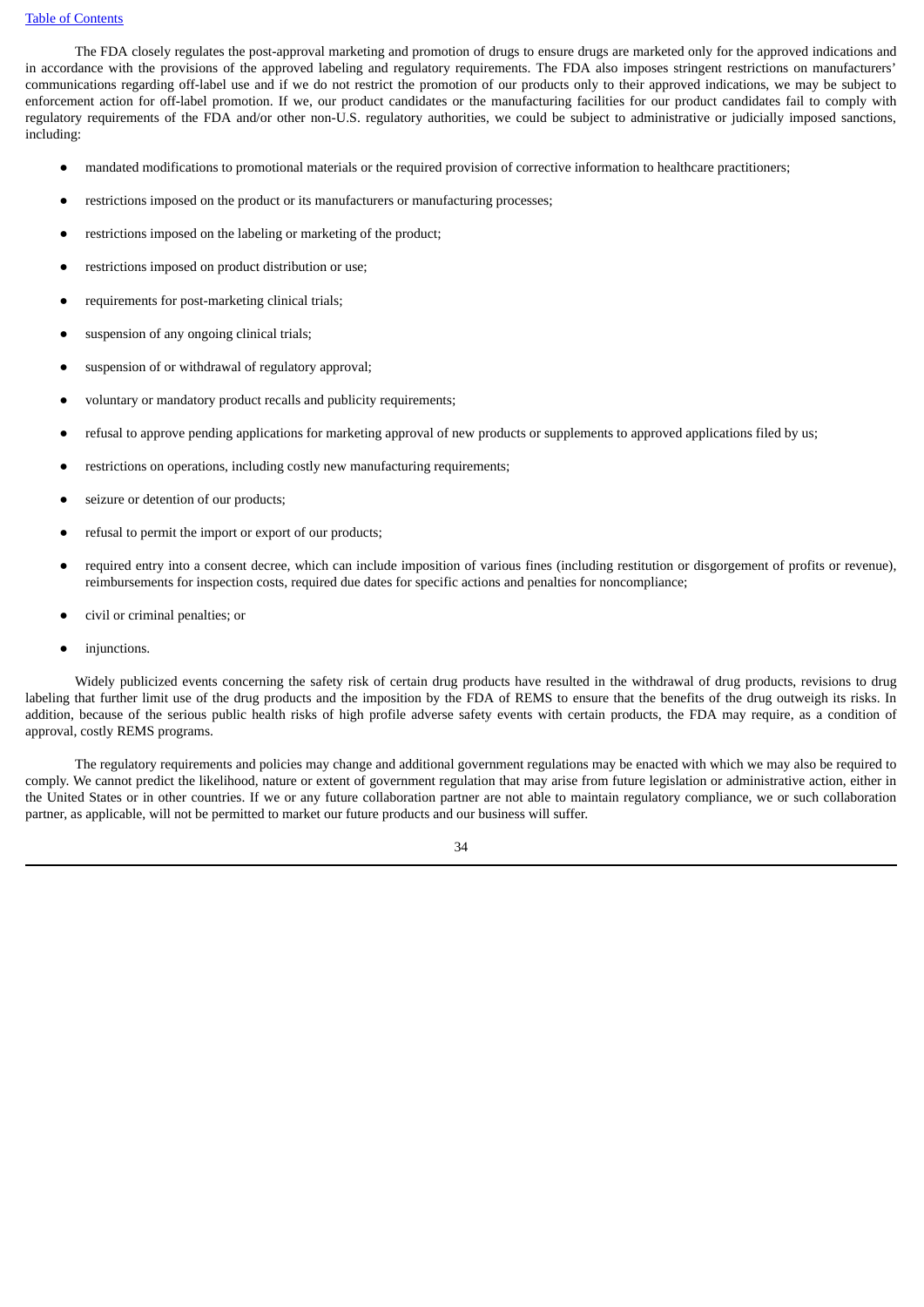The FDA closely regulates the post-approval marketing and promotion of drugs to ensure drugs are marketed only for the approved indications and in accordance with the provisions of the approved labeling and regulatory requirements. The FDA also imposes stringent restrictions on manufacturers' communications regarding off-label use and if we do not restrict the promotion of our products only to their approved indications, we may be subject to enforcement action for off-label promotion. If we, our product candidates or the manufacturing facilities for our product candidates fail to comply with regulatory requirements of the FDA and/or other non-U.S. regulatory authorities, we could be subject to administrative or judicially imposed sanctions, including:

- mandated modifications to promotional materials or the required provision of corrective information to healthcare practitioners;
- restrictions imposed on the product or its manufacturers or manufacturing processes;
- restrictions imposed on the labeling or marketing of the product;
- restrictions imposed on product distribution or use;
- requirements for post-marketing clinical trials;
- suspension of any ongoing clinical trials;
- suspension of or withdrawal of regulatory approval;
- voluntary or mandatory product recalls and publicity requirements;
- refusal to approve pending applications for marketing approval of new products or supplements to approved applications filed by us;
- restrictions on operations, including costly new manufacturing requirements;
- seizure or detention of our products;
- refusal to permit the import or export of our products;
- required entry into a consent decree, which can include imposition of various fines (including restitution or disgorgement of profits or revenue), reimbursements for inspection costs, required due dates for specific actions and penalties for noncompliance;
- civil or criminal penalties; or
- injunctions.

Widely publicized events concerning the safety risk of certain drug products have resulted in the withdrawal of drug products, revisions to drug labeling that further limit use of the drug products and the imposition by the FDA of REMS to ensure that the benefits of the drug outweigh its risks. In addition, because of the serious public health risks of high profile adverse safety events with certain products, the FDA may require, as a condition of approval, costly REMS programs.

The regulatory requirements and policies may change and additional government regulations may be enacted with which we may also be required to comply. We cannot predict the likelihood, nature or extent of government regulation that may arise from future legislation or administrative action, either in the United States or in other countries. If we or any future collaboration partner are not able to maintain regulatory compliance, we or such collaboration partner, as applicable, will not be permitted to market our future products and our business will suffer.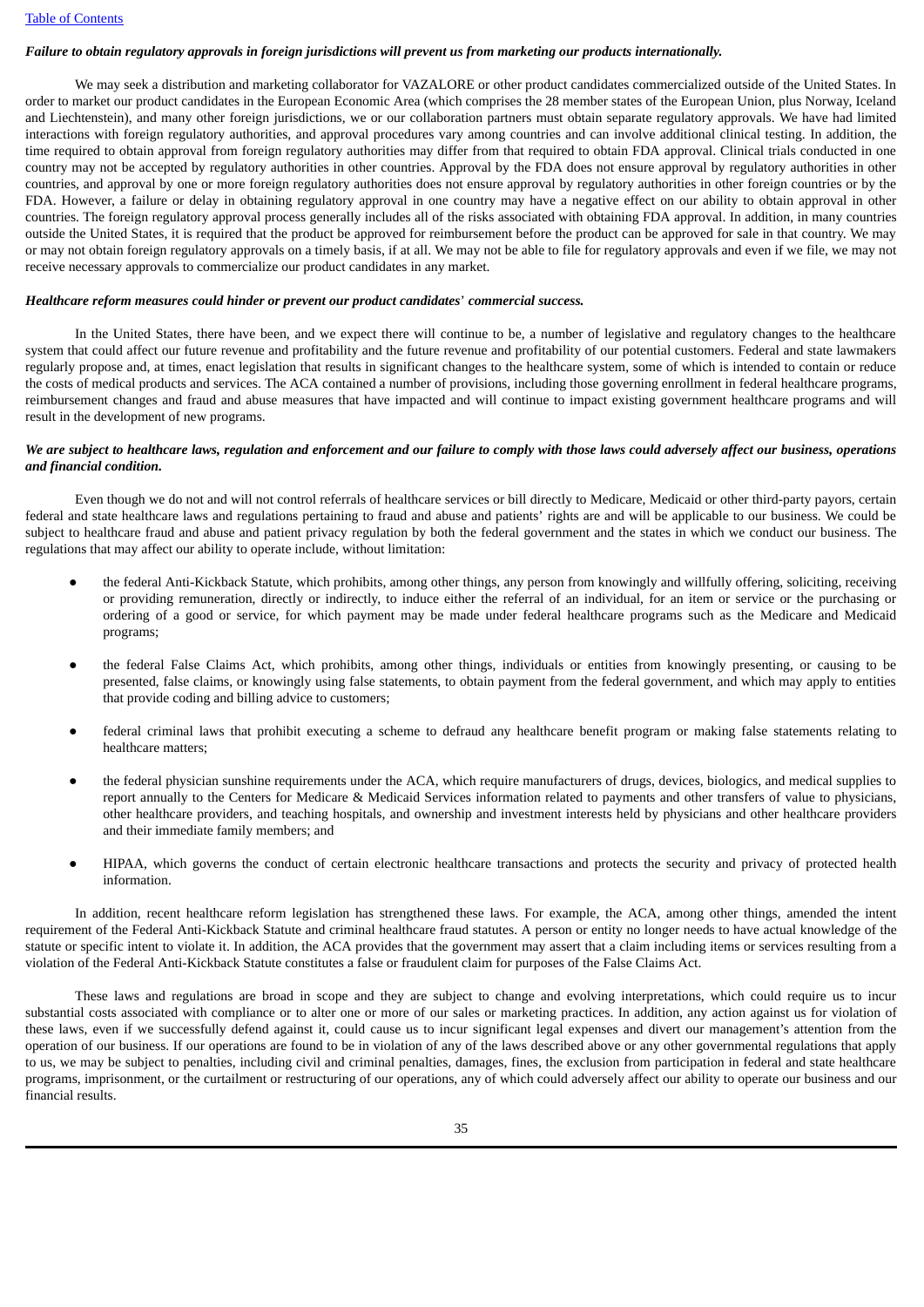***Failure to obtain regulatory approvals in foreign jurisdictions will prevent us from marketing our products internationally.***

We may seek a distribution and marketing collaborator for VAZALORE or other product candidates commercialized outside of the United States. In order to market our product candidates in the European Economic Area (which comprises the 28 member states of the European Union, plus Norway, Iceland and Liechtenstein), and many other foreign jurisdictions, we or our collaboration partners must obtain separate regulatory approvals. We have had limited interactions with foreign regulatory authorities, and approval procedures vary among countries and can involve additional clinical testing. In addition, the time required to obtain approval from foreign regulatory authorities may differ from that required to obtain FDA approval. Clinical trials conducted in one country may not be accepted by regulatory authorities in other countries. Approval by the FDA does not ensure approval by regulatory authorities in other countries, and approval by one or more foreign regulatory authorities does not ensure approval by regulatory authorities in other foreign countries or by the FDA. However, a failure or delay in obtaining regulatory approval in one country may have a negative effect on our ability to obtain approval in other countries. The foreign regulatory approval process generally includes all of the risks associated with obtaining FDA approval. In addition, in many countries outside the United States, it is required that the product be approved for reimbursement before the product can be approved for sale in that country. We may or may not obtain foreign regulatory approvals on a timely basis, if at all. We may not be able to file for regulatory approvals and even if we file, we may not receive necessary approvals to commercialize our product candidates in any market.

***Healthcare reform measures could hinder or prevent our product candidates' commercial success.***

In the United States, there have been, and we expect there will continue to be, a number of legislative and regulatory changes to the healthcare system that could affect our future revenue and profitability and the future revenue and profitability of our potential customers. Federal and state lawmakers regularly propose and, at times, enact legislation that results in significant changes to the healthcare system, some of which is intended to contain or reduce the costs of medical products and services. The ACA contained a number of provisions, including those governing enrollment in federal healthcare programs, reimbursement changes and fraud and abuse measures that have impacted and will continue to impact existing government healthcare programs and will result in the development of new programs.

***We are subject to healthcare laws, regulation and enforcement and our failure to comply with those laws could adversely affect our business, operations and financial condition.***

Even though we do not and will not control referrals of healthcare services or bill directly to Medicare, Medicaid or other third-party payors, certain federal and state healthcare laws and regulations pertaining to fraud and abuse and patients' rights are and will be applicable to our business. We could be subject to healthcare fraud and abuse and patient privacy regulation by both the federal government and the states in which we conduct our business. The regulations that may affect our ability to operate include, without limitation:

- the federal Anti-Kickback Statute, which prohibits, among other things, any person from knowingly and willfully offering, soliciting, receiving or providing remuneration, directly or indirectly, to induce either the referral of an individual, for an item or service or the purchasing or ordering of a good or service, for which payment may be made under federal healthcare programs such as the Medicare and Medicaid programs;
- the federal False Claims Act, which prohibits, among other things, individuals or entities from knowingly presenting, or causing to be presented, false claims, or knowingly using false statements, to obtain payment from the federal government, and which may apply to entities that provide coding and billing advice to customers;
- federal criminal laws that prohibit executing a scheme to defraud any healthcare benefit program or making false statements relating to healthcare matters;
- the federal physician sunshine requirements under the ACA, which require manufacturers of drugs, devices, biologics, and medical supplies to report annually to the Centers for Medicare & Medicaid Services information related to payments and other transfers of value to physicians, other healthcare providers, and teaching hospitals, and ownership and investment interests held by physicians and other healthcare providers and their immediate family members; and
- HIPAA, which governs the conduct of certain electronic healthcare transactions and protects the security and privacy of protected health information.

In addition, recent healthcare reform legislation has strengthened these laws. For example, the ACA, among other things, amended the intent requirement of the Federal Anti-Kickback Statute and criminal healthcare fraud statutes. A person or entity no longer needs to have actual knowledge of the statute or specific intent to violate it. In addition, the ACA provides that the government may assert that a claim including items or services resulting from a violation of the Federal Anti-Kickback Statute constitutes a false or fraudulent claim for purposes of the False Claims Act.

These laws and regulations are broad in scope and they are subject to change and evolving interpretations, which could require us to incur substantial costs associated with compliance or to alter one or more of our sales or marketing practices. In addition, any action against us for violation of these laws, even if we successfully defend against it, could cause us to incur significant legal expenses and divert our management's attention from the operation of our business. If our operations are found to be in violation of any of the laws described above or any other governmental regulations that apply to us, we may be subject to penalties, including civil and criminal penalties, damages, fines, the exclusion from participation in federal and state healthcare programs, imprisonment, or the curtailment or restructuring of our operations, any of which could adversely affect our ability to operate our business and our financial results.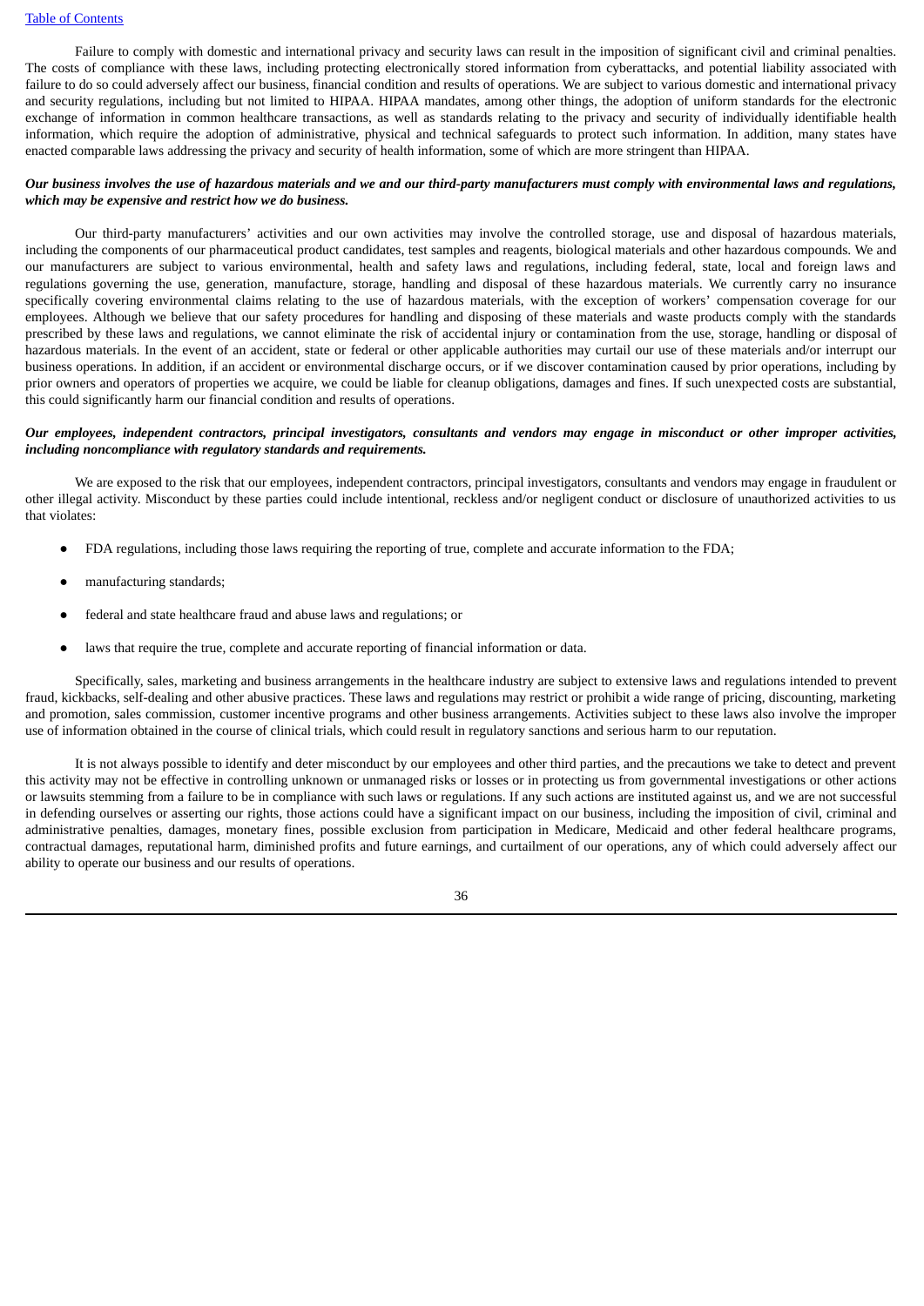Failure to comply with domestic and international privacy and security laws can result in the imposition of significant civil and criminal penalties. The costs of compliance with these laws, including protecting electronically stored information from cyberattacks, and potential liability associated with failure to do so could adversely affect our business, financial condition and results of operations. We are subject to various domestic and international privacy and security regulations, including but not limited to HIPAA. HIPAA mandates, among other things, the adoption of uniform standards for the electronic exchange of information in common healthcare transactions, as well as standards relating to the privacy and security of individually identifiable health information, which require the adoption of administrative, physical and technical safeguards to protect such information. In addition, many states have enacted comparable laws addressing the privacy and security of health information, some of which are more stringent than HIPAA.

***Our business involves the use of hazardous materials and we and our third-party manufacturers must comply with environmental laws and regulations, which may be expensive and restrict how we do business.***

Our third-party manufacturers' activities and our own activities may involve the controlled storage, use and disposal of hazardous materials, including the components of our pharmaceutical product candidates, test samples and reagents, biological materials and other hazardous compounds. We and our manufacturers are subject to various environmental, health and safety laws and regulations, including federal, state, local and foreign laws and regulations governing the use, generation, manufacture, storage, handling and disposal of these hazardous materials. We currently carry no insurance specifically covering environmental claims relating to the use of hazardous materials, with the exception of workers' compensation coverage for our employees. Although we believe that our safety procedures for handling and disposing of these materials and waste products comply with the standards prescribed by these laws and regulations, we cannot eliminate the risk of accidental injury or contamination from the use, storage, handling or disposal of hazardous materials. In the event of an accident, state or federal or other applicable authorities may curtail our use of these materials and/or interrupt our business operations. In addition, if an accident or environmental discharge occurs, or if we discover contamination caused by prior operations, including by prior owners and operators of properties we acquire, we could be liable for cleanup obligations, damages and fines. If such unexpected costs are substantial, this could significantly harm our financial condition and results of operations.

***Our employees, independent contractors, principal investigators, consultants and vendors may engage in misconduct or other improper activities, including noncompliance with regulatory standards and requirements.***

We are exposed to the risk that our employees, independent contractors, principal investigators, consultants and vendors may engage in fraudulent or other illegal activity. Misconduct by these parties could include intentional, reckless and/or negligent conduct or disclosure of unauthorized activities to us that violates:

- FDA regulations, including those laws requiring the reporting of true, complete and accurate information to the FDA;
- manufacturing standards;
- federal and state healthcare fraud and abuse laws and regulations; or
- laws that require the true, complete and accurate reporting of financial information or data.

Specifically, sales, marketing and business arrangements in the healthcare industry are subject to extensive laws and regulations intended to prevent fraud, kickbacks, self-dealing and other abusive practices. These laws and regulations may restrict or prohibit a wide range of pricing, discounting, marketing and promotion, sales commission, customer incentive programs and other business arrangements. Activities subject to these laws also involve the improper use of information obtained in the course of clinical trials, which could result in regulatory sanctions and serious harm to our reputation.

It is not always possible to identify and deter misconduct by our employees and other third parties, and the precautions we take to detect and prevent this activity may not be effective in controlling unknown or unmanaged risks or losses or in protecting us from governmental investigations or other actions or lawsuits stemming from a failure to be in compliance with such laws or regulations. If any such actions are instituted against us, and we are not successful in defending ourselves or asserting our rights, those actions could have a significant impact on our business, including the imposition of civil, criminal and administrative penalties, damages, monetary fines, possible exclusion from participation in Medicare, Medicaid and other federal healthcare programs, contractual damages, reputational harm, diminished profits and future earnings, and curtailment of our operations, any of which could adversely affect our ability to operate our business and our results of operations.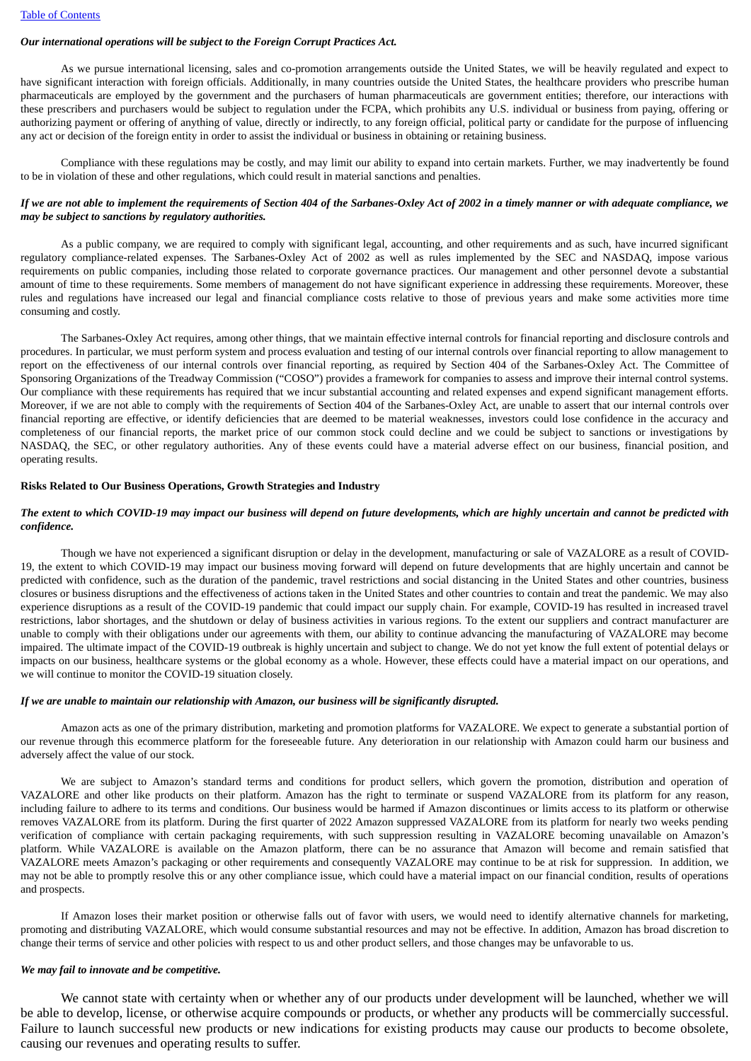*Our international operations will be subject to the Foreign Corrupt Practices Act.*

As we pursue international licensing, sales and co-promotion arrangements outside the United States, we will be heavily regulated and expect to have significant interaction with foreign officials. Additionally, in many countries outside the United States, the healthcare providers who prescribe human pharmaceuticals are employed by the government and the purchasers of human pharmaceuticals are government entities; therefore, our interactions with these prescribers and purchasers would be subject to regulation under the FCPA, which prohibits any U.S. individual or business from paying, offering or authorizing payment or offering of anything of value, directly or indirectly, to any foreign official, political party or candidate for the purpose of influencing any act or decision of the foreign entity in order to assist the individual or business in obtaining or retaining business.

Compliance with these regulations may be costly, and may limit our ability to expand into certain markets. Further, we may inadvertently be found to be in violation of these and other regulations, which could result in material sanctions and penalties.

*If we are not able to implement the requirements of Section 404 of the Sarbanes-Oxley Act of 2002 in a timely manner or with adequate compliance, we may be subject to sanctions by regulatory authorities.*

As a public company, we are required to comply with significant legal, accounting, and other requirements and as such, have incurred significant regulatory compliance-related expenses. The Sarbanes-Oxley Act of 2002 as well as rules implemented by the SEC and NASDAQ, impose various requirements on public companies, including those related to corporate governance practices. Our management and other personnel devote a substantial amount of time to these requirements. Some members of management do not have significant experience in addressing these requirements. Moreover, these rules and regulations have increased our legal and financial compliance costs relative to those of previous years and make some activities more time consuming and costly.

The Sarbanes-Oxley Act requires, among other things, that we maintain effective internal controls for financial reporting and disclosure controls and procedures. In particular, we must perform system and process evaluation and testing of our internal controls over financial reporting to allow management to report on the effectiveness of our internal controls over financial reporting, as required by Section 404 of the Sarbanes-Oxley Act. The Committee of Sponsoring Organizations of the Treadway Commission ("COSO") provides a framework for companies to assess and improve their internal control systems. Our compliance with these requirements has required that we incur substantial accounting and related expenses and expend significant management efforts. Moreover, if we are not able to comply with the requirements of Section 404 of the Sarbanes-Oxley Act, are unable to assert that our internal controls over financial reporting are effective, or identify deficiencies that are deemed to be material weaknesses, investors could lose confidence in the accuracy and completeness of our financial reports, the market price of our common stock could decline and we could be subject to sanctions or investigations by NASDAQ, the SEC, or other regulatory authorities. Any of these events could have a material adverse effect on our business, financial position, and operating results.

**Risks Related to Our Business Operations, Growth Strategies and Industry**

*The extent to which COVID-19 may impact our business will depend on future developments, which are highly uncertain and cannot be predicted with confidence.*

Though we have not experienced a significant disruption or delay in the development, manufacturing or sale of VAZALORE as a result of COVID-19, the extent to which COVID-19 may impact our business moving forward will depend on future developments that are highly uncertain and cannot be predicted with confidence, such as the duration of the pandemic, travel restrictions and social distancing in the United States and other countries, business closures or business disruptions and the effectiveness of actions taken in the United States and other countries to contain and treat the pandemic. We may also experience disruptions as a result of the COVID-19 pandemic that could impact our supply chain. For example, COVID-19 has resulted in increased travel restrictions, labor shortages, and the shutdown or delay of business activities in various regions. To the extent our suppliers and contract manufacturer are unable to comply with their obligations under our agreements with them, our ability to continue advancing the manufacturing of VAZALORE may become impaired. The ultimate impact of the COVID-19 outbreak is highly uncertain and subject to change. We do not yet know the full extent of potential delays or impacts on our business, healthcare systems or the global economy as a whole. However, these effects could have a material impact on our operations, and we will continue to monitor the COVID-19 situation closely.

*If we are unable to maintain our relationship with Amazon, our business will be significantly disrupted.*

Amazon acts as one of the primary distribution, marketing and promotion platforms for VAZALORE. We expect to generate a substantial portion of our revenue through this ecommerce platform for the foreseeable future. Any deterioration in our relationship with Amazon could harm our business and adversely affect the value of our stock.

We are subject to Amazon's standard terms and conditions for product sellers, which govern the promotion, distribution and operation of VAZALORE and other like products on their platform. Amazon has the right to terminate or suspend VAZALORE from its platform for any reason, including failure to adhere to its terms and conditions. Our business would be harmed if Amazon discontinues or limits access to its platform or otherwise removes VAZALORE from its platform. During the first quarter of 2022 Amazon suppressed VAZALORE from its platform for nearly two weeks pending verification of compliance with certain packaging requirements, with such suppression resulting in VAZALORE becoming unavailable on Amazon's platform. While VAZALORE is available on the Amazon platform, there can be no assurance that Amazon will become and remain satisfied that VAZALORE meets Amazon's packaging or other requirements and consequently VAZALORE may continue to be at risk for suppression. In addition, we may not be able to promptly resolve this or any other compliance issue, which could have a material impact on our financial condition, results of operations and prospects.

If Amazon loses their market position or otherwise falls out of favor with users, we would need to identify alternative channels for marketing, promoting and distributing VAZALORE, which would consume substantial resources and may not be effective. In addition, Amazon has broad discretion to change their terms of service and other policies with respect to us and other product sellers, and those changes may be unfavorable to us.

*We may fail to innovate and be competitive.*

We cannot state with certainty when or whether any of our products under development will be launched, whether we will be able to develop, license, or otherwise acquire compounds or products, or whether any products will be commercially successful. Failure to launch successful new products or new indications for existing products may cause our products to become obsolete, causing our revenues and operating results to suffer.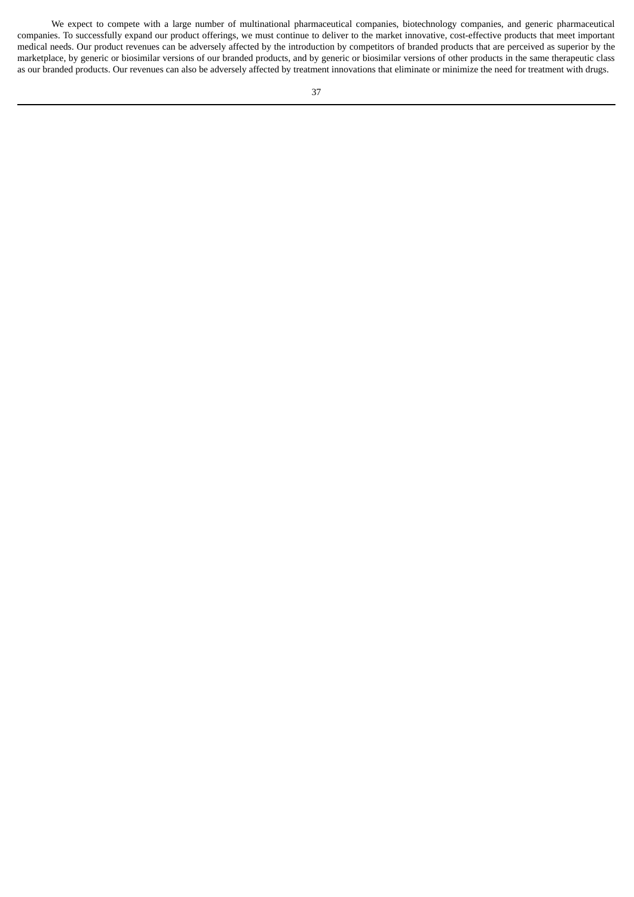We expect to compete with a large number of multinational pharmaceutical companies, biotechnology companies, and generic pharmaceutical companies. To successfully expand our product offerings, we must continue to deliver to the market innovative, cost-effective products that meet important medical needs. Our product revenues can be adversely affected by the introduction by competitors of branded products that are perceived as superior by the marketplace, by generic or biosimilar versions of our branded products, and by generic or biosimilar versions of other products in the same therapeutic class as our branded products. Our revenues can also be adversely affected by treatment innovations that eliminate or minimize the need for treatment with drugs.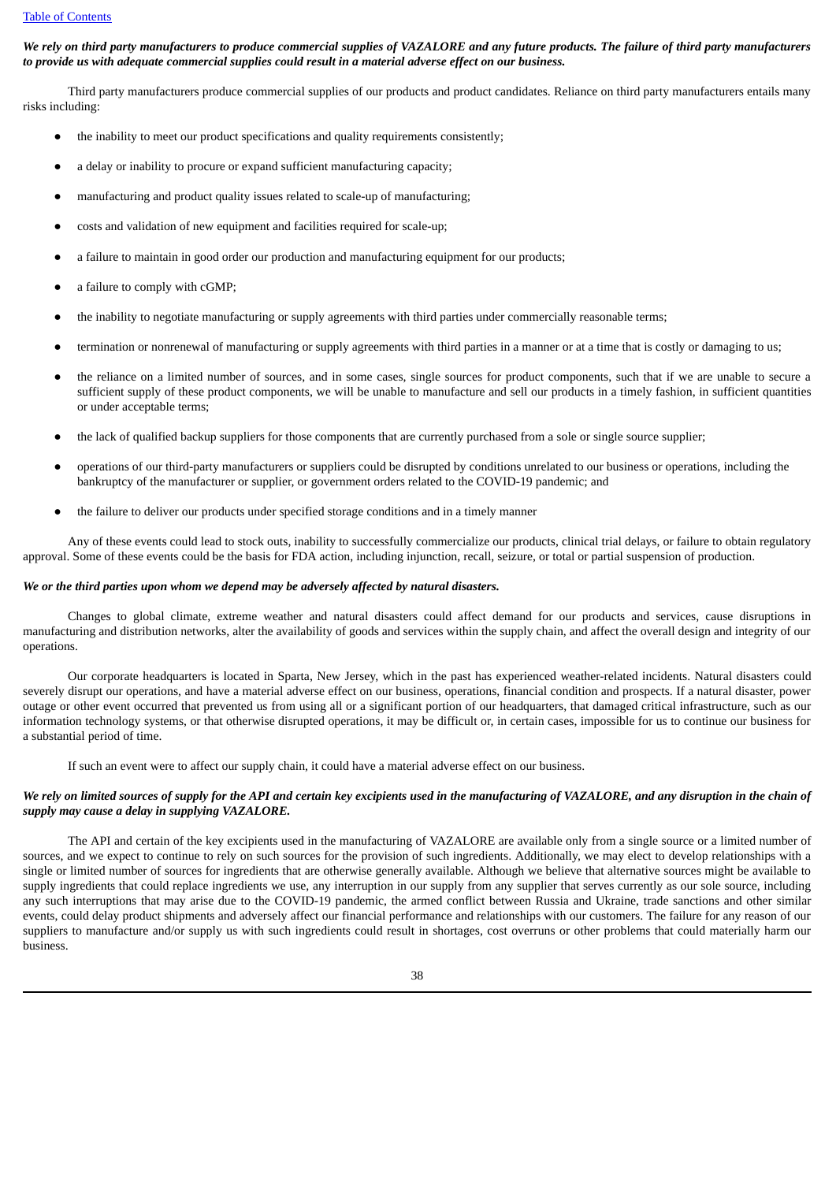***We rely on third party manufacturers to produce commercial supplies of VAZALORE and any future products. The failure of third party manufacturers to provide us with adequate commercial supplies could result in a material adverse effect on our business.***

Third party manufacturers produce commercial supplies of our products and product candidates. Reliance on third party manufacturers entails many risks including:

- the inability to meet our product specifications and quality requirements consistently;
- a delay or inability to procure or expand sufficient manufacturing capacity;
- manufacturing and product quality issues related to scale-up of manufacturing;
- costs and validation of new equipment and facilities required for scale-up;
- a failure to maintain in good order our production and manufacturing equipment for our products;
- a failure to comply with cGMP;
- the inability to negotiate manufacturing or supply agreements with third parties under commercially reasonable terms;
- termination or nonrenewal of manufacturing or supply agreements with third parties in a manner or at a time that is costly or damaging to us;
- the reliance on a limited number of sources, and in some cases, single sources for product components, such that if we are unable to secure a sufficient supply of these product components, we will be unable to manufacture and sell our products in a timely fashion, in sufficient quantities or under acceptable terms;
- the lack of qualified backup suppliers for those components that are currently purchased from a sole or single source supplier;
- operations of our third-party manufacturers or suppliers could be disrupted by conditions unrelated to our business or operations, including the bankruptcy of the manufacturer or supplier, or government orders related to the COVID-19 pandemic; and
- the failure to deliver our products under specified storage conditions and in a timely manner

Any of these events could lead to stock outs, inability to successfully commercialize our products, clinical trial delays, or failure to obtain regulatory approval. Some of these events could be the basis for FDA action, including injunction, recall, seizure, or total or partial suspension of production.

***We or the third parties upon whom we depend may be adversely affected by natural disasters.***

Changes to global climate, extreme weather and natural disasters could affect demand for our products and services, cause disruptions in manufacturing and distribution networks, alter the availability of goods and services within the supply chain, and affect the overall design and integrity of our operations.

Our corporate headquarters is located in Sparta, New Jersey, which in the past has experienced weather-related incidents. Natural disasters could severely disrupt our operations, and have a material adverse effect on our business, operations, financial condition and prospects. If a natural disaster, power outage or other event occurred that prevented us from using all or a significant portion of our headquarters, that damaged critical infrastructure, such as our information technology systems, or that otherwise disrupted operations, it may be difficult or, in certain cases, impossible for us to continue our business for a substantial period of time.

If such an event were to affect our supply chain, it could have a material adverse effect on our business.

***We rely on limited sources of supply for the API and certain key excipients used in the manufacturing of VAZALORE, and any disruption in the chain of supply may cause a delay in supplying VAZALORE.***

The API and certain of the key excipients used in the manufacturing of VAZALORE are available only from a single source or a limited number of sources, and we expect to continue to rely on such sources for the provision of such ingredients. Additionally, we may elect to develop relationships with a single or limited number of sources for ingredients that are otherwise generally available. Although we believe that alternative sources might be available to supply ingredients that could replace ingredients we use, any interruption in our supply from any supplier that serves currently as our sole source, including any such interruptions that may arise due to the COVID-19 pandemic, the armed conflict between Russia and Ukraine, trade sanctions and other similar events, could delay product shipments and adversely affect our financial performance and relationships with our customers. The failure for any reason of our suppliers to manufacture and/or supply us with such ingredients could result in shortages, cost overruns or other problems that could materially harm our business.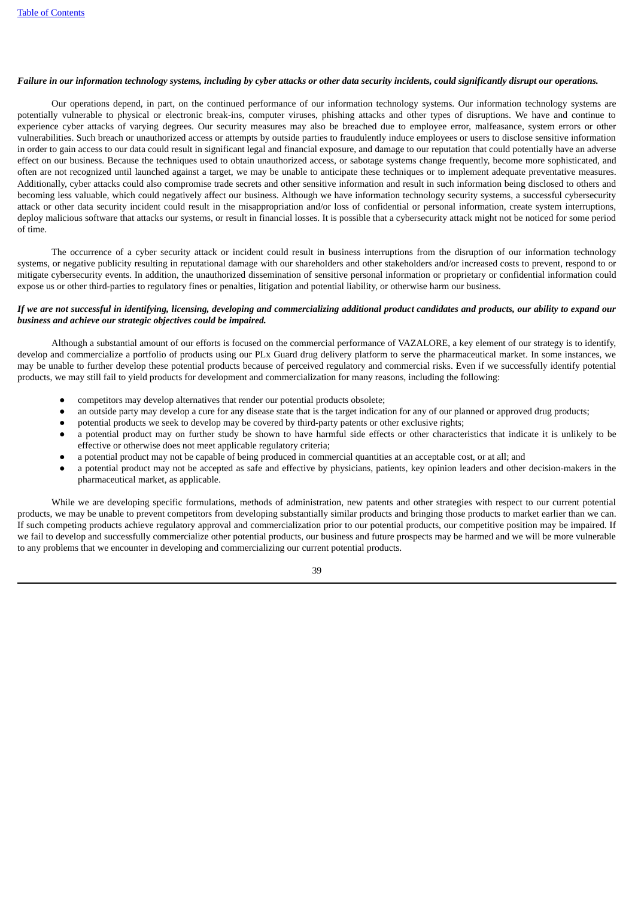***Failure in our information technology systems, including by cyber attacks or other data security incidents, could significantly disrupt our operations.***

Our operations depend, in part, on the continued performance of our information technology systems. Our information technology systems are potentially vulnerable to physical or electronic break-ins, computer viruses, phishing attacks and other types of disruptions. We have and continue to experience cyber attacks of varying degrees. Our security measures may also be breached due to employee error, malfeasance, system errors or other vulnerabilities. Such breach or unauthorized access or attempts by outside parties to fraudulently induce employees or users to disclose sensitive information in order to gain access to our data could result in significant legal and financial exposure, and damage to our reputation that could potentially have an adverse effect on our business. Because the techniques used to obtain unauthorized access, or sabotage systems change frequently, become more sophisticated, and often are not recognized until launched against a target, we may be unable to anticipate these techniques or to implement adequate preventative measures. Additionally, cyber attacks could also compromise trade secrets and other sensitive information and result in such information being disclosed to others and becoming less valuable, which could negatively affect our business. Although we have information technology security systems, a successful cybersecurity attack or other data security incident could result in the misappropriation and/or loss of confidential or personal information, create system interruptions, deploy malicious software that attacks our systems, or result in financial losses. It is possible that a cybersecurity attack might not be noticed for some period of time.

The occurrence of a cyber security attack or incident could result in business interruptions from the disruption of our information technology systems, or negative publicity resulting in reputational damage with our shareholders and other stakeholders and/or increased costs to prevent, respond to or mitigate cybersecurity events. In addition, the unauthorized dissemination of sensitive personal information or proprietary or confidential information could expose us or other third-parties to regulatory fines or penalties, litigation and potential liability, or otherwise harm our business.

***If we are not successful in identifying, licensing, developing and commercializing additional product candidates and products, our ability to expand our business and achieve our strategic objectives could be impaired.***

Although a substantial amount of our efforts is focused on the commercial performance of VAZALORE, a key element of our strategy is to identify, develop and commercialize a portfolio of products using our PLx Guard drug delivery platform to serve the pharmaceutical market. In some instances, we may be unable to further develop these potential products because of perceived regulatory and commercial risks. Even if we successfully identify potential products, we may still fail to yield products for development and commercialization for many reasons, including the following:

- competitors may develop alternatives that render our potential products obsolete;
- an outside party may develop a cure for any disease state that is the target indication for any of our planned or approved drug products;
- potential products we seek to develop may be covered by third-party patents or other exclusive rights;
- a potential product may on further study be shown to have harmful side effects or other characteristics that indicate it is unlikely to be effective or otherwise does not meet applicable regulatory criteria;
- a potential product may not be capable of being produced in commercial quantities at an acceptable cost, or at all; and
- a potential product may not be accepted as safe and effective by physicians, patients, key opinion leaders and other decision-makers in the pharmaceutical market, as applicable.

While we are developing specific formulations, methods of administration, new patents and other strategies with respect to our current potential products, we may be unable to prevent competitors from developing substantially similar products and bringing those products to market earlier than we can. If such competing products achieve regulatory approval and commercialization prior to our potential products, our competitive position may be impaired. If we fail to develop and successfully commercialize other potential products, our business and future prospects may be harmed and we will be more vulnerable to any problems that we encounter in developing and commercializing our current potential products.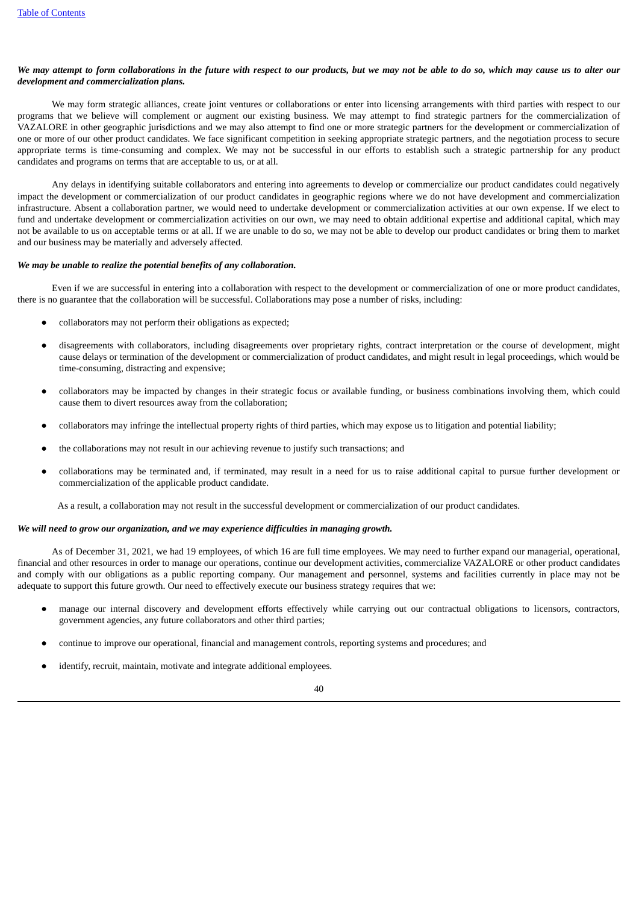***We may attempt to form collaborations in the future with respect to our products, but we may not be able to do so, which may cause us to alter our development and commercialization plans.***

We may form strategic alliances, create joint ventures or collaborations or enter into licensing arrangements with third parties with respect to our programs that we believe will complement or augment our existing business. We may attempt to find strategic partners for the commercialization of VAZALORE in other geographic jurisdictions and we may also attempt to find one or more strategic partners for the development or commercialization of one or more of our other product candidates. We face significant competition in seeking appropriate strategic partners, and the negotiation process to secure appropriate terms is time-consuming and complex. We may not be successful in our efforts to establish such a strategic partnership for any product candidates and programs on terms that are acceptable to us, or at all.

Any delays in identifying suitable collaborators and entering into agreements to develop or commercialize our product candidates could negatively impact the development or commercialization of our product candidates in geographic regions where we do not have development and commercialization infrastructure. Absent a collaboration partner, we would need to undertake development or commercialization activities at our own expense. If we elect to fund and undertake development or commercialization activities on our own, we may need to obtain additional expertise and additional capital, which may not be available to us on acceptable terms or at all. If we are unable to do so, we may not be able to develop our product candidates or bring them to market and our business may be materially and adversely affected.

***We may be unable to realize the potential benefits of any collaboration.***

Even if we are successful in entering into a collaboration with respect to the development or commercialization of one or more product candidates, there is no guarantee that the collaboration will be successful. Collaborations may pose a number of risks, including:

- collaborators may not perform their obligations as expected;
- disagreements with collaborators, including disagreements over proprietary rights, contract interpretation or the course of development, might cause delays or termination of the development or commercialization of product candidates, and might result in legal proceedings, which would be time-consuming, distracting and expensive;
- collaborators may be impacted by changes in their strategic focus or available funding, or business combinations involving them, which could cause them to divert resources away from the collaboration;
- collaborators may infringe the intellectual property rights of third parties, which may expose us to litigation and potential liability;
- the collaborations may not result in our achieving revenue to justify such transactions; and
- collaborations may be terminated and, if terminated, may result in a need for us to raise additional capital to pursue further development or commercialization of the applicable product candidate.

As a result, a collaboration may not result in the successful development or commercialization of our product candidates.

***We will need to grow our organization, and we may experience difficulties in managing growth.***

As of December 31, 2021, we had 19 employees, of which 16 are full time employees. We may need to further expand our managerial, operational, financial and other resources in order to manage our operations, continue our development activities, commercialize VAZALORE or other product candidates and comply with our obligations as a public reporting company. Our management and personnel, systems and facilities currently in place may not be adequate to support this future growth. Our need to effectively execute our business strategy requires that we:

- manage our internal discovery and development efforts effectively while carrying out our contractual obligations to licensors, contractors, government agencies, any future collaborators and other third parties;
- continue to improve our operational, financial and management controls, reporting systems and procedures; and
- identify, recruit, maintain, motivate and integrate additional employees.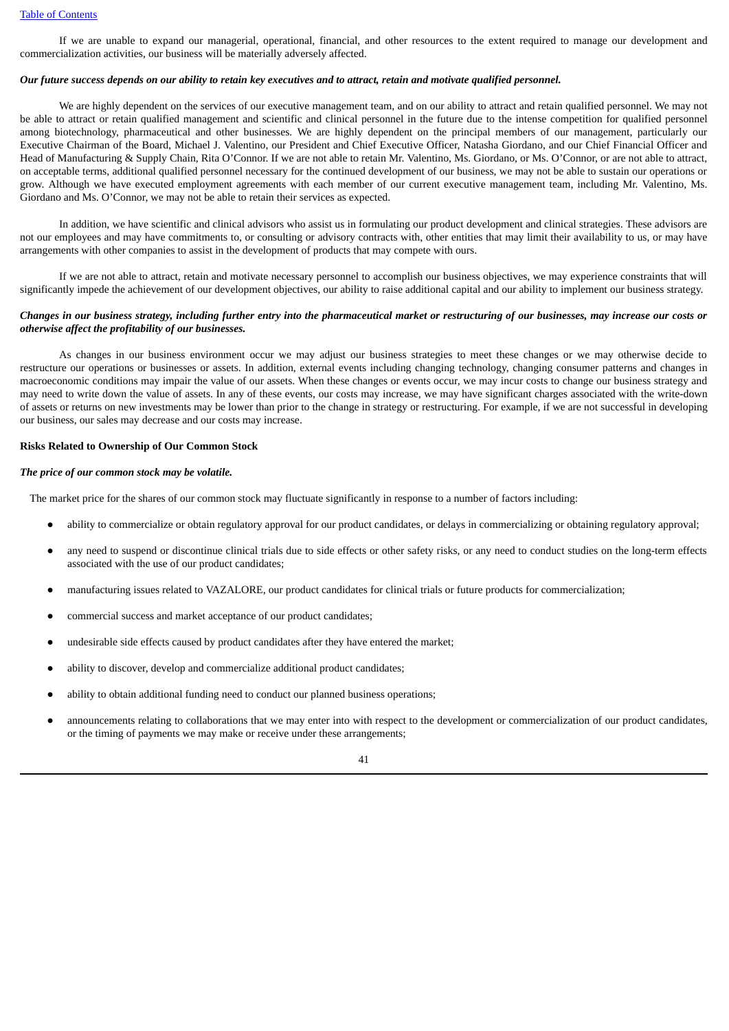If we are unable to expand our managerial, operational, financial, and other resources to the extent required to manage our development and commercialization activities, our business will be materially adversely affected.

***Our future success depends on our ability to retain key executives and to attract, retain and motivate qualified personnel.***

We are highly dependent on the services of our executive management team, and on our ability to attract and retain qualified personnel. We may not be able to attract or retain qualified management and scientific and clinical personnel in the future due to the intense competition for qualified personnel among biotechnology, pharmaceutical and other businesses. We are highly dependent on the principal members of our management, particularly our Executive Chairman of the Board, Michael J. Valentino, our President and Chief Executive Officer, Natasha Giordano, and our Chief Financial Officer and Head of Manufacturing & Supply Chain, Rita O'Connor. If we are not able to retain Mr. Valentino, Ms. Giordano, or Ms. O'Connor, or are not able to attract, on acceptable terms, additional qualified personnel necessary for the continued development of our business, we may not be able to sustain our operations or grow. Although we have executed employment agreements with each member of our current executive management team, including Mr. Valentino, Ms. Giordano and Ms. O'Connor, we may not be able to retain their services as expected.

In addition, we have scientific and clinical advisors who assist us in formulating our product development and clinical strategies. These advisors are not our employees and may have commitments to, or consulting or advisory contracts with, other entities that may limit their availability to us, or may have arrangements with other companies to assist in the development of products that may compete with ours.

If we are not able to attract, retain and motivate necessary personnel to accomplish our business objectives, we may experience constraints that will significantly impede the achievement of our development objectives, our ability to raise additional capital and our ability to implement our business strategy.

***Changes in our business strategy, including further entry into the pharmaceutical market or restructuring of our businesses, may increase our costs or otherwise affect the profitability of our businesses.***

As changes in our business environment occur we may adjust our business strategies to meet these changes or we may otherwise decide to restructure our operations or businesses or assets. In addition, external events including changing technology, changing consumer patterns and changes in macroeconomic conditions may impair the value of our assets. When these changes or events occur, we may incur costs to change our business strategy and may need to write down the value of assets. In any of these events, our costs may increase, we may have significant charges associated with the write-down of assets or returns on new investments may be lower than prior to the change in strategy or restructuring. For example, if we are not successful in developing our business, our sales may decrease and our costs may increase.

**Risks Related to Ownership of Our Common Stock**

***The price of our common stock may be volatile.***

The market price for the shares of our common stock may fluctuate significantly in response to a number of factors including:

- ability to commercialize or obtain regulatory approval for our product candidates, or delays in commercializing or obtaining regulatory approval;
- any need to suspend or discontinue clinical trials due to side effects or other safety risks, or any need to conduct studies on the long-term effects associated with the use of our product candidates;
- manufacturing issues related to VAZALORE, our product candidates for clinical trials or future products for commercialization;
- commercial success and market acceptance of our product candidates;
- undesirable side effects caused by product candidates after they have entered the market;
- ability to discover, develop and commercialize additional product candidates;
- ability to obtain additional funding need to conduct our planned business operations;
- announcements relating to collaborations that we may enter into with respect to the development or commercialization of our product candidates, or the timing of payments we may make or receive under these arrangements;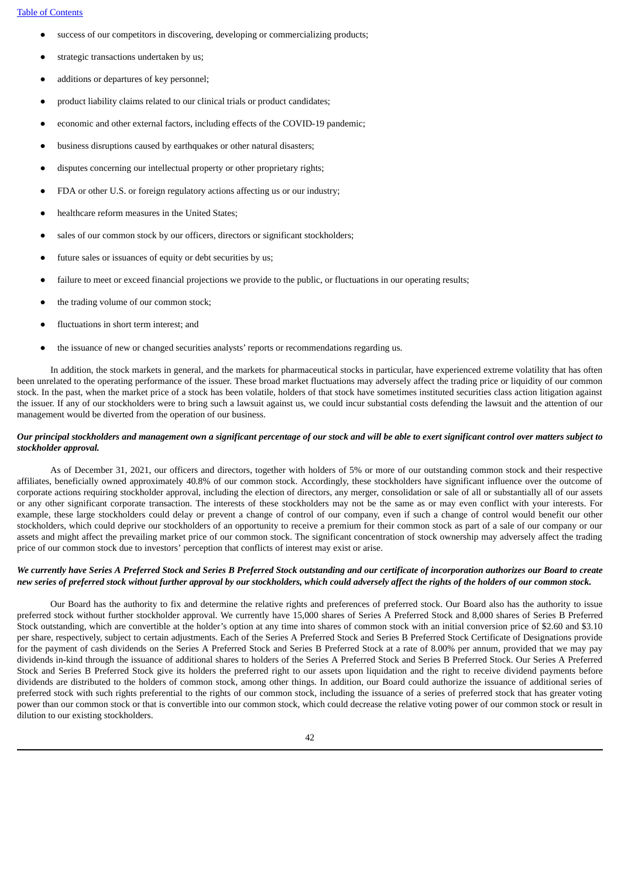- success of our competitors in discovering, developing or commercializing products;
- strategic transactions undertaken by us;
- additions or departures of key personnel;
- product liability claims related to our clinical trials or product candidates;
- economic and other external factors, including effects of the COVID-19 pandemic;
- business disruptions caused by earthquakes or other natural disasters;
- disputes concerning our intellectual property or other proprietary rights;
- FDA or other U.S. or foreign regulatory actions affecting us or our industry;
- healthcare reform measures in the United States;
- sales of our common stock by our officers, directors or significant stockholders;
- future sales or issuances of equity or debt securities by us;
- failure to meet or exceed financial projections we provide to the public, or fluctuations in our operating results;
- the trading volume of our common stock;
- fluctuations in short term interest; and
- the issuance of new or changed securities analysts' reports or recommendations regarding us.

In addition, the stock markets in general, and the markets for pharmaceutical stocks in particular, have experienced extreme volatility that has often been unrelated to the operating performance of the issuer. These broad market fluctuations may adversely affect the trading price or liquidity of our common stock. In the past, when the market price of a stock has been volatile, holders of that stock have sometimes instituted securities class action litigation against the issuer. If any of our stockholders were to bring such a lawsuit against us, we could incur substantial costs defending the lawsuit and the attention of our management would be diverted from the operation of our business.

***Our principal stockholders and management own a significant percentage of our stock and will be able to exert significant control over matters subject to stockholder approval.***

As of December 31, 2021, our officers and directors, together with holders of 5% or more of our outstanding common stock and their respective affiliates, beneficially owned approximately 40.8% of our common stock. Accordingly, these stockholders have significant influence over the outcome of corporate actions requiring stockholder approval, including the election of directors, any merger, consolidation or sale of all or substantially all of our assets or any other significant corporate transaction. The interests of these stockholders may not be the same as or may even conflict with your interests. For example, these large stockholders could delay or prevent a change of control of our company, even if such a change of control would benefit our other stockholders, which could deprive our stockholders of an opportunity to receive a premium for their common stock as part of a sale of our company or our assets and might affect the prevailing market price of our common stock. The significant concentration of stock ownership may adversely affect the trading price of our common stock due to investors' perception that conflicts of interest may exist or arise.

***We currently have Series A Preferred Stock and Series B Preferred Stock outstanding and our certificate of incorporation authorizes our Board to create new series of preferred stock without further approval by our stockholders, which could adversely affect the rights of the holders of our common stock.***

Our Board has the authority to fix and determine the relative rights and preferences of preferred stock. Our Board also has the authority to issue preferred stock without further stockholder approval. We currently have 15,000 shares of Series A Preferred Stock and 8,000 shares of Series B Preferred Stock outstanding, which are convertible at the holder's option at any time into shares of common stock with an initial conversion price of $2.60 and $3.10 per share, respectively, subject to certain adjustments. Each of the Series A Preferred Stock and Series B Preferred Stock Certificate of Designations provide for the payment of cash dividends on the Series A Preferred Stock and Series B Preferred Stock at a rate of 8.00% per annum, provided that we may pay dividends in-kind through the issuance of additional shares to holders of the Series A Preferred Stock and Series B Preferred Stock. Our Series A Preferred Stock and Series B Preferred Stock give its holders the preferred right to our assets upon liquidation and the right to receive dividend payments before dividends are distributed to the holders of common stock, among other things. In addition, our Board could authorize the issuance of additional series of preferred stock with such rights preferential to the rights of our common stock, including the issuance of a series of preferred stock that has greater voting power than our common stock or that is convertible into our common stock, which could decrease the relative voting power of our common stock or result in dilution to our existing stockholders.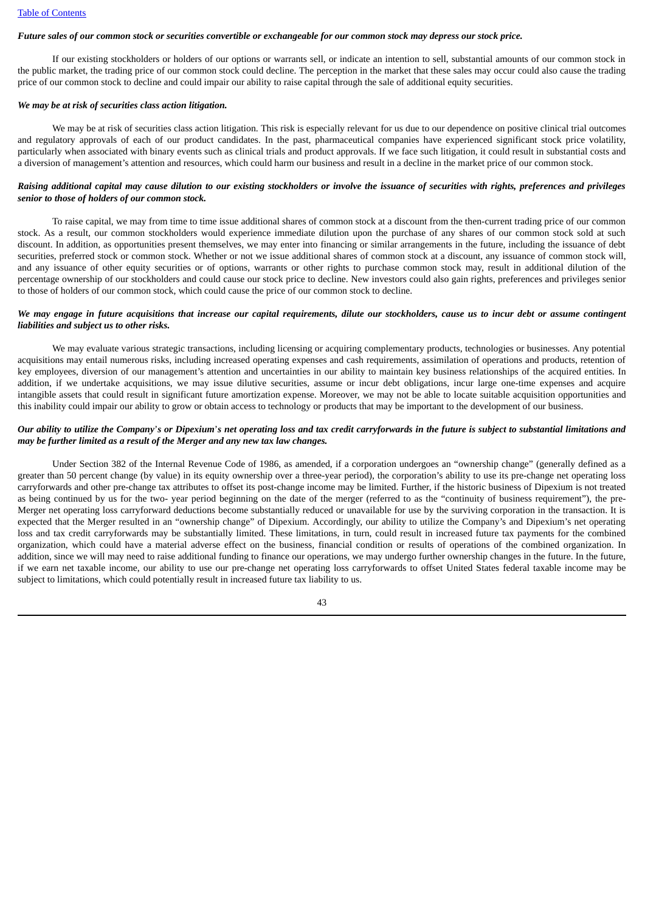***Future sales of our common stock or securities convertible or exchangeable for our common stock may depress our stock price.***

If our existing stockholders or holders of our options or warrants sell, or indicate an intention to sell, substantial amounts of our common stock in the public market, the trading price of our common stock could decline. The perception in the market that these sales may occur could also cause the trading price of our common stock to decline and could impair our ability to raise capital through the sale of additional equity securities.

***We may be at risk of securities class action litigation.***

We may be at risk of securities class action litigation. This risk is especially relevant for us due to our dependence on positive clinical trial outcomes and regulatory approvals of each of our product candidates. In the past, pharmaceutical companies have experienced significant stock price volatility, particularly when associated with binary events such as clinical trials and product approvals. If we face such litigation, it could result in substantial costs and a diversion of management's attention and resources, which could harm our business and result in a decline in the market price of our common stock.

***Raising additional capital may cause dilution to our existing stockholders or involve the issuance of securities with rights, preferences and privileges senior to those of holders of our common stock.***

To raise capital, we may from time to time issue additional shares of common stock at a discount from the then-current trading price of our common stock. As a result, our common stockholders would experience immediate dilution upon the purchase of any shares of our common stock sold at such discount. In addition, as opportunities present themselves, we may enter into financing or similar arrangements in the future, including the issuance of debt securities, preferred stock or common stock. Whether or not we issue additional shares of common stock at a discount, any issuance of common stock will, and any issuance of other equity securities or of options, warrants or other rights to purchase common stock may, result in additional dilution of the percentage ownership of our stockholders and could cause our stock price to decline. New investors could also gain rights, preferences and privileges senior to those of holders of our common stock, which could cause the price of our common stock to decline.

***We may engage in future acquisitions that increase our capital requirements, dilute our stockholders, cause us to incur debt or assume contingent liabilities and subject us to other risks.***

We may evaluate various strategic transactions, including licensing or acquiring complementary products, technologies or businesses. Any potential acquisitions may entail numerous risks, including increased operating expenses and cash requirements, assimilation of operations and products, retention of key employees, diversion of our management's attention and uncertainties in our ability to maintain key business relationships of the acquired entities. In addition, if we undertake acquisitions, we may issue dilutive securities, assume or incur debt obligations, incur large one-time expenses and acquire intangible assets that could result in significant future amortization expense. Moreover, we may not be able to locate suitable acquisition opportunities and this inability could impair our ability to grow or obtain access to technology or products that may be important to the development of our business.

***Our ability to utilize the Company's or Dipexium's net operating loss and tax credit carryforwards in the future is subject to substantial limitations and may be further limited as a result of the Merger and any new tax law changes.***

Under Section 382 of the Internal Revenue Code of 1986, as amended, if a corporation undergoes an "ownership change" (generally defined as a greater than 50 percent change (by value) in its equity ownership over a three-year period), the corporation's ability to use its pre-change net operating loss carryforwards and other pre-change tax attributes to offset its post-change income may be limited. Further, if the historic business of Dipexium is not treated as being continued by us for the two- year period beginning on the date of the merger (referred to as the "continuity of business requirement"), the pre-Merger net operating loss carryforward deductions become substantially reduced or unavailable for use by the surviving corporation in the transaction. It is expected that the Merger resulted in an "ownership change" of Dipexium. Accordingly, our ability to utilize the Company's and Dipexium's net operating loss and tax credit carryforwards may be substantially limited. These limitations, in turn, could result in increased future tax payments for the combined organization, which could have a material adverse effect on the business, financial condition or results of operations of the combined organization. In addition, since we will may need to raise additional funding to finance our operations, we may undergo further ownership changes in the future. In the future, if we earn net taxable income, our ability to use our pre-change net operating loss carryforwards to offset United States federal taxable income may be subject to limitations, which could potentially result in increased future tax liability to us.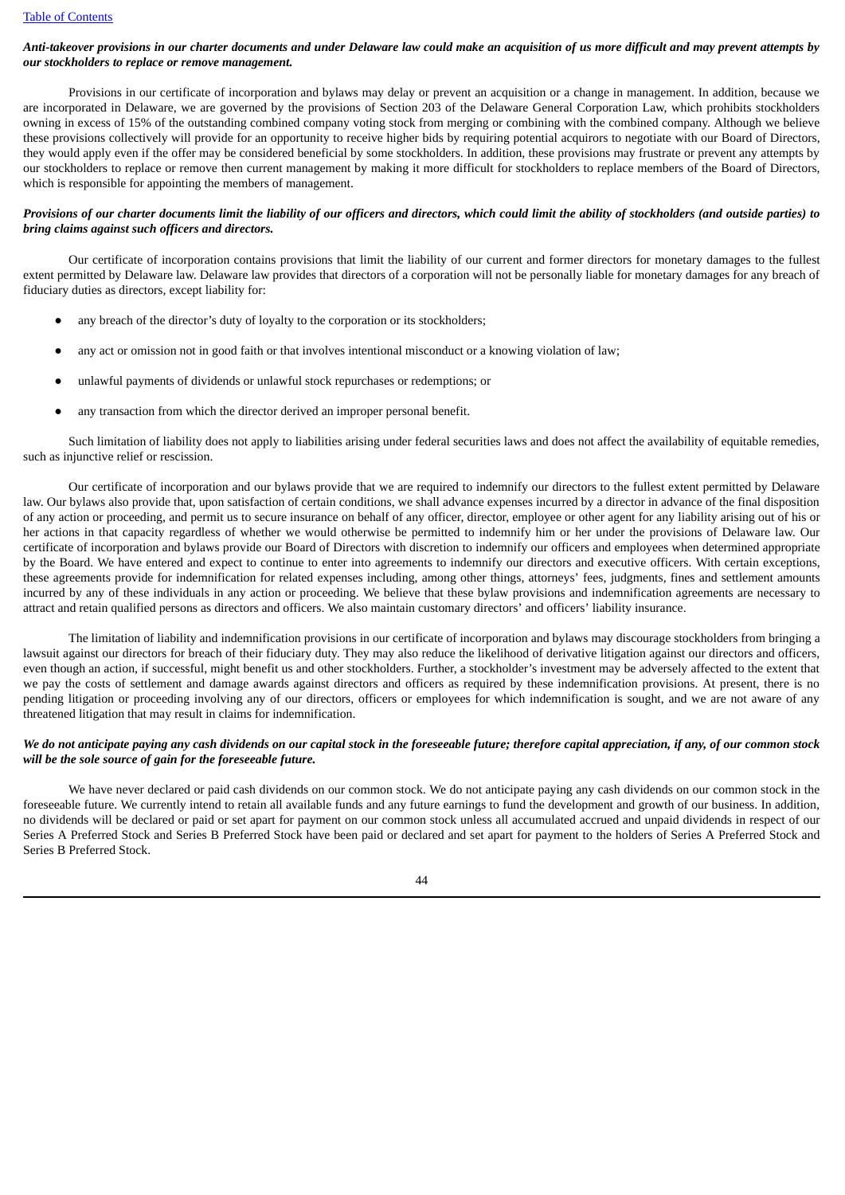***Anti-takeover provisions in our charter documents and under Delaware law could make an acquisition of us more difficult and may prevent attempts by our stockholders to replace or remove management.***

Provisions in our certificate of incorporation and bylaws may delay or prevent an acquisition or a change in management. In addition, because we are incorporated in Delaware, we are governed by the provisions of Section 203 of the Delaware General Corporation Law, which prohibits stockholders owning in excess of 15% of the outstanding combined company voting stock from merging or combining with the combined company. Although we believe these provisions collectively will provide for an opportunity to receive higher bids by requiring potential acquirors to negotiate with our Board of Directors, they would apply even if the offer may be considered beneficial by some stockholders. In addition, these provisions may frustrate or prevent any attempts by our stockholders to replace or remove then current management by making it more difficult for stockholders to replace members of the Board of Directors, which is responsible for appointing the members of management.

***Provisions of our charter documents limit the liability of our officers and directors, which could limit the ability of stockholders (and outside parties) to bring claims against such officers and directors.***

Our certificate of incorporation contains provisions that limit the liability of our current and former directors for monetary damages to the fullest extent permitted by Delaware law. Delaware law provides that directors of a corporation will not be personally liable for monetary damages for any breach of fiduciary duties as directors, except liability for:

- any breach of the director's duty of loyalty to the corporation or its stockholders;
- any act or omission not in good faith or that involves intentional misconduct or a knowing violation of law;
- unlawful payments of dividends or unlawful stock repurchases or redemptions; or
- any transaction from which the director derived an improper personal benefit.

Such limitation of liability does not apply to liabilities arising under federal securities laws and does not affect the availability of equitable remedies, such as injunctive relief or rescission.

Our certificate of incorporation and our bylaws provide that we are required to indemnify our directors to the fullest extent permitted by Delaware law. Our bylaws also provide that, upon satisfaction of certain conditions, we shall advance expenses incurred by a director in advance of the final disposition of any action or proceeding, and permit us to secure insurance on behalf of any officer, director, employee or other agent for any liability arising out of his or her actions in that capacity regardless of whether we would otherwise be permitted to indemnify him or her under the provisions of Delaware law. Our certificate of incorporation and bylaws provide our Board of Directors with discretion to indemnify our officers and employees when determined appropriate by the Board. We have entered and expect to continue to enter into agreements to indemnify our directors and executive officers. With certain exceptions, these agreements provide for indemnification for related expenses including, among other things, attorneys' fees, judgments, fines and settlement amounts incurred by any of these individuals in any action or proceeding. We believe that these bylaw provisions and indemnification agreements are necessary to attract and retain qualified persons as directors and officers. We also maintain customary directors' and officers' liability insurance.

The limitation of liability and indemnification provisions in our certificate of incorporation and bylaws may discourage stockholders from bringing a lawsuit against our directors for breach of their fiduciary duty. They may also reduce the likelihood of derivative litigation against our directors and officers, even though an action, if successful, might benefit us and other stockholders. Further, a stockholder's investment may be adversely affected to the extent that we pay the costs of settlement and damage awards against directors and officers as required by these indemnification provisions. At present, there is no pending litigation or proceeding involving any of our directors, officers or employees for which indemnification is sought, and we are not aware of any threatened litigation that may result in claims for indemnification.

***We do not anticipate paying any cash dividends on our capital stock in the foreseeable future; therefore capital appreciation, if any, of our common stock will be the sole source of gain for the foreseeable future.***

We have never declared or paid cash dividends on our common stock. We do not anticipate paying any cash dividends on our common stock in the foreseeable future. We currently intend to retain all available funds and any future earnings to fund the development and growth of our business. In addition, no dividends will be declared or paid or set apart for payment on our common stock unless all accumulated accrued and unpaid dividends in respect of our Series A Preferred Stock and Series B Preferred Stock have been paid or declared and set apart for payment to the holders of Series A Preferred Stock and Series B Preferred Stock.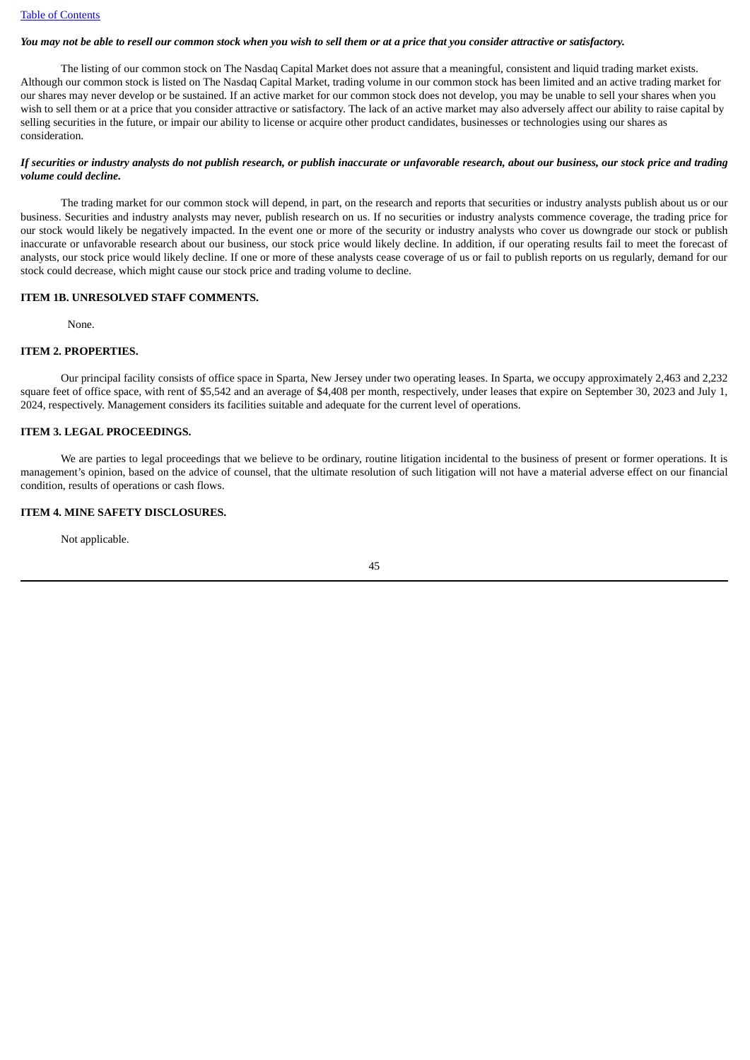***You may not be able to resell our common stock when you wish to sell them or at a price that you consider attractive or satisfactory.***

The listing of our common stock on The Nasdaq Capital Market does not assure that a meaningful, consistent and liquid trading market exists. Although our common stock is listed on The Nasdaq Capital Market, trading volume in our common stock has been limited and an active trading market for our shares may never develop or be sustained. If an active market for our common stock does not develop, you may be unable to sell your shares when you wish to sell them or at a price that you consider attractive or satisfactory. The lack of an active market may also adversely affect our ability to raise capital by selling securities in the future, or impair our ability to license or acquire other product candidates, businesses or technologies using our shares as consideration.

***If securities or industry analysts do not publish research, or publish inaccurate or unfavorable research, about our business, our stock price and trading volume could decline.***

The trading market for our common stock will depend, in part, on the research and reports that securities or industry analysts publish about us or our business. Securities and industry analysts may never, publish research on us. If no securities or industry analysts commence coverage, the trading price for our stock would likely be negatively impacted. In the event one or more of the security or industry analysts who cover us downgrade our stock or publish inaccurate or unfavorable research about our business, our stock price would likely decline. In addition, if our operating results fail to meet the forecast of analysts, our stock price would likely decline. If one or more of these analysts cease coverage of us or fail to publish reports on us regularly, demand for our stock could decrease, which might cause our stock price and trading volume to decline.

## ITEM 1B. UNRESOLVED STAFF COMMENTS.

None.

## ITEM 2. PROPERTIES.

Our principal facility consists of office space in Sparta, New Jersey under two operating leases. In Sparta, we occupy approximately 2,463 and 2,232 square feet of office space, with rent of $5,542 and an average of $4,408 per month, respectively, under leases that expire on September 30, 2023 and July 1, 2024, respectively. Management considers its facilities suitable and adequate for the current level of operations.

## ITEM 3. LEGAL PROCEEDINGS.

We are parties to legal proceedings that we believe to be ordinary, routine litigation incidental to the business of present or former operations. It is management's opinion, based on the advice of counsel, that the ultimate resolution of such litigation will not have a material adverse effect on our financial condition, results of operations or cash flows.

## ITEM 4. MINE SAFETY DISCLOSURES.

Not applicable.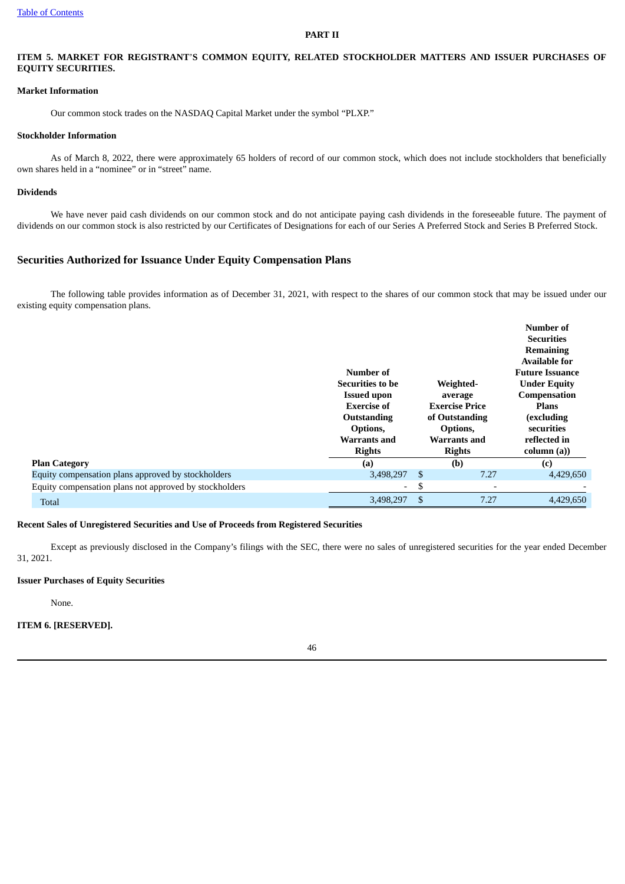## PART II

### ITEM 5. MARKET FOR REGISTRANT'S COMMON EQUITY, RELATED STOCKHOLDER MATTERS AND ISSUER PURCHASES OF EQUITY SECURITIES.

**Market Information**

Our common stock trades on the NASDAQ Capital Market under the symbol "PLXP."

**Stockholder Information**

As of March 8, 2022, there were approximately 65 holders of record of our common stock, which does not include stockholders that beneficially own shares held in a "nominee" or in "street" name.

**Dividends**

We have never paid cash dividends on our common stock and do not anticipate paying cash dividends in the foreseeable future. The payment of dividends on our common stock is also restricted by our Certificates of Designations for each of our Series A Preferred Stock and Series B Preferred Stock.

## Securities Authorized for Issuance Under Equity Compensation Plans

The following table provides information as of December 31, 2021, with respect to the shares of our common stock that may be issued under our existing equity compensation plans.

| Plan Category | Number of Securities to be Issued upon Exercise of Outstanding Options, Warrants and Rights (a) | Weighted-average Exercise Price of Outstanding Options, Warrants and Rights (b) | Number of Securities Remaining Available for Future Issuance Under Equity Compensation Plans (excluding securities reflected in column (a)) (c) |
|---|---|---|---|
| Equity compensation plans approved by stockholders | 3,498,297 | $ 7.27 | 4,429,650 |
| Equity compensation plans not approved by stockholders | - | $ - | - |
| Total | 3,498,297 | $ 7.27 | 4,429,650 |

**Recent Sales of Unregistered Securities and Use of Proceeds from Registered Securities**

Except as previously disclosed in the Company's filings with the SEC, there were no sales of unregistered securities for the year ended December 31, 2021.

**Issuer Purchases of Equity Securities**

None.

### ITEM 6. [RESERVED].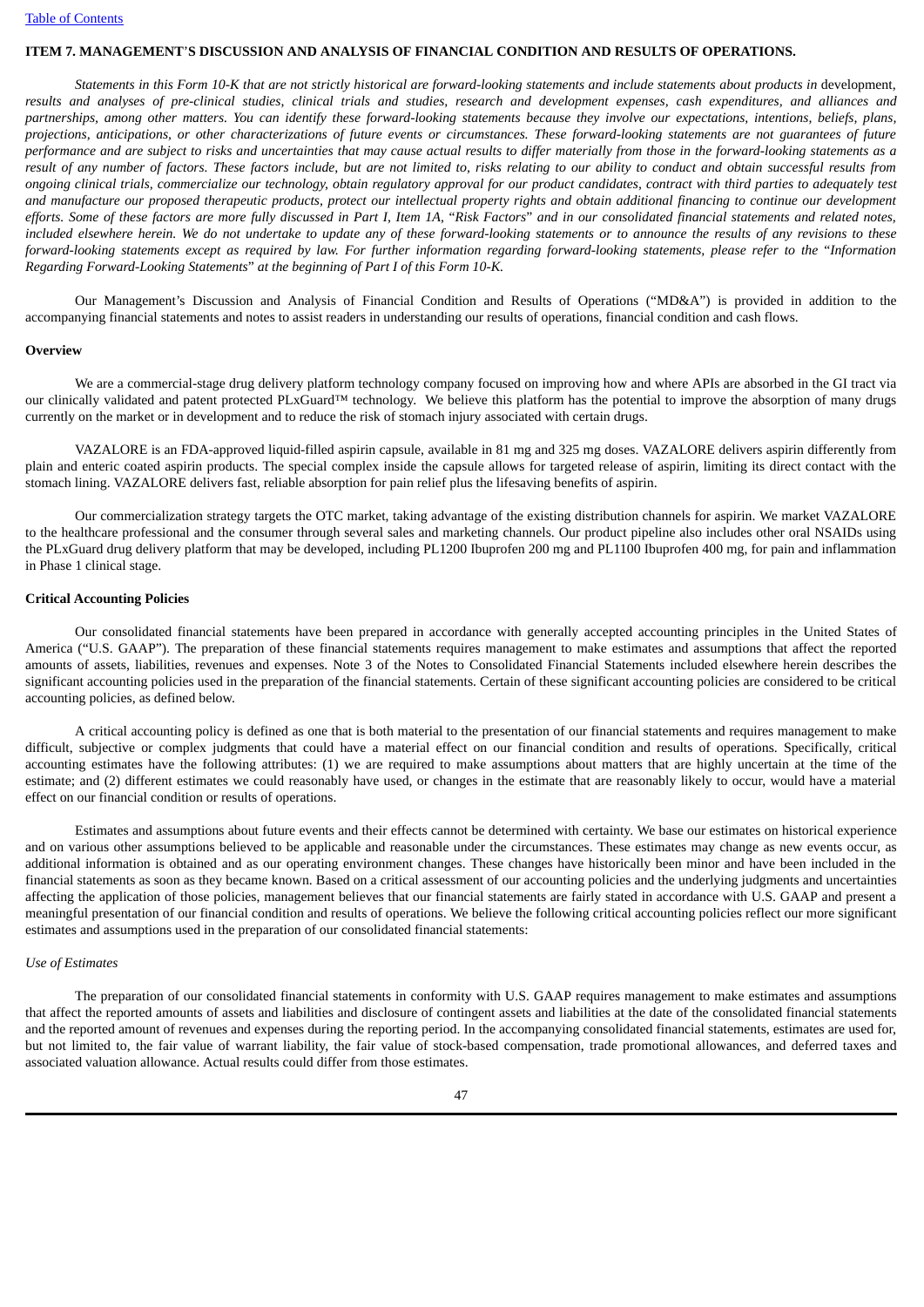## ITEM 7. MANAGEMENT'S DISCUSSION AND ANALYSIS OF FINANCIAL CONDITION AND RESULTS OF OPERATIONS.

*Statements in this Form 10-K that are not strictly historical are forward-looking statements and include statements about products in* development, *results and analyses of pre-clinical studies, clinical trials and studies, research and development expenses, cash expenditures, and alliances and partnerships, among other matters. You can identify these forward-looking statements because they involve our expectations, intentions, beliefs, plans, projections, anticipations, or other characterizations of future events or circumstances. These forward-looking statements are not guarantees of future performance and are subject to risks and uncertainties that may cause actual results to differ materially from those in the forward-looking statements as a result of any number of factors. These factors include, but are not limited to, risks relating to our ability to conduct and obtain successful results from ongoing clinical trials, commercialize our technology, obtain regulatory approval for our product candidates, contract with third parties to adequately test and manufacture our proposed therapeutic products, protect our intellectual property rights and obtain additional financing to continue our development efforts. Some of these factors are more fully discussed in Part I, Item 1A, "Risk Factors" and in our consolidated financial statements and related notes, included elsewhere herein. We do not undertake to update any of these forward-looking statements or to announce the results of any revisions to these forward-looking statements except as required by law. For further information regarding forward-looking statements, please refer to the "Information Regarding Forward-Looking Statements" at the beginning of Part I of this Form 10-K.*

Our Management's Discussion and Analysis of Financial Condition and Results of Operations ("MD&A") is provided in addition to the accompanying financial statements and notes to assist readers in understanding our results of operations, financial condition and cash flows.

### Overview

We are a commercial-stage drug delivery platform technology company focused on improving how and where APIs are absorbed in the GI tract via our clinically validated and patent protected PLxGuard™ technology. We believe this platform has the potential to improve the absorption of many drugs currently on the market or in development and to reduce the risk of stomach injury associated with certain drugs.

VAZALORE is an FDA-approved liquid-filled aspirin capsule, available in 81 mg and 325 mg doses. VAZALORE delivers aspirin differently from plain and enteric coated aspirin products. The special complex inside the capsule allows for targeted release of aspirin, limiting its direct contact with the stomach lining. VAZALORE delivers fast, reliable absorption for pain relief plus the lifesaving benefits of aspirin.

Our commercialization strategy targets the OTC market, taking advantage of the existing distribution channels for aspirin. We market VAZALORE to the healthcare professional and the consumer through several sales and marketing channels. Our product pipeline also includes other oral NSAIDs using the PLxGuard drug delivery platform that may be developed, including PL1200 Ibuprofen 200 mg and PL1100 Ibuprofen 400 mg, for pain and inflammation in Phase 1 clinical stage.

### Critical Accounting Policies

Our consolidated financial statements have been prepared in accordance with generally accepted accounting principles in the United States of America ("U.S. GAAP"). The preparation of these financial statements requires management to make estimates and assumptions that affect the reported amounts of assets, liabilities, revenues and expenses. Note 3 of the Notes to Consolidated Financial Statements included elsewhere herein describes the significant accounting policies used in the preparation of the financial statements. Certain of these significant accounting policies are considered to be critical accounting policies, as defined below.

A critical accounting policy is defined as one that is both material to the presentation of our financial statements and requires management to make difficult, subjective or complex judgments that could have a material effect on our financial condition and results of operations. Specifically, critical accounting estimates have the following attributes: (1) we are required to make assumptions about matters that are highly uncertain at the time of the estimate; and (2) different estimates we could reasonably have used, or changes in the estimate that are reasonably likely to occur, would have a material effect on our financial condition or results of operations.

Estimates and assumptions about future events and their effects cannot be determined with certainty. We base our estimates on historical experience and on various other assumptions believed to be applicable and reasonable under the circumstances. These estimates may change as new events occur, as additional information is obtained and as our operating environment changes. These changes have historically been minor and have been included in the financial statements as soon as they became known. Based on a critical assessment of our accounting policies and the underlying judgments and uncertainties affecting the application of those policies, management believes that our financial statements are fairly stated in accordance with U.S. GAAP and present a meaningful presentation of our financial condition and results of operations. We believe the following critical accounting policies reflect our more significant estimates and assumptions used in the preparation of our consolidated financial statements:

*Use of Estimates*

The preparation of our consolidated financial statements in conformity with U.S. GAAP requires management to make estimates and assumptions that affect the reported amounts of assets and liabilities and disclosure of contingent assets and liabilities at the date of the consolidated financial statements and the reported amount of revenues and expenses during the reporting period. In the accompanying consolidated financial statements, estimates are used for, but not limited to, the fair value of warrant liability, the fair value of stock-based compensation, trade promotional allowances, and deferred taxes and associated valuation allowance. Actual results could differ from those estimates.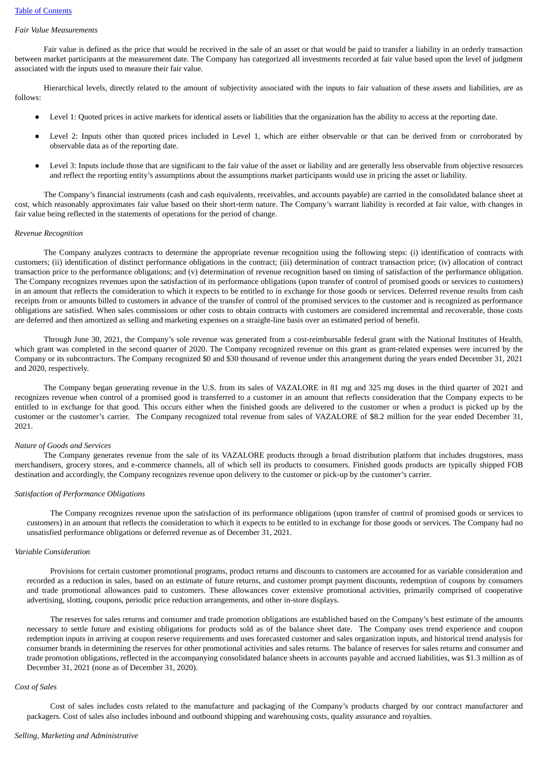*Fair Value Measurements*

Fair value is defined as the price that would be received in the sale of an asset or that would be paid to transfer a liability in an orderly transaction between market participants at the measurement date. The Company has categorized all investments recorded at fair value based upon the level of judgment associated with the inputs used to measure their fair value.

Hierarchical levels, directly related to the amount of subjectivity associated with the inputs to fair valuation of these assets and liabilities, are as follows:

- Level 1: Quoted prices in active markets for identical assets or liabilities that the organization has the ability to access at the reporting date.
- Level 2: Inputs other than quoted prices included in Level 1, which are either observable or that can be derived from or corroborated by observable data as of the reporting date.
- Level 3: Inputs include those that are significant to the fair value of the asset or liability and are generally less observable from objective resources and reflect the reporting entity's assumptions about the assumptions market participants would use in pricing the asset or liability.

The Company's financial instruments (cash and cash equivalents, receivables, and accounts payable) are carried in the consolidated balance sheet at cost, which reasonably approximates fair value based on their short-term nature. The Company's warrant liability is recorded at fair value, with changes in fair value being reflected in the statements of operations for the period of change.

*Revenue Recognition*

The Company analyzes contracts to determine the appropriate revenue recognition using the following steps: (i) identification of contracts with customers; (ii) identification of distinct performance obligations in the contract; (iii) determination of contract transaction price; (iv) allocation of contract transaction price to the performance obligations; and (v) determination of revenue recognition based on timing of satisfaction of the performance obligation. The Company recognizes revenues upon the satisfaction of its performance obligations (upon transfer of control of promised goods or services to customers) in an amount that reflects the consideration to which it expects to be entitled to in exchange for those goods or services. Deferred revenue results from cash receipts from or amounts billed to customers in advance of the transfer of control of the promised services to the customer and is recognized as performance obligations are satisfied. When sales commissions or other costs to obtain contracts with customers are considered incremental and recoverable, those costs are deferred and then amortized as selling and marketing expenses on a straight-line basis over an estimated period of benefit.

Through June 30, 2021, the Company's sole revenue was generated from a cost-reimbursable federal grant with the National Institutes of Health, which grant was completed in the second quarter of 2020. The Company recognized revenue on this grant as grant-related expenses were incurred by the Company or its subcontractors. The Company recognized $0 and $30 thousand of revenue under this arrangement during the years ended December 31, 2021 and 2020, respectively.

The Company began generating revenue in the U.S. from its sales of VAZALORE in 81 mg and 325 mg doses in the third quarter of 2021 and recognizes revenue when control of a promised good is transferred to a customer in an amount that reflects consideration that the Company expects to be entitled to in exchange for that good. This occurs either when the finished goods are delivered to the customer or when a product is picked up by the customer or the customer's carrier. The Company recognized total revenue from sales of VAZALORE of $8.2 million for the year ended December 31, 2021.

*Nature of Goods and Services*

The Company generates revenue from the sale of its VAZALORE products through a broad distribution platform that includes drugstores, mass merchandisers, grocery stores, and e-commerce channels, all of which sell its products to consumers. Finished goods products are typically shipped FOB destination and accordingly, the Company recognizes revenue upon delivery to the customer or pick-up by the customer's carrier.

*Satisfaction of Performance Obligations*

The Company recognizes revenue upon the satisfaction of its performance obligations (upon transfer of control of promised goods or services to customers) in an amount that reflects the consideration to which it expects to be entitled to in exchange for those goods or services. The Company had no unsatisfied performance obligations or deferred revenue as of December 31, 2021.

*Variable Consideration*

Provisions for certain customer promotional programs, product returns and discounts to customers are accounted for as variable consideration and recorded as a reduction in sales, based on an estimate of future returns, and customer prompt payment discounts, redemption of coupons by consumers and trade promotional allowances paid to customers. These allowances cover extensive promotional activities, primarily comprised of cooperative advertising, slotting, coupons, periodic price reduction arrangements, and other in-store displays.

The reserves for sales returns and consumer and trade promotion obligations are established based on the Company's best estimate of the amounts necessary to settle future and existing obligations for products sold as of the balance sheet date. The Company uses trend experience and coupon redemption inputs in arriving at coupon reserve requirements and uses forecasted customer and sales organization inputs, and historical trend analysis for consumer brands in determining the reserves for other promotional activities and sales returns. The balance of reserves for sales returns and consumer and trade promotion obligations, reflected in the accompanying consolidated balance sheets in accounts payable and accrued liabilities, was $1.3 million as of December 31, 2021 (none as of December 31, 2020).

*Cost of Sales*

Cost of sales includes costs related to the manufacture and packaging of the Company's products charged by our contract manufacturer and packagers. Cost of sales also includes inbound and outbound shipping and warehousing costs, quality assurance and royalties.

*Selling, Marketing and Administrative*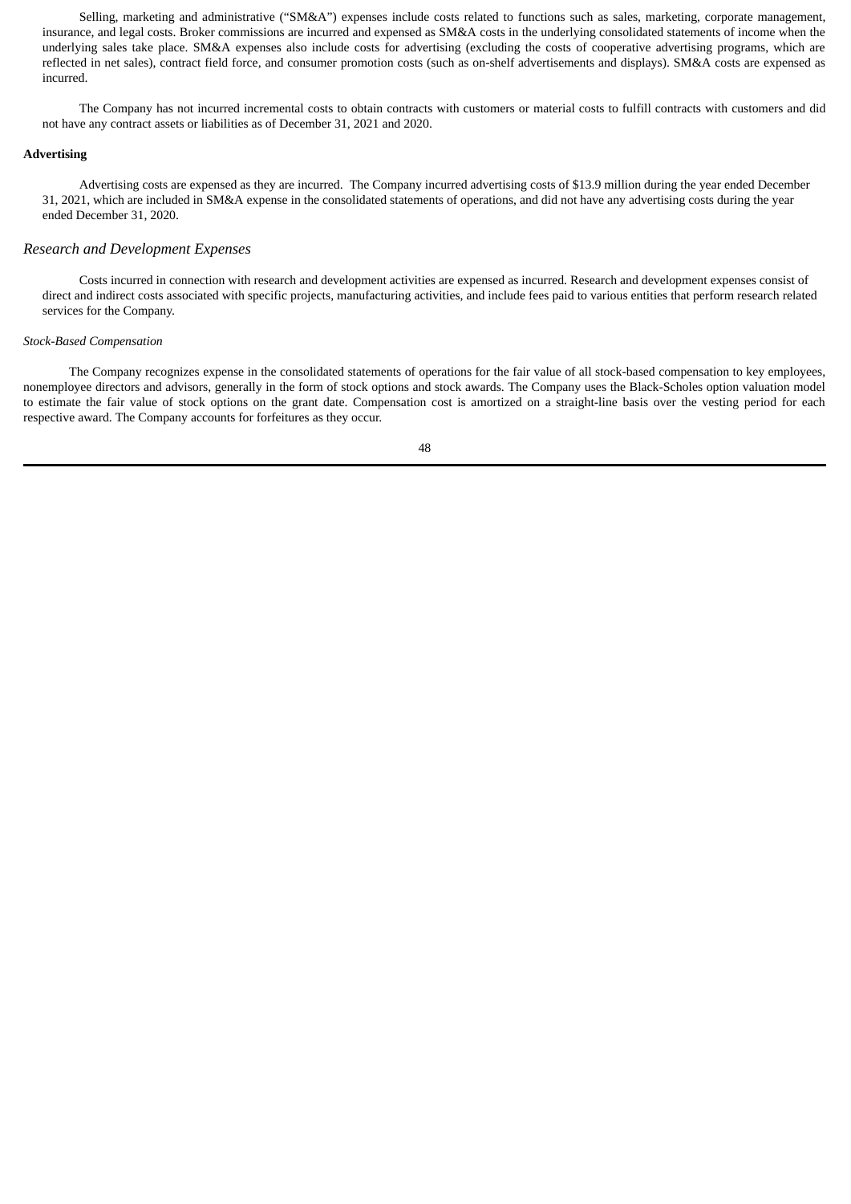Selling, marketing and administrative ("SM&A") expenses include costs related to functions such as sales, marketing, corporate management, insurance, and legal costs. Broker commissions are incurred and expensed as SM&A costs in the underlying consolidated statements of income when the underlying sales take place. SM&A expenses also include costs for advertising (excluding the costs of cooperative advertising programs, which are reflected in net sales), contract field force, and consumer promotion costs (such as on-shelf advertisements and displays). SM&A costs are expensed as incurred.

The Company has not incurred incremental costs to obtain contracts with customers or material costs to fulfill contracts with customers and did not have any contract assets or liabilities as of December 31, 2021 and 2020.

**Advertising**

Advertising costs are expensed as they are incurred. The Company incurred advertising costs of $13.9 million during the year ended December 31, 2021, which are included in SM&A expense in the consolidated statements of operations, and did not have any advertising costs during the year ended December 31, 2020.

## *Research and Development Expenses*

Costs incurred in connection with research and development activities are expensed as incurred. Research and development expenses consist of direct and indirect costs associated with specific projects, manufacturing activities, and include fees paid to various entities that perform research related services for the Company.

*Stock-Based Compensation*

The Company recognizes expense in the consolidated statements of operations for the fair value of all stock-based compensation to key employees, nonemployee directors and advisors, generally in the form of stock options and stock awards. The Company uses the Black-Scholes option valuation model to estimate the fair value of stock options on the grant date. Compensation cost is amortized on a straight-line basis over the vesting period for each respective award. The Company accounts for forfeitures as they occur.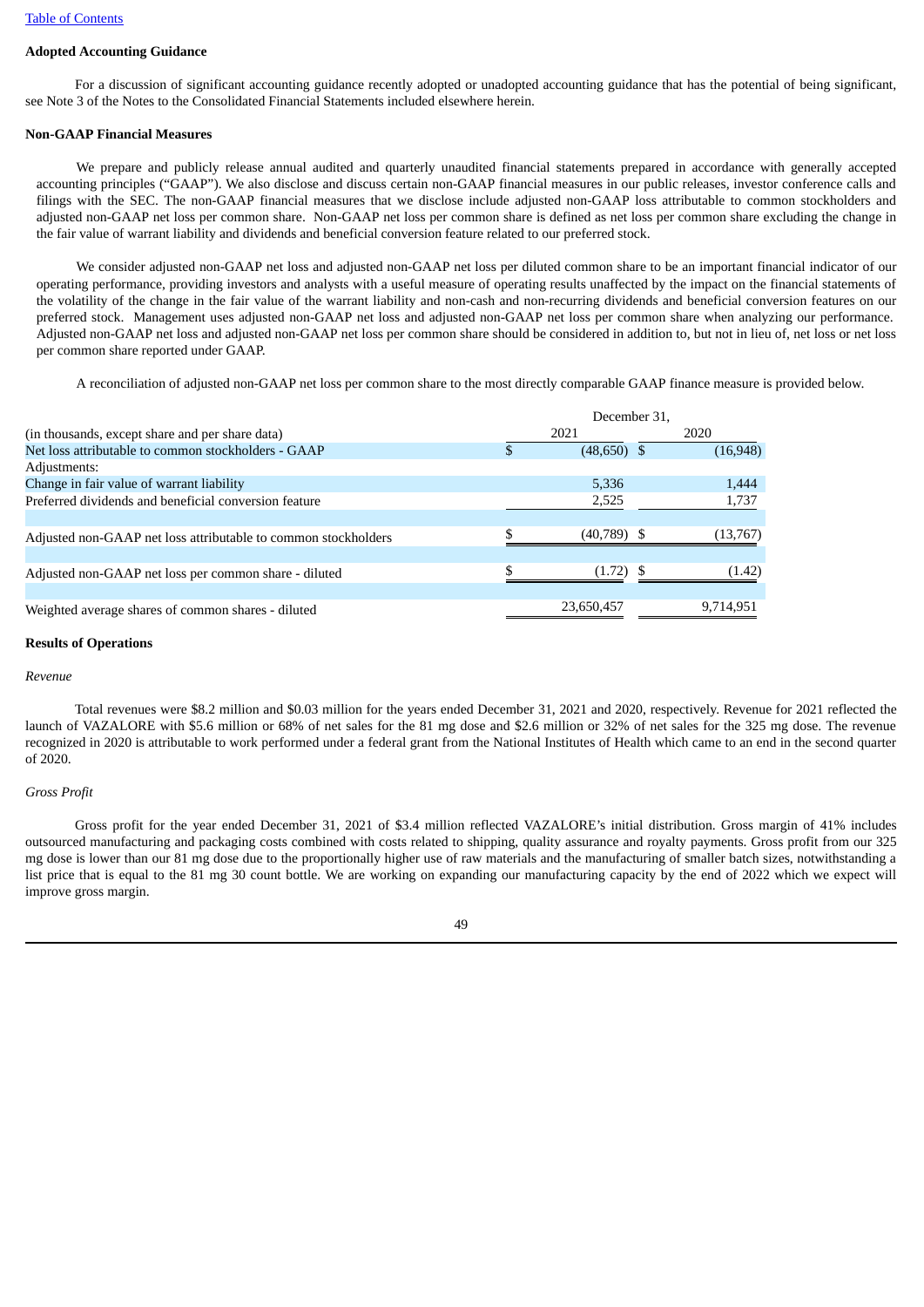**Adopted Accounting Guidance**

For a discussion of significant accounting guidance recently adopted or unadopted accounting guidance that has the potential of being significant, see Note 3 of the Notes to the Consolidated Financial Statements included elsewhere herein.

**Non-GAAP Financial Measures**

We prepare and publicly release annual audited and quarterly unaudited financial statements prepared in accordance with generally accepted accounting principles ("GAAP"). We also disclose and discuss certain non-GAAP financial measures in our public releases, investor conference calls and filings with the SEC. The non-GAAP financial measures that we disclose include adjusted non-GAAP loss attributable to common stockholders and adjusted non-GAAP net loss per common share. Non-GAAP net loss per common share is defined as net loss per common share excluding the change in the fair value of warrant liability and dividends and beneficial conversion feature related to our preferred stock.

We consider adjusted non-GAAP net loss and adjusted non-GAAP net loss per diluted common share to be an important financial indicator of our operating performance, providing investors and analysts with a useful measure of operating results unaffected by the impact on the financial statements of the volatility of the change in the fair value of the warrant liability and non-cash and non-recurring dividends and beneficial conversion features on our preferred stock. Management uses adjusted non-GAAP net loss and adjusted non-GAAP net loss per common share when analyzing our performance. Adjusted non-GAAP net loss and adjusted non-GAAP net loss per common share should be considered in addition to, but not in lieu of, net loss or net loss per common share reported under GAAP.

A reconciliation of adjusted non-GAAP net loss per common share to the most directly comparable GAAP finance measure is provided below.

| | December 31, | |
|---|---|---|
| (in thousands, except share and per share data) | 2021 | 2020 |
| Net loss attributable to common stockholders - GAAP | $ (48,650) | $ (16,948) |
| Adjustments: | | |
| Change in fair value of warrant liability | 5,336 | 1,444 |
| Preferred dividends and beneficial conversion feature | 2,525 | 1,737 |
| Adjusted non-GAAP net loss attributable to common stockholders | $ (40,789) | $ (13,767) |
| Adjusted non-GAAP net loss per common share - diluted | $ (1.72) | $ (1.42) |
| Weighted average shares of common shares - diluted | 23,650,457 | 9,714,951 |

**Results of Operations**

*Revenue*

Total revenues were $8.2 million and $0.03 million for the years ended December 31, 2021 and 2020, respectively. Revenue for 2021 reflected the launch of VAZALORE with $5.6 million or 68% of net sales for the 81 mg dose and $2.6 million or 32% of net sales for the 325 mg dose. The revenue recognized in 2020 is attributable to work performed under a federal grant from the National Institutes of Health which came to an end in the second quarter of 2020.

*Gross Profit*

Gross profit for the year ended December 31, 2021 of $3.4 million reflected VAZALORE's initial distribution. Gross margin of 41% includes outsourced manufacturing and packaging costs combined with costs related to shipping, quality assurance and royalty payments. Gross profit from our 325 mg dose is lower than our 81 mg dose due to the proportionally higher use of raw materials and the manufacturing of smaller batch sizes, notwithstanding a list price that is equal to the 81 mg 30 count bottle. We are working on expanding our manufacturing capacity by the end of 2022 which we expect will improve gross margin.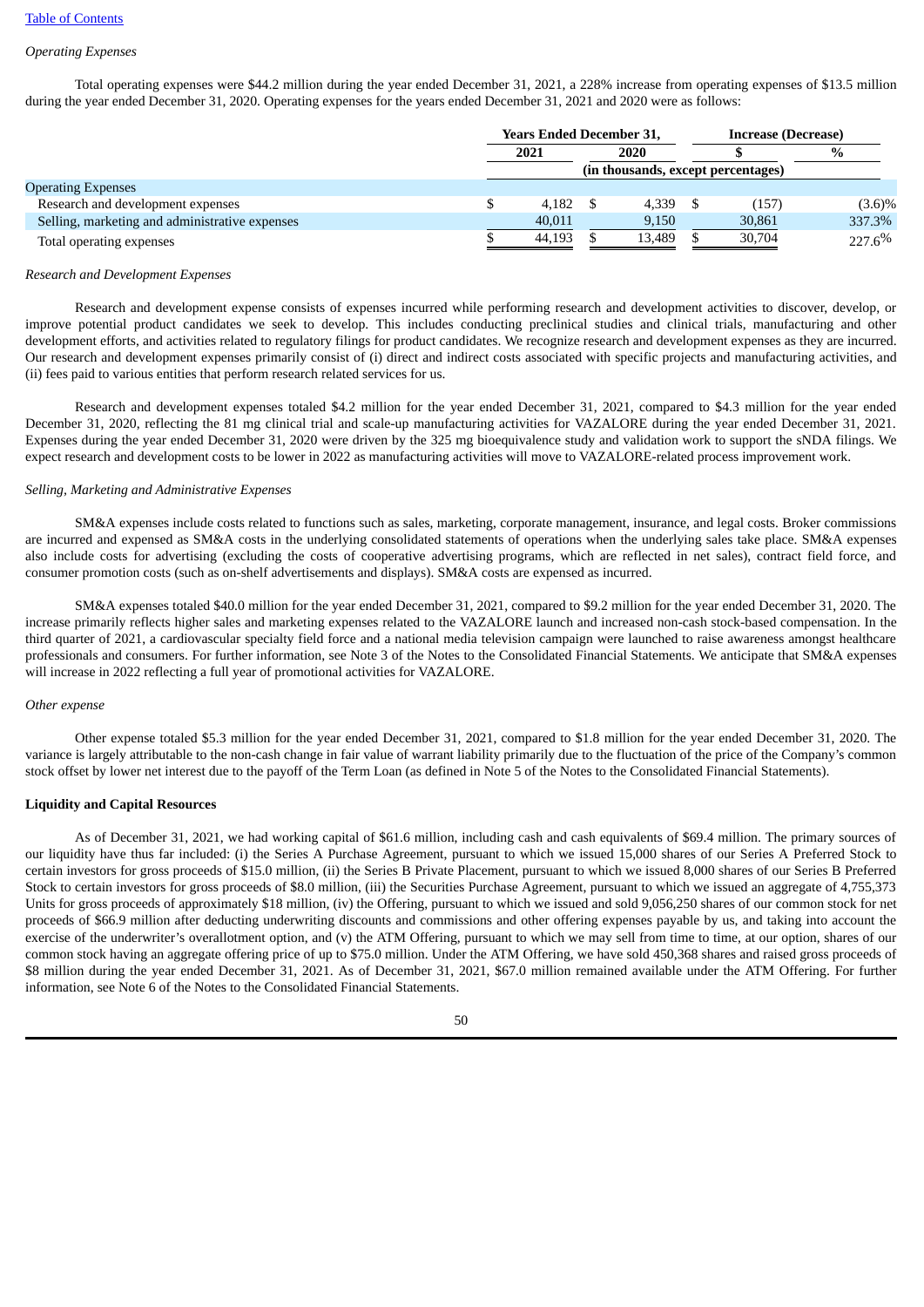*Operating Expenses*

Total operating expenses were $44.2 million during the year ended December 31, 2021, a 228% increase from operating expenses of $13.5 million during the year ended December 31, 2020. Operating expenses for the years ended December 31, 2021 and 2020 were as follows:

| | Years Ended December 31, | | Increase (Decrease) | |
|---|---|---|---|---|
| | 2021 | 2020 | $ | % |
| | (in thousands, except percentages) | | | |
| Operating Expenses | | | | |
| Research and development expenses | $ 4,182 | $ 4,339 | $ (157) | (3.6)% |
| Selling, marketing and administrative expenses | 40,011 | 9,150 | 30,861 | 337.3% |
| Total operating expenses | $ 44,193 | $ 13,489 | $ 30,704 | 227.6% |

*Research and Development Expenses*

Research and development expense consists of expenses incurred while performing research and development activities to discover, develop, or improve potential product candidates we seek to develop. This includes conducting preclinical studies and clinical trials, manufacturing and other development efforts, and activities related to regulatory filings for product candidates. We recognize research and development expenses as they are incurred. Our research and development expenses primarily consist of (i) direct and indirect costs associated with specific projects and manufacturing activities, and (ii) fees paid to various entities that perform research related services for us.

Research and development expenses totaled $4.2 million for the year ended December 31, 2021, compared to $4.3 million for the year ended December 31, 2020, reflecting the 81 mg clinical trial and scale-up manufacturing activities for VAZALORE during the year ended December 31, 2021. Expenses during the year ended December 31, 2020 were driven by the 325 mg bioequivalence study and validation work to support the sNDA filings. We expect research and development costs to be lower in 2022 as manufacturing activities will move to VAZALORE-related process improvement work.

*Selling, Marketing and Administrative Expenses*

SM&A expenses include costs related to functions such as sales, marketing, corporate management, insurance, and legal costs. Broker commissions are incurred and expensed as SM&A costs in the underlying consolidated statements of operations when the underlying sales take place. SM&A expenses also include costs for advertising (excluding the costs of cooperative advertising programs, which are reflected in net sales), contract field force, and consumer promotion costs (such as on-shelf advertisements and displays). SM&A costs are expensed as incurred.

SM&A expenses totaled $40.0 million for the year ended December 31, 2021, compared to $9.2 million for the year ended December 31, 2020. The increase primarily reflects higher sales and marketing expenses related to the VAZALORE launch and increased non-cash stock-based compensation. In the third quarter of 2021, a cardiovascular specialty field force and a national media television campaign were launched to raise awareness amongst healthcare professionals and consumers. For further information, see Note 3 of the Notes to the Consolidated Financial Statements. We anticipate that SM&A expenses will increase in 2022 reflecting a full year of promotional activities for VAZALORE.

*Other expense*

Other expense totaled $5.3 million for the year ended December 31, 2021, compared to $1.8 million for the year ended December 31, 2020. The variance is largely attributable to the non-cash change in fair value of warrant liability primarily due to the fluctuation of the price of the Company's common stock offset by lower net interest due to the payoff of the Term Loan (as defined in Note 5 of the Notes to the Consolidated Financial Statements).

**Liquidity and Capital Resources**

As of December 31, 2021, we had working capital of $61.6 million, including cash and cash equivalents of $69.4 million. The primary sources of our liquidity have thus far included: (i) the Series A Purchase Agreement, pursuant to which we issued 15,000 shares of our Series A Preferred Stock to certain investors for gross proceeds of $15.0 million, (ii) the Series B Private Placement, pursuant to which we issued 8,000 shares of our Series B Preferred Stock to certain investors for gross proceeds of $8.0 million, (iii) the Securities Purchase Agreement, pursuant to which we issued an aggregate of 4,755,373 Units for gross proceeds of approximately $18 million, (iv) the Offering, pursuant to which we issued and sold 9,056,250 shares of our common stock for net proceeds of $66.9 million after deducting underwriting discounts and commissions and other offering expenses payable by us, and taking into account the exercise of the underwriter's overallotment option, and (v) the ATM Offering, pursuant to which we may sell from time to time, at our option, shares of our common stock having an aggregate offering price of up to $75.0 million. Under the ATM Offering, we have sold 450,368 shares and raised gross proceeds of $8 million during the year ended December 31, 2021. As of December 31, 2021, $67.0 million remained available under the ATM Offering. For further information, see Note 6 of the Notes to the Consolidated Financial Statements.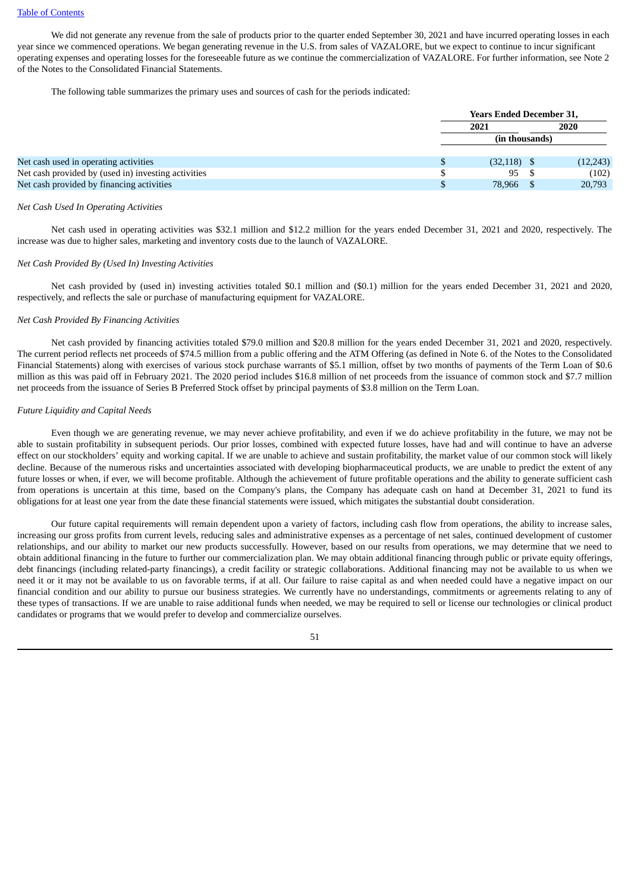We did not generate any revenue from the sale of products prior to the quarter ended September 30, 2021 and have incurred operating losses in each year since we commenced operations. We began generating revenue in the U.S. from sales of VAZALORE, but we expect to continue to incur significant operating expenses and operating losses for the foreseeable future as we continue the commercialization of VAZALORE. For further information, see Note 2 of the Notes to the Consolidated Financial Statements.

The following table summarizes the primary uses and sources of cash for the periods indicated:

| | Years Ended December 31, | |
|---|---|---|
| | 2021 | 2020 |
| | (in thousands) | |
| Net cash used in operating activities | $ (32,118) | $ (12,243) |
| Net cash provided by (used in) investing activities | $ 95 | $ (102) |
| Net cash provided by financing activities | $ 78,966 | $ 20,793 |

*Net Cash Used In Operating Activities*

Net cash used in operating activities was $32.1 million and $12.2 million for the years ended December 31, 2021 and 2020, respectively. The increase was due to higher sales, marketing and inventory costs due to the launch of VAZALORE.

*Net Cash Provided By (Used In) Investing Activities*

Net cash provided by (used in) investing activities totaled $0.1 million and ($0.1) million for the years ended December 31, 2021 and 2020, respectively, and reflects the sale or purchase of manufacturing equipment for VAZALORE.

*Net Cash Provided By Financing Activities*

Net cash provided by financing activities totaled $79.0 million and $20.8 million for the years ended December 31, 2021 and 2020, respectively. The current period reflects net proceeds of $74.5 million from a public offering and the ATM Offering (as defined in Note 6. of the Notes to the Consolidated Financial Statements) along with exercises of various stock purchase warrants of $5.1 million, offset by two months of payments of the Term Loan of $0.6 million as this was paid off in February 2021. The 2020 period includes $16.8 million of net proceeds from the issuance of common stock and $7.7 million net proceeds from the issuance of Series B Preferred Stock offset by principal payments of $3.8 million on the Term Loan.

*Future Liquidity and Capital Needs*

Even though we are generating revenue, we may never achieve profitability, and even if we do achieve profitability in the future, we may not be able to sustain profitability in subsequent periods. Our prior losses, combined with expected future losses, have had and will continue to have an adverse effect on our stockholders' equity and working capital. If we are unable to achieve and sustain profitability, the market value of our common stock will likely decline. Because of the numerous risks and uncertainties associated with developing biopharmaceutical products, we are unable to predict the extent of any future losses or when, if ever, we will become profitable. Although the achievement of future profitable operations and the ability to generate sufficient cash from operations is uncertain at this time, based on the Company's plans, the Company has adequate cash on hand at December 31, 2021 to fund its obligations for at least one year from the date these financial statements were issued, which mitigates the substantial doubt consideration.

Our future capital requirements will remain dependent upon a variety of factors, including cash flow from operations, the ability to increase sales, increasing our gross profits from current levels, reducing sales and administrative expenses as a percentage of net sales, continued development of customer relationships, and our ability to market our new products successfully. However, based on our results from operations, we may determine that we need to obtain additional financing in the future to further our commercialization plan. We may obtain additional financing through public or private equity offerings, debt financings (including related-party financings), a credit facility or strategic collaborations. Additional financing may not be available to us when we need it or it may not be available to us on favorable terms, if at all. Our failure to raise capital as and when needed could have a negative impact on our financial condition and our ability to pursue our business strategies. We currently have no understandings, commitments or agreements relating to any of these types of transactions. If we are unable to raise additional funds when needed, we may be required to sell or license our technologies or clinical product candidates or programs that we would prefer to develop and commercialize ourselves.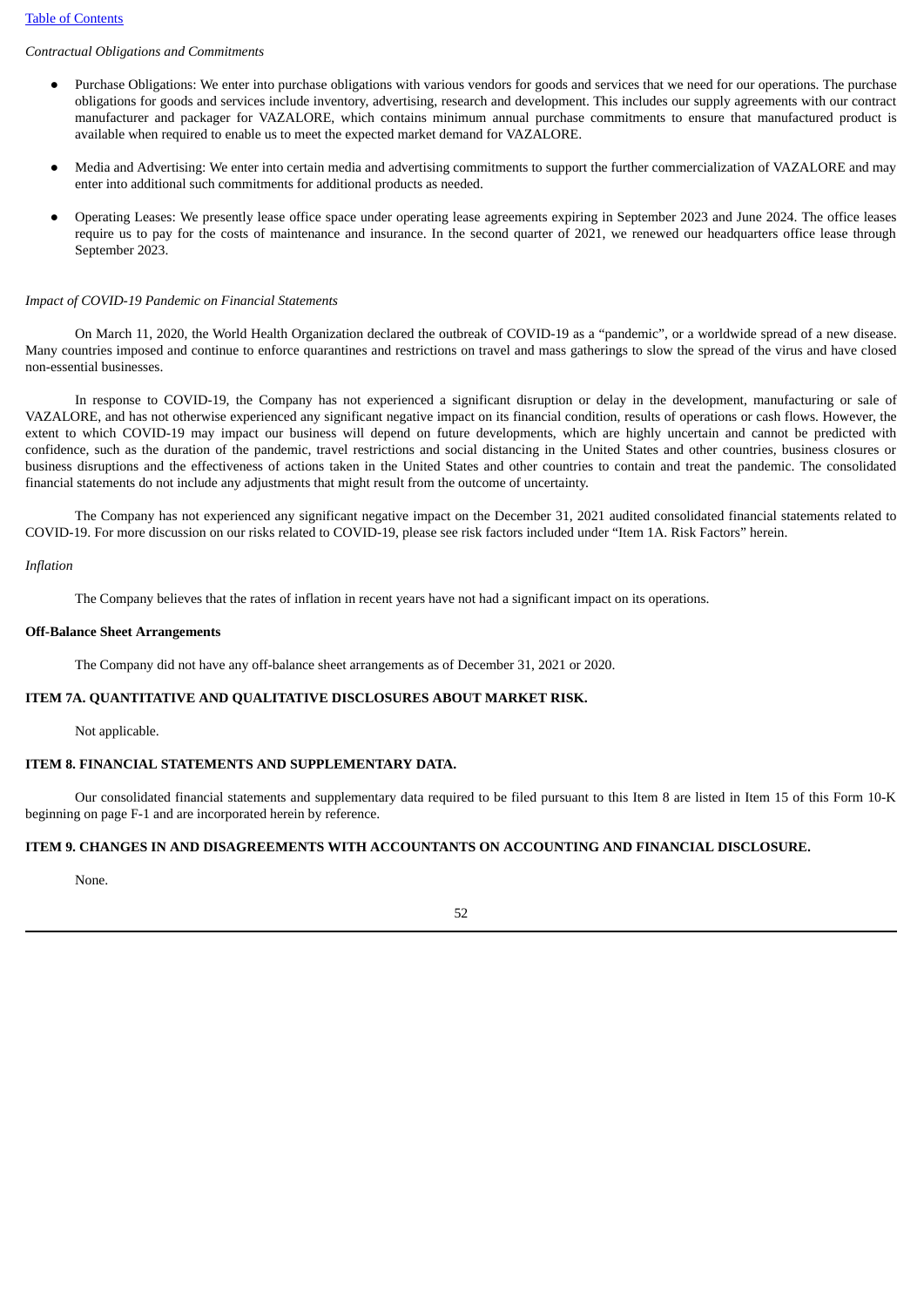*Contractual Obligations and Commitments*

- Purchase Obligations: We enter into purchase obligations with various vendors for goods and services that we need for our operations. The purchase obligations for goods and services include inventory, advertising, research and development. This includes our supply agreements with our contract manufacturer and packager for VAZALORE, which contains minimum annual purchase commitments to ensure that manufactured product is available when required to enable us to meet the expected market demand for VAZALORE.
- Media and Advertising: We enter into certain media and advertising commitments to support the further commercialization of VAZALORE and may enter into additional such commitments for additional products as needed.
- Operating Leases: We presently lease office space under operating lease agreements expiring in September 2023 and June 2024. The office leases require us to pay for the costs of maintenance and insurance. In the second quarter of 2021, we renewed our headquarters office lease through September 2023.

*Impact of COVID-19 Pandemic on Financial Statements*

On March 11, 2020, the World Health Organization declared the outbreak of COVID-19 as a "pandemic", or a worldwide spread of a new disease. Many countries imposed and continue to enforce quarantines and restrictions on travel and mass gatherings to slow the spread of the virus and have closed non-essential businesses.

In response to COVID-19, the Company has not experienced a significant disruption or delay in the development, manufacturing or sale of VAZALORE, and has not otherwise experienced any significant negative impact on its financial condition, results of operations or cash flows. However, the extent to which COVID-19 may impact our business will depend on future developments, which are highly uncertain and cannot be predicted with confidence, such as the duration of the pandemic, travel restrictions and social distancing in the United States and other countries, business closures or business disruptions and the effectiveness of actions taken in the United States and other countries to contain and treat the pandemic. The consolidated financial statements do not include any adjustments that might result from the outcome of uncertainty.

The Company has not experienced any significant negative impact on the December 31, 2021 audited consolidated financial statements related to COVID-19. For more discussion on our risks related to COVID-19, please see risk factors included under "Item 1A. Risk Factors" herein.

*Inflation*

The Company believes that the rates of inflation in recent years have not had a significant impact on its operations.

**Off-Balance Sheet Arrangements**

The Company did not have any off-balance sheet arrangements as of December 31, 2021 or 2020.

**ITEM 7A. QUANTITATIVE AND QUALITATIVE DISCLOSURES ABOUT MARKET RISK.**

Not applicable.

**ITEM 8. FINANCIAL STATEMENTS AND SUPPLEMENTARY DATA.**

Our consolidated financial statements and supplementary data required to be filed pursuant to this Item 8 are listed in Item 15 of this Form 10-K beginning on page F-1 and are incorporated herein by reference.

**ITEM 9. CHANGES IN AND DISAGREEMENTS WITH ACCOUNTANTS ON ACCOUNTING AND FINANCIAL DISCLOSURE.**

None.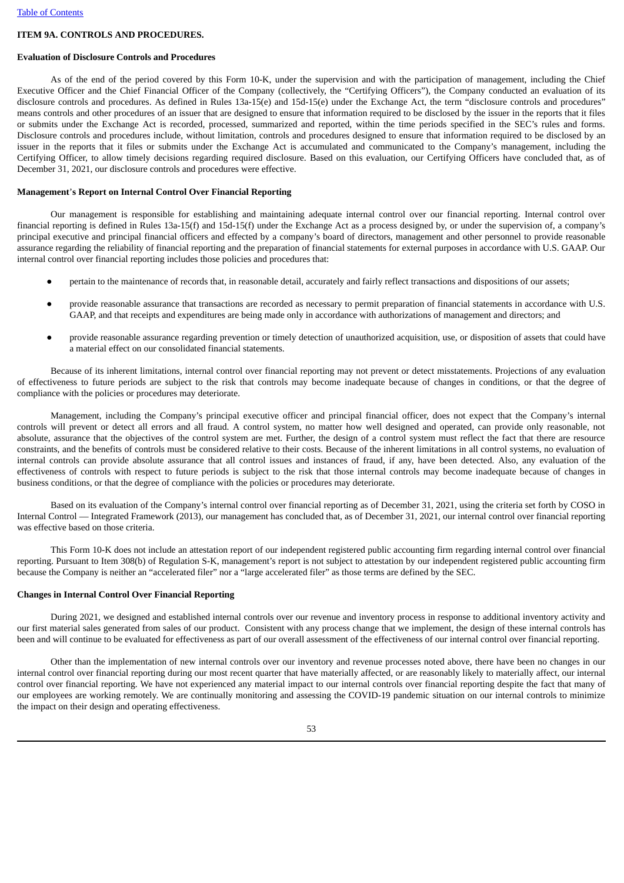## ITEM 9A. CONTROLS AND PROCEDURES.

### Evaluation of Disclosure Controls and Procedures

As of the end of the period covered by this Form 10-K, under the supervision and with the participation of management, including the Chief Executive Officer and the Chief Financial Officer of the Company (collectively, the "Certifying Officers"), the Company conducted an evaluation of its disclosure controls and procedures. As defined in Rules 13a-15(e) and 15d-15(e) under the Exchange Act, the term "disclosure controls and procedures" means controls and other procedures of an issuer that are designed to ensure that information required to be disclosed by the issuer in the reports that it files or submits under the Exchange Act is recorded, processed, summarized and reported, within the time periods specified in the SEC's rules and forms. Disclosure controls and procedures include, without limitation, controls and procedures designed to ensure that information required to be disclosed by an issuer in the reports that it files or submits under the Exchange Act is accumulated and communicated to the Company's management, including the Certifying Officer, to allow timely decisions regarding required disclosure. Based on this evaluation, our Certifying Officers have concluded that, as of December 31, 2021, our disclosure controls and procedures were effective.

### Management's Report on Internal Control Over Financial Reporting

Our management is responsible for establishing and maintaining adequate internal control over our financial reporting. Internal control over financial reporting is defined in Rules 13a-15(f) and 15d-15(f) under the Exchange Act as a process designed by, or under the supervision of, a company's principal executive and principal financial officers and effected by a company's board of directors, management and other personnel to provide reasonable assurance regarding the reliability of financial reporting and the preparation of financial statements for external purposes in accordance with U.S. GAAP. Our internal control over financial reporting includes those policies and procedures that:

- pertain to the maintenance of records that, in reasonable detail, accurately and fairly reflect transactions and dispositions of our assets;
- provide reasonable assurance that transactions are recorded as necessary to permit preparation of financial statements in accordance with U.S. GAAP, and that receipts and expenditures are being made only in accordance with authorizations of management and directors; and
- provide reasonable assurance regarding prevention or timely detection of unauthorized acquisition, use, or disposition of assets that could have a material effect on our consolidated financial statements.

Because of its inherent limitations, internal control over financial reporting may not prevent or detect misstatements. Projections of any evaluation of effectiveness to future periods are subject to the risk that controls may become inadequate because of changes in conditions, or that the degree of compliance with the policies or procedures may deteriorate.

Management, including the Company's principal executive officer and principal financial officer, does not expect that the Company's internal controls will prevent or detect all errors and all fraud. A control system, no matter how well designed and operated, can provide only reasonable, not absolute, assurance that the objectives of the control system are met. Further, the design of a control system must reflect the fact that there are resource constraints, and the benefits of controls must be considered relative to their costs. Because of the inherent limitations in all control systems, no evaluation of internal controls can provide absolute assurance that all control issues and instances of fraud, if any, have been detected. Also, any evaluation of the effectiveness of controls with respect to future periods is subject to the risk that those internal controls may become inadequate because of changes in business conditions, or that the degree of compliance with the policies or procedures may deteriorate.

Based on its evaluation of the Company's internal control over financial reporting as of December 31, 2021, using the criteria set forth by COSO in Internal Control — Integrated Framework (2013), our management has concluded that, as of December 31, 2021, our internal control over financial reporting was effective based on those criteria.

This Form 10-K does not include an attestation report of our independent registered public accounting firm regarding internal control over financial reporting. Pursuant to Item 308(b) of Regulation S-K, management's report is not subject to attestation by our independent registered public accounting firm because the Company is neither an "accelerated filer" nor a "large accelerated filer" as those terms are defined by the SEC.

### Changes in Internal Control Over Financial Reporting

During 2021, we designed and established internal controls over our revenue and inventory process in response to additional inventory activity and our first material sales generated from sales of our product. Consistent with any process change that we implement, the design of these internal controls has been and will continue to be evaluated for effectiveness as part of our overall assessment of the effectiveness of our internal control over financial reporting.

Other than the implementation of new internal controls over our inventory and revenue processes noted above, there have been no changes in our internal control over financial reporting during our most recent quarter that have materially affected, or are reasonably likely to materially affect, our internal control over financial reporting. We have not experienced any material impact to our internal controls over financial reporting despite the fact that many of our employees are working remotely. We are continually monitoring and assessing the COVID-19 pandemic situation on our internal controls to minimize the impact on their design and operating effectiveness.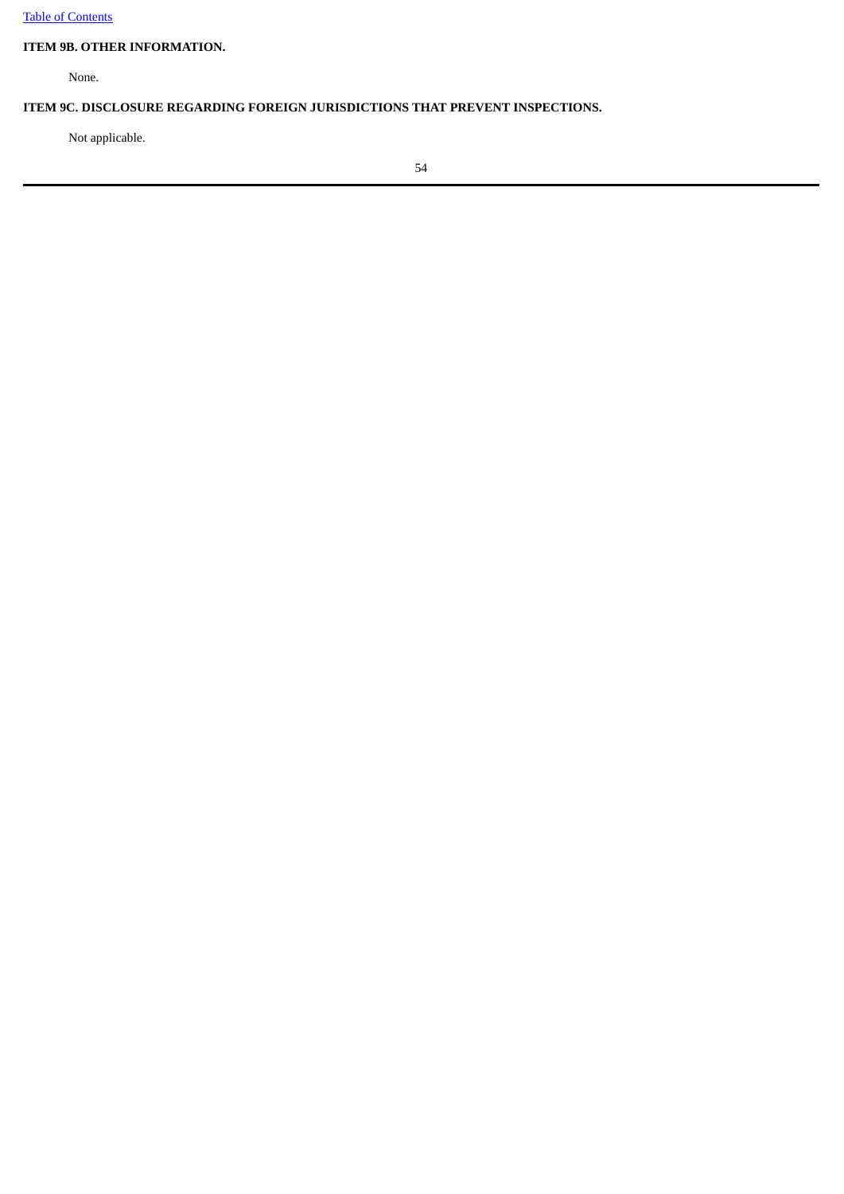**ITEM 9B. OTHER INFORMATION.**

None.

**ITEM 9C. DISCLOSURE REGARDING FOREIGN JURISDICTIONS THAT PREVENT INSPECTIONS.**

Not applicable.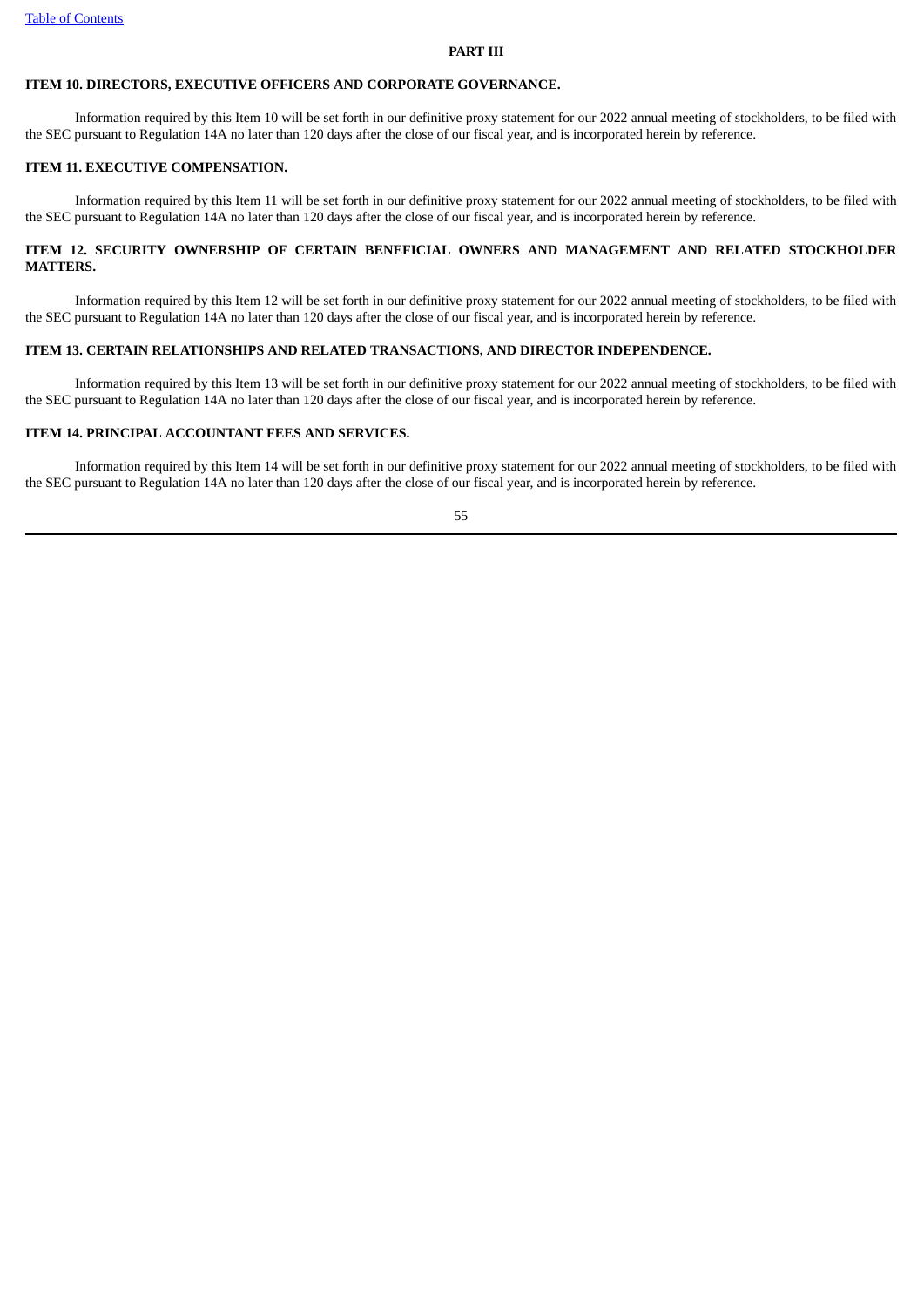## PART III

### ITEM 10. DIRECTORS, EXECUTIVE OFFICERS AND CORPORATE GOVERNANCE.

Information required by this Item 10 will be set forth in our definitive proxy statement for our 2022 annual meeting of stockholders, to be filed with the SEC pursuant to Regulation 14A no later than 120 days after the close of our fiscal year, and is incorporated herein by reference.

### ITEM 11. EXECUTIVE COMPENSATION.

Information required by this Item 11 will be set forth in our definitive proxy statement for our 2022 annual meeting of stockholders, to be filed with the SEC pursuant to Regulation 14A no later than 120 days after the close of our fiscal year, and is incorporated herein by reference.

### ITEM 12. SECURITY OWNERSHIP OF CERTAIN BENEFICIAL OWNERS AND MANAGEMENT AND RELATED STOCKHOLDER MATTERS.

Information required by this Item 12 will be set forth in our definitive proxy statement for our 2022 annual meeting of stockholders, to be filed with the SEC pursuant to Regulation 14A no later than 120 days after the close of our fiscal year, and is incorporated herein by reference.

### ITEM 13. CERTAIN RELATIONSHIPS AND RELATED TRANSACTIONS, AND DIRECTOR INDEPENDENCE.

Information required by this Item 13 will be set forth in our definitive proxy statement for our 2022 annual meeting of stockholders, to be filed with the SEC pursuant to Regulation 14A no later than 120 days after the close of our fiscal year, and is incorporated herein by reference.

### ITEM 14. PRINCIPAL ACCOUNTANT FEES AND SERVICES.

Information required by this Item 14 will be set forth in our definitive proxy statement for our 2022 annual meeting of stockholders, to be filed with the SEC pursuant to Regulation 14A no later than 120 days after the close of our fiscal year, and is incorporated herein by reference.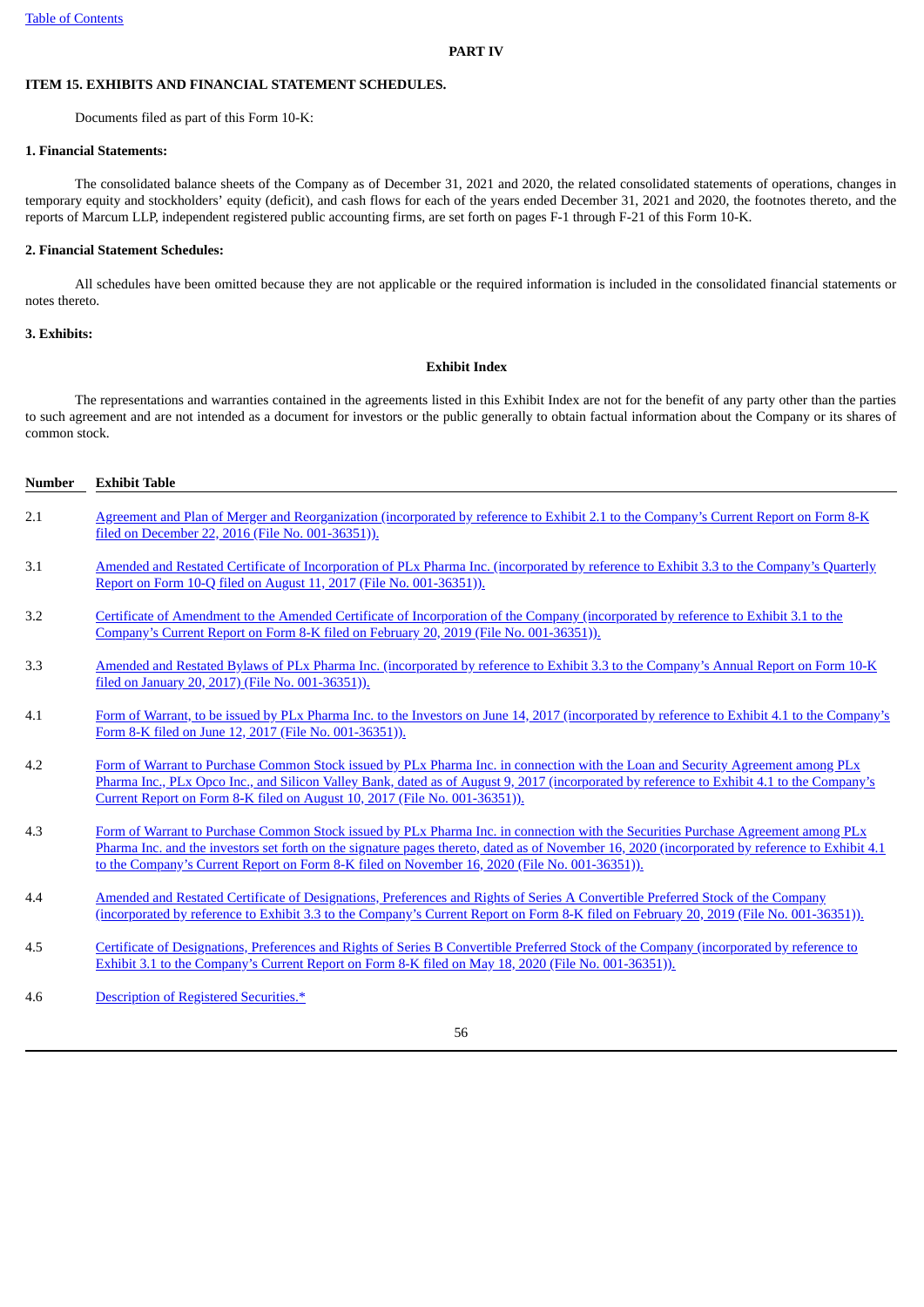## PART IV

### ITEM 15. EXHIBITS AND FINANCIAL STATEMENT SCHEDULES.

Documents filed as part of this Form 10-K:

**1. Financial Statements:**

The consolidated balance sheets of the Company as of December 31, 2021 and 2020, the related consolidated statements of operations, changes in temporary equity and stockholders' equity (deficit), and cash flows for each of the years ended December 31, 2021 and 2020, the footnotes thereto, and the reports of Marcum LLP, independent registered public accounting firms, are set forth on pages F-1 through F-21 of this Form 10-K.

**2. Financial Statement Schedules:**

All schedules have been omitted because they are not applicable or the required information is included in the consolidated financial statements or notes thereto.

**3. Exhibits:**

**Exhibit Index**

The representations and warranties contained in the agreements listed in this Exhibit Index are not for the benefit of any party other than the parties to such agreement and are not intended as a document for investors or the public generally to obtain factual information about the Company or its shares of common stock.

| Number | Exhibit Table |
|---|---|
| 2.1 | Agreement and Plan of Merger and Reorganization (incorporated by reference to Exhibit 2.1 to the Company's Current Report on Form 8-K filed on December 22, 2016 (File No. 001-36351)). |
| 3.1 | Amended and Restated Certificate of Incorporation of PLx Pharma Inc. (incorporated by reference to Exhibit 3.3 to the Company's Quarterly Report on Form 10-Q filed on August 11, 2017 (File No. 001-36351)). |
| 3.2 | Certificate of Amendment to the Amended Certificate of Incorporation of the Company (incorporated by reference to Exhibit 3.1 to the Company's Current Report on Form 8-K filed on February 20, 2019 (File No. 001-36351)). |
| 3.3 | Amended and Restated Bylaws of PLx Pharma Inc. (incorporated by reference to Exhibit 3.3 to the Company's Annual Report on Form 10-K filed on January 20, 2017) (File No. 001-36351)). |
| 4.1 | Form of Warrant, to be issued by PLx Pharma Inc. to the Investors on June 14, 2017 (incorporated by reference to Exhibit 4.1 to the Company's Form 8-K filed on June 12, 2017 (File No. 001-36351)). |
| 4.2 | Form of Warrant to Purchase Common Stock issued by PLx Pharma Inc. in connection with the Loan and Security Agreement among PLx Pharma Inc., PLx Opco Inc., and Silicon Valley Bank, dated as of August 9, 2017 (incorporated by reference to Exhibit 4.1 to the Company's Current Report on Form 8-K filed on August 10, 2017 (File No. 001-36351)). |
| 4.3 | Form of Warrant to Purchase Common Stock issued by PLx Pharma Inc. in connection with the Securities Purchase Agreement among PLx Pharma Inc. and the investors set forth on the signature pages thereto, dated as of November 16, 2020 (incorporated by reference to Exhibit 4.1 to the Company's Current Report on Form 8-K filed on November 16, 2020 (File No. 001-36351)). |
| 4.4 | Amended and Restated Certificate of Designations, Preferences and Rights of Series A Convertible Preferred Stock of the Company (incorporated by reference to Exhibit 3.3 to the Company's Current Report on Form 8-K filed on February 20, 2019 (File No. 001-36351)). |
| 4.5 | Certificate of Designations, Preferences and Rights of Series B Convertible Preferred Stock of the Company (incorporated by reference to Exhibit 3.1 to the Company's Current Report on Form 8-K filed on May 18, 2020 (File No. 001-36351)). |
| 4.6 | Description of Registered Securities.* |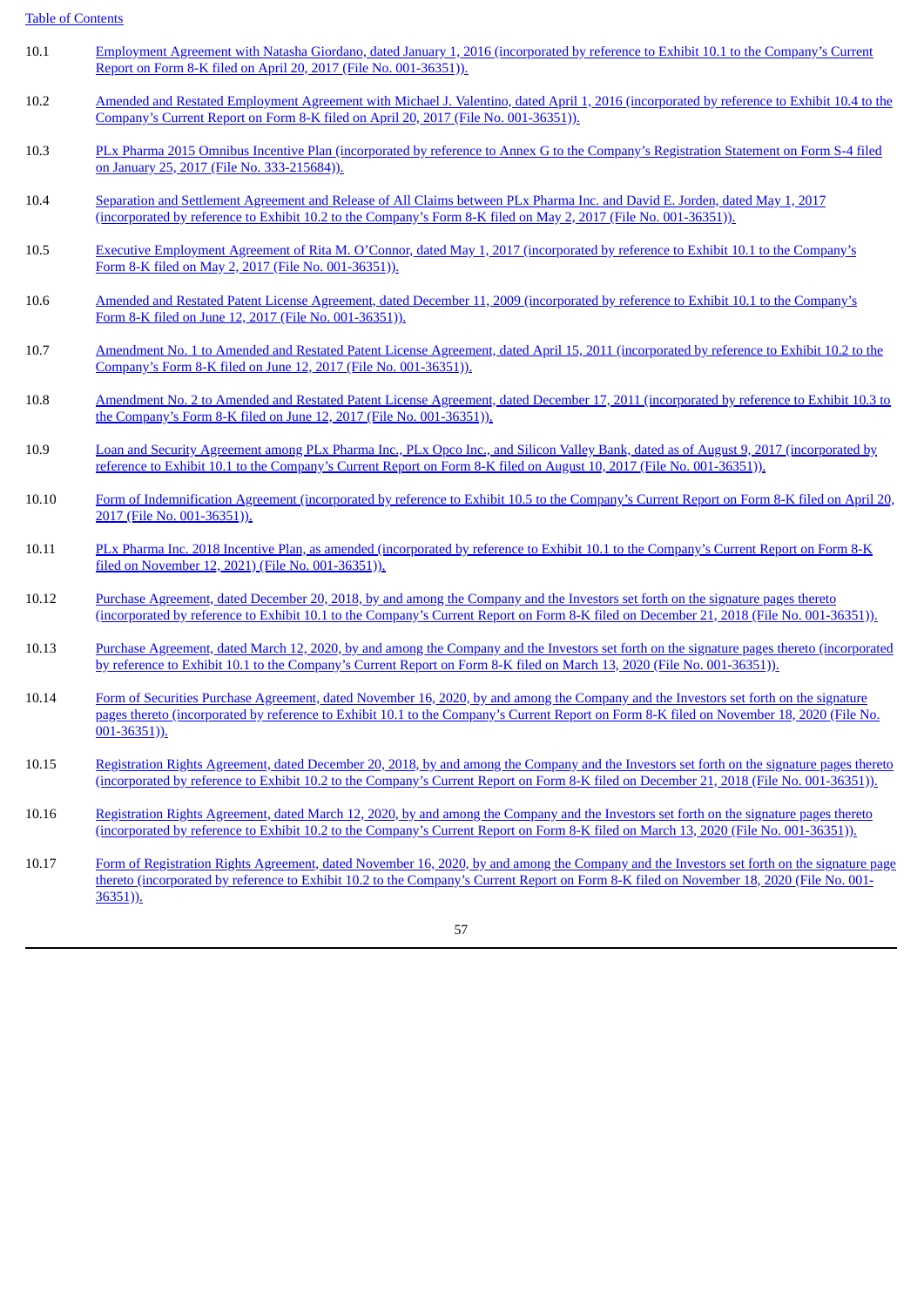| | |
|---|---|
| 10.1 | Employment Agreement with Natasha Giordano, dated January 1, 2016 (incorporated by reference to Exhibit 10.1 to the Company's Current Report on Form 8-K filed on April 20, 2017 (File No. 001-36351)). |
| 10.2 | Amended and Restated Employment Agreement with Michael J. Valentino, dated April 1, 2016 (incorporated by reference to Exhibit 10.4 to the Company's Current Report on Form 8-K filed on April 20, 2017 (File No. 001-36351)). |
| 10.3 | PLx Pharma 2015 Omnibus Incentive Plan (incorporated by reference to Annex G to the Company's Registration Statement on Form S-4 filed on January 25, 2017 (File No. 333-215684)). |
| 10.4 | Separation and Settlement Agreement and Release of All Claims between PLx Pharma Inc. and David E. Jorden, dated May 1, 2017 (incorporated by reference to Exhibit 10.2 to the Company's Form 8-K filed on May 2, 2017 (File No. 001-36351)). |
| 10.5 | Executive Employment Agreement of Rita M. O'Connor, dated May 1, 2017 (incorporated by reference to Exhibit 10.1 to the Company's Form 8-K filed on May 2, 2017 (File No. 001-36351)). |
| 10.6 | Amended and Restated Patent License Agreement, dated December 11, 2009 (incorporated by reference to Exhibit 10.1 to the Company's Form 8-K filed on June 12, 2017 (File No. 001-36351)). |
| 10.7 | Amendment No. 1 to Amended and Restated Patent License Agreement, dated April 15, 2011 (incorporated by reference to Exhibit 10.2 to the Company's Form 8-K filed on June 12, 2017 (File No. 001-36351)). |
| 10.8 | Amendment No. 2 to Amended and Restated Patent License Agreement, dated December 17, 2011 (incorporated by reference to Exhibit 10.3 to the Company's Form 8-K filed on June 12, 2017 (File No. 001-36351)). |
| 10.9 | Loan and Security Agreement among PLx Pharma Inc., PLx Opco Inc., and Silicon Valley Bank, dated as of August 9, 2017 (incorporated by reference to Exhibit 10.1 to the Company's Current Report on Form 8-K filed on August 10, 2017 (File No. 001-36351)). |
| 10.10 | Form of Indemnification Agreement (incorporated by reference to Exhibit 10.5 to the Company's Current Report on Form 8-K filed on April 20, 2017 (File No. 001-36351)). |
| 10.11 | PLx Pharma Inc. 2018 Incentive Plan, as amended (incorporated by reference to Exhibit 10.1 to the Company's Current Report on Form 8-K filed on November 12, 2021) (File No. 001-36351)). |
| 10.12 | Purchase Agreement, dated December 20, 2018, by and among the Company and the Investors set forth on the signature pages thereto (incorporated by reference to Exhibit 10.1 to the Company's Current Report on Form 8-K filed on December 21, 2018 (File No. 001-36351)). |
| 10.13 | Purchase Agreement, dated March 12, 2020, by and among the Company and the Investors set forth on the signature pages thereto (incorporated by reference to Exhibit 10.1 to the Company's Current Report on Form 8-K filed on March 13, 2020 (File No. 001-36351)). |
| 10.14 | Form of Securities Purchase Agreement, dated November 16, 2020, by and among the Company and the Investors set forth on the signature pages thereto (incorporated by reference to Exhibit 10.1 to the Company's Current Report on Form 8-K filed on November 18, 2020 (File No. 001-36351)). |
| 10.15 | Registration Rights Agreement, dated December 20, 2018, by and among the Company and the Investors set forth on the signature pages thereto (incorporated by reference to Exhibit 10.2 to the Company's Current Report on Form 8-K filed on December 21, 2018 (File No. 001-36351)). |
| 10.16 | Registration Rights Agreement, dated March 12, 2020, by and among the Company and the Investors set forth on the signature pages thereto (incorporated by reference to Exhibit 10.2 to the Company's Current Report on Form 8-K filed on March 13, 2020 (File No. 001-36351)). |
| 10.17 | Form of Registration Rights Agreement, dated November 16, 2020, by and among the Company and the Investors set forth on the signature page thereto (incorporated by reference to Exhibit 10.2 to the Company's Current Report on Form 8-K filed on November 18, 2020 (File No. 001-36351)). |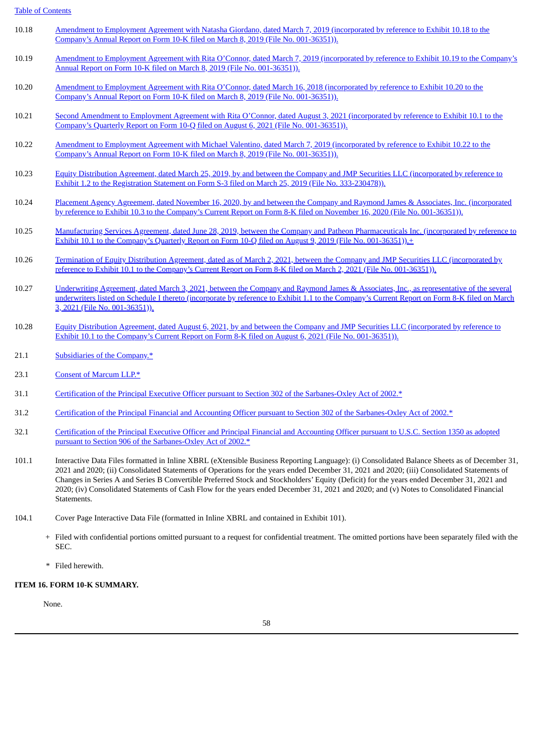| | |
|---|---|
| 10.18 | Amendment to Employment Agreement with Natasha Giordano, dated March 7, 2019 (incorporated by reference to Exhibit 10.18 to the Company's Annual Report on Form 10-K filed on March 8, 2019 (File No. 001-36351)). |
| 10.19 | Amendment to Employment Agreement with Rita O'Connor, dated March 7, 2019 (incorporated by reference to Exhibit 10.19 to the Company's Annual Report on Form 10-K filed on March 8, 2019 (File No. 001-36351)). |
| 10.20 | Amendment to Employment Agreement with Rita O'Connor, dated March 16, 2018 (incorporated by reference to Exhibit 10.20 to the Company's Annual Report on Form 10-K filed on March 8, 2019 (File No. 001-36351)). |
| 10.21 | Second Amendment to Employment Agreement with Rita O'Connor, dated August 3, 2021 (incorporated by reference to Exhibit 10.1 to the Company's Quarterly Report on Form 10-Q filed on August 6, 2021 (File No. 001-36351)). |
| 10.22 | Amendment to Employment Agreement with Michael Valentino, dated March 7, 2019 (incorporated by reference to Exhibit 10.22 to the Company's Annual Report on Form 10-K filed on March 8, 2019 (File No. 001-36351)). |
| 10.23 | Equity Distribution Agreement, dated March 25, 2019, by and between the Company and JMP Securities LLC (incorporated by reference to Exhibit 1.2 to the Registration Statement on Form S-3 filed on March 25, 2019 (File No. 333-230478)). |
| 10.24 | Placement Agency Agreement, dated November 16, 2020, by and between the Company and Raymond James & Associates, Inc. (incorporated by reference to Exhibit 10.3 to the Company's Current Report on Form 8-K filed on November 16, 2020 (File No. 001-36351)). |
| 10.25 | Manufacturing Services Agreement, dated June 28, 2019, between the Company and Patheon Pharmaceuticals Inc. (incorporated by reference to Exhibit 10.1 to the Company's Quarterly Report on Form 10-Q filed on August 9, 2019 (File No. 001-36351)).+ |
| 10.26 | Termination of Equity Distribution Agreement, dated as of March 2, 2021, between the Company and JMP Securities LLC (incorporated by reference to Exhibit 10.1 to the Company's Current Report on Form 8-K filed on March 2, 2021 (File No. 001-36351)). |
| 10.27 | Underwriting Agreement, dated March 3, 2021, between the Company and Raymond James & Associates, Inc., as representative of the several underwriters listed on Schedule I thereto (incorporate by reference to Exhibit 1.1 to the Company's Current Report on Form 8-K filed on March 3, 2021 (File No. 001-36351)). |
| 10.28 | Equity Distribution Agreement, dated August 6, 2021, by and between the Company and JMP Securities LLC (incorporated by reference to Exhibit 10.1 to the Company's Current Report on Form 8-K filed on August 6, 2021 (File No. 001-36351)). |
| 21.1 | Subsidiaries of the Company.* |
| 23.1 | Consent of Marcum LLP.* |
| 31.1 | Certification of the Principal Executive Officer pursuant to Section 302 of the Sarbanes-Oxley Act of 2002.* |
| 31.2 | Certification of the Principal Financial and Accounting Officer pursuant to Section 302 of the Sarbanes-Oxley Act of 2002.* |
| 32.1 | Certification of the Principal Executive Officer and Principal Financial and Accounting Officer pursuant to U.S.C. Section 1350 as adopted pursuant to Section 906 of the Sarbanes-Oxley Act of 2002.* |
| 101.1 | Interactive Data Files formatted in Inline XBRL (eXtensible Business Reporting Language): (i) Consolidated Balance Sheets as of December 31, 2021 and 2020; (ii) Consolidated Statements of Operations for the years ended December 31, 2021 and 2020; (iii) Consolidated Statements of Changes in Series A and Series B Convertible Preferred Stock and Stockholders' Equity (Deficit) for the years ended December 31, 2021 and 2020; (iv) Consolidated Statements of Cash Flow for the years ended December 31, 2021 and 2020; and (v) Notes to Consolidated Financial Statements. |
| 104.1 | Cover Page Interactive Data File (formatted in Inline XBRL and contained in Exhibit 101). |

\+ Filed with confidential portions omitted pursuant to a request for confidential treatment. The omitted portions have been separately filed with the SEC.

\* Filed herewith.

**ITEM 16. FORM 10-K SUMMARY.**

None.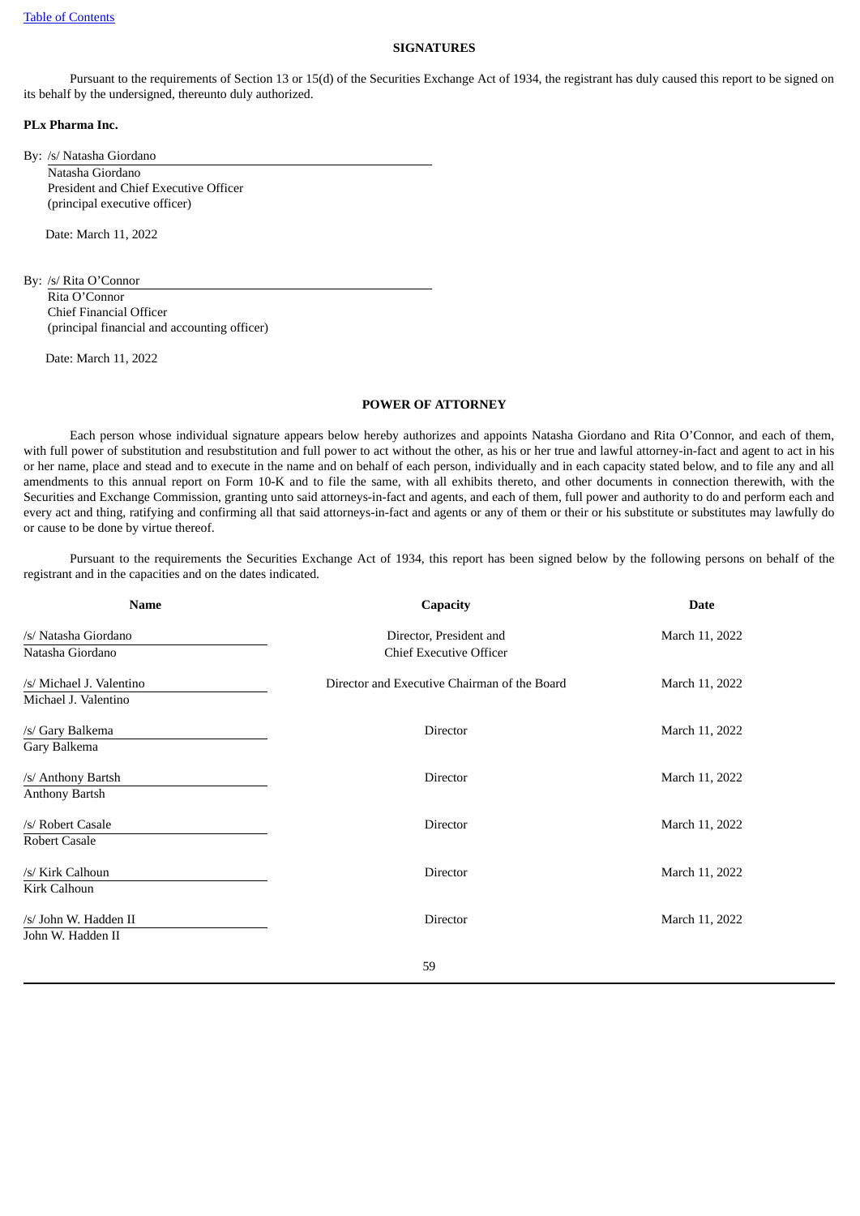## SIGNATURES

Pursuant to the requirements of Section 13 or 15(d) of the Securities Exchange Act of 1934, the registrant has duly caused this report to be signed on its behalf by the undersigned, thereunto duly authorized.

**PLx Pharma Inc.**

By: /s/ Natasha Giordano
Natasha Giordano
President and Chief Executive Officer
(principal executive officer)

Date: March 11, 2022

By: /s/ Rita O'Connor
Rita O'Connor
Chief Financial Officer
(principal financial and accounting officer)

Date: March 11, 2022

## POWER OF ATTORNEY

Each person whose individual signature appears below hereby authorizes and appoints Natasha Giordano and Rita O'Connor, and each of them, with full power of substitution and resubstitution and full power to act without the other, as his or her true and lawful attorney-in-fact and agent to act in his or her name, place and stead and to execute in the name and on behalf of each person, individually and in each capacity stated below, and to file any and all amendments to this annual report on Form 10-K and to file the same, with all exhibits thereto, and other documents in connection therewith, with the Securities and Exchange Commission, granting unto said attorneys-in-fact and agents, and each of them, full power and authority to do and perform each and every act and thing, ratifying and confirming all that said attorneys-in-fact and agents or any of them or their or his substitute or substitutes may lawfully do or cause to be done by virtue thereof.

Pursuant to the requirements the Securities Exchange Act of 1934, this report has been signed below by the following persons on behalf of the registrant and in the capacities and on the dates indicated.

| Name | Capacity | Date |
|---|---|---|
| /s/ Natasha Giordano<br>Natasha Giordano | Director, President and Chief Executive Officer | March 11, 2022 |
| /s/ Michael J. Valentino<br>Michael J. Valentino | Director and Executive Chairman of the Board | March 11, 2022 |
| /s/ Gary Balkema<br>Gary Balkema | Director | March 11, 2022 |
| /s/ Anthony Bartsh<br>Anthony Bartsh | Director | March 11, 2022 |
| /s/ Robert Casale<br>Robert Casale | Director | March 11, 2022 |
| /s/ Kirk Calhoun<br>Kirk Calhoun | Director | March 11, 2022 |
| /s/ John W. Hadden II<br>John W. Hadden II | Director | March 11, 2022 |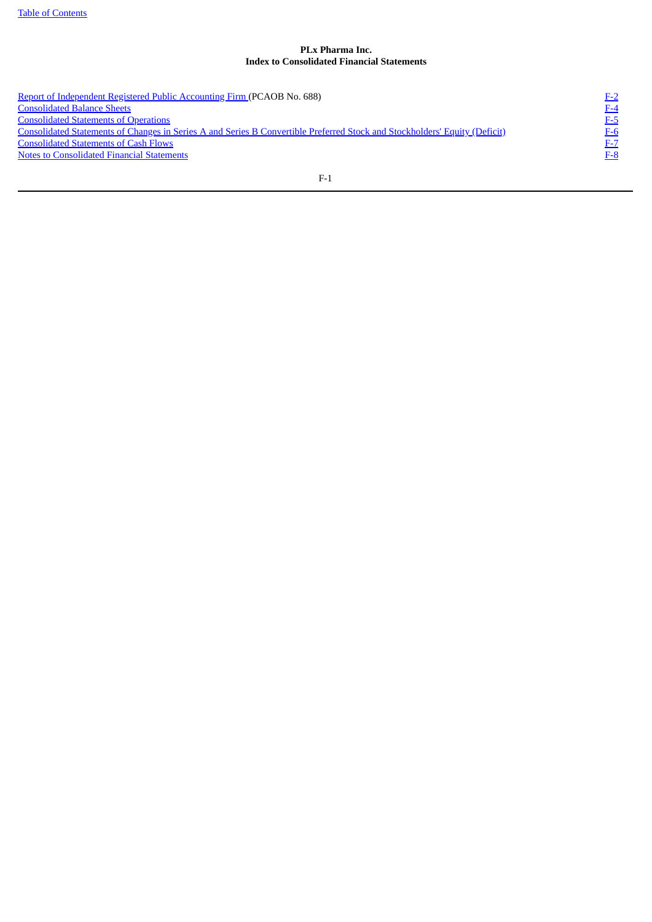**PLx Pharma Inc.**
**Index to Consolidated Financial Statements**

| | |
|---|---|
| Report of Independent Registered Public Accounting Firm (PCAOB No. 688) | F-2 |
| Consolidated Balance Sheets | F-4 |
| Consolidated Statements of Operations | F-5 |
| Consolidated Statements of Changes in Series A and Series B Convertible Preferred Stock and Stockholders' Equity (Deficit) | F-6 |
| Consolidated Statements of Cash Flows | F-7 |
| Notes to Consolidated Financial Statements | F-8 |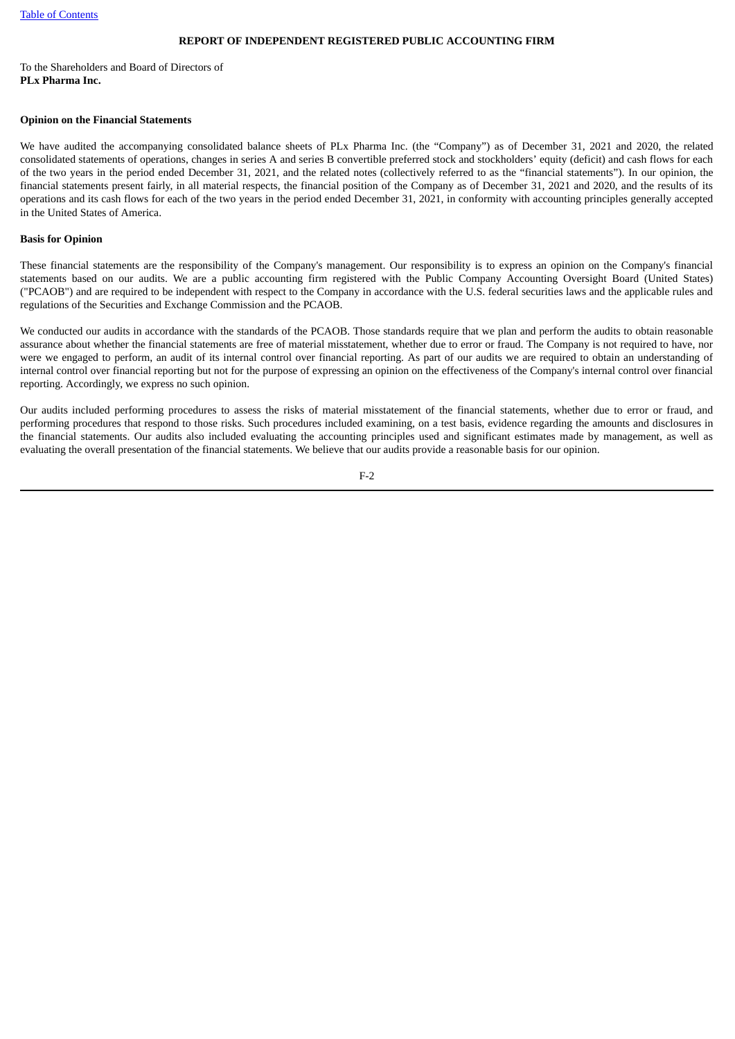**REPORT OF INDEPENDENT REGISTERED PUBLIC ACCOUNTING FIRM**

To the Shareholders and Board of Directors of
**PLx Pharma Inc.**

**Opinion on the Financial Statements**

We have audited the accompanying consolidated balance sheets of PLx Pharma Inc. (the "Company") as of December 31, 2021 and 2020, the related consolidated statements of operations, changes in series A and series B convertible preferred stock and stockholders' equity (deficit) and cash flows for each of the two years in the period ended December 31, 2021, and the related notes (collectively referred to as the "financial statements"). In our opinion, the financial statements present fairly, in all material respects, the financial position of the Company as of December 31, 2021 and 2020, and the results of its operations and its cash flows for each of the two years in the period ended December 31, 2021, in conformity with accounting principles generally accepted in the United States of America.

**Basis for Opinion**

These financial statements are the responsibility of the Company's management. Our responsibility is to express an opinion on the Company's financial statements based on our audits. We are a public accounting firm registered with the Public Company Accounting Oversight Board (United States) ("PCAOB") and are required to be independent with respect to the Company in accordance with the U.S. federal securities laws and the applicable rules and regulations of the Securities and Exchange Commission and the PCAOB.

We conducted our audits in accordance with the standards of the PCAOB. Those standards require that we plan and perform the audits to obtain reasonable assurance about whether the financial statements are free of material misstatement, whether due to error or fraud. The Company is not required to have, nor were we engaged to perform, an audit of its internal control over financial reporting. As part of our audits we are required to obtain an understanding of internal control over financial reporting but not for the purpose of expressing an opinion on the effectiveness of the Company's internal control over financial reporting. Accordingly, we express no such opinion.

Our audits included performing procedures to assess the risks of material misstatement of the financial statements, whether due to error or fraud, and performing procedures that respond to those risks. Such procedures included examining, on a test basis, evidence regarding the amounts and disclosures in the financial statements. Our audits also included evaluating the accounting principles used and significant estimates made by management, as well as evaluating the overall presentation of the financial statements. We believe that our audits provide a reasonable basis for our opinion.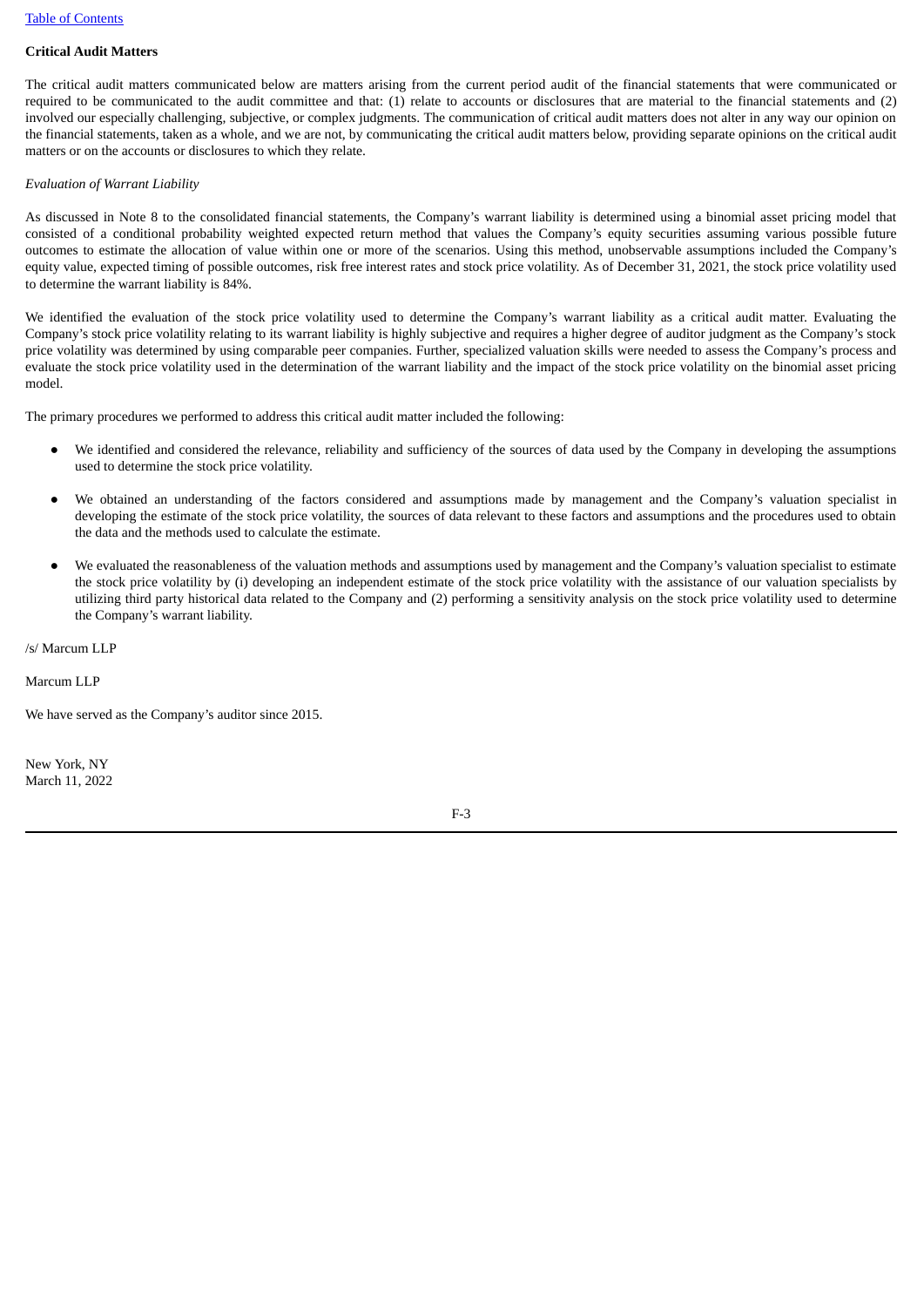**Critical Audit Matters**

The critical audit matters communicated below are matters arising from the current period audit of the financial statements that were communicated or required to be communicated to the audit committee and that: (1) relate to accounts or disclosures that are material to the financial statements and (2) involved our especially challenging, subjective, or complex judgments. The communication of critical audit matters does not alter in any way our opinion on the financial statements, taken as a whole, and we are not, by communicating the critical audit matters below, providing separate opinions on the critical audit matters or on the accounts or disclosures to which they relate.

*Evaluation of Warrant Liability*

As discussed in Note 8 to the consolidated financial statements, the Company's warrant liability is determined using a binomial asset pricing model that consisted of a conditional probability weighted expected return method that values the Company's equity securities assuming various possible future outcomes to estimate the allocation of value within one or more of the scenarios. Using this method, unobservable assumptions included the Company's equity value, expected timing of possible outcomes, risk free interest rates and stock price volatility. As of December 31, 2021, the stock price volatility used to determine the warrant liability is 84%.

We identified the evaluation of the stock price volatility used to determine the Company's warrant liability as a critical audit matter. Evaluating the Company's stock price volatility relating to its warrant liability is highly subjective and requires a higher degree of auditor judgment as the Company's stock price volatility was determined by using comparable peer companies. Further, specialized valuation skills were needed to assess the Company's process and evaluate the stock price volatility used in the determination of the warrant liability and the impact of the stock price volatility on the binomial asset pricing model.

The primary procedures we performed to address this critical audit matter included the following:

- We identified and considered the relevance, reliability and sufficiency of the sources of data used by the Company in developing the assumptions used to determine the stock price volatility.
- We obtained an understanding of the factors considered and assumptions made by management and the Company's valuation specialist in developing the estimate of the stock price volatility, the sources of data relevant to these factors and assumptions and the procedures used to obtain the data and the methods used to calculate the estimate.
- We evaluated the reasonableness of the valuation methods and assumptions used by management and the Company's valuation specialist to estimate the stock price volatility by (i) developing an independent estimate of the stock price volatility with the assistance of our valuation specialists by utilizing third party historical data related to the Company and (2) performing a sensitivity analysis on the stock price volatility used to determine the Company's warrant liability.

/s/ Marcum LLP

Marcum LLP

We have served as the Company's auditor since 2015.

New York, NY
March 11, 2022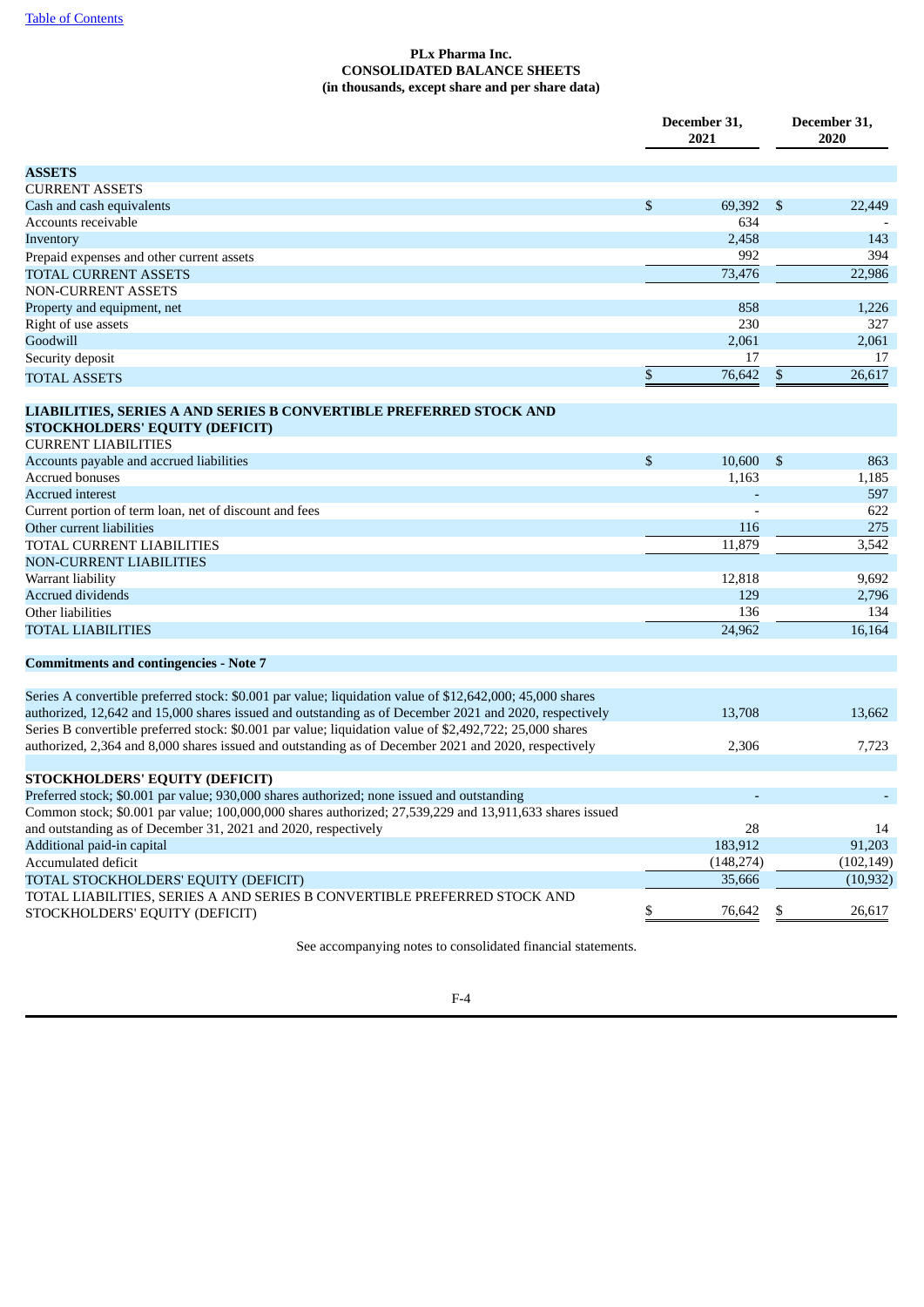**PLx Pharma Inc.**
**CONSOLIDATED BALANCE SHEETS**
**(in thousands, except share and per share data)**

| | December 31, 2021 | December 31, 2020 |
|---|---|---|
| **ASSETS** | | |
| CURRENT ASSETS | | |
| Cash and cash equivalents | $ 69,392 | $ 22,449 |
| Accounts receivable | 634 | - |
| Inventory | 2,458 | 143 |
| Prepaid expenses and other current assets | 992 | 394 |
| TOTAL CURRENT ASSETS | 73,476 | 22,986 |
| NON-CURRENT ASSETS | | |
| Property and equipment, net | 858 | 1,226 |
| Right of use assets | 230 | 327 |
| Goodwill | 2,061 | 2,061 |
| Security deposit | 17 | 17 |
| TOTAL ASSETS | $ 76,642 | $ 26,617 |
| **LIABILITIES, SERIES A AND SERIES B CONVERTIBLE PREFERRED STOCK AND STOCKHOLDERS' EQUITY (DEFICIT)** | | |
| CURRENT LIABILITIES | | |
| Accounts payable and accrued liabilities | $ 10,600 | $ 863 |
| Accrued bonuses | 1,163 | 1,185 |
| Accrued interest | - | 597 |
| Current portion of term loan, net of discount and fees | - | 622 |
| Other current liabilities | 116 | 275 |
| TOTAL CURRENT LIABILITIES | 11,879 | 3,542 |
| NON-CURRENT LIABILITIES | | |
| Warrant liability | 12,818 | 9,692 |
| Accrued dividends | 129 | 2,796 |
| Other liabilities | 136 | 134 |
| TOTAL LIABILITIES | 24,962 | 16,164 |
| **Commitments and contingencies - Note 7** | | |
| Series A convertible preferred stock: $0.001 par value; liquidation value of $12,642,000; 45,000 shares authorized, 12,642 and 15,000 shares issued and outstanding as of December 2021 and 2020, respectively | 13,708 | 13,662 |
| Series B convertible preferred stock: $0.001 par value; liquidation value of $2,492,722; 25,000 shares authorized, 2,364 and 8,000 shares issued and outstanding as of December 2021 and 2020, respectively | 2,306 | 7,723 |
| **STOCKHOLDERS' EQUITY (DEFICIT)** | | |
| Preferred stock; $0.001 par value; 930,000 shares authorized; none issued and outstanding | - | - |
| Common stock; $0.001 par value; 100,000,000 shares authorized; 27,539,229 and 13,911,633 shares issued and outstanding as of December 31, 2021 and 2020, respectively | 28 | 14 |
| Additional paid-in capital | 183,912 | 91,203 |
| Accumulated deficit | (148,274) | (102,149) |
| TOTAL STOCKHOLDERS' EQUITY (DEFICIT) | 35,666 | (10,932) |
| TOTAL LIABILITIES, SERIES A AND SERIES B CONVERTIBLE PREFERRED STOCK AND STOCKHOLDERS' EQUITY (DEFICIT) | $ 76,642 | $ 26,617 |

See accompanying notes to consolidated financial statements.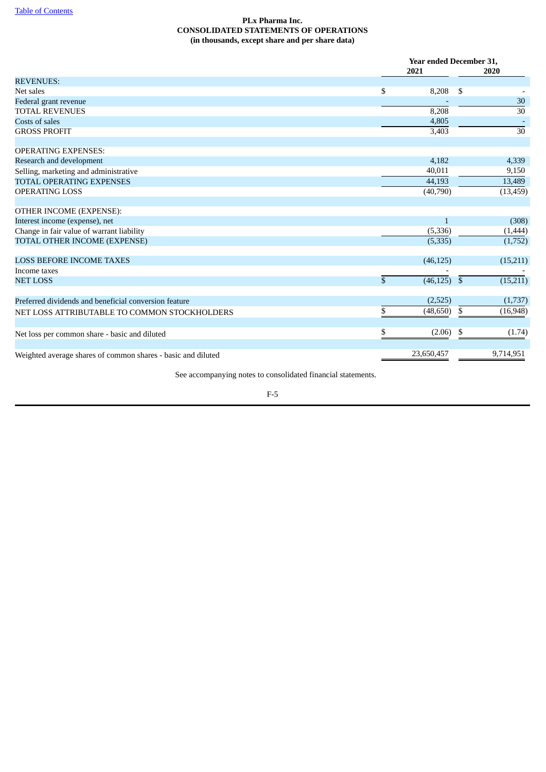**PLx Pharma Inc.**
**CONSOLIDATED STATEMENTS OF OPERATIONS**
**(in thousands, except share and per share data)**

| | Year ended December 31, | |
|---|---|---|
| | 2021 | 2020 |
| REVENUES: | | |
| Net sales | $ 8,208 | $ - |
| Federal grant revenue | - | 30 |
| TOTAL REVENUES | 8,208 | 30 |
| Costs of sales | 4,805 | - |
| GROSS PROFIT | 3,403 | 30 |
| | | |
| OPERATING EXPENSES: | | |
| Research and development | 4,182 | 4,339 |
| Selling, marketing and administrative | 40,011 | 9,150 |
| TOTAL OPERATING EXPENSES | 44,193 | 13,489 |
| OPERATING LOSS | (40,790) | (13,459) |
| | | |
| OTHER INCOME (EXPENSE): | | |
| Interest income (expense), net | 1 | (308) |
| Change in fair value of warrant liability | (5,336) | (1,444) |
| TOTAL OTHER INCOME (EXPENSE) | (5,335) | (1,752) |
| | | |
| LOSS BEFORE INCOME TAXES | (46,125) | (15,211) |
| Income taxes | - | - |
| NET LOSS | $ (46,125) | $ (15,211) |
| | | |
| Preferred dividends and beneficial conversion feature | (2,525) | (1,737) |
| NET LOSS ATTRIBUTABLE TO COMMON STOCKHOLDERS | $ (48,650) | $ (16,948) |
| | | |
| Net loss per common share - basic and diluted | $ (2.06) | $ (1.74) |
| | | |
| Weighted average shares of common shares - basic and diluted | 23,650,457 | 9,714,951 |

See accompanying notes to consolidated financial statements.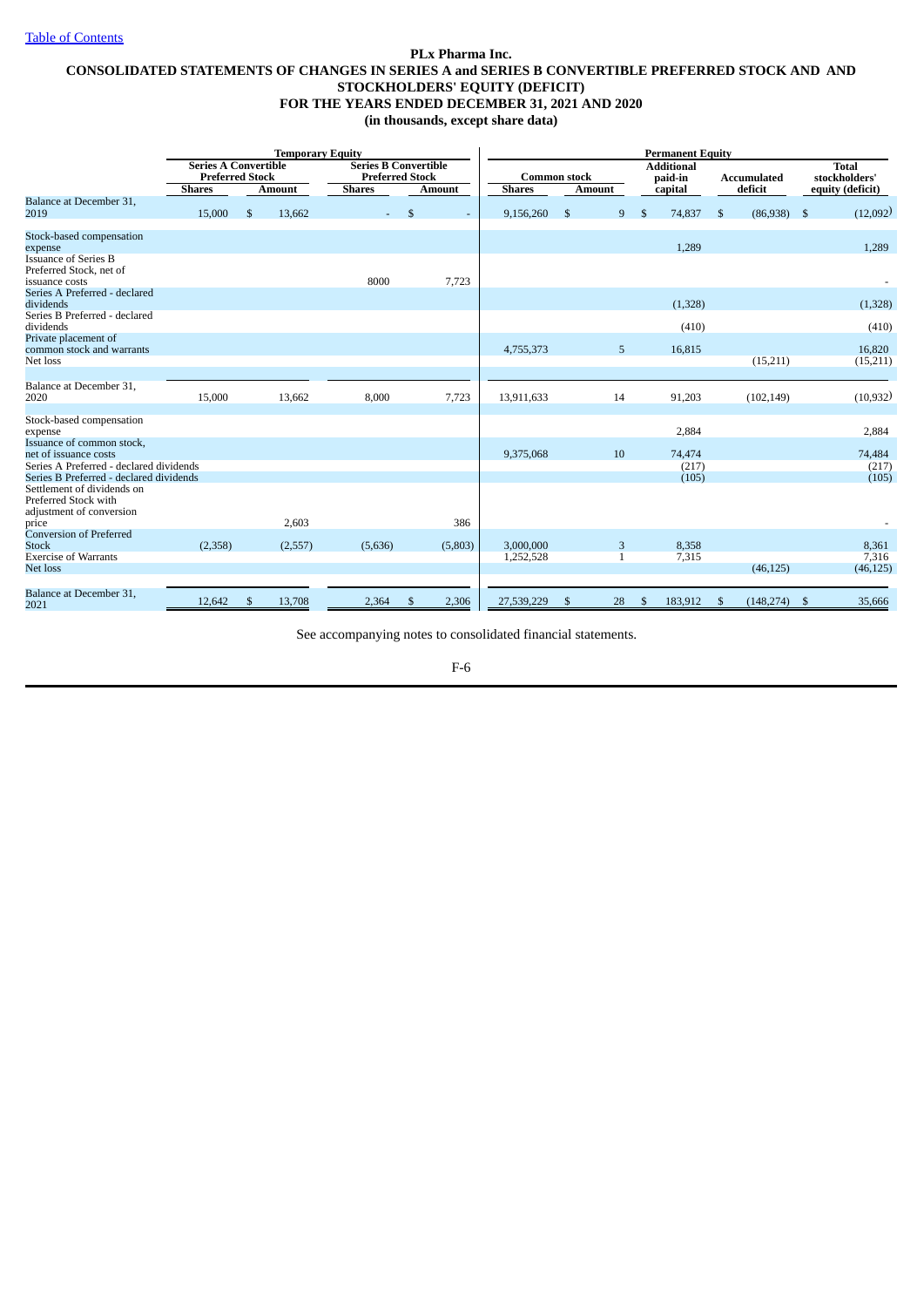# PLx Pharma Inc.

## CONSOLIDATED STATEMENTS OF CHANGES IN SERIES A and SERIES B CONVERTIBLE PREFERRED STOCK AND AND STOCKHOLDERS' EQUITY (DEFICIT)

## FOR THE YEARS ENDED DECEMBER 31, 2021 AND 2020

### (in thousands, except share data)

| | Temporary Equity | | | | Permanent Equity | | | | |
|---|---|---|---|---|---|---|---|---|---|
| | Series A Convertible Preferred Stock | | Series B Convertible Preferred Stock | | Common stock | | Additional paid-in capital | Accumulated deficit | Total stockholders' equity (deficit) |
| | Shares | Amount | Shares | Amount | Shares | Amount | | | |
| Balance at December 31, 2019 | 15,000 | $ 13,662 | - | $ - | 9,156,260 | $ 9 | $ 74,837 | $ (86,938) | $ (12,092) |
| Stock-based compensation expense | | | | | | | 1,289 | | 1,289 |
| Issuance of Series B Preferred Stock, net of issuance costs | | | 8000 | 7,723 | | | | | - |
| Series A Preferred - declared dividends | | | | | | | (1,328) | | (1,328) |
| Series B Preferred - declared dividends | | | | | | | (410) | | (410) |
| Private placement of common stock and warrants | | | | | 4,755,373 | 5 | 16,815 | | 16,820 |
| Net loss | | | | | | | | (15,211) | (15,211) |
| Balance at December 31, 2020 | 15,000 | 13,662 | 8,000 | 7,723 | 13,911,633 | 14 | 91,203 | (102,149) | (10,932) |
| Stock-based compensation expense | | | | | | | 2,884 | | 2,884 |
| Issuance of common stock, net of issuance costs | | | | | 9,375,068 | 10 | 74,474 | | 74,484 |
| Series A Preferred - declared dividends | | | | | | | (217) | | (217) |
| Series B Preferred - declared dividends | | | | | | | (105) | | (105) |
| Settlement of dividends on Preferred Stock with adjustment of conversion price | | 2,603 | | 386 | | | | | - |
| Conversion of Preferred Stock | (2,358) | (2,557) | (5,636) | (5,803) | 3,000,000 | 3 | 8,358 | | 8,361 |
| Exercise of Warrants | | | | | 1,252,528 | 1 | 7,315 | | 7,316 |
| Net loss | | | | | | | | (46,125) | (46,125) |
| Balance at December 31, 2021 | 12,642 | $ 13,708 | 2,364 | $ 2,306 | 27,539,229 | $ 28 | $ 183,912 | $ (148,274) | $ 35,666 |

See accompanying notes to consolidated financial statements.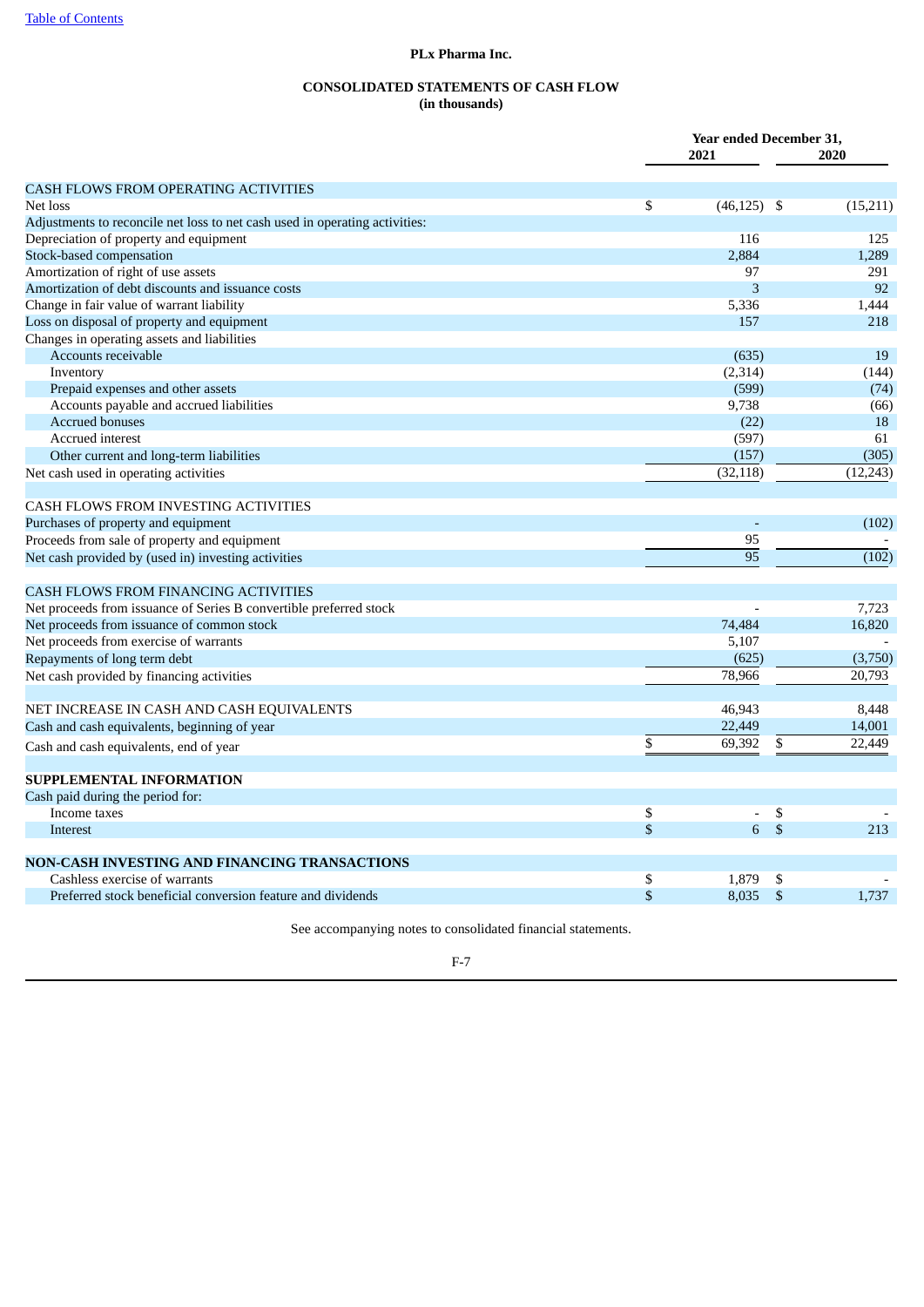PLx Pharma Inc.

**CONSOLIDATED STATEMENTS OF CASH FLOW**
**(in thousands)**

| | Year ended December 31, 2021 | 2020 |
|---|---|---|
| CASH FLOWS FROM OPERATING ACTIVITIES | | |
| Net loss | $ (46,125) | $ (15,211) |
| Adjustments to reconcile net loss to net cash used in operating activities: | | |
| Depreciation of property and equipment | 116 | 125 |
| Stock-based compensation | 2,884 | 1,289 |
| Amortization of right of use assets | 97 | 291 |
| Amortization of debt discounts and issuance costs | 3 | 92 |
| Change in fair value of warrant liability | 5,336 | 1,444 |
| Loss on disposal of property and equipment | 157 | 218 |
| Changes in operating assets and liabilities | | |
| Accounts receivable | (635) | 19 |
| Inventory | (2,314) | (144) |
| Prepaid expenses and other assets | (599) | (74) |
| Accounts payable and accrued liabilities | 9,738 | (66) |
| Accrued bonuses | (22) | 18 |
| Accrued interest | (597) | 61 |
| Other current and long-term liabilities | (157) | (305) |
| Net cash used in operating activities | (32,118) | (12,243) |
| | | |
| CASH FLOWS FROM INVESTING ACTIVITIES | | |
| Purchases of property and equipment | - | (102) |
| Proceeds from sale of property and equipment | 95 | - |
| Net cash provided by (used in) investing activities | 95 | (102) |
| | | |
| CASH FLOWS FROM FINANCING ACTIVITIES | | |
| Net proceeds from issuance of Series B convertible preferred stock | - | 7,723 |
| Net proceeds from issuance of common stock | 74,484 | 16,820 |
| Net proceeds from exercise of warrants | 5,107 | - |
| Repayments of long term debt | (625) | (3,750) |
| Net cash provided by financing activities | 78,966 | 20,793 |
| | | |
| NET INCREASE IN CASH AND CASH EQUIVALENTS | 46,943 | 8,448 |
| Cash and cash equivalents, beginning of year | 22,449 | 14,001 |
| Cash and cash equivalents, end of year | $ 69,392 | $ 22,449 |
| | | |
| **SUPPLEMENTAL INFORMATION** | | |
| Cash paid during the period for: | | |
| Income taxes | $ - | $ - |
| Interest | $ 6 | $ 213 |
| | | |
| **NON-CASH INVESTING AND FINANCING TRANSACTIONS** | | |
| Cashless exercise of warrants | $ 1,879 | $ - |
| Preferred stock beneficial conversion feature and dividends | $ 8,035 | $ 1,737 |

See accompanying notes to consolidated financial statements.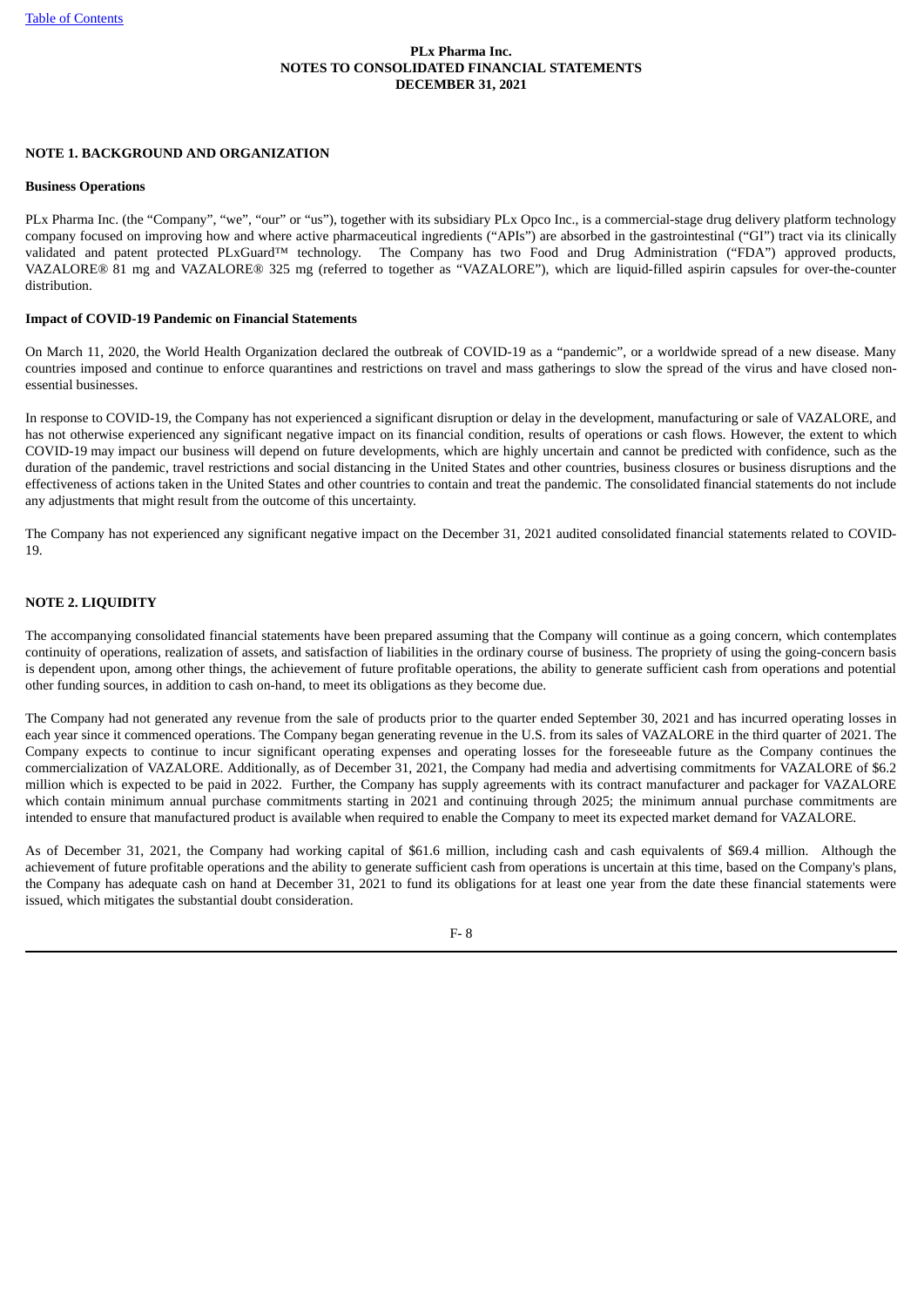**PLx Pharma Inc.**
**NOTES TO CONSOLIDATED FINANCIAL STATEMENTS**
**DECEMBER 31, 2021**

## NOTE 1. BACKGROUND AND ORGANIZATION

### Business Operations

PLx Pharma Inc. (the "Company", "we", "our" or "us"), together with its subsidiary PLx Opco Inc., is a commercial-stage drug delivery platform technology company focused on improving how and where active pharmaceutical ingredients ("APIs") are absorbed in the gastrointestinal ("GI") tract via its clinically validated and patent protected PLxGuard™ technology. The Company has two Food and Drug Administration ("FDA") approved products, VAZALORE® 81 mg and VAZALORE® 325 mg (referred to together as "VAZALORE"), which are liquid-filled aspirin capsules for over-the-counter distribution.

### Impact of COVID-19 Pandemic on Financial Statements

On March 11, 2020, the World Health Organization declared the outbreak of COVID-19 as a "pandemic", or a worldwide spread of a new disease. Many countries imposed and continue to enforce quarantines and restrictions on travel and mass gatherings to slow the spread of the virus and have closed non-essential businesses.

In response to COVID-19, the Company has not experienced a significant disruption or delay in the development, manufacturing or sale of VAZALORE, and has not otherwise experienced any significant negative impact on its financial condition, results of operations or cash flows. However, the extent to which COVID-19 may impact our business will depend on future developments, which are highly uncertain and cannot be predicted with confidence, such as the duration of the pandemic, travel restrictions and social distancing in the United States and other countries, business closures or business disruptions and the effectiveness of actions taken in the United States and other countries to contain and treat the pandemic. The consolidated financial statements do not include any adjustments that might result from the outcome of this uncertainty.

The Company has not experienced any significant negative impact on the December 31, 2021 audited consolidated financial statements related to COVID-19.

## NOTE 2. LIQUIDITY

The accompanying consolidated financial statements have been prepared assuming that the Company will continue as a going concern, which contemplates continuity of operations, realization of assets, and satisfaction of liabilities in the ordinary course of business. The propriety of using the going-concern basis is dependent upon, among other things, the achievement of future profitable operations, the ability to generate sufficient cash from operations and potential other funding sources, in addition to cash on-hand, to meet its obligations as they become due.

The Company had not generated any revenue from the sale of products prior to the quarter ended September 30, 2021 and has incurred operating losses in each year since it commenced operations. The Company began generating revenue in the U.S. from its sales of VAZALORE in the third quarter of 2021. The Company expects to continue to incur significant operating expenses and operating losses for the foreseeable future as the Company continues the commercialization of VAZALORE. Additionally, as of December 31, 2021, the Company had media and advertising commitments for VAZALORE of $6.2 million which is expected to be paid in 2022. Further, the Company has supply agreements with its contract manufacturer and packager for VAZALORE which contain minimum annual purchase commitments starting in 2021 and continuing through 2025; the minimum annual purchase commitments are intended to ensure that manufactured product is available when required to enable the Company to meet its expected market demand for VAZALORE.

As of December 31, 2021, the Company had working capital of $61.6 million, including cash and cash equivalents of $69.4 million. Although the achievement of future profitable operations and the ability to generate sufficient cash from operations is uncertain at this time, based on the Company's plans, the Company has adequate cash on hand at December 31, 2021 to fund its obligations for at least one year from the date these financial statements were issued, which mitigates the substantial doubt consideration.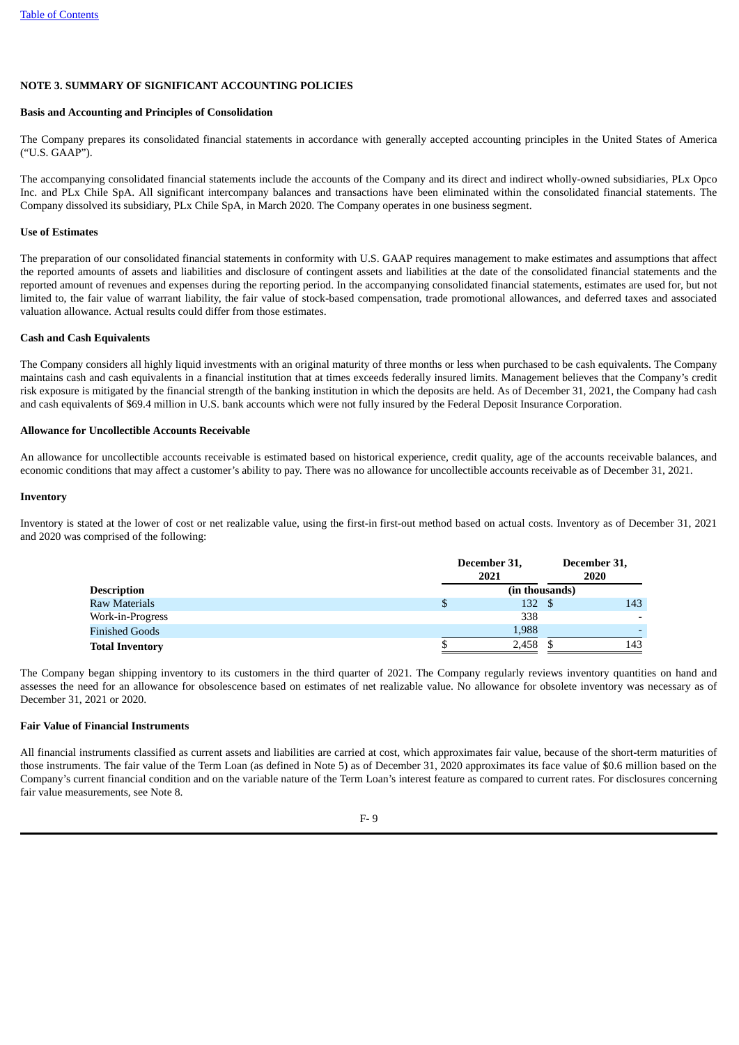## NOTE 3. SUMMARY OF SIGNIFICANT ACCOUNTING POLICIES

### Basis and Accounting and Principles of Consolidation

The Company prepares its consolidated financial statements in accordance with generally accepted accounting principles in the United States of America ("U.S. GAAP").

The accompanying consolidated financial statements include the accounts of the Company and its direct and indirect wholly-owned subsidiaries, PLx Opco Inc. and PLx Chile SpA. All significant intercompany balances and transactions have been eliminated within the consolidated financial statements. The Company dissolved its subsidiary, PLx Chile SpA, in March 2020. The Company operates in one business segment.

### Use of Estimates

The preparation of our consolidated financial statements in conformity with U.S. GAAP requires management to make estimates and assumptions that affect the reported amounts of assets and liabilities and disclosure of contingent assets and liabilities at the date of the consolidated financial statements and the reported amount of revenues and expenses during the reporting period. In the accompanying consolidated financial statements, estimates are used for, but not limited to, the fair value of warrant liability, the fair value of stock-based compensation, trade promotional allowances, and deferred taxes and associated valuation allowance. Actual results could differ from those estimates.

### Cash and Cash Equivalents

The Company considers all highly liquid investments with an original maturity of three months or less when purchased to be cash equivalents. The Company maintains cash and cash equivalents in a financial institution that at times exceeds federally insured limits. Management believes that the Company's credit risk exposure is mitigated by the financial strength of the banking institution in which the deposits are held. As of December 31, 2021, the Company had cash and cash equivalents of $69.4 million in U.S. bank accounts which were not fully insured by the Federal Deposit Insurance Corporation.

### Allowance for Uncollectible Accounts Receivable

An allowance for uncollectible accounts receivable is estimated based on historical experience, credit quality, age of the accounts receivable balances, and economic conditions that may affect a customer's ability to pay. There was no allowance for uncollectible accounts receivable as of December 31, 2021.

### Inventory

Inventory is stated at the lower of cost or net realizable value, using the first-in first-out method based on actual costs. Inventory as of December 31, 2021 and 2020 was comprised of the following:

| Description | December 31, 2021 | December 31, 2020 |
|---|---|---|
| | (in thousands) | |
| Raw Materials | $ 132 | $ 143 |
| Work-in-Progress | 338 | - |
| Finished Goods | 1,988 | - |
| **Total Inventory** | $ 2,458 | $ 143 |

The Company began shipping inventory to its customers in the third quarter of 2021. The Company regularly reviews inventory quantities on hand and assesses the need for an allowance for obsolescence based on estimates of net realizable value. No allowance for obsolete inventory was necessary as of December 31, 2021 or 2020.

### Fair Value of Financial Instruments

All financial instruments classified as current assets and liabilities are carried at cost, which approximates fair value, because of the short-term maturities of those instruments. The fair value of the Term Loan (as defined in Note 5) as of December 31, 2020 approximates its face value of $0.6 million based on the Company's current financial condition and on the variable nature of the Term Loan's interest feature as compared to current rates. For disclosures concerning fair value measurements, see Note 8.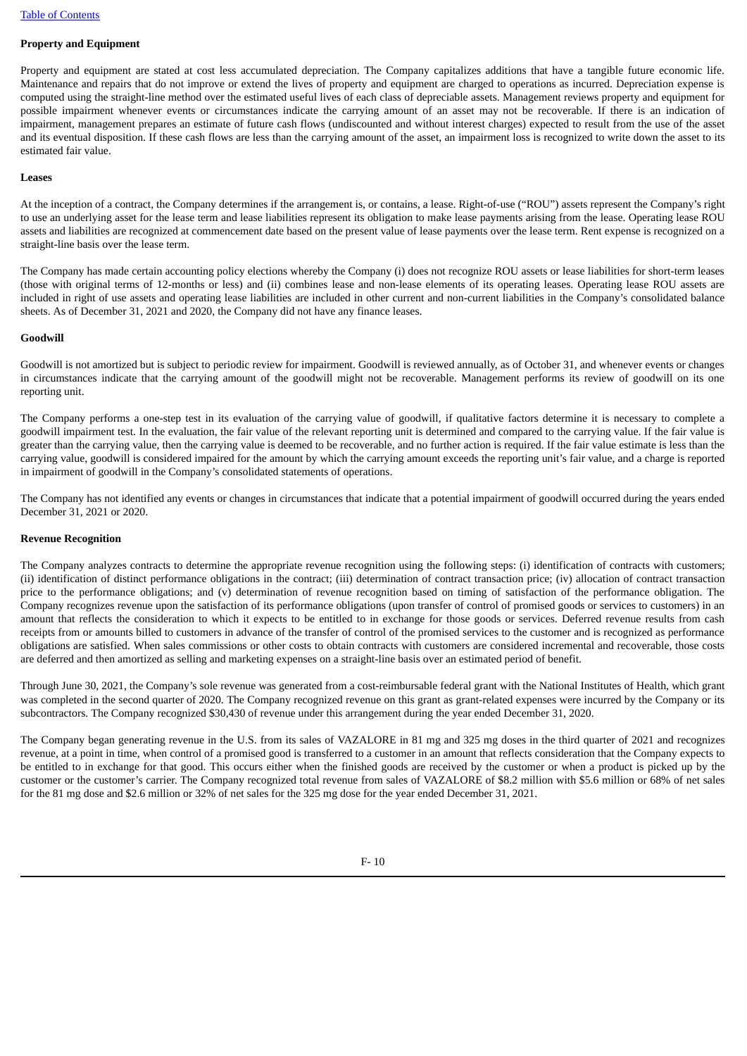**Property and Equipment**

Property and equipment are stated at cost less accumulated depreciation. The Company capitalizes additions that have a tangible future economic life. Maintenance and repairs that do not improve or extend the lives of property and equipment are charged to operations as incurred. Depreciation expense is computed using the straight-line method over the estimated useful lives of each class of depreciable assets. Management reviews property and equipment for possible impairment whenever events or circumstances indicate the carrying amount of an asset may not be recoverable. If there is an indication of impairment, management prepares an estimate of future cash flows (undiscounted and without interest charges) expected to result from the use of the asset and its eventual disposition. If these cash flows are less than the carrying amount of the asset, an impairment loss is recognized to write down the asset to its estimated fair value.

**Leases**

At the inception of a contract, the Company determines if the arrangement is, or contains, a lease. Right-of-use ("ROU") assets represent the Company's right to use an underlying asset for the lease term and lease liabilities represent its obligation to make lease payments arising from the lease. Operating lease ROU assets and liabilities are recognized at commencement date based on the present value of lease payments over the lease term. Rent expense is recognized on a straight-line basis over the lease term.

The Company has made certain accounting policy elections whereby the Company (i) does not recognize ROU assets or lease liabilities for short-term leases (those with original terms of 12-months or less) and (ii) combines lease and non-lease elements of its operating leases. Operating lease ROU assets are included in right of use assets and operating lease liabilities are included in other current and non-current liabilities in the Company's consolidated balance sheets. As of December 31, 2021 and 2020, the Company did not have any finance leases.

**Goodwill**

Goodwill is not amortized but is subject to periodic review for impairment. Goodwill is reviewed annually, as of October 31, and whenever events or changes in circumstances indicate that the carrying amount of the goodwill might not be recoverable. Management performs its review of goodwill on its one reporting unit.

The Company performs a one-step test in its evaluation of the carrying value of goodwill, if qualitative factors determine it is necessary to complete a goodwill impairment test. In the evaluation, the fair value of the relevant reporting unit is determined and compared to the carrying value. If the fair value is greater than the carrying value, then the carrying value is deemed to be recoverable, and no further action is required. If the fair value estimate is less than the carrying value, goodwill is considered impaired for the amount by which the carrying amount exceeds the reporting unit's fair value, and a charge is reported in impairment of goodwill in the Company's consolidated statements of operations.

The Company has not identified any events or changes in circumstances that indicate that a potential impairment of goodwill occurred during the years ended December 31, 2021 or 2020.

**Revenue Recognition**

The Company analyzes contracts to determine the appropriate revenue recognition using the following steps: (i) identification of contracts with customers; (ii) identification of distinct performance obligations in the contract; (iii) determination of contract transaction price; (iv) allocation of contract transaction price to the performance obligations; and (v) determination of revenue recognition based on timing of satisfaction of the performance obligation. The Company recognizes revenue upon the satisfaction of its performance obligations (upon transfer of control of promised goods or services to customers) in an amount that reflects the consideration to which it expects to be entitled to in exchange for those goods or services. Deferred revenue results from cash receipts from or amounts billed to customers in advance of the transfer of control of the promised services to the customer and is recognized as performance obligations are satisfied. When sales commissions or other costs to obtain contracts with customers are considered incremental and recoverable, those costs are deferred and then amortized as selling and marketing expenses on a straight-line basis over an estimated period of benefit.

Through June 30, 2021, the Company's sole revenue was generated from a cost-reimbursable federal grant with the National Institutes of Health, which grant was completed in the second quarter of 2020. The Company recognized revenue on this grant as grant-related expenses were incurred by the Company or its subcontractors. The Company recognized $30,430 of revenue under this arrangement during the year ended December 31, 2020.

The Company began generating revenue in the U.S. from its sales of VAZALORE in 81 mg and 325 mg doses in the third quarter of 2021 and recognizes revenue, at a point in time, when control of a promised good is transferred to a customer in an amount that reflects consideration that the Company expects to be entitled to in exchange for that good. This occurs either when the finished goods are received by the customer or when a product is picked up by the customer or the customer's carrier. The Company recognized total revenue from sales of VAZALORE of $8.2 million with $5.6 million or 68% of net sales for the 81 mg dose and $2.6 million or 32% of net sales for the 325 mg dose for the year ended December 31, 2021.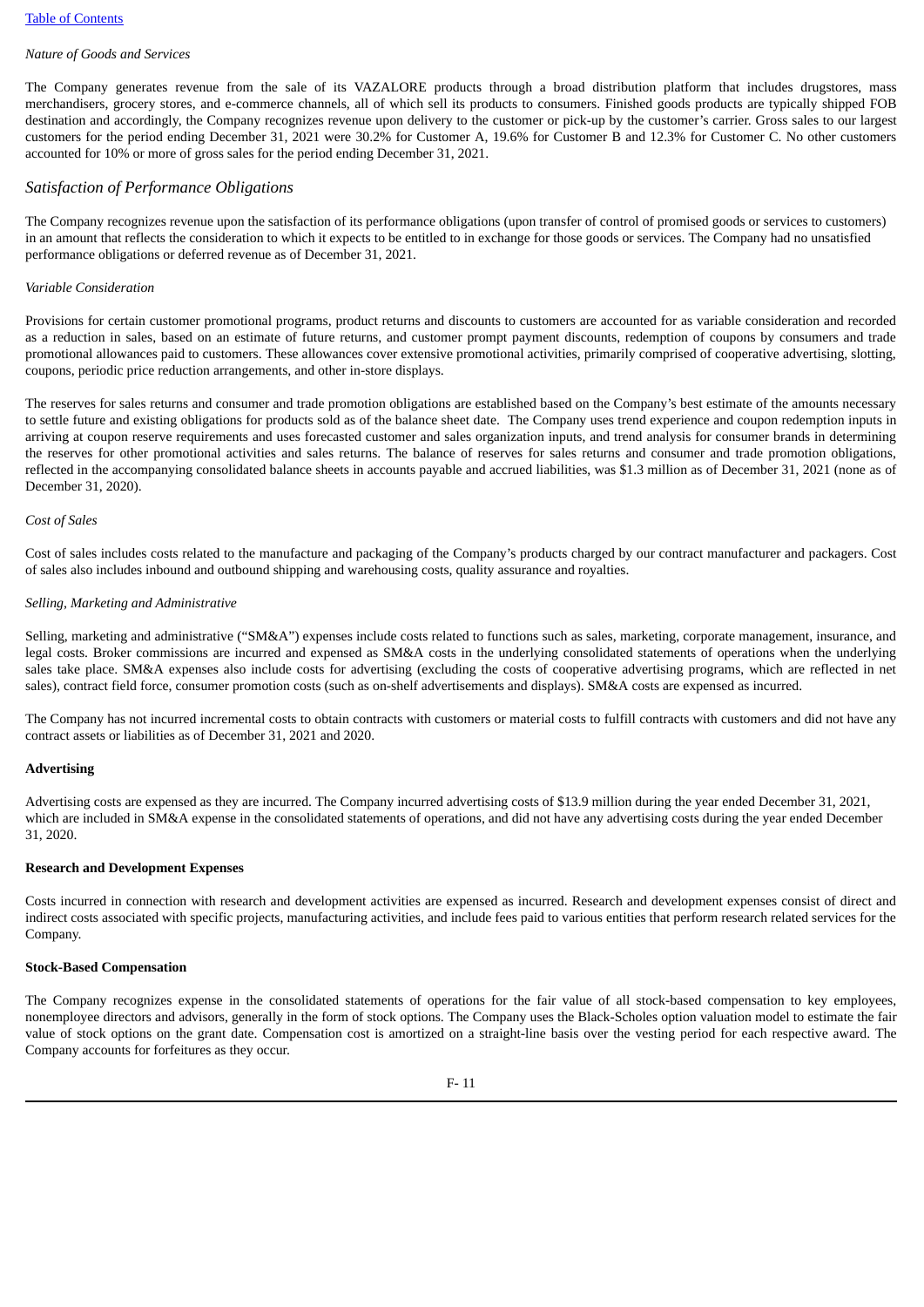*Nature of Goods and Services*

The Company generates revenue from the sale of its VAZALORE products through a broad distribution platform that includes drugstores, mass merchandisers, grocery stores, and e-commerce channels, all of which sell its products to consumers. Finished goods products are typically shipped FOB destination and accordingly, the Company recognizes revenue upon delivery to the customer or pick-up by the customer's carrier. Gross sales to our largest customers for the period ending December 31, 2021 were 30.2% for Customer A, 19.6% for Customer B and 12.3% for Customer C. No other customers accounted for 10% or more of gross sales for the period ending December 31, 2021.

## *Satisfaction of Performance Obligations*

The Company recognizes revenue upon the satisfaction of its performance obligations (upon transfer of control of promised goods or services to customers) in an amount that reflects the consideration to which it expects to be entitled to in exchange for those goods or services. The Company had no unsatisfied performance obligations or deferred revenue as of December 31, 2021.

*Variable Consideration*

Provisions for certain customer promotional programs, product returns and discounts to customers are accounted for as variable consideration and recorded as a reduction in sales, based on an estimate of future returns, and customer prompt payment discounts, redemption of coupons by consumers and trade promotional allowances paid to customers. These allowances cover extensive promotional activities, primarily comprised of cooperative advertising, slotting, coupons, periodic price reduction arrangements, and other in-store displays.

The reserves for sales returns and consumer and trade promotion obligations are established based on the Company's best estimate of the amounts necessary to settle future and existing obligations for products sold as of the balance sheet date. The Company uses trend experience and coupon redemption inputs in arriving at coupon reserve requirements and uses forecasted customer and sales organization inputs, and trend analysis for consumer brands in determining the reserves for other promotional activities and sales returns. The balance of reserves for sales returns and consumer and trade promotion obligations, reflected in the accompanying consolidated balance sheets in accounts payable and accrued liabilities, was $1.3 million as of December 31, 2021 (none as of December 31, 2020).

*Cost of Sales*

Cost of sales includes costs related to the manufacture and packaging of the Company's products charged by our contract manufacturer and packagers. Cost of sales also includes inbound and outbound shipping and warehousing costs, quality assurance and royalties.

*Selling, Marketing and Administrative*

Selling, marketing and administrative ("SM&A") expenses include costs related to functions such as sales, marketing, corporate management, insurance, and legal costs. Broker commissions are incurred and expensed as SM&A costs in the underlying consolidated statements of operations when the underlying sales take place. SM&A expenses also include costs for advertising (excluding the costs of cooperative advertising programs, which are reflected in net sales), contract field force, consumer promotion costs (such as on-shelf advertisements and displays). SM&A costs are expensed as incurred.

The Company has not incurred incremental costs to obtain contracts with customers or material costs to fulfill contracts with customers and did not have any contract assets or liabilities as of December 31, 2021 and 2020.

**Advertising**

Advertising costs are expensed as they are incurred. The Company incurred advertising costs of $13.9 million during the year ended December 31, 2021, which are included in SM&A expense in the consolidated statements of operations, and did not have any advertising costs during the year ended December 31, 2020.

**Research and Development Expenses**

Costs incurred in connection with research and development activities are expensed as incurred. Research and development expenses consist of direct and indirect costs associated with specific projects, manufacturing activities, and include fees paid to various entities that perform research related services for the Company.

**Stock-Based Compensation**

The Company recognizes expense in the consolidated statements of operations for the fair value of all stock-based compensation to key employees, nonemployee directors and advisors, generally in the form of stock options. The Company uses the Black-Scholes option valuation model to estimate the fair value of stock options on the grant date. Compensation cost is amortized on a straight-line basis over the vesting period for each respective award. The Company accounts for forfeitures as they occur.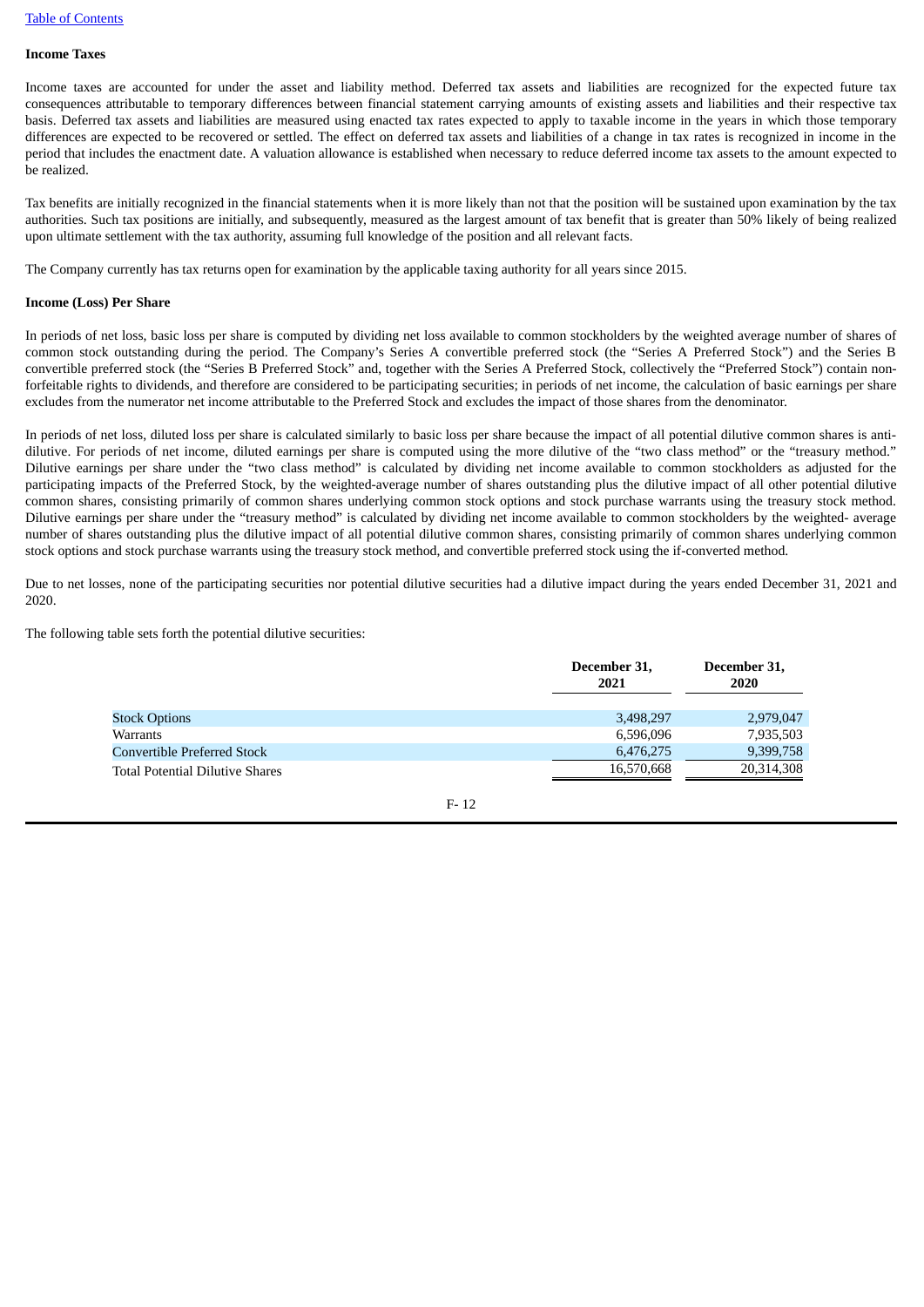**Income Taxes**

Income taxes are accounted for under the asset and liability method. Deferred tax assets and liabilities are recognized for the expected future tax consequences attributable to temporary differences between financial statement carrying amounts of existing assets and liabilities and their respective tax basis. Deferred tax assets and liabilities are measured using enacted tax rates expected to apply to taxable income in the years in which those temporary differences are expected to be recovered or settled. The effect on deferred tax assets and liabilities of a change in tax rates is recognized in income in the period that includes the enactment date. A valuation allowance is established when necessary to reduce deferred income tax assets to the amount expected to be realized.

Tax benefits are initially recognized in the financial statements when it is more likely than not that the position will be sustained upon examination by the tax authorities. Such tax positions are initially, and subsequently, measured as the largest amount of tax benefit that is greater than 50% likely of being realized upon ultimate settlement with the tax authority, assuming full knowledge of the position and all relevant facts.

The Company currently has tax returns open for examination by the applicable taxing authority for all years since 2015.

**Income (Loss) Per Share**

In periods of net loss, basic loss per share is computed by dividing net loss available to common stockholders by the weighted average number of shares of common stock outstanding during the period. The Company's Series A convertible preferred stock (the "Series A Preferred Stock") and the Series B convertible preferred stock (the "Series B Preferred Stock" and, together with the Series A Preferred Stock, collectively the "Preferred Stock") contain non-forfeitable rights to dividends, and therefore are considered to be participating securities; in periods of net income, the calculation of basic earnings per share excludes from the numerator net income attributable to the Preferred Stock and excludes the impact of those shares from the denominator.

In periods of net loss, diluted loss per share is calculated similarly to basic loss per share because the impact of all potential dilutive common shares is anti-dilutive. For periods of net income, diluted earnings per share is computed using the more dilutive of the "two class method" or the "treasury method." Dilutive earnings per share under the "two class method" is calculated by dividing net income available to common stockholders as adjusted for the participating impacts of the Preferred Stock, by the weighted-average number of shares outstanding plus the dilutive impact of all other potential dilutive common shares, consisting primarily of common shares underlying common stock options and stock purchase warrants using the treasury stock method. Dilutive earnings per share under the "treasury method" is calculated by dividing net income available to common stockholders by the weighted- average number of shares outstanding plus the dilutive impact of all potential dilutive common shares, consisting primarily of common shares underlying common stock options and stock purchase warrants using the treasury stock method, and convertible preferred stock using the if-converted method.

Due to net losses, none of the participating securities nor potential dilutive securities had a dilutive impact during the years ended December 31, 2021 and 2020.

The following table sets forth the potential dilutive securities:

| | December 31, 2021 | December 31, 2020 |
|---|---|---|
| Stock Options | 3,498,297 | 2,979,047 |
| Warrants | 6,596,096 | 7,935,503 |
| Convertible Preferred Stock | 6,476,275 | 9,399,758 |
| Total Potential Dilutive Shares | 16,570,668 | 20,314,308 |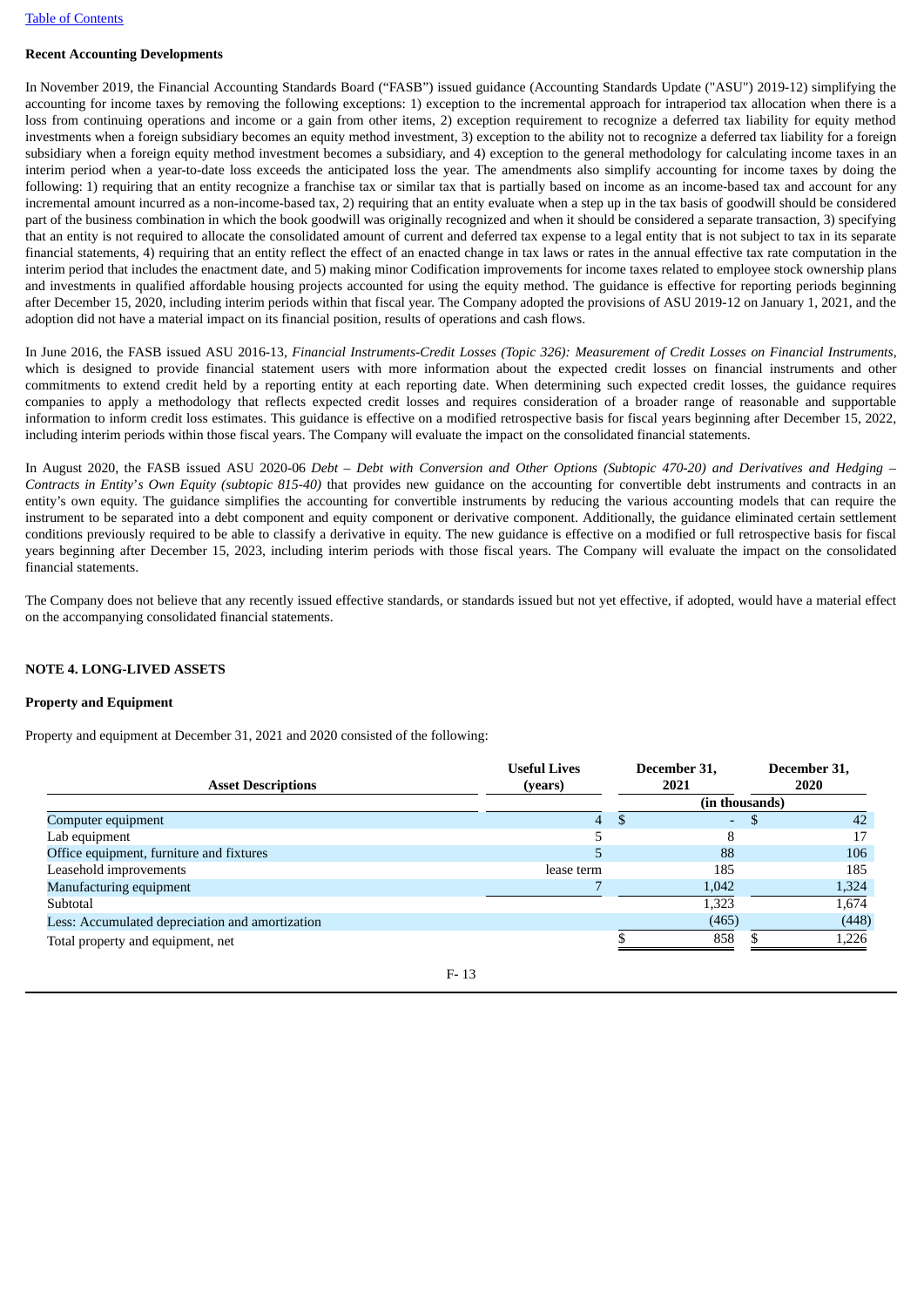**Recent Accounting Developments**

In November 2019, the Financial Accounting Standards Board ("FASB") issued guidance (Accounting Standards Update ("ASU") 2019-12) simplifying the accounting for income taxes by removing the following exceptions: 1) exception to the incremental approach for intraperiod tax allocation when there is a loss from continuing operations and income or a gain from other items, 2) exception requirement to recognize a deferred tax liability for equity method investments when a foreign subsidiary becomes an equity method investment, 3) exception to the ability not to recognize a deferred tax liability for a foreign subsidiary when a foreign equity method investment becomes a subsidiary, and 4) exception to the general methodology for calculating income taxes in an interim period when a year-to-date loss exceeds the anticipated loss the year. The amendments also simplify accounting for income taxes by doing the following: 1) requiring that an entity recognize a franchise tax or similar tax that is partially based on income as an income-based tax and account for any incremental amount incurred as a non-income-based tax, 2) requiring that an entity evaluate when a step up in the tax basis of goodwill should be considered part of the business combination in which the book goodwill was originally recognized and when it should be considered a separate transaction, 3) specifying that an entity is not required to allocate the consolidated amount of current and deferred tax expense to a legal entity that is not subject to tax in its separate financial statements, 4) requiring that an entity reflect the effect of an enacted change in tax laws or rates in the annual effective tax rate computation in the interim period that includes the enactment date, and 5) making minor Codification improvements for income taxes related to employee stock ownership plans and investments in qualified affordable housing projects accounted for using the equity method. The guidance is effective for reporting periods beginning after December 15, 2020, including interim periods within that fiscal year. The Company adopted the provisions of ASU 2019-12 on January 1, 2021, and the adoption did not have a material impact on its financial position, results of operations and cash flows.

In June 2016, the FASB issued ASU 2016-13, *Financial Instruments-Credit Losses (Topic 326): Measurement of Credit Losses on Financial Instruments*, which is designed to provide financial statement users with more information about the expected credit losses on financial instruments and other commitments to extend credit held by a reporting entity at each reporting date. When determining such expected credit losses, the guidance requires companies to apply a methodology that reflects expected credit losses and requires consideration of a broader range of reasonable and supportable information to inform credit loss estimates. This guidance is effective on a modified retrospective basis for fiscal years beginning after December 15, 2022, including interim periods within those fiscal years. The Company will evaluate the impact on the consolidated financial statements.

In August 2020, the FASB issued ASU 2020-06 *Debt – Debt with Conversion and Other Options (Subtopic 470-20) and Derivatives and Hedging – Contracts in Entity's Own Equity (subtopic 815-40)* that provides new guidance on the accounting for convertible debt instruments and contracts in an entity's own equity. The guidance simplifies the accounting for convertible instruments by reducing the various accounting models that can require the instrument to be separated into a debt component and equity component or derivative component. Additionally, the guidance eliminated certain settlement conditions previously required to be able to classify a derivative in equity. The new guidance is effective on a modified or full retrospective basis for fiscal years beginning after December 15, 2023, including interim periods with those fiscal years. The Company will evaluate the impact on the consolidated financial statements.

The Company does not believe that any recently issued effective standards, or standards issued but not yet effective, if adopted, would have a material effect on the accompanying consolidated financial statements.

**NOTE 4. LONG-LIVED ASSETS**

**Property and Equipment**

Property and equipment at December 31, 2021 and 2020 consisted of the following:

| Asset Descriptions | Useful Lives (years) | December 31, 2021 | December 31, 2020 |
|---|---|---|---|
| | | (in thousands) | |
| Computer equipment | 4 | $ - | $ 42 |
| Lab equipment | 5 | 8 | 17 |
| Office equipment, furniture and fixtures | 5 | 88 | 106 |
| Leasehold improvements | lease term | 185 | 185 |
| Manufacturing equipment | 7 | 1,042 | 1,324 |
| Subtotal | | 1,323 | 1,674 |
| Less: Accumulated depreciation and amortization | | (465) | (448) |
| Total property and equipment, net | | $ 858 | $ 1,226 |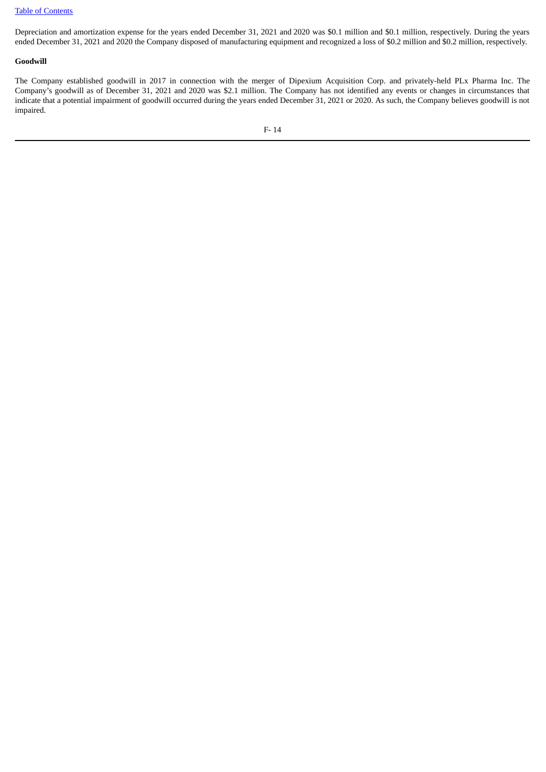Depreciation and amortization expense for the years ended December 31, 2021 and 2020 was \$0.1 million and \$0.1 million, respectively. During the years ended December 31, 2021 and 2020 the Company disposed of manufacturing equipment and recognized a loss of \$0.2 million and \$0.2 million, respectively.

**Goodwill**

The Company established goodwill in 2017 in connection with the merger of Dipexium Acquisition Corp. and privately-held PLx Pharma Inc. The Company's goodwill as of December 31, 2021 and 2020 was \$2.1 million. The Company has not identified any events or changes in circumstances that indicate that a potential impairment of goodwill occurred during the years ended December 31, 2021 or 2020. As such, the Company believes goodwill is not impaired.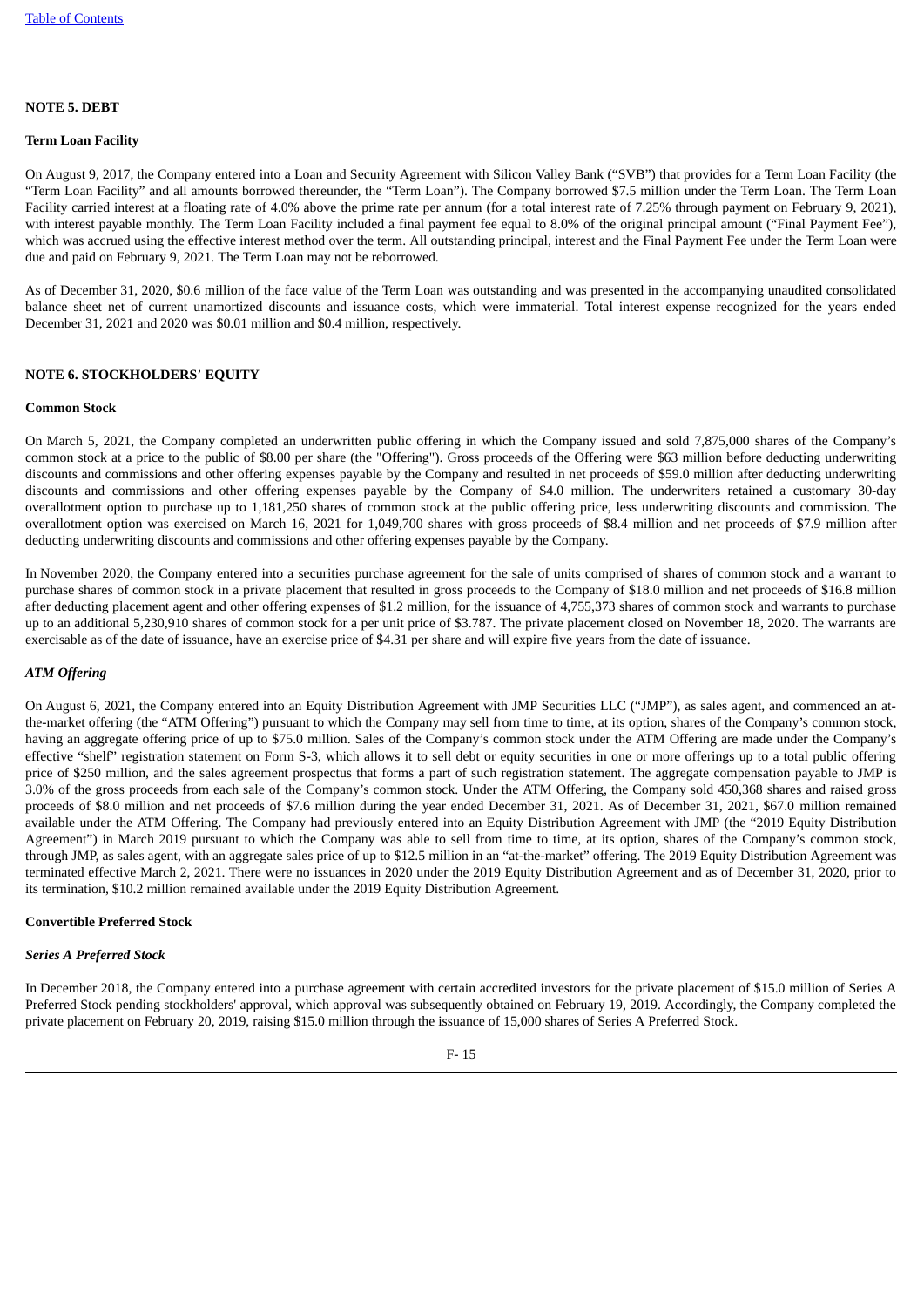## NOTE 5. DEBT

### Term Loan Facility

On August 9, 2017, the Company entered into a Loan and Security Agreement with Silicon Valley Bank ("SVB") that provides for a Term Loan Facility (the "Term Loan Facility" and all amounts borrowed thereunder, the "Term Loan"). The Company borrowed $7.5 million under the Term Loan. The Term Loan Facility carried interest at a floating rate of 4.0% above the prime rate per annum (for a total interest rate of 7.25% through payment on February 9, 2021), with interest payable monthly. The Term Loan Facility included a final payment fee equal to 8.0% of the original principal amount ("Final Payment Fee"), which was accrued using the effective interest method over the term. All outstanding principal, interest and the Final Payment Fee under the Term Loan were due and paid on February 9, 2021. The Term Loan may not be reborrowed.

As of December 31, 2020, $0.6 million of the face value of the Term Loan was outstanding and was presented in the accompanying unaudited consolidated balance sheet net of current unamortized discounts and issuance costs, which were immaterial. Total interest expense recognized for the years ended December 31, 2021 and 2020 was $0.01 million and $0.4 million, respectively.

## NOTE 6. STOCKHOLDERS' EQUITY

### Common Stock

On March 5, 2021, the Company completed an underwritten public offering in which the Company issued and sold 7,875,000 shares of the Company's common stock at a price to the public of $8.00 per share (the "Offering"). Gross proceeds of the Offering were $63 million before deducting underwriting discounts and commissions and other offering expenses payable by the Company and resulted in net proceeds of $59.0 million after deducting underwriting discounts and commissions and other offering expenses payable by the Company of $4.0 million. The underwriters retained a customary 30-day overallotment option to purchase up to 1,181,250 shares of common stock at the public offering price, less underwriting discounts and commission. The overallotment option was exercised on March 16, 2021 for 1,049,700 shares with gross proceeds of $8.4 million and net proceeds of $7.9 million after deducting underwriting discounts and commissions and other offering expenses payable by the Company.

In November 2020, the Company entered into a securities purchase agreement for the sale of units comprised of shares of common stock and a warrant to purchase shares of common stock in a private placement that resulted in gross proceeds to the Company of $18.0 million and net proceeds of $16.8 million after deducting placement agent and other offering expenses of $1.2 million, for the issuance of 4,755,373 shares of common stock and warrants to purchase up to an additional 5,230,910 shares of common stock for a per unit price of $3.787. The private placement closed on November 18, 2020. The warrants are exercisable as of the date of issuance, have an exercise price of $4.31 per share and will expire five years from the date of issuance.

#### *ATM Offering*

On August 6, 2021, the Company entered into an Equity Distribution Agreement with JMP Securities LLC ("JMP"), as sales agent, and commenced an at-the-market offering (the "ATM Offering") pursuant to which the Company may sell from time to time, at its option, shares of the Company's common stock, having an aggregate offering price of up to $75.0 million. Sales of the Company's common stock under the ATM Offering are made under the Company's effective "shelf" registration statement on Form S-3, which allows it to sell debt or equity securities in one or more offerings up to a total public offering price of $250 million, and the sales agreement prospectus that forms a part of such registration statement. The aggregate compensation payable to JMP is 3.0% of the gross proceeds from each sale of the Company's common stock. Under the ATM Offering, the Company sold 450,368 shares and raised gross proceeds of $8.0 million and net proceeds of $7.6 million during the year ended December 31, 2021. As of December 31, 2021, $67.0 million remained available under the ATM Offering. The Company had previously entered into an Equity Distribution Agreement with JMP (the "2019 Equity Distribution Agreement") in March 2019 pursuant to which the Company was able to sell from time to time, at its option, shares of the Company's common stock, through JMP, as sales agent, with an aggregate sales price of up to $12.5 million in an "at-the-market" offering. The 2019 Equity Distribution Agreement was terminated effective March 2, 2021. There were no issuances in 2020 under the 2019 Equity Distribution Agreement and as of December 31, 2020, prior to its termination, $10.2 million remained available under the 2019 Equity Distribution Agreement.

### Convertible Preferred Stock

#### *Series A Preferred Stock*

In December 2018, the Company entered into a purchase agreement with certain accredited investors for the private placement of $15.0 million of Series A Preferred Stock pending stockholders' approval, which approval was subsequently obtained on February 19, 2019. Accordingly, the Company completed the private placement on February 20, 2019, raising $15.0 million through the issuance of 15,000 shares of Series A Preferred Stock.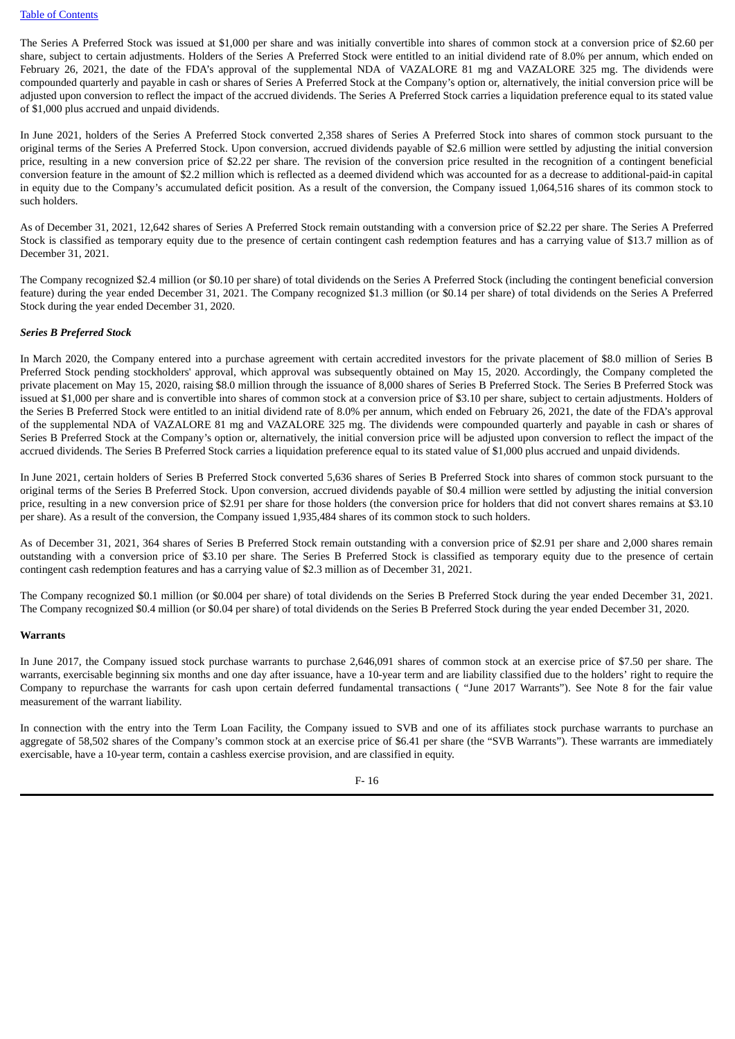The Series A Preferred Stock was issued at $1,000 per share and was initially convertible into shares of common stock at a conversion price of $2.60 per share, subject to certain adjustments. Holders of the Series A Preferred Stock were entitled to an initial dividend rate of 8.0% per annum, which ended on February 26, 2021, the date of the FDA's approval of the supplemental NDA of VAZALORE 81 mg and VAZALORE 325 mg. The dividends were compounded quarterly and payable in cash or shares of Series A Preferred Stock at the Company's option or, alternatively, the initial conversion price will be adjusted upon conversion to reflect the impact of the accrued dividends. The Series A Preferred Stock carries a liquidation preference equal to its stated value of $1,000 plus accrued and unpaid dividends.

In June 2021, holders of the Series A Preferred Stock converted 2,358 shares of Series A Preferred Stock into shares of common stock pursuant to the original terms of the Series A Preferred Stock. Upon conversion, accrued dividends payable of $2.6 million were settled by adjusting the initial conversion price, resulting in a new conversion price of $2.22 per share. The revision of the conversion price resulted in the recognition of a contingent beneficial conversion feature in the amount of $2.2 million which is reflected as a deemed dividend which was accounted for as a decrease to additional-paid-in capital in equity due to the Company's accumulated deficit position. As a result of the conversion, the Company issued 1,064,516 shares of its common stock to such holders.

As of December 31, 2021, 12,642 shares of Series A Preferred Stock remain outstanding with a conversion price of $2.22 per share. The Series A Preferred Stock is classified as temporary equity due to the presence of certain contingent cash redemption features and has a carrying value of $13.7 million as of December 31, 2021.

The Company recognized $2.4 million (or $0.10 per share) of total dividends on the Series A Preferred Stock (including the contingent beneficial conversion feature) during the year ended December 31, 2021. The Company recognized $1.3 million (or $0.14 per share) of total dividends on the Series A Preferred Stock during the year ended December 31, 2020.

***Series B Preferred Stock***

In March 2020, the Company entered into a purchase agreement with certain accredited investors for the private placement of $8.0 million of Series B Preferred Stock pending stockholders' approval, which approval was subsequently obtained on May 15, 2020. Accordingly, the Company completed the private placement on May 15, 2020, raising $8.0 million through the issuance of 8,000 shares of Series B Preferred Stock. The Series B Preferred Stock was issued at $1,000 per share and is convertible into shares of common stock at a conversion price of $3.10 per share, subject to certain adjustments. Holders of the Series B Preferred Stock were entitled to an initial dividend rate of 8.0% per annum, which ended on February 26, 2021, the date of the FDA's approval of the supplemental NDA of VAZALORE 81 mg and VAZALORE 325 mg. The dividends were compounded quarterly and payable in cash or shares of Series B Preferred Stock at the Company's option or, alternatively, the initial conversion price will be adjusted upon conversion to reflect the impact of the accrued dividends. The Series B Preferred Stock carries a liquidation preference equal to its stated value of $1,000 plus accrued and unpaid dividends.

In June 2021, certain holders of Series B Preferred Stock converted 5,636 shares of Series B Preferred Stock into shares of common stock pursuant to the original terms of the Series B Preferred Stock. Upon conversion, accrued dividends payable of $0.4 million were settled by adjusting the initial conversion price, resulting in a new conversion price of $2.91 per share for those holders (the conversion price for holders that did not convert shares remains at $3.10 per share). As a result of the conversion, the Company issued 1,935,484 shares of its common stock to such holders.

As of December 31, 2021, 364 shares of Series B Preferred Stock remain outstanding with a conversion price of $2.91 per share and 2,000 shares remain outstanding with a conversion price of $3.10 per share. The Series B Preferred Stock is classified as temporary equity due to the presence of certain contingent cash redemption features and has a carrying value of $2.3 million as of December 31, 2021.

The Company recognized $0.1 million (or $0.004 per share) of total dividends on the Series B Preferred Stock during the year ended December 31, 2021. The Company recognized $0.4 million (or $0.04 per share) of total dividends on the Series B Preferred Stock during the year ended December 31, 2020.

**Warrants**

In June 2017, the Company issued stock purchase warrants to purchase 2,646,091 shares of common stock at an exercise price of $7.50 per share. The warrants, exercisable beginning six months and one day after issuance, have a 10-year term and are liability classified due to the holders' right to require the Company to repurchase the warrants for cash upon certain deferred fundamental transactions ( "June 2017 Warrants"). See Note 8 for the fair value measurement of the warrant liability.

In connection with the entry into the Term Loan Facility, the Company issued to SVB and one of its affiliates stock purchase warrants to purchase an aggregate of 58,502 shares of the Company's common stock at an exercise price of $6.41 per share (the "SVB Warrants"). These warrants are immediately exercisable, have a 10-year term, contain a cashless exercise provision, and are classified in equity.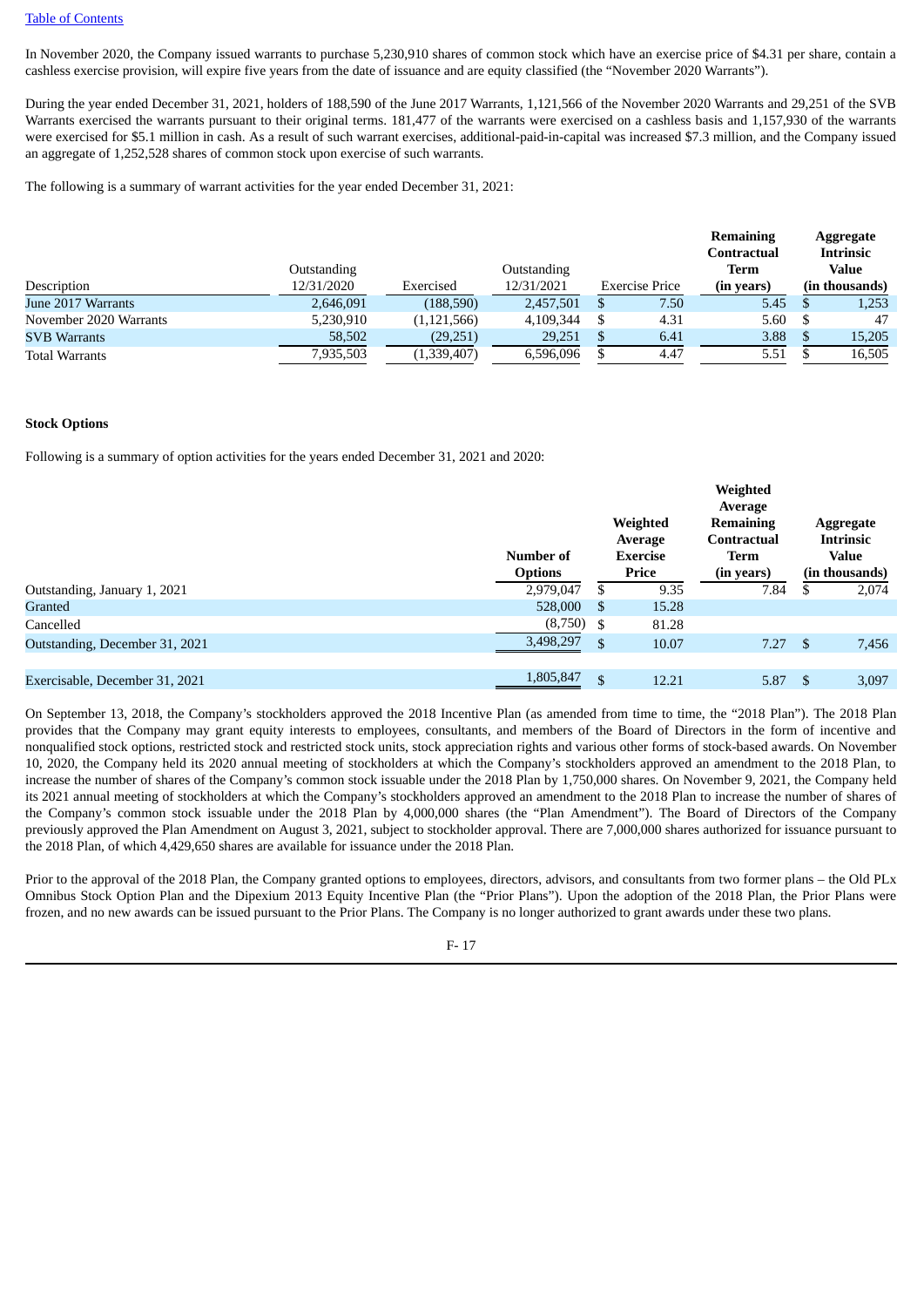In November 2020, the Company issued warrants to purchase 5,230,910 shares of common stock which have an exercise price of $4.31 per share, contain a cashless exercise provision, will expire five years from the date of issuance and are equity classified (the "November 2020 Warrants").

During the year ended December 31, 2021, holders of 188,590 of the June 2017 Warrants, 1,121,566 of the November 2020 Warrants and 29,251 of the SVB Warrants exercised the warrants pursuant to their original terms. 181,477 of the warrants were exercised on a cashless basis and 1,157,930 of the warrants were exercised for $5.1 million in cash. As a result of such warrant exercises, additional-paid-in-capital was increased $7.3 million, and the Company issued an aggregate of 1,252,528 shares of common stock upon exercise of such warrants.

The following is a summary of warrant activities for the year ended December 31, 2021:

| Description | Outstanding 12/31/2020 | Exercised | Outstanding 12/31/2021 | Exercise Price | **Remaining Contractual Term (in years)** | **Aggregate Intrinsic Value (in thousands)** |
|---|---|---|---|---|---|---|
| June 2017 Warrants | 2,646,091 | (188,590) | 2,457,501 | $ 7.50 | 5.45 | $ 1,253 |
| November 2020 Warrants | 5,230,910 | (1,121,566) | 4,109,344 | $ 4.31 | 5.60 | $ 47 |
| SVB Warrants | 58,502 | (29,251) | 29,251 | $ 6.41 | 3.88 | $ 15,205 |
| Total Warrants | 7,935,503 | (1,339,407) | 6,596,096 | $ 4.47 | 5.51 | $ 16,505 |

**Stock Options**

Following is a summary of option activities for the years ended December 31, 2021 and 2020:

| | **Number of Options** | **Weighted Average Exercise Price** | **Weighted Average Remaining Contractual Term (in years)** | **Aggregate Intrinsic Value (in thousands)** |
|---|---|---|---|---|
| Outstanding, January 1, 2021 | 2,979,047 | $ 9.35 | 7.84 | $ 2,074 |
| Granted | 528,000 | $ 15.28 | | |
| Cancelled | (8,750) | $ 81.28 | | |
| Outstanding, December 31, 2021 | 3,498,297 | $ 10.07 | 7.27 | $ 7,456 |
| | | | | |
| Exercisable, December 31, 2021 | 1,805,847 | $ 12.21 | 5.87 | $ 3,097 |

On September 13, 2018, the Company's stockholders approved the 2018 Incentive Plan (as amended from time to time, the "2018 Plan"). The 2018 Plan provides that the Company may grant equity interests to employees, consultants, and members of the Board of Directors in the form of incentive and nonqualified stock options, restricted stock and restricted stock units, stock appreciation rights and various other forms of stock-based awards. On November 10, 2020, the Company held its 2020 annual meeting of stockholders at which the Company's stockholders approved an amendment to the 2018 Plan, to increase the number of shares of the Company's common stock issuable under the 2018 Plan by 1,750,000 shares. On November 9, 2021, the Company held its 2021 annual meeting of stockholders at which the Company's stockholders approved an amendment to the 2018 Plan to increase the number of shares of the Company's common stock issuable under the 2018 Plan by 4,000,000 shares (the "Plan Amendment"). The Board of Directors of the Company previously approved the Plan Amendment on August 3, 2021, subject to stockholder approval. There are 7,000,000 shares authorized for issuance pursuant to the 2018 Plan, of which 4,429,650 shares are available for issuance under the 2018 Plan.

Prior to the approval of the 2018 Plan, the Company granted options to employees, directors, advisors, and consultants from two former plans – the Old PLx Omnibus Stock Option Plan and the Dipexium 2013 Equity Incentive Plan (the "Prior Plans"). Upon the adoption of the 2018 Plan, the Prior Plans were frozen, and no new awards can be issued pursuant to the Prior Plans. The Company is no longer authorized to grant awards under these two plans.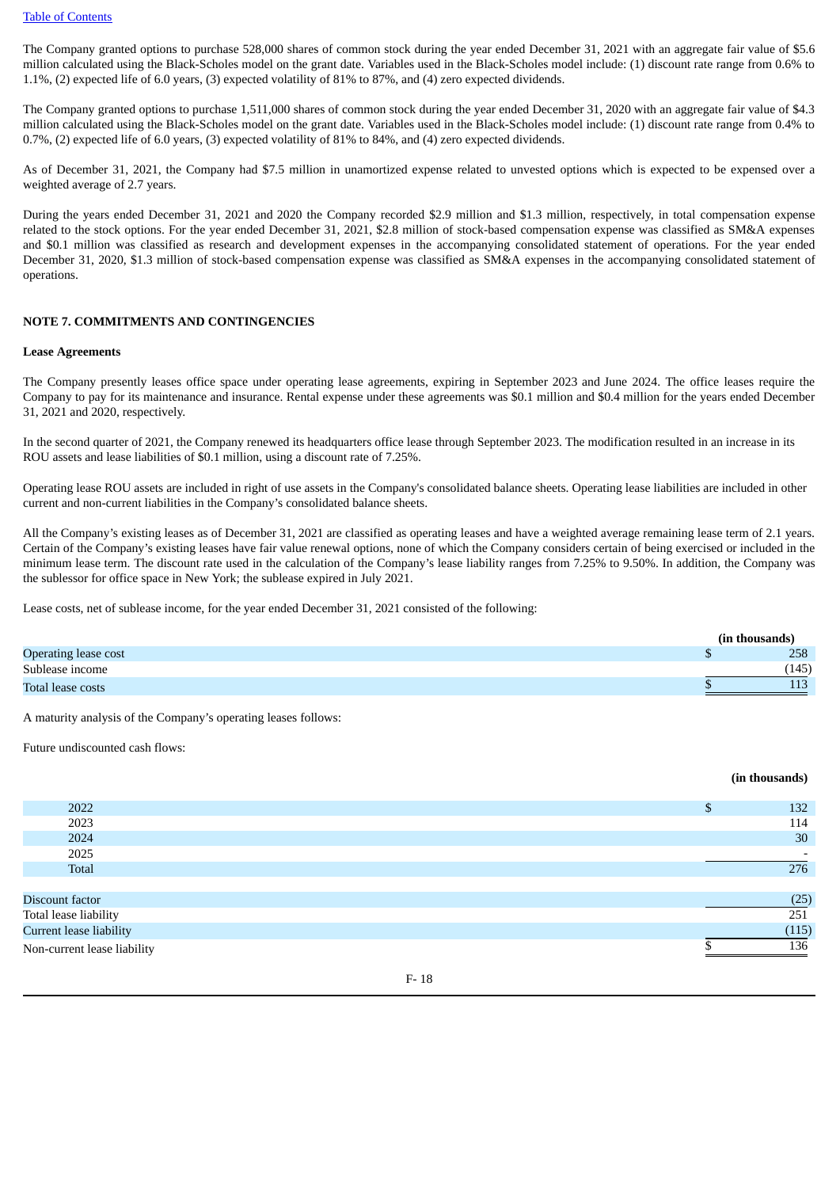The Company granted options to purchase 528,000 shares of common stock during the year ended December 31, 2021 with an aggregate fair value of $5.6 million calculated using the Black-Scholes model on the grant date. Variables used in the Black-Scholes model include: (1) discount rate range from 0.6% to 1.1%, (2) expected life of 6.0 years, (3) expected volatility of 81% to 87%, and (4) zero expected dividends.

The Company granted options to purchase 1,511,000 shares of common stock during the year ended December 31, 2020 with an aggregate fair value of $4.3 million calculated using the Black-Scholes model on the grant date. Variables used in the Black-Scholes model include: (1) discount rate range from 0.4% to 0.7%, (2) expected life of 6.0 years, (3) expected volatility of 81% to 84%, and (4) zero expected dividends.

As of December 31, 2021, the Company had $7.5 million in unamortized expense related to unvested options which is expected to be expensed over a weighted average of 2.7 years.

During the years ended December 31, 2021 and 2020 the Company recorded $2.9 million and $1.3 million, respectively, in total compensation expense related to the stock options. For the year ended December 31, 2021, $2.8 million of stock-based compensation expense was classified as SM&A expenses and $0.1 million was classified as research and development expenses in the accompanying consolidated statement of operations. For the year ended December 31, 2020, $1.3 million of stock-based compensation expense was classified as SM&A expenses in the accompanying consolidated statement of operations.

**NOTE 7. COMMITMENTS AND CONTINGENCIES**

**Lease Agreements**

The Company presently leases office space under operating lease agreements, expiring in September 2023 and June 2024. The office leases require the Company to pay for its maintenance and insurance. Rental expense under these agreements was $0.1 million and $0.4 million for the years ended December 31, 2021 and 2020, respectively.

In the second quarter of 2021, the Company renewed its headquarters office lease through September 2023. The modification resulted in an increase in its ROU assets and lease liabilities of $0.1 million, using a discount rate of 7.25%.

Operating lease ROU assets are included in right of use assets in the Company's consolidated balance sheets. Operating lease liabilities are included in other current and non-current liabilities in the Company's consolidated balance sheets.

All the Company's existing leases as of December 31, 2021 are classified as operating leases and have a weighted average remaining lease term of 2.1 years. Certain of the Company's existing leases have fair value renewal options, none of which the Company considers certain of being exercised or included in the minimum lease term. The discount rate used in the calculation of the Company's lease liability ranges from 7.25% to 9.50%. In addition, the Company was the sublessor for office space in New York; the sublease expired in July 2021.

Lease costs, net of sublease income, for the year ended December 31, 2021 consisted of the following:

| | (in thousands) |
|---|---|
| Operating lease cost | $ 258 |
| Sublease income | (145) |
| Total lease costs | $ 113 |

A maturity analysis of the Company's operating leases follows:

Future undiscounted cash flows:

| | (in thousands) |
|---|---|
| 2022 | $ 132 |
| 2023 | 114 |
| 2024 | 30 |
| 2025 | - |
| Total | 276 |
| | |
| Discount factor | (25) |
| Total lease liability | 251 |
| Current lease liability | (115) |
| Non-current lease liability | $ 136 |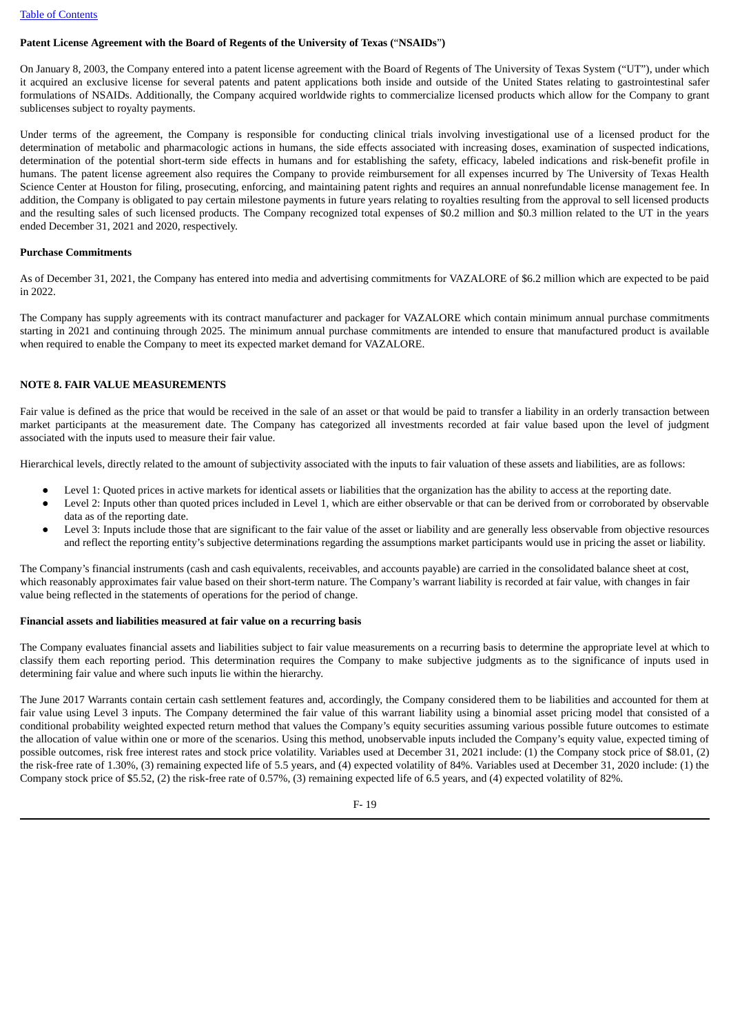**Patent License Agreement with the Board of Regents of the University of Texas ("NSAIDs")**

On January 8, 2003, the Company entered into a patent license agreement with the Board of Regents of The University of Texas System ("UT"), under which it acquired an exclusive license for several patents and patent applications both inside and outside of the United States relating to gastrointestinal safer formulations of NSAIDs. Additionally, the Company acquired worldwide rights to commercialize licensed products which allow for the Company to grant sublicenses subject to royalty payments.

Under terms of the agreement, the Company is responsible for conducting clinical trials involving investigational use of a licensed product for the determination of metabolic and pharmacologic actions in humans, the side effects associated with increasing doses, examination of suspected indications, determination of the potential short-term side effects in humans and for establishing the safety, efficacy, labeled indications and risk-benefit profile in humans. The patent license agreement also requires the Company to provide reimbursement for all expenses incurred by The University of Texas Health Science Center at Houston for filing, prosecuting, enforcing, and maintaining patent rights and requires an annual nonrefundable license management fee. In addition, the Company is obligated to pay certain milestone payments in future years relating to royalties resulting from the approval to sell licensed products and the resulting sales of such licensed products. The Company recognized total expenses of $0.2 million and $0.3 million related to the UT in the years ended December 31, 2021 and 2020, respectively.

**Purchase Commitments**

As of December 31, 2021, the Company has entered into media and advertising commitments for VAZALORE of $6.2 million which are expected to be paid in 2022.

The Company has supply agreements with its contract manufacturer and packager for VAZALORE which contain minimum annual purchase commitments starting in 2021 and continuing through 2025. The minimum annual purchase commitments are intended to ensure that manufactured product is available when required to enable the Company to meet its expected market demand for VAZALORE.

**NOTE 8. FAIR VALUE MEASUREMENTS**

Fair value is defined as the price that would be received in the sale of an asset or that would be paid to transfer a liability in an orderly transaction between market participants at the measurement date. The Company has categorized all investments recorded at fair value based upon the level of judgment associated with the inputs used to measure their fair value.

Hierarchical levels, directly related to the amount of subjectivity associated with the inputs to fair valuation of these assets and liabilities, are as follows:

- Level 1: Quoted prices in active markets for identical assets or liabilities that the organization has the ability to access at the reporting date.
- Level 2: Inputs other than quoted prices included in Level 1, which are either observable or that can be derived from or corroborated by observable data as of the reporting date.
- Level 3: Inputs include those that are significant to the fair value of the asset or liability and are generally less observable from objective resources and reflect the reporting entity's subjective determinations regarding the assumptions market participants would use in pricing the asset or liability.

The Company's financial instruments (cash and cash equivalents, receivables, and accounts payable) are carried in the consolidated balance sheet at cost, which reasonably approximates fair value based on their short-term nature. The Company's warrant liability is recorded at fair value, with changes in fair value being reflected in the statements of operations for the period of change.

**Financial assets and liabilities measured at fair value on a recurring basis**

The Company evaluates financial assets and liabilities subject to fair value measurements on a recurring basis to determine the appropriate level at which to classify them each reporting period. This determination requires the Company to make subjective judgments as to the significance of inputs used in determining fair value and where such inputs lie within the hierarchy.

The June 2017 Warrants contain certain cash settlement features and, accordingly, the Company considered them to be liabilities and accounted for them at fair value using Level 3 inputs. The Company determined the fair value of this warrant liability using a binomial asset pricing model that consisted of a conditional probability weighted expected return method that values the Company's equity securities assuming various possible future outcomes to estimate the allocation of value within one or more of the scenarios. Using this method, unobservable inputs included the Company's equity value, expected timing of possible outcomes, risk free interest rates and stock price volatility. Variables used at December 31, 2021 include: (1) the Company stock price of $8.01, (2) the risk-free rate of 1.30%, (3) remaining expected life of 5.5 years, and (4) expected volatility of 84%. Variables used at December 31, 2020 include: (1) the Company stock price of $5.52, (2) the risk-free rate of 0.57%, (3) remaining expected life of 6.5 years, and (4) expected volatility of 82%.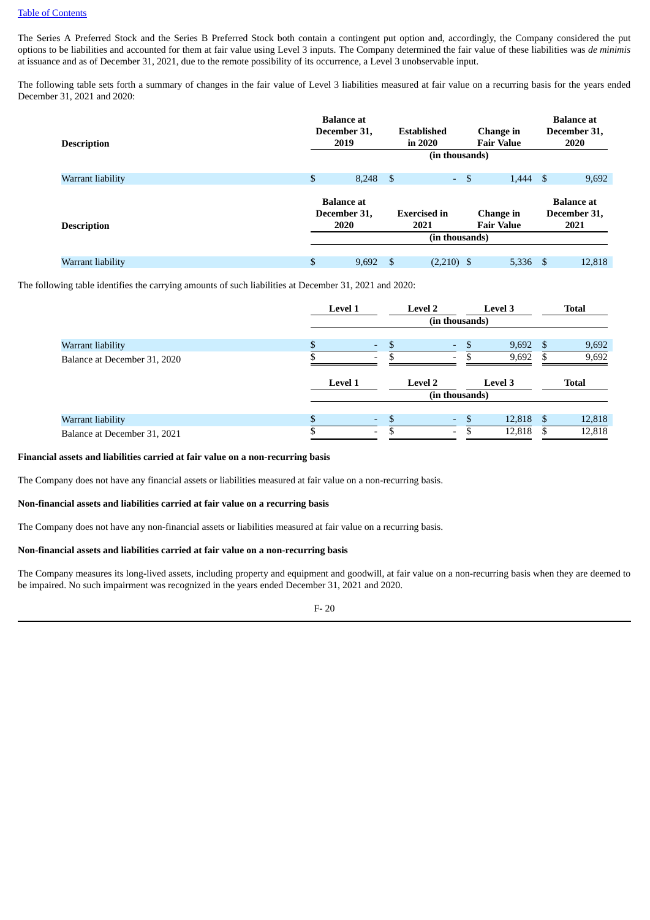The Series A Preferred Stock and the Series B Preferred Stock both contain a contingent put option and, accordingly, the Company considered the put options to be liabilities and accounted for them at fair value using Level 3 inputs. The Company determined the fair value of these liabilities was *de minimis* at issuance and as of December 31, 2021, due to the remote possibility of its occurrence, a Level 3 unobservable input.

The following table sets forth a summary of changes in the fair value of Level 3 liabilities measured at fair value on a recurring basis for the years ended December 31, 2021 and 2020:

| Description | Balance at December 31, 2019 | Established in 2020 | Change in Fair Value | Balance at December 31, 2020 |
|---|---|---|---|---|
| | (in thousands) | | | |
| Warrant liability | $ 8,248 | $ - | $ 1,444 | $ 9,692 |

| Description | Balance at December 31, 2020 | Exercised in 2021 | Change in Fair Value | Balance at December 31, 2021 |
|---|---|---|---|---|
| | (in thousands) | | | |
| Warrant liability | $ 9,692 | $ (2,210) | $ 5,336 | $ 12,818 |

The following table identifies the carrying amounts of such liabilities at December 31, 2021 and 2020:

| | Level 1 | Level 2 | Level 3 | Total |
|---|---|---|---|---|
| | (in thousands) | | | |
| Warrant liability | $ - | $ - | $ 9,692 | $ 9,692 |
| Balance at December 31, 2020 | $ - | $ - | $ 9,692 | $ 9,692 |

| | Level 1 | Level 2 | Level 3 | Total |
|---|---|---|---|---|
| | (in thousands) | | | |
| Warrant liability | $ - | $ - | $ 12,818 | $ 12,818 |
| Balance at December 31, 2021 | $ - | $ - | $ 12,818 | $ 12,818 |

**Financial assets and liabilities carried at fair value on a non-recurring basis**

The Company does not have any financial assets or liabilities measured at fair value on a non-recurring basis.

**Non-financial assets and liabilities carried at fair value on a recurring basis**

The Company does not have any non-financial assets or liabilities measured at fair value on a recurring basis.

**Non-financial assets and liabilities carried at fair value on a non-recurring basis**

The Company measures its long-lived assets, including property and equipment and goodwill, at fair value on a non-recurring basis when they are deemed to be impaired. No such impairment was recognized in the years ended December 31, 2021 and 2020.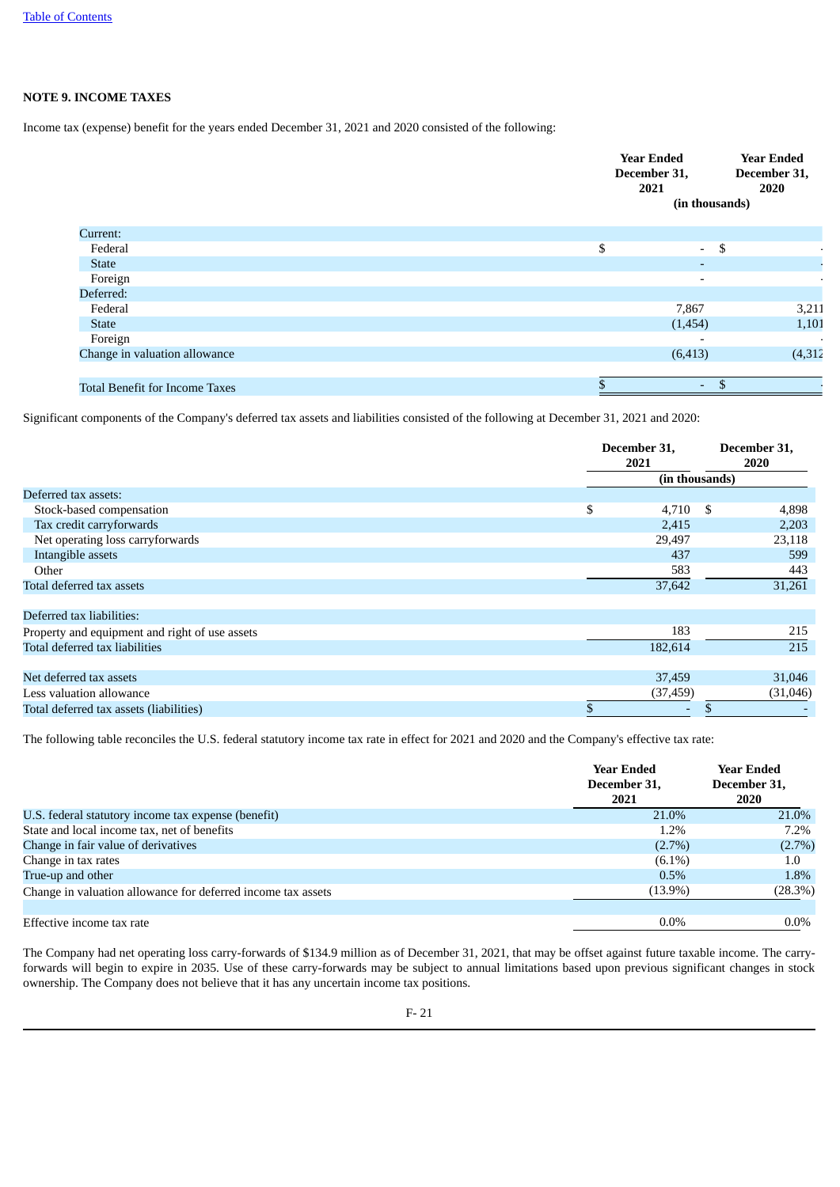**NOTE 9. INCOME TAXES**

Income tax (expense) benefit for the years ended December 31, 2021 and 2020 consisted of the following:

| | Year Ended December 31, 2021 | Year Ended December 31, 2020 |
|---|---|---|
| | (in thousands) | |
| Current: | | |
| Federal | $ - | $ - |
| State | - | - |
| Foreign | - | - |
| Deferred: | | |
| Federal | 7,867 | 3,211 |
| State | (1,454) | 1,101 |
| Foreign | - | - |
| Change in valuation allowance | (6,413) | (4,312) |
| Total Benefit for Income Taxes | $ - | $ - |

Significant components of the Company's deferred tax assets and liabilities consisted of the following at December 31, 2021 and 2020:

| | December 31, 2021 | December 31, 2020 |
|---|---|---|
| | (in thousands) | |
| Deferred tax assets: | | |
| Stock-based compensation | $ 4,710 | $ 4,898 |
| Tax credit carryforwards | 2,415 | 2,203 |
| Net operating loss carryforwards | 29,497 | 23,118 |
| Intangible assets | 437 | 599 |
| Other | 583 | 443 |
| Total deferred tax assets | 37,642 | 31,261 |
| Deferred tax liabilities: | | |
| Property and equipment and right of use assets | 183 | 215 |
| Total deferred tax liabilities | 182,614 | 215 |
| Net deferred tax assets | 37,459 | 31,046 |
| Less valuation allowance | (37,459) | (31,046) |
| Total deferred tax assets (liabilities) | $ - | $ - |

The following table reconciles the U.S. federal statutory income tax rate in effect for 2021 and 2020 and the Company's effective tax rate:

| | Year Ended December 31, 2021 | Year Ended December 31, 2020 |
|---|---|---|
| U.S. federal statutory income tax expense (benefit) | 21.0% | 21.0% |
| State and local income tax, net of benefits | 1.2% | 7.2% |
| Change in fair value of derivatives | (2.7%) | (2.7%) |
| Change in tax rates | (6.1%) | 1.0 |
| True-up and other | 0.5% | 1.8% |
| Change in valuation allowance for deferred income tax assets | (13.9%) | (28.3%) |
| Effective income tax rate | 0.0% | 0.0% |

The Company had net operating loss carry-forwards of $134.9 million as of December 31, 2021, that may be offset against future taxable income. The carry-forwards will begin to expire in 2035. Use of these carry-forwards may be subject to annual limitations based upon previous significant changes in stock ownership. The Company does not believe that it has any uncertain income tax positions.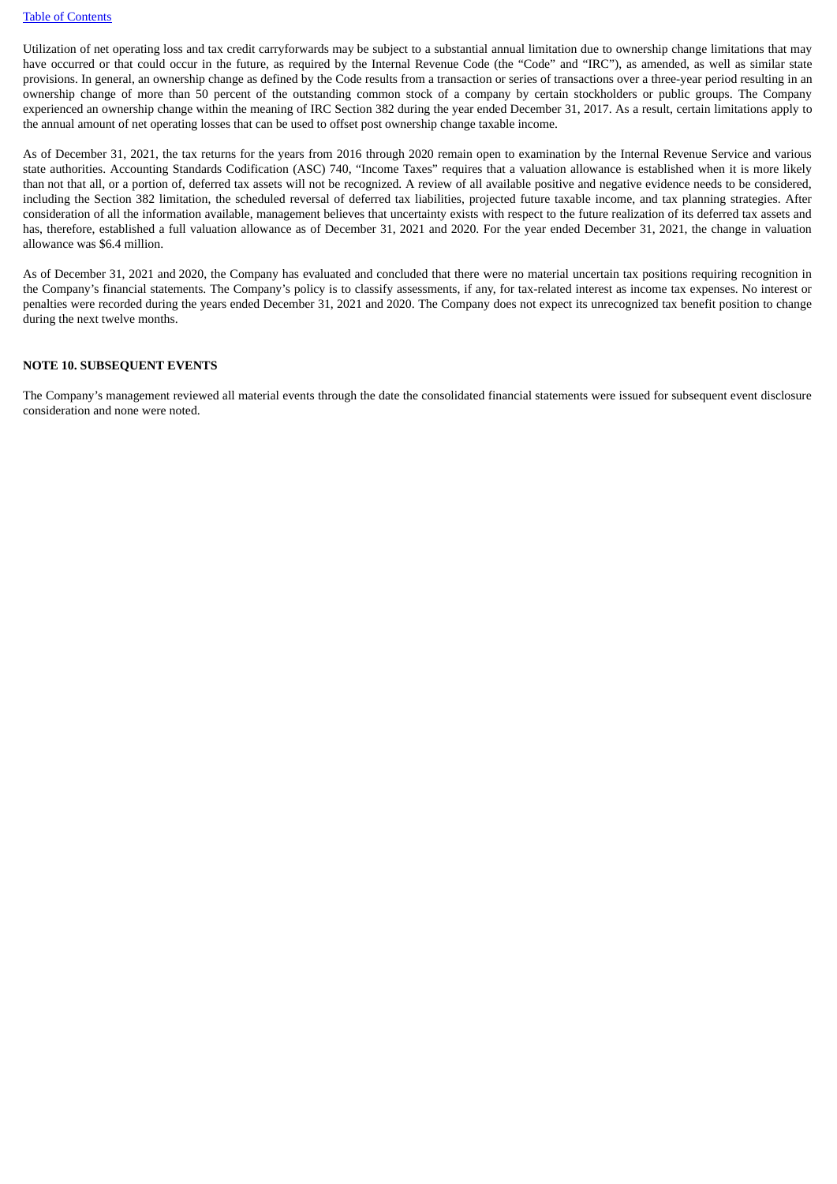Utilization of net operating loss and tax credit carryforwards may be subject to a substantial annual limitation due to ownership change limitations that may have occurred or that could occur in the future, as required by the Internal Revenue Code (the "Code" and "IRC"), as amended, as well as similar state provisions. In general, an ownership change as defined by the Code results from a transaction or series of transactions over a three-year period resulting in an ownership change of more than 50 percent of the outstanding common stock of a company by certain stockholders or public groups. The Company experienced an ownership change within the meaning of IRC Section 382 during the year ended December 31, 2017. As a result, certain limitations apply to the annual amount of net operating losses that can be used to offset post ownership change taxable income.

As of December 31, 2021, the tax returns for the years from 2016 through 2020 remain open to examination by the Internal Revenue Service and various state authorities. Accounting Standards Codification (ASC) 740, "Income Taxes" requires that a valuation allowance is established when it is more likely than not that all, or a portion of, deferred tax assets will not be recognized. A review of all available positive and negative evidence needs to be considered, including the Section 382 limitation, the scheduled reversal of deferred tax liabilities, projected future taxable income, and tax planning strategies. After consideration of all the information available, management believes that uncertainty exists with respect to the future realization of its deferred tax assets and has, therefore, established a full valuation allowance as of December 31, 2021 and 2020. For the year ended December 31, 2021, the change in valuation allowance was $6.4 million.

As of December 31, 2021 and 2020, the Company has evaluated and concluded that there were no material uncertain tax positions requiring recognition in the Company's financial statements. The Company's policy is to classify assessments, if any, for tax-related interest as income tax expenses. No interest or penalties were recorded during the years ended December 31, 2021 and 2020. The Company does not expect its unrecognized tax benefit position to change during the next twelve months.

**NOTE 10. SUBSEQUENT EVENTS**

The Company's management reviewed all material events through the date the consolidated financial statements were issued for subsequent event disclosure consideration and none were noted.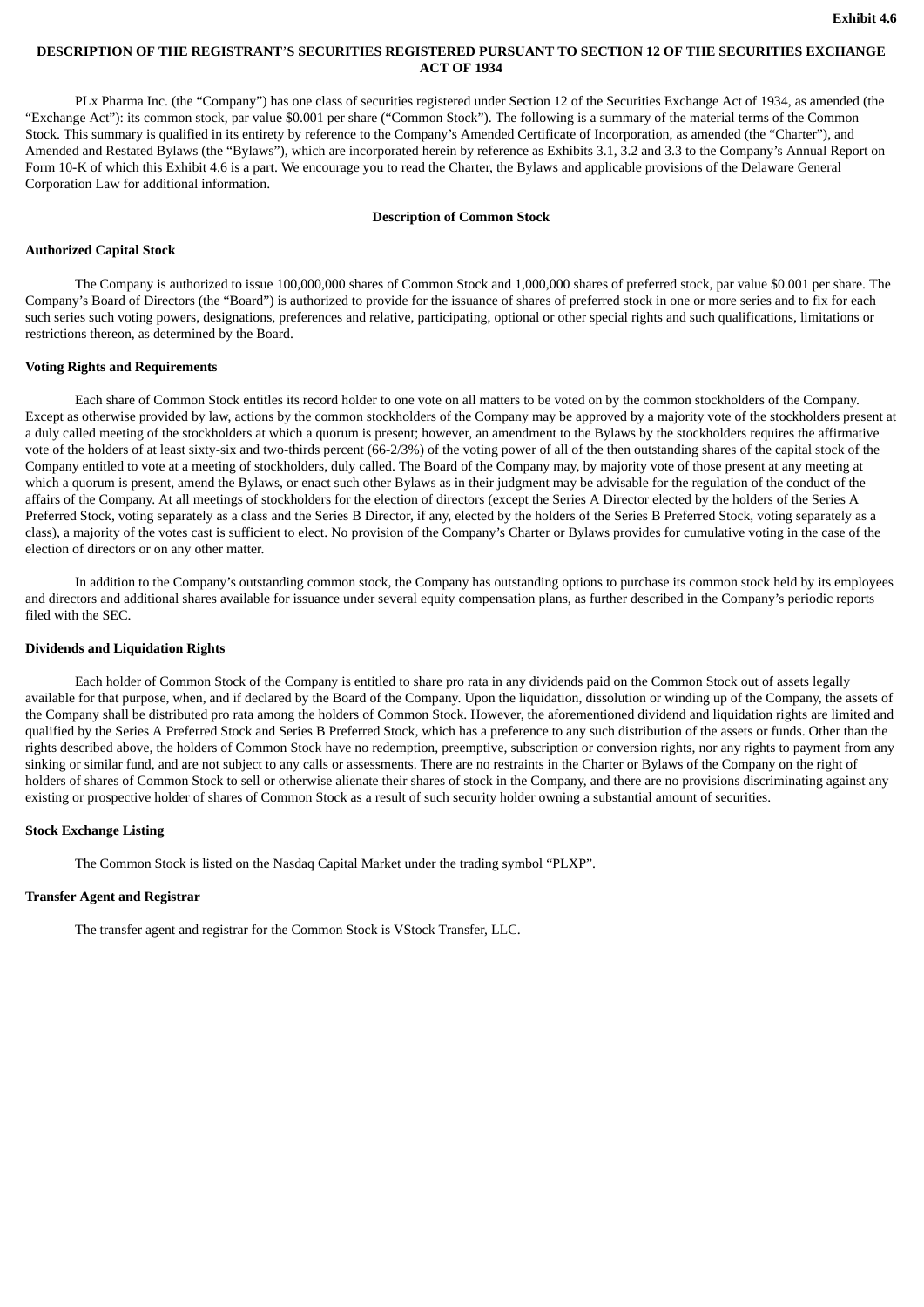**Exhibit 4.6**

**DESCRIPTION OF THE REGISTRANT'S SECURITIES REGISTERED PURSUANT TO SECTION 12 OF THE SECURITIES EXCHANGE ACT OF 1934**

PLx Pharma Inc. (the "Company") has one class of securities registered under Section 12 of the Securities Exchange Act of 1934, as amended (the "Exchange Act"): its common stock, par value $0.001 per share ("Common Stock"). The following is a summary of the material terms of the Common Stock. This summary is qualified in its entirety by reference to the Company's Amended Certificate of Incorporation, as amended (the "Charter"), and Amended and Restated Bylaws (the "Bylaws"), which are incorporated herein by reference as Exhibits 3.1, 3.2 and 3.3 to the Company's Annual Report on Form 10-K of which this Exhibit 4.6 is a part. We encourage you to read the Charter, the Bylaws and applicable provisions of the Delaware General Corporation Law for additional information.

**Description of Common Stock**

**Authorized Capital Stock**

The Company is authorized to issue 100,000,000 shares of Common Stock and 1,000,000 shares of preferred stock, par value $0.001 per share. The Company's Board of Directors (the "Board") is authorized to provide for the issuance of shares of preferred stock in one or more series and to fix for each such series such voting powers, designations, preferences and relative, participating, optional or other special rights and such qualifications, limitations or restrictions thereon, as determined by the Board.

**Voting Rights and Requirements**

Each share of Common Stock entitles its record holder to one vote on all matters to be voted on by the common stockholders of the Company. Except as otherwise provided by law, actions by the common stockholders of the Company may be approved by a majority vote of the stockholders present at a duly called meeting of the stockholders at which a quorum is present; however, an amendment to the Bylaws by the stockholders requires the affirmative vote of the holders of at least sixty-six and two-thirds percent (66-2/3%) of the voting power of all of the then outstanding shares of the capital stock of the Company entitled to vote at a meeting of stockholders, duly called. The Board of the Company may, by majority vote of those present at any meeting at which a quorum is present, amend the Bylaws, or enact such other Bylaws as in their judgment may be advisable for the regulation of the conduct of the affairs of the Company. At all meetings of stockholders for the election of directors (except the Series A Director elected by the holders of the Series A Preferred Stock, voting separately as a class and the Series B Director, if any, elected by the holders of the Series B Preferred Stock, voting separately as a class), a majority of the votes cast is sufficient to elect. No provision of the Company's Charter or Bylaws provides for cumulative voting in the case of the election of directors or on any other matter.

In addition to the Company's outstanding common stock, the Company has outstanding options to purchase its common stock held by its employees and directors and additional shares available for issuance under several equity compensation plans, as further described in the Company's periodic reports filed with the SEC.

**Dividends and Liquidation Rights**

Each holder of Common Stock of the Company is entitled to share pro rata in any dividends paid on the Common Stock out of assets legally available for that purpose, when, and if declared by the Board of the Company. Upon the liquidation, dissolution or winding up of the Company, the assets of the Company shall be distributed pro rata among the holders of Common Stock. However, the aforementioned dividend and liquidation rights are limited and qualified by the Series A Preferred Stock and Series B Preferred Stock, which has a preference to any such distribution of the assets or funds. Other than the rights described above, the holders of Common Stock have no redemption, preemptive, subscription or conversion rights, nor any rights to payment from any sinking or similar fund, and are not subject to any calls or assessments. There are no restraints in the Charter or Bylaws of the Company on the right of holders of shares of Common Stock to sell or otherwise alienate their shares of stock in the Company, and there are no provisions discriminating against any existing or prospective holder of shares of Common Stock as a result of such security holder owning a substantial amount of securities.

**Stock Exchange Listing**

The Common Stock is listed on the Nasdaq Capital Market under the trading symbol "PLXP".

**Transfer Agent and Registrar**

The transfer agent and registrar for the Common Stock is VStock Transfer, LLC.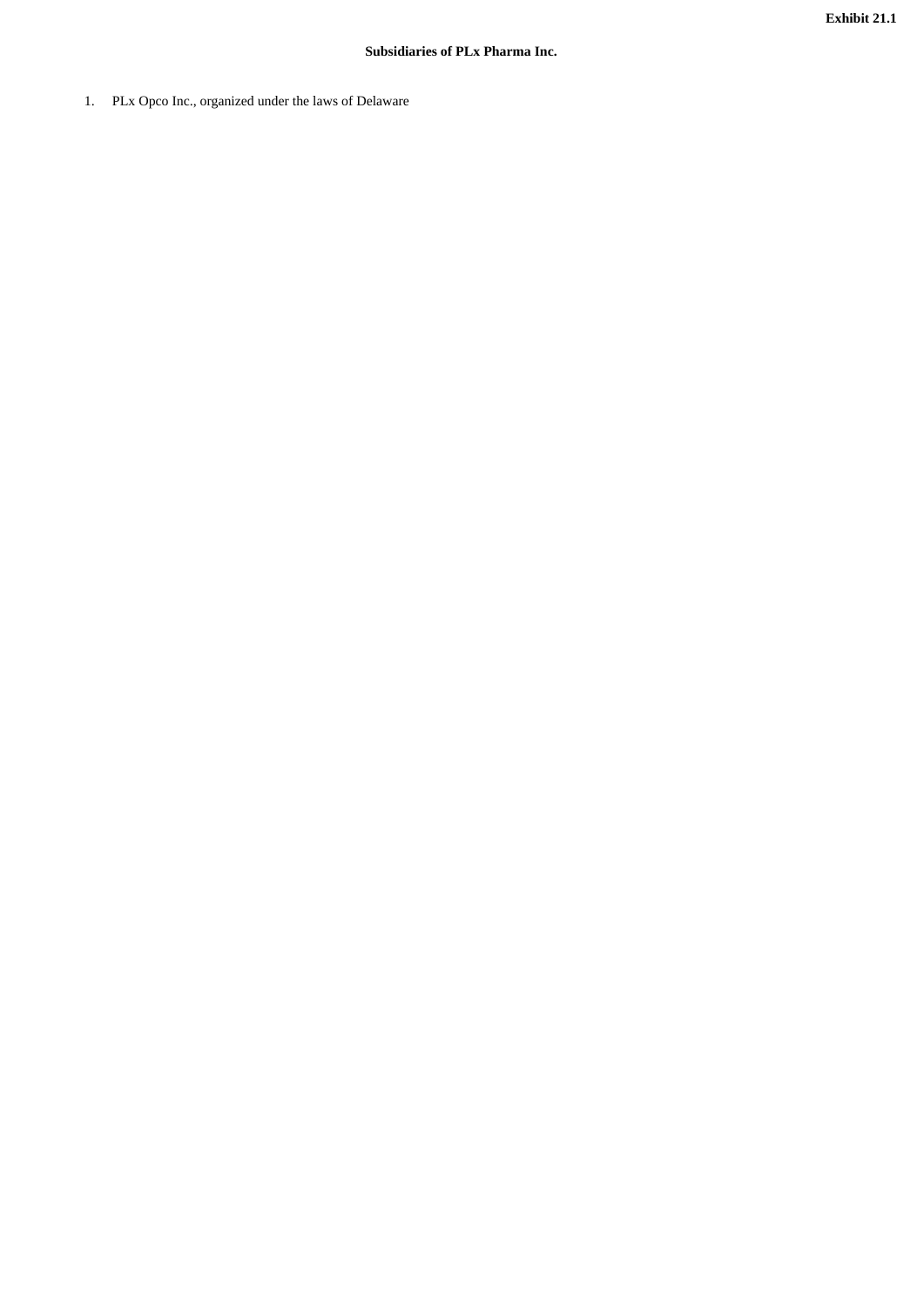**Exhibit 21.1**

**Subsidiaries of PLx Pharma Inc.**

1. PLx Opco Inc., organized under the laws of Delaware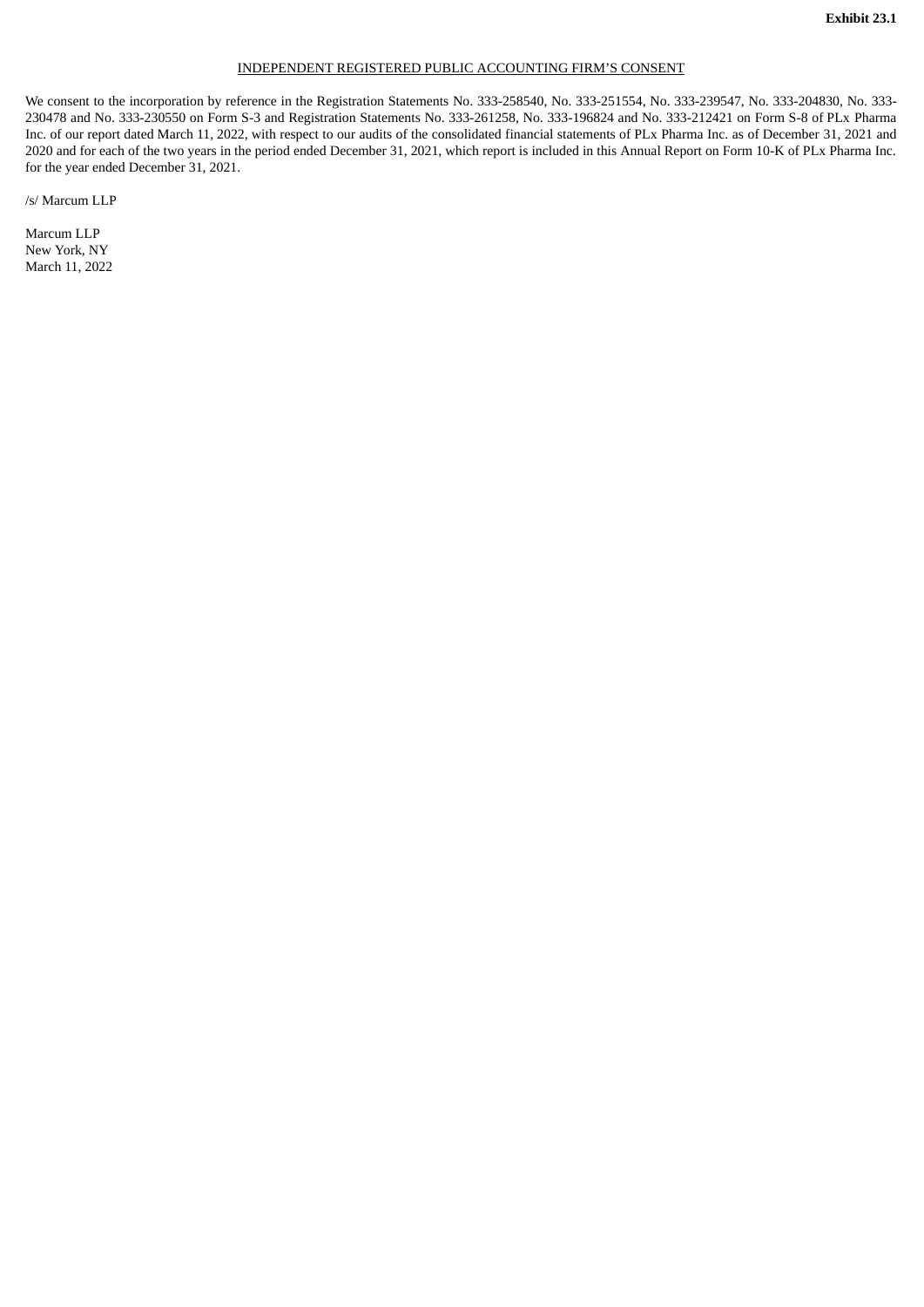**Exhibit 23.1**

INDEPENDENT REGISTERED PUBLIC ACCOUNTING FIRM'S CONSENT

We consent to the incorporation by reference in the Registration Statements No. 333-258540, No. 333-251554, No. 333-239547, No. 333-204830, No. 333-230478 and No. 333-230550 on Form S-3 and Registration Statements No. 333-261258, No. 333-196824 and No. 333-212421 on Form S-8 of PLx Pharma Inc. of our report dated March 11, 2022, with respect to our audits of the consolidated financial statements of PLx Pharma Inc. as of December 31, 2021 and 2020 and for each of the two years in the period ended December 31, 2021, which report is included in this Annual Report on Form 10-K of PLx Pharma Inc. for the year ended December 31, 2021.

/s/ Marcum LLP

Marcum LLP
New York, NY
March 11, 2022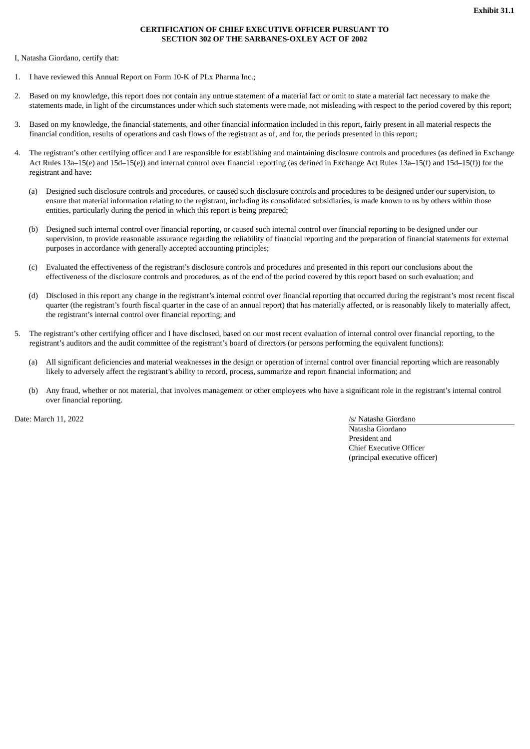**Exhibit 31.1**

**CERTIFICATION OF CHIEF EXECUTIVE OFFICER PURSUANT TO SECTION 302 OF THE SARBANES-OXLEY ACT OF 2002**

I, Natasha Giordano, certify that:

1. I have reviewed this Annual Report on Form 10-K of PLx Pharma Inc.;
2. Based on my knowledge, this report does not contain any untrue statement of a material fact or omit to state a material fact necessary to make the statements made, in light of the circumstances under which such statements were made, not misleading with respect to the period covered by this report;
3. Based on my knowledge, the financial statements, and other financial information included in this report, fairly present in all material respects the financial condition, results of operations and cash flows of the registrant as of, and for, the periods presented in this report;
4. The registrant's other certifying officer and I are responsible for establishing and maintaining disclosure controls and procedures (as defined in Exchange Act Rules 13a–15(e) and 15d–15(e)) and internal control over financial reporting (as defined in Exchange Act Rules 13a–15(f) and 15d–15(f)) for the registrant and have:
   (a) Designed such disclosure controls and procedures, or caused such disclosure controls and procedures to be designed under our supervision, to ensure that material information relating to the registrant, including its consolidated subsidiaries, is made known to us by others within those entities, particularly during the period in which this report is being prepared;

   (b) Designed such internal control over financial reporting, or caused such internal control over financial reporting to be designed under our supervision, to provide reasonable assurance regarding the reliability of financial reporting and the preparation of financial statements for external purposes in accordance with generally accepted accounting principles;

   (c) Evaluated the effectiveness of the registrant's disclosure controls and procedures and presented in this report our conclusions about the effectiveness of the disclosure controls and procedures, as of the end of the period covered by this report based on such evaluation; and

   (d) Disclosed in this report any change in the registrant's internal control over financial reporting that occurred during the registrant's most recent fiscal quarter (the registrant's fourth fiscal quarter in the case of an annual report) that has materially affected, or is reasonably likely to materially affect, the registrant's internal control over financial reporting; and
5. The registrant's other certifying officer and I have disclosed, based on our most recent evaluation of internal control over financial reporting, to the registrant's auditors and the audit committee of the registrant's board of directors (or persons performing the equivalent functions):
   (a) All significant deficiencies and material weaknesses in the design or operation of internal control over financial reporting which are reasonably likely to adversely affect the registrant's ability to record, process, summarize and report financial information; and

   (b) Any fraud, whether or not material, that involves management or other employees who have a significant role in the registrant's internal control over financial reporting.

Date: March 11, 2022

/s/ Natasha Giordano
Natasha Giordano
President and
Chief Executive Officer
(principal executive officer)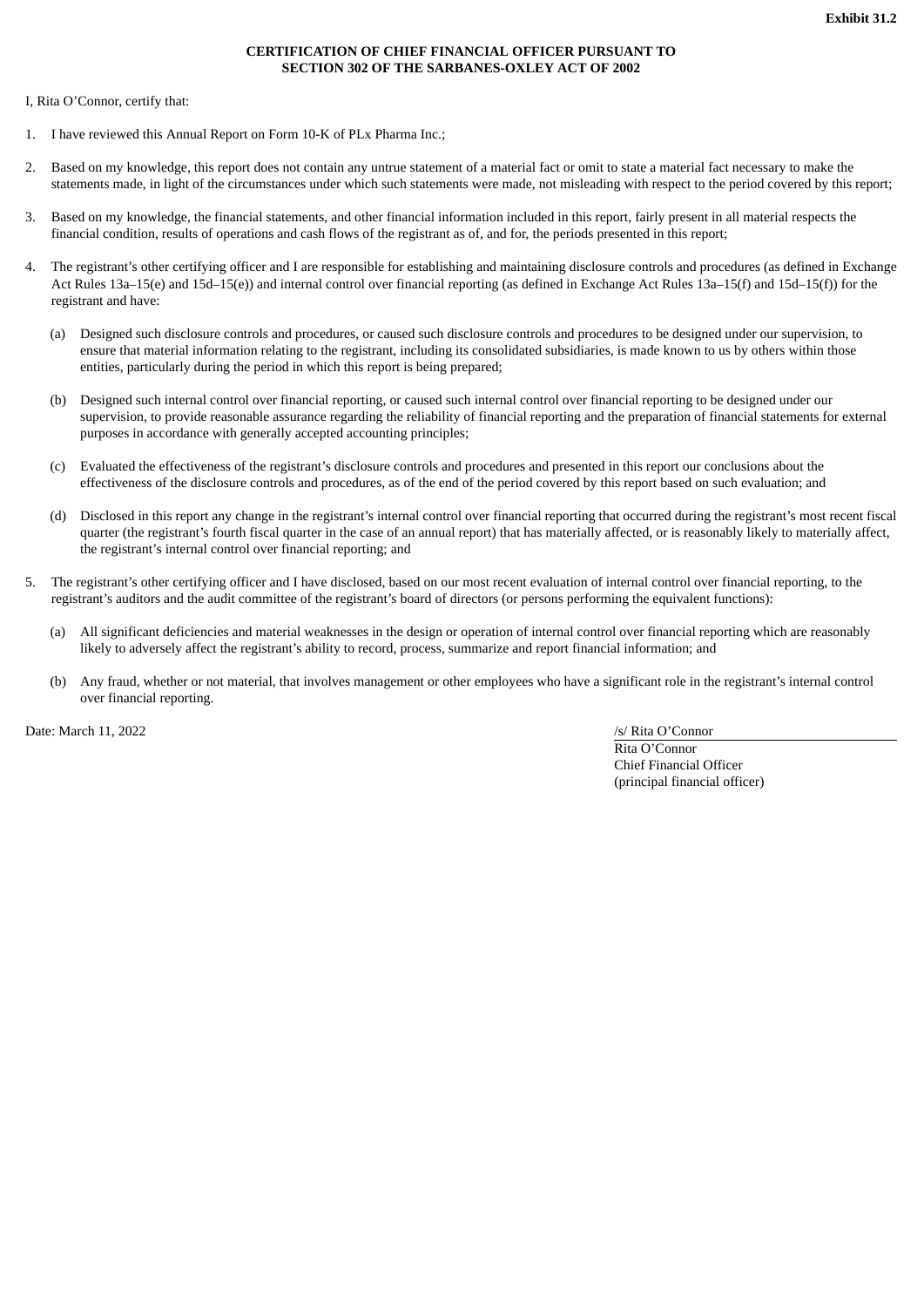**Exhibit 31.2**

**CERTIFICATION OF CHIEF FINANCIAL OFFICER PURSUANT TO SECTION 302 OF THE SARBANES-OXLEY ACT OF 2002**

I, Rita O'Connor, certify that:

1. I have reviewed this Annual Report on Form 10-K of PLx Pharma Inc.;

2. Based on my knowledge, this report does not contain any untrue statement of a material fact or omit to state a material fact necessary to make the statements made, in light of the circumstances under which such statements were made, not misleading with respect to the period covered by this report;

3. Based on my knowledge, the financial statements, and other financial information included in this report, fairly present in all material respects the financial condition, results of operations and cash flows of the registrant as of, and for, the periods presented in this report;

4. The registrant's other certifying officer and I are responsible for establishing and maintaining disclosure controls and procedures (as defined in Exchange Act Rules 13a–15(e) and 15d–15(e)) and internal control over financial reporting (as defined in Exchange Act Rules 13a–15(f) and 15d–15(f)) for the registrant and have:

   (a) Designed such disclosure controls and procedures, or caused such disclosure controls and procedures to be designed under our supervision, to ensure that material information relating to the registrant, including its consolidated subsidiaries, is made known to us by others within those entities, particularly during the period in which this report is being prepared;

   (b) Designed such internal control over financial reporting, or caused such internal control over financial reporting to be designed under our supervision, to provide reasonable assurance regarding the reliability of financial reporting and the preparation of financial statements for external purposes in accordance with generally accepted accounting principles;

   (c) Evaluated the effectiveness of the registrant's disclosure controls and procedures and presented in this report our conclusions about the effectiveness of the disclosure controls and procedures, as of the end of the period covered by this report based on such evaluation; and

   (d) Disclosed in this report any change in the registrant's internal control over financial reporting that occurred during the registrant's most recent fiscal quarter (the registrant's fourth fiscal quarter in the case of an annual report) that has materially affected, or is reasonably likely to materially affect, the registrant's internal control over financial reporting; and

5. The registrant's other certifying officer and I have disclosed, based on our most recent evaluation of internal control over financial reporting, to the registrant's auditors and the audit committee of the registrant's board of directors (or persons performing the equivalent functions):

   (a) All significant deficiencies and material weaknesses in the design or operation of internal control over financial reporting which are reasonably likely to adversely affect the registrant's ability to record, process, summarize and report financial information; and

   (b) Any fraud, whether or not material, that involves management or other employees who have a significant role in the registrant's internal control over financial reporting.

Date: March 11, 2022

/s/ Rita O'Connor
Rita O'Connor
Chief Financial Officer
(principal financial officer)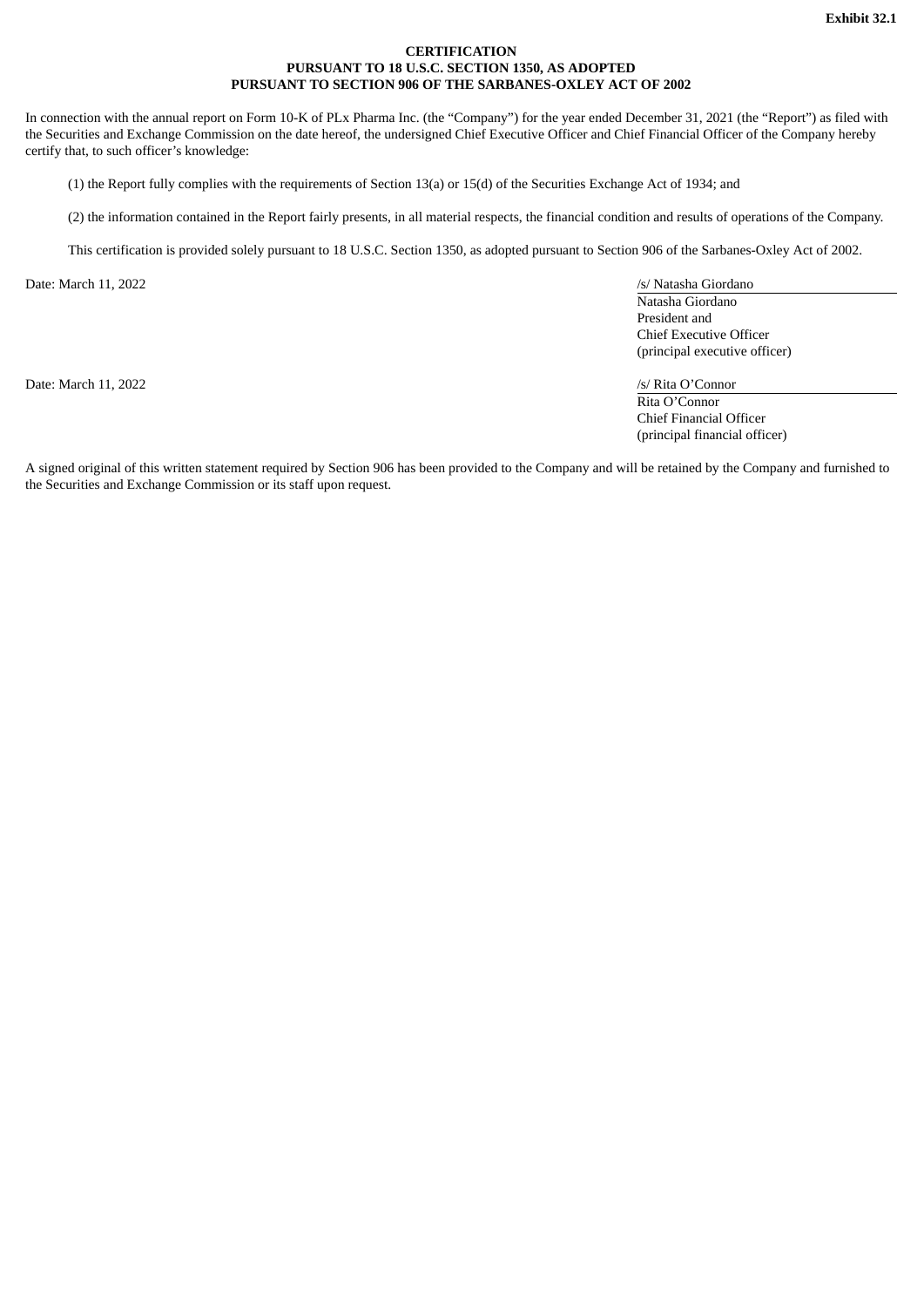**Exhibit 32.1**

**CERTIFICATION**
**PURSUANT TO 18 U.S.C. SECTION 1350, AS ADOPTED**
**PURSUANT TO SECTION 906 OF THE SARBANES-OXLEY ACT OF 2002**

In connection with the annual report on Form 10-K of PLx Pharma Inc. (the "Company") for the year ended December 31, 2021 (the "Report") as filed with the Securities and Exchange Commission on the date hereof, the undersigned Chief Executive Officer and Chief Financial Officer of the Company hereby certify that, to such officer's knowledge:

(1) the Report fully complies with the requirements of Section 13(a) or 15(d) of the Securities Exchange Act of 1934; and

(2) the information contained in the Report fairly presents, in all material respects, the financial condition and results of operations of the Company.

This certification is provided solely pursuant to 18 U.S.C. Section 1350, as adopted pursuant to Section 906 of the Sarbanes-Oxley Act of 2002.

Date: March 11, 2022

/s/ Natasha Giordano
Natasha Giordano
President and
Chief Executive Officer
(principal executive officer)

Date: March 11, 2022

/s/ Rita O'Connor
Rita O'Connor
Chief Financial Officer
(principal financial officer)

A signed original of this written statement required by Section 906 has been provided to the Company and will be retained by the Company and furnished to the Securities and Exchange Commission or its staff upon request.